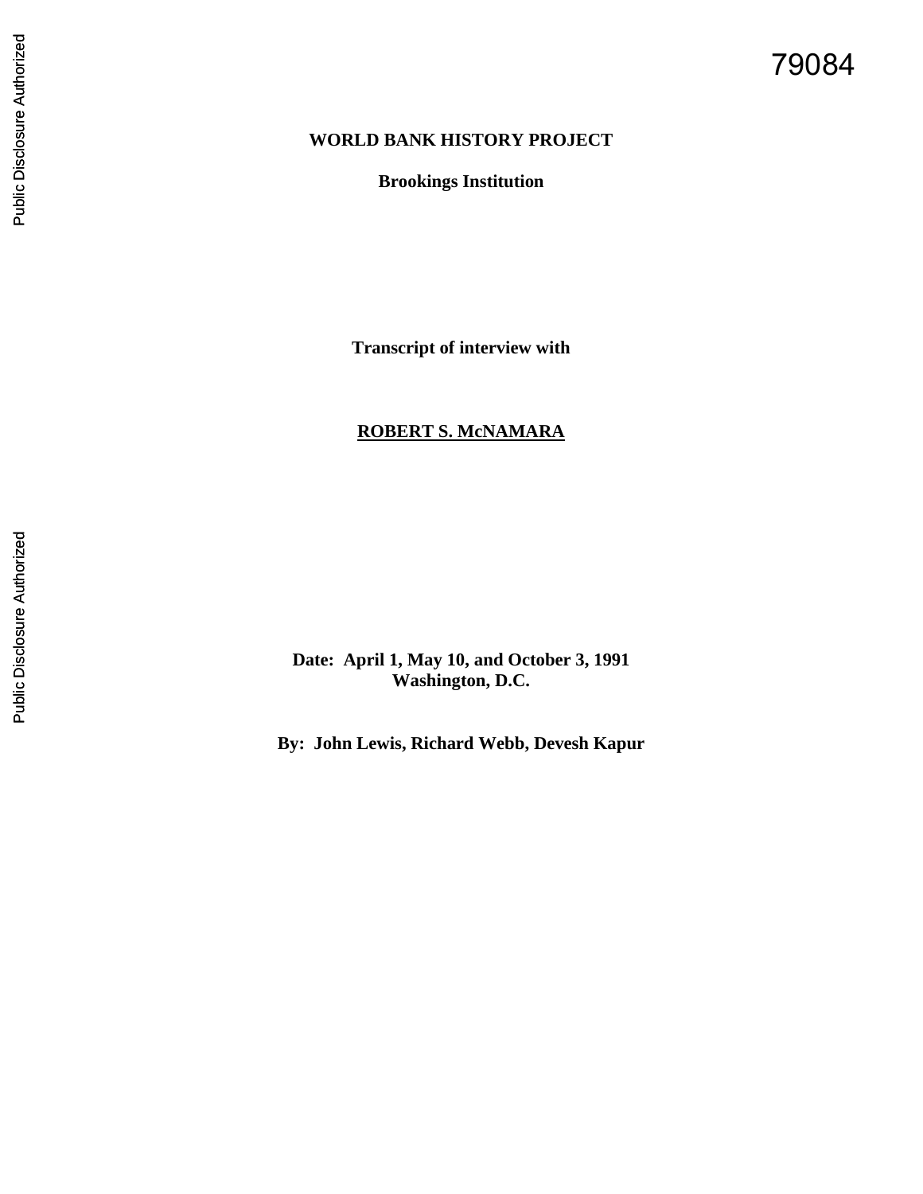79084

**WORLD BANK HISTORY PROJECT**

**Brookings Institution**

**Transcript of interview with**

**ROBERT S. McNAMARA**

**Date: April 1, May 10, and October 3, 1991**
**Washington, D.C.**

**By: John Lewis, Richard Webb, Devesh Kapur**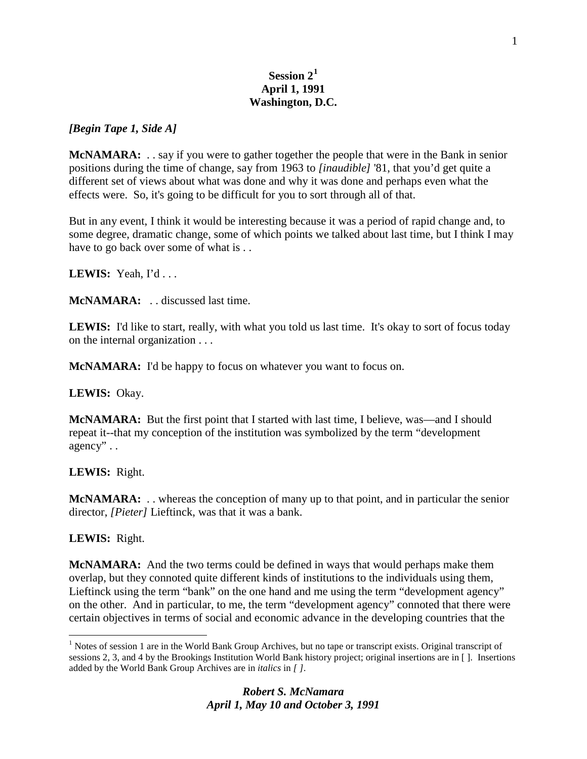**Session 2[1]**
**April 1, 1991**
**Washington, D.C.**

***[Begin Tape 1, Side A]***

**McNAMARA:** . . say if you were to gather together the people that were in the Bank in senior positions during the time of change, say from 1963 to *[inaudible]* '81, that you'd get quite a different set of views about what was done and why it was done and perhaps even what the effects were. So, it's going to be difficult for you to sort through all of that.

But in any event, I think it would be interesting because it was a period of rapid change and, to some degree, dramatic change, some of which points we talked about last time, but I think I may have to go back over some of what is . .

**LEWIS:** Yeah, I'd . . .

**McNAMARA:** . . discussed last time.

**LEWIS:** I'd like to start, really, with what you told us last time. It's okay to sort of focus today on the internal organization . . .

**McNAMARA:** I'd be happy to focus on whatever you want to focus on.

**LEWIS:** Okay.

**McNAMARA:** But the first point that I started with last time, I believe, was—and I should repeat it--that my conception of the institution was symbolized by the term "development agency" . .

**LEWIS:** Right.

**McNAMARA:** . . whereas the conception of many up to that point, and in particular the senior director, *[Pieter]* Lieftinck, was that it was a bank.

**LEWIS:** Right.

**McNAMARA:** And the two terms could be defined in ways that would perhaps make them overlap, but they connoted quite different kinds of institutions to the individuals using them, Lieftinck using the term "bank" on the one hand and me using the term "development agency" on the other. And in particular, to me, the term "development agency" connoted that there were certain objectives in terms of social and economic advance in the developing countries that the

---

[1] Notes of session 1 are in the World Bank Group Archives, but no tape or transcript exists. Original transcript of sessions 2, 3, and 4 by the Brookings Institution World Bank history project; original insertions are in [ ]. Insertions added by the World Bank Group Archives are in *italics* in *[ ]*.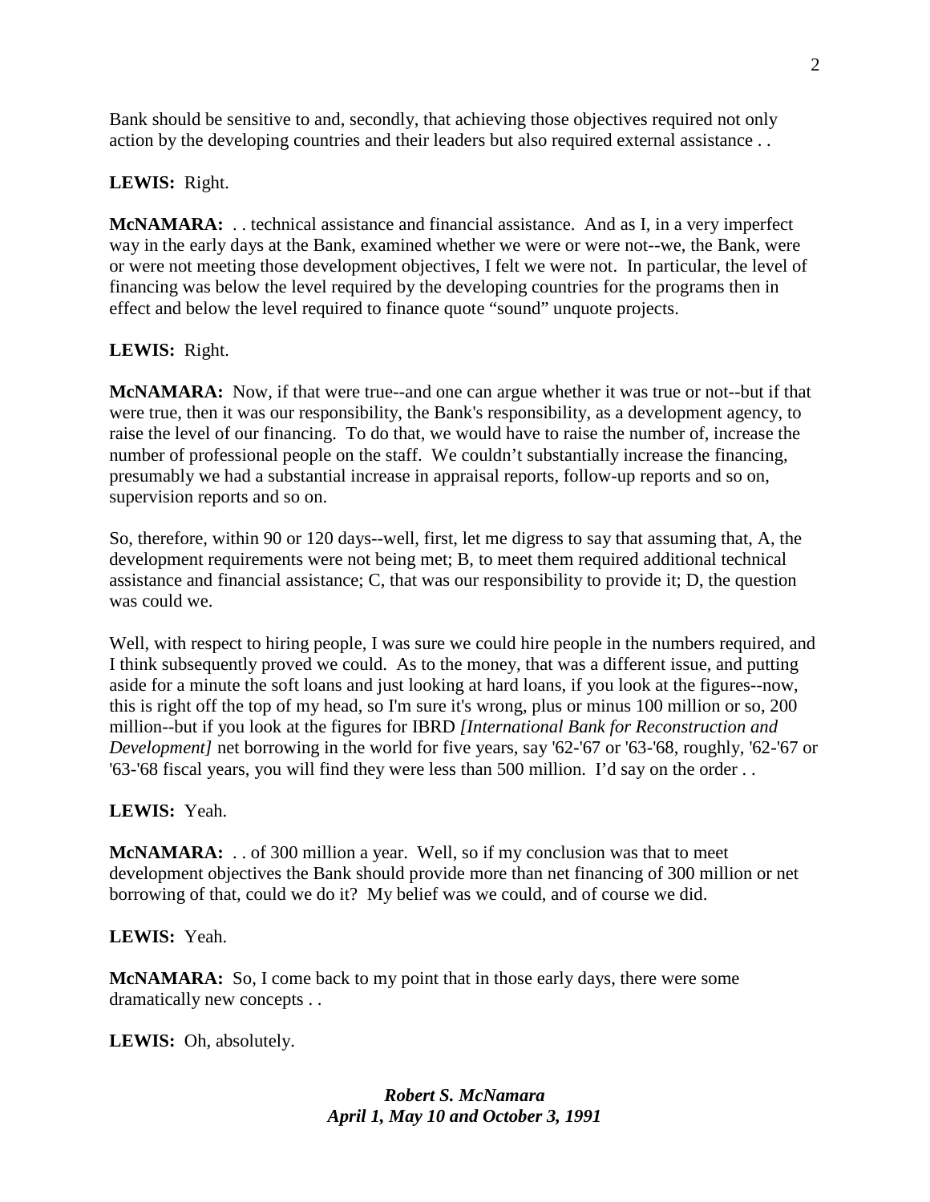Bank should be sensitive to and, secondly, that achieving those objectives required not only action by the developing countries and their leaders but also required external assistance . .

**LEWIS:** Right.

**McNAMARA:** . . technical assistance and financial assistance. And as I, in a very imperfect way in the early days at the Bank, examined whether we were or were not--we, the Bank, were or were not meeting those development objectives, I felt we were not. In particular, the level of financing was below the level required by the developing countries for the programs then in effect and below the level required to finance quote "sound" unquote projects.

**LEWIS:** Right.

**McNAMARA:** Now, if that were true--and one can argue whether it was true or not--but if that were true, then it was our responsibility, the Bank's responsibility, as a development agency, to raise the level of our financing. To do that, we would have to raise the number of, increase the number of professional people on the staff. We couldn't substantially increase the financing, presumably we had a substantial increase in appraisal reports, follow-up reports and so on, supervision reports and so on.

So, therefore, within 90 or 120 days--well, first, let me digress to say that assuming that, A, the development requirements were not being met; B, to meet them required additional technical assistance and financial assistance; C, that was our responsibility to provide it; D, the question was could we.

Well, with respect to hiring people, I was sure we could hire people in the numbers required, and I think subsequently proved we could. As to the money, that was a different issue, and putting aside for a minute the soft loans and just looking at hard loans, if you look at the figures--now, this is right off the top of my head, so I'm sure it's wrong, plus or minus 100 million or so, 200 million--but if you look at the figures for IBRD *[International Bank for Reconstruction and Development]* net borrowing in the world for five years, say '62-'67 or '63-'68, roughly, '62-'67 or '63-'68 fiscal years, you will find they were less than 500 million. I'd say on the order . .

**LEWIS:** Yeah.

**McNAMARA:** . . of 300 million a year. Well, so if my conclusion was that to meet development objectives the Bank should provide more than net financing of 300 million or net borrowing of that, could we do it? My belief was we could, and of course we did.

**LEWIS:** Yeah.

**McNAMARA:** So, I come back to my point that in those early days, there were some dramatically new concepts . .

**LEWIS:** Oh, absolutely.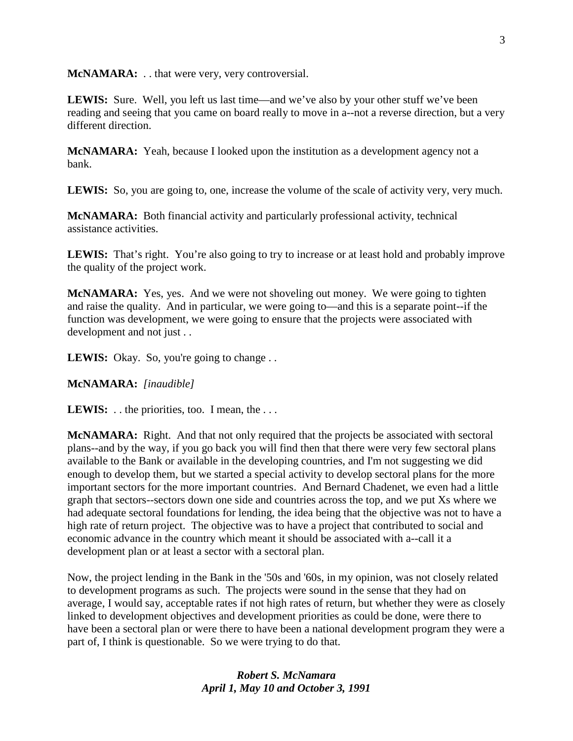**McNAMARA:** . . that were very, very controversial.

**LEWIS:** Sure. Well, you left us last time—and we've also by your other stuff we've been reading and seeing that you came on board really to move in a--not a reverse direction, but a very different direction.

**McNAMARA:** Yeah, because I looked upon the institution as a development agency not a bank.

**LEWIS:** So, you are going to, one, increase the volume of the scale of activity very, very much.

**McNAMARA:** Both financial activity and particularly professional activity, technical assistance activities.

**LEWIS:** That's right. You're also going to try to increase or at least hold and probably improve the quality of the project work.

**McNAMARA:** Yes, yes. And we were not shoveling out money. We were going to tighten and raise the quality. And in particular, we were going to—and this is a separate point--if the function was development, we were going to ensure that the projects were associated with development and not just . .

**LEWIS:** Okay. So, you're going to change . .

**McNAMARA:** *[inaudible]*

**LEWIS:** . . the priorities, too. I mean, the . . .

**McNAMARA:** Right. And that not only required that the projects be associated with sectoral plans--and by the way, if you go back you will find then that there were very few sectoral plans available to the Bank or available in the developing countries, and I'm not suggesting we did enough to develop them, but we started a special activity to develop sectoral plans for the more important sectors for the more important countries. And Bernard Chadenet, we even had a little graph that sectors--sectors down one side and countries across the top, and we put Xs where we had adequate sectoral foundations for lending, the idea being that the objective was not to have a high rate of return project. The objective was to have a project that contributed to social and economic advance in the country which meant it should be associated with a--call it a development plan or at least a sector with a sectoral plan.

Now, the project lending in the Bank in the '50s and '60s, in my opinion, was not closely related to development programs as such. The projects were sound in the sense that they had on average, I would say, acceptable rates if not high rates of return, but whether they were as closely linked to development objectives and development priorities as could be done, were there to have been a sectoral plan or were there to have been a national development program they were a part of, I think is questionable. So we were trying to do that.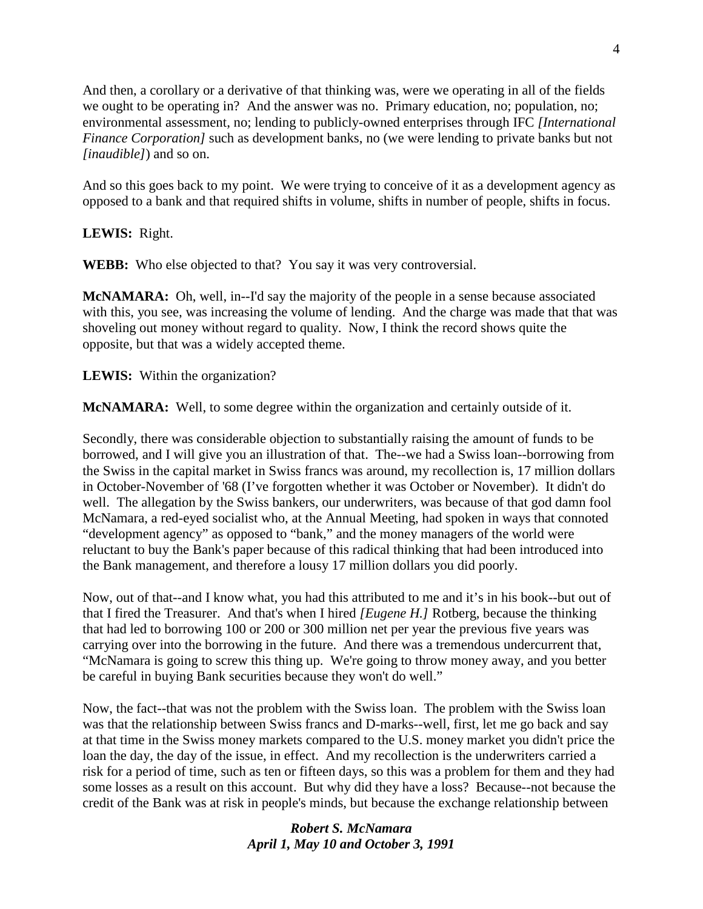And then, a corollary or a derivative of that thinking was, were we operating in all of the fields we ought to be operating in? And the answer was no. Primary education, no; population, no; environmental assessment, no; lending to publicly-owned enterprises through IFC *[International Finance Corporation]* such as development banks, no (we were lending to private banks but not *[inaudible]*) and so on.

And so this goes back to my point. We were trying to conceive of it as a development agency as opposed to a bank and that required shifts in volume, shifts in number of people, shifts in focus.

**LEWIS:** Right.

**WEBB:** Who else objected to that? You say it was very controversial.

**McNAMARA:** Oh, well, in--I'd say the majority of the people in a sense because associated with this, you see, was increasing the volume of lending. And the charge was made that that was shoveling out money without regard to quality. Now, I think the record shows quite the opposite, but that was a widely accepted theme.

**LEWIS:** Within the organization?

**McNAMARA:** Well, to some degree within the organization and certainly outside of it.

Secondly, there was considerable objection to substantially raising the amount of funds to be borrowed, and I will give you an illustration of that. The--we had a Swiss loan--borrowing from the Swiss in the capital market in Swiss francs was around, my recollection is, 17 million dollars in October-November of '68 (I've forgotten whether it was October or November). It didn't do well. The allegation by the Swiss bankers, our underwriters, was because of that god damn fool McNamara, a red-eyed socialist who, at the Annual Meeting, had spoken in ways that connoted "development agency" as opposed to "bank," and the money managers of the world were reluctant to buy the Bank's paper because of this radical thinking that had been introduced into the Bank management, and therefore a lousy 17 million dollars you did poorly.

Now, out of that--and I know what, you had this attributed to me and it's in his book--but out of that I fired the Treasurer. And that's when I hired *[Eugene H.]* Rotberg, because the thinking that had led to borrowing 100 or 200 or 300 million net per year the previous five years was carrying over into the borrowing in the future. And there was a tremendous undercurrent that, "McNamara is going to screw this thing up. We're going to throw money away, and you better be careful in buying Bank securities because they won't do well."

Now, the fact--that was not the problem with the Swiss loan. The problem with the Swiss loan was that the relationship between Swiss francs and D-marks--well, first, let me go back and say at that time in the Swiss money markets compared to the U.S. money market you didn't price the loan the day, the day of the issue, in effect. And my recollection is the underwriters carried a risk for a period of time, such as ten or fifteen days, so this was a problem for them and they had some losses as a result on this account. But why did they have a loss? Because--not because the credit of the Bank was at risk in people's minds, but because the exchange relationship between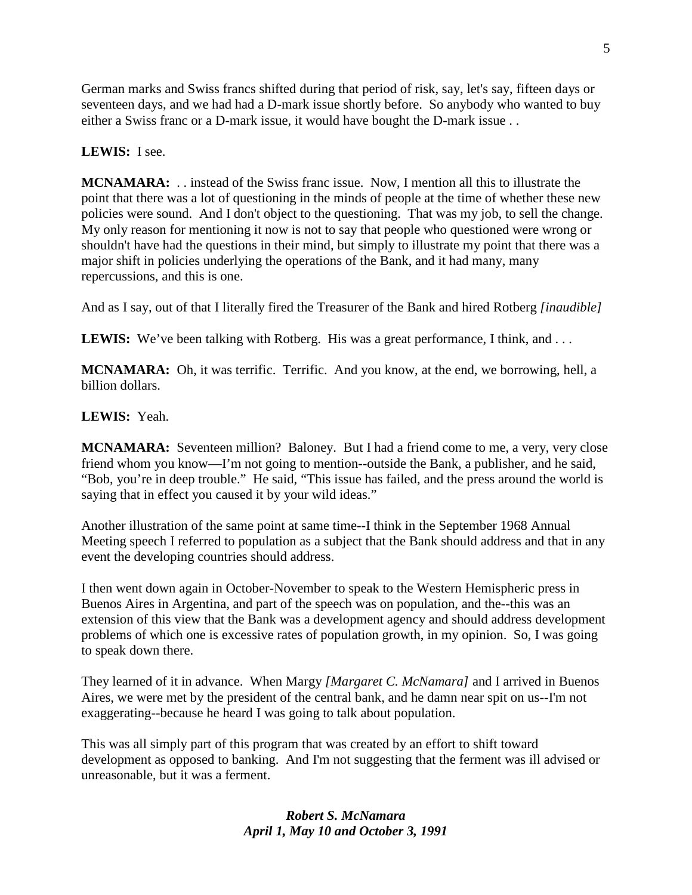German marks and Swiss francs shifted during that period of risk, say, let's say, fifteen days or seventeen days, and we had had a D-mark issue shortly before. So anybody who wanted to buy either a Swiss franc or a D-mark issue, it would have bought the D-mark issue . .

**LEWIS:** I see.

**MCNAMARA:** . . instead of the Swiss franc issue. Now, I mention all this to illustrate the point that there was a lot of questioning in the minds of people at the time of whether these new policies were sound. And I don't object to the questioning. That was my job, to sell the change. My only reason for mentioning it now is not to say that people who questioned were wrong or shouldn't have had the questions in their mind, but simply to illustrate my point that there was a major shift in policies underlying the operations of the Bank, and it had many, many repercussions, and this is one.

And as I say, out of that I literally fired the Treasurer of the Bank and hired Rotberg *[inaudible]*

**LEWIS:** We've been talking with Rotberg. His was a great performance, I think, and . . .

**MCNAMARA:** Oh, it was terrific. Terrific. And you know, at the end, we borrowing, hell, a billion dollars.

**LEWIS:** Yeah.

**MCNAMARA:** Seventeen million? Baloney. But I had a friend come to me, a very, very close friend whom you know—I'm not going to mention--outside the Bank, a publisher, and he said, "Bob, you're in deep trouble." He said, "This issue has failed, and the press around the world is saying that in effect you caused it by your wild ideas."

Another illustration of the same point at same time--I think in the September 1968 Annual Meeting speech I referred to population as a subject that the Bank should address and that in any event the developing countries should address.

I then went down again in October-November to speak to the Western Hemispheric press in Buenos Aires in Argentina, and part of the speech was on population, and the--this was an extension of this view that the Bank was a development agency and should address development problems of which one is excessive rates of population growth, in my opinion. So, I was going to speak down there.

They learned of it in advance. When Margy *[Margaret C. McNamara]* and I arrived in Buenos Aires, we were met by the president of the central bank, and he damn near spit on us--I'm not exaggerating--because he heard I was going to talk about population.

This was all simply part of this program that was created by an effort to shift toward development as opposed to banking. And I'm not suggesting that the ferment was ill advised or unreasonable, but it was a ferment.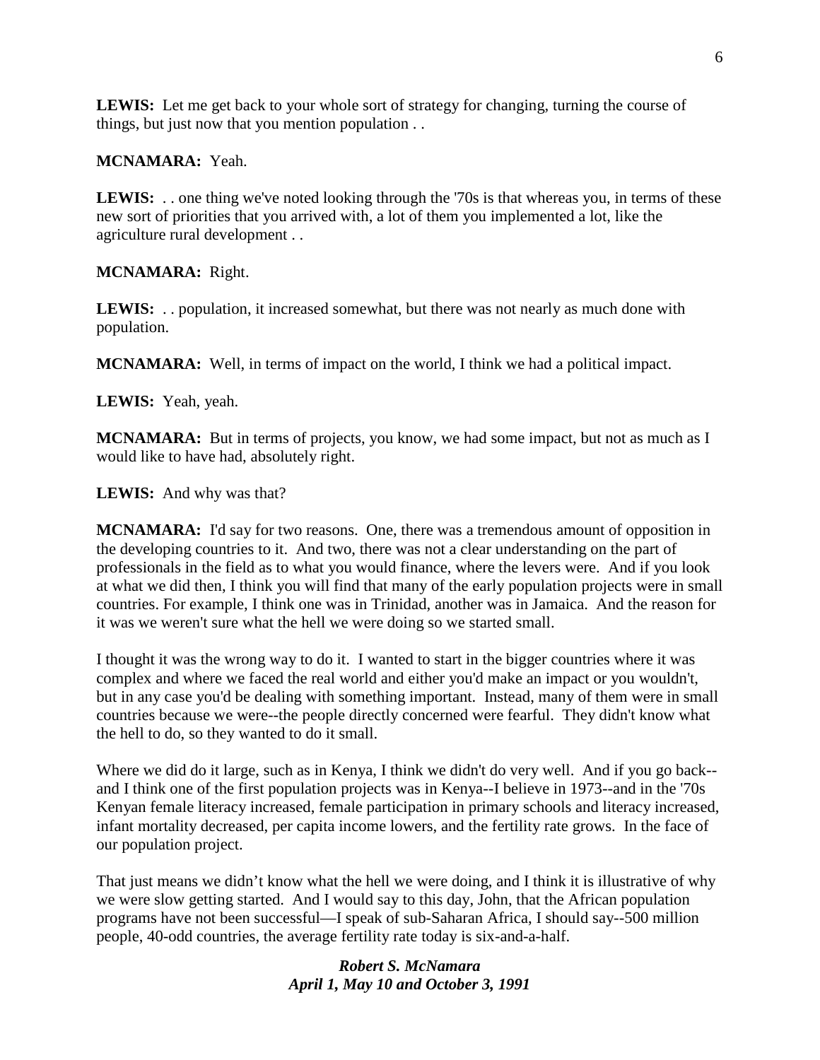**LEWIS:** Let me get back to your whole sort of strategy for changing, turning the course of things, but just now that you mention population . .

**MCNAMARA:** Yeah.

**LEWIS:** . . one thing we've noted looking through the '70s is that whereas you, in terms of these new sort of priorities that you arrived with, a lot of them you implemented a lot, like the agriculture rural development . .

**MCNAMARA:** Right.

**LEWIS:** . . population, it increased somewhat, but there was not nearly as much done with population.

**MCNAMARA:** Well, in terms of impact on the world, I think we had a political impact.

**LEWIS:** Yeah, yeah.

**MCNAMARA:** But in terms of projects, you know, we had some impact, but not as much as I would like to have had, absolutely right.

**LEWIS:** And why was that?

**MCNAMARA:** I'd say for two reasons. One, there was a tremendous amount of opposition in the developing countries to it. And two, there was not a clear understanding on the part of professionals in the field as to what you would finance, where the levers were. And if you look at what we did then, I think you will find that many of the early population projects were in small countries. For example, I think one was in Trinidad, another was in Jamaica. And the reason for it was we weren't sure what the hell we were doing so we started small.

I thought it was the wrong way to do it. I wanted to start in the bigger countries where it was complex and where we faced the real world and either you'd make an impact or you wouldn't, but in any case you'd be dealing with something important. Instead, many of them were in small countries because we were--the people directly concerned were fearful. They didn't know what the hell to do, so they wanted to do it small.

Where we did do it large, such as in Kenya, I think we didn't do very well. And if you go back--and I think one of the first population projects was in Kenya--I believe in 1973--and in the '70s Kenyan female literacy increased, female participation in primary schools and literacy increased, infant mortality decreased, per capita income lowers, and the fertility rate grows. In the face of our population project.

That just means we didn't know what the hell we were doing, and I think it is illustrative of why we were slow getting started. And I would say to this day, John, that the African population programs have not been successful—I speak of sub-Saharan Africa, I should say--500 million people, 40-odd countries, the average fertility rate today is six-and-a-half.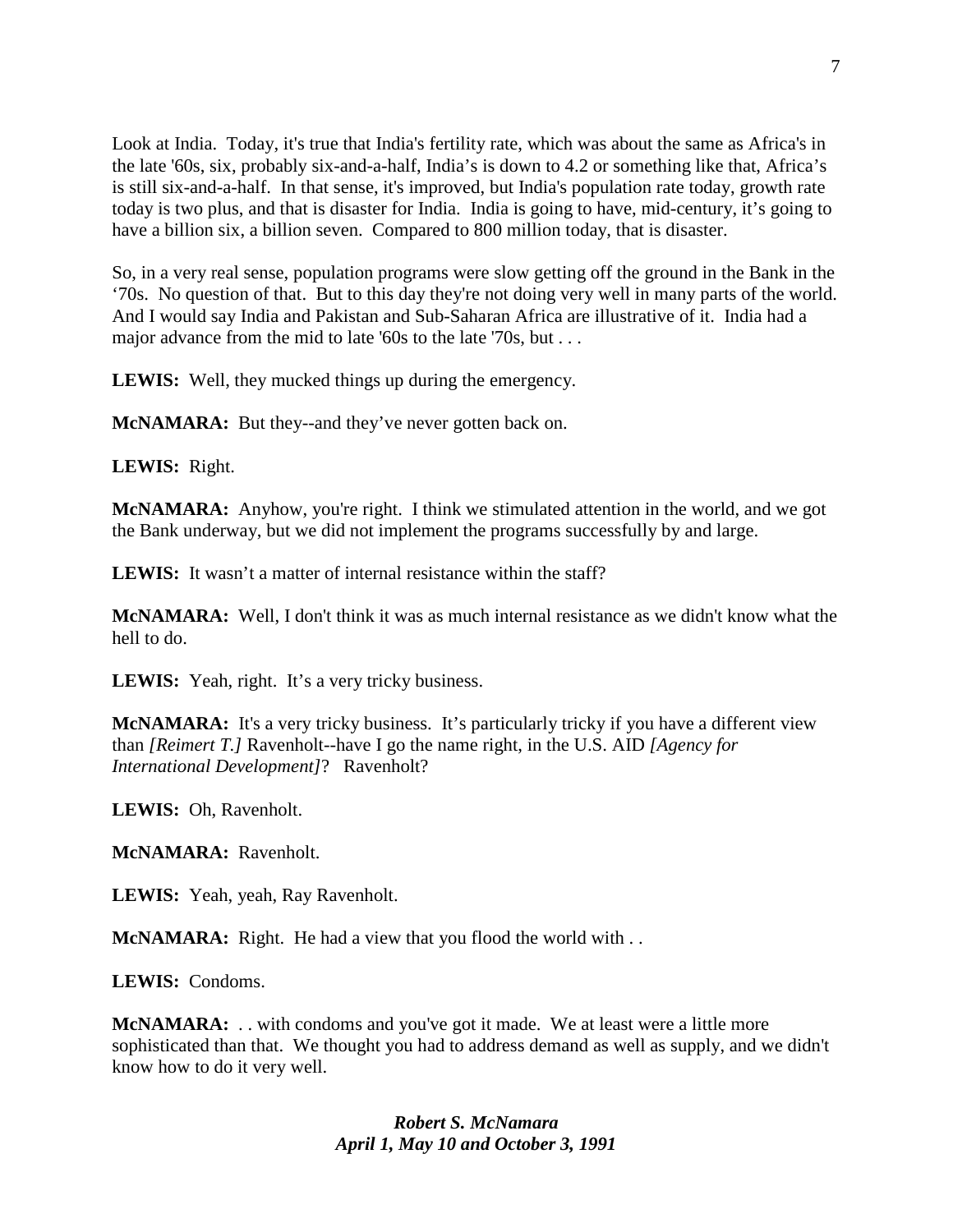Look at India. Today, it's true that India's fertility rate, which was about the same as Africa's in the late '60s, six, probably six-and-a-half, India's is down to 4.2 or something like that, Africa's is still six-and-a-half. In that sense, it's improved, but India's population rate today, growth rate today is two plus, and that is disaster for India. India is going to have, mid-century, it's going to have a billion six, a billion seven. Compared to 800 million today, that is disaster.

So, in a very real sense, population programs were slow getting off the ground in the Bank in the '70s. No question of that. But to this day they're not doing very well in many parts of the world. And I would say India and Pakistan and Sub-Saharan Africa are illustrative of it. India had a major advance from the mid to late '60s to the late '70s, but . . .

**LEWIS:** Well, they mucked things up during the emergency.

**McNAMARA:** But they--and they've never gotten back on.

**LEWIS:** Right.

**McNAMARA:** Anyhow, you're right. I think we stimulated attention in the world, and we got the Bank underway, but we did not implement the programs successfully by and large.

**LEWIS:** It wasn't a matter of internal resistance within the staff?

**McNAMARA:** Well, I don't think it was as much internal resistance as we didn't know what the hell to do.

**LEWIS:** Yeah, right. It's a very tricky business.

**McNAMARA:** It's a very tricky business. It's particularly tricky if you have a different view than *[Reimert T.]* Ravenholt--have I go the name right, in the U.S. AID *[Agency for International Development]*? Ravenholt?

**LEWIS:** Oh, Ravenholt.

**McNAMARA:** Ravenholt.

**LEWIS:** Yeah, yeah, Ray Ravenholt.

**McNAMARA:** Right. He had a view that you flood the world with . .

**LEWIS:** Condoms.

**McNAMARA:** . . with condoms and you've got it made. We at least were a little more sophisticated than that. We thought you had to address demand as well as supply, and we didn't know how to do it very well.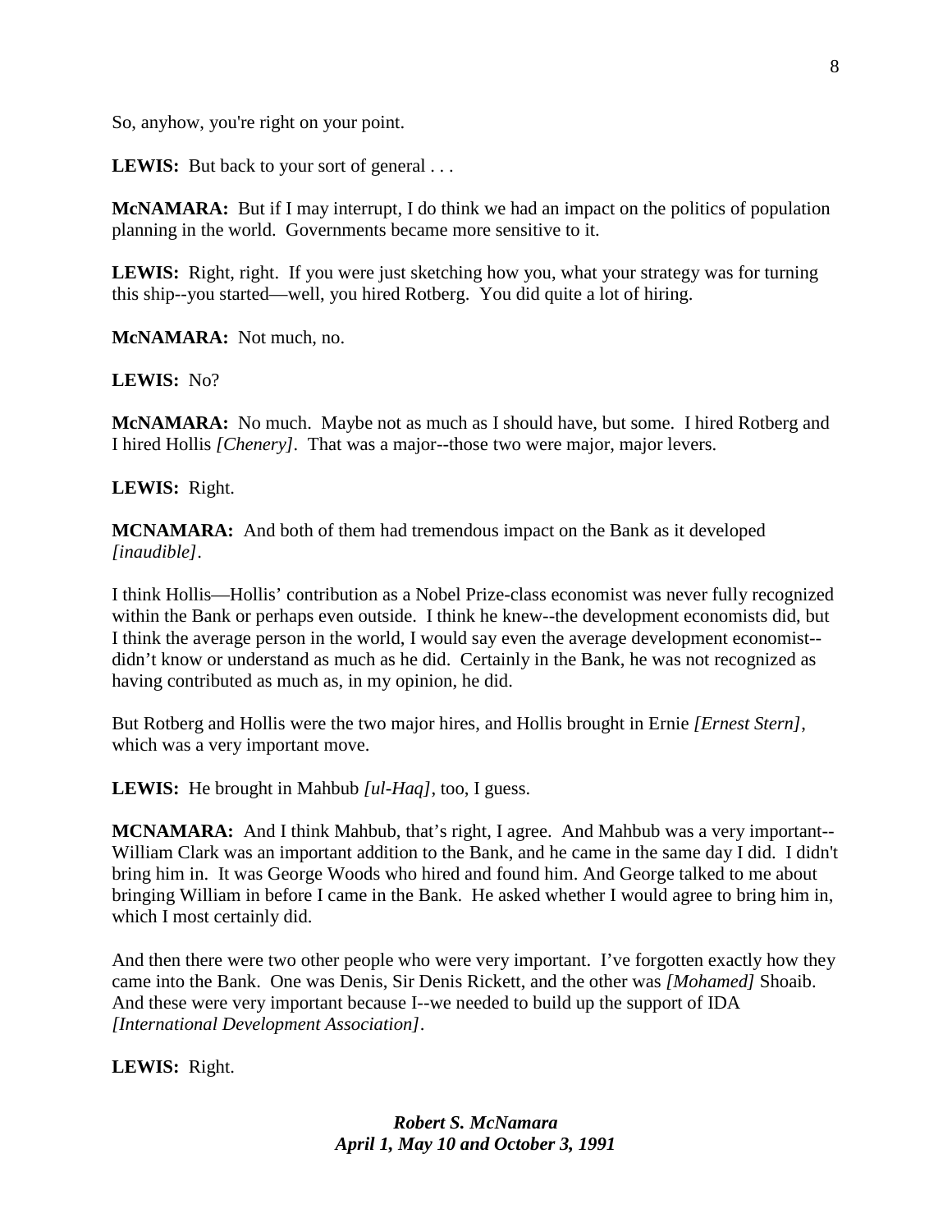So, anyhow, you're right on your point.

**LEWIS:** But back to your sort of general . . .

**McNAMARA:** But if I may interrupt, I do think we had an impact on the politics of population planning in the world. Governments became more sensitive to it.

**LEWIS:** Right, right. If you were just sketching how you, what your strategy was for turning this ship--you started—well, you hired Rotberg. You did quite a lot of hiring.

**McNAMARA:** Not much, no.

**LEWIS:** No?

**McNAMARA:** No much. Maybe not as much as I should have, but some. I hired Rotberg and I hired Hollis *[Chenery]*. That was a major--those two were major, major levers.

**LEWIS:** Right.

**MCNAMARA:** And both of them had tremendous impact on the Bank as it developed *[inaudible]*.

I think Hollis—Hollis' contribution as a Nobel Prize-class economist was never fully recognized within the Bank or perhaps even outside. I think he knew--the development economists did, but I think the average person in the world, I would say even the average development economist--didn't know or understand as much as he did. Certainly in the Bank, he was not recognized as having contributed as much as, in my opinion, he did.

But Rotberg and Hollis were the two major hires, and Hollis brought in Ernie *[Ernest Stern]*, which was a very important move.

**LEWIS:** He brought in Mahbub *[ul-Haq]*, too, I guess.

**MCNAMARA:** And I think Mahbub, that's right, I agree. And Mahbub was a very important--William Clark was an important addition to the Bank, and he came in the same day I did. I didn't bring him in. It was George Woods who hired and found him. And George talked to me about bringing William in before I came in the Bank. He asked whether I would agree to bring him in, which I most certainly did.

And then there were two other people who were very important. I've forgotten exactly how they came into the Bank. One was Denis, Sir Denis Rickett, and the other was *[Mohamed]* Shoaib. And these were very important because I--we needed to build up the support of IDA *[International Development Association]*.

**LEWIS:** Right.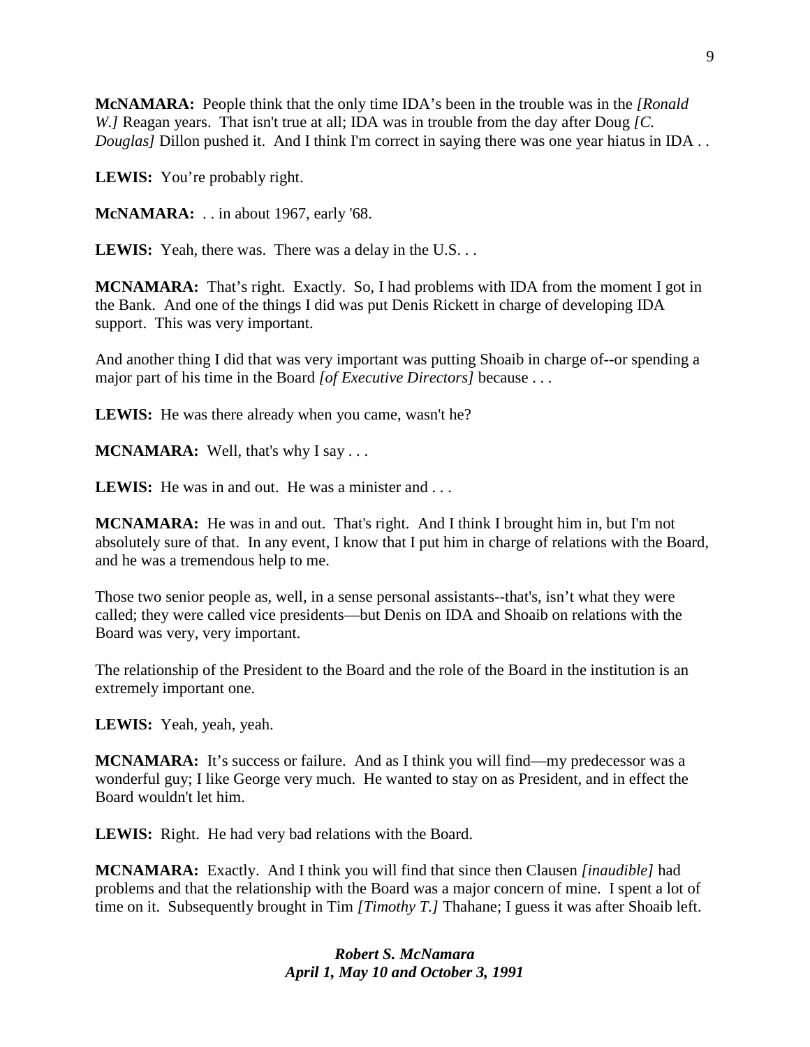**McNAMARA:** People think that the only time IDA's been in the trouble was in the *[Ronald W.]* Reagan years. That isn't true at all; IDA was in trouble from the day after Doug *[C. Douglas]* Dillon pushed it. And I think I'm correct in saying there was one year hiatus in IDA . .

**LEWIS:** You're probably right.

**McNAMARA:** . . in about 1967, early '68.

**LEWIS:** Yeah, there was. There was a delay in the U.S. . .

**MCNAMARA:** That's right. Exactly. So, I had problems with IDA from the moment I got in the Bank. And one of the things I did was put Denis Rickett in charge of developing IDA support. This was very important.

And another thing I did that was very important was putting Shoaib in charge of--or spending a major part of his time in the Board *[of Executive Directors]* because . . .

**LEWIS:** He was there already when you came, wasn't he?

**MCNAMARA:** Well, that's why I say . . .

**LEWIS:** He was in and out. He was a minister and . . .

**MCNAMARA:** He was in and out. That's right. And I think I brought him in, but I'm not absolutely sure of that. In any event, I know that I put him in charge of relations with the Board, and he was a tremendous help to me.

Those two senior people as, well, in a sense personal assistants--that's, isn't what they were called; they were called vice presidents—but Denis on IDA and Shoaib on relations with the Board was very, very important.

The relationship of the President to the Board and the role of the Board in the institution is an extremely important one.

**LEWIS:** Yeah, yeah, yeah.

**MCNAMARA:** It's success or failure. And as I think you will find—my predecessor was a wonderful guy; I like George very much. He wanted to stay on as President, and in effect the Board wouldn't let him.

**LEWIS:** Right. He had very bad relations with the Board.

**MCNAMARA:** Exactly. And I think you will find that since then Clausen *[inaudible]* had problems and that the relationship with the Board was a major concern of mine. I spent a lot of time on it. Subsequently brought in Tim *[Timothy T.]* Thahane; I guess it was after Shoaib left.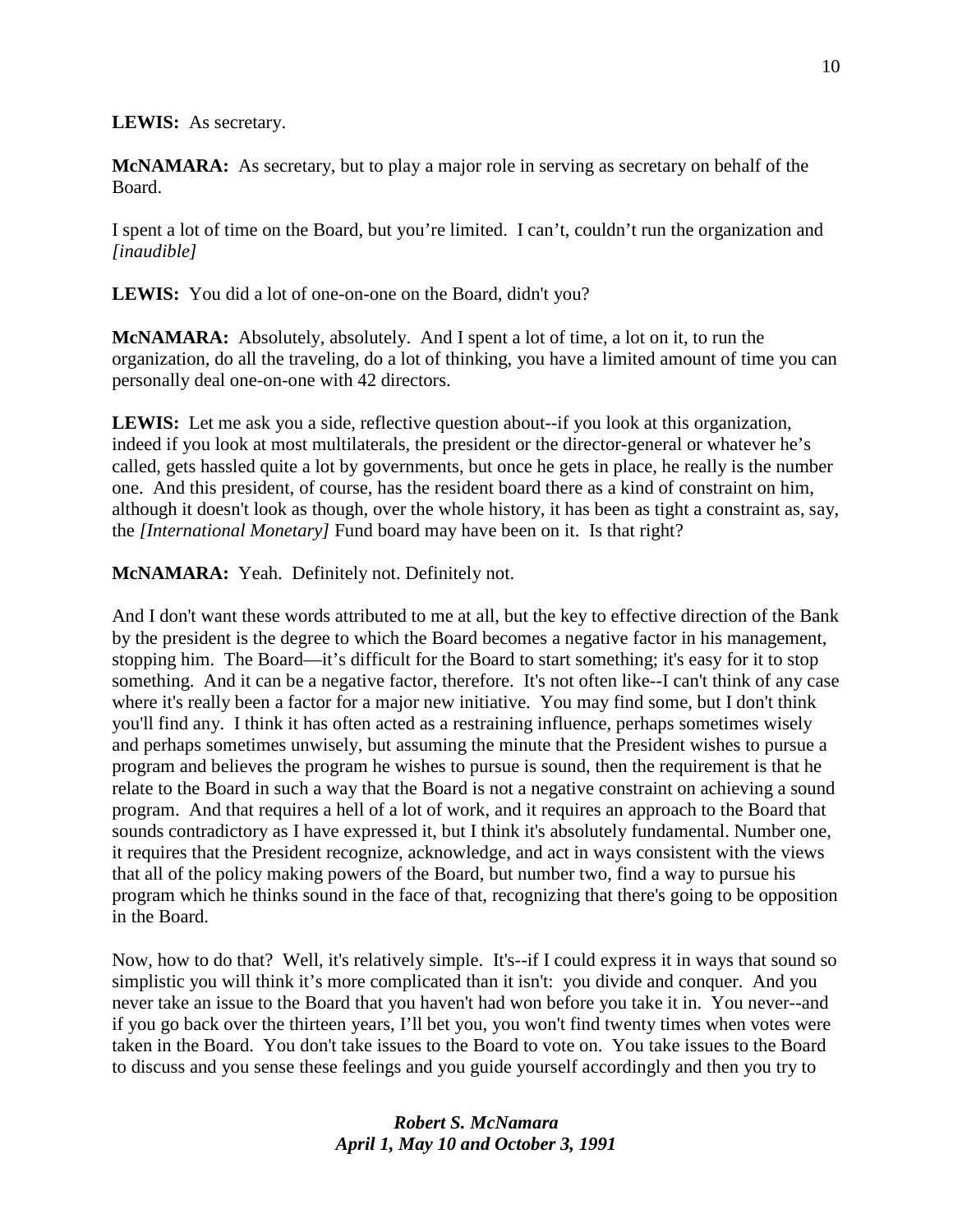**LEWIS:** As secretary.

**McNAMARA:** As secretary, but to play a major role in serving as secretary on behalf of the Board.

I spent a lot of time on the Board, but you're limited. I can't, couldn't run the organization and *[inaudible]*

**LEWIS:** You did a lot of one-on-one on the Board, didn't you?

**McNAMARA:** Absolutely, absolutely. And I spent a lot of time, a lot on it, to run the organization, do all the traveling, do a lot of thinking, you have a limited amount of time you can personally deal one-on-one with 42 directors.

**LEWIS:** Let me ask you a side, reflective question about--if you look at this organization, indeed if you look at most multilaterals, the president or the director-general or whatever he's called, gets hassled quite a lot by governments, but once he gets in place, he really is the number one. And this president, of course, has the resident board there as a kind of constraint on him, although it doesn't look as though, over the whole history, it has been as tight a constraint as, say, the *[International Monetary]* Fund board may have been on it. Is that right?

**McNAMARA:** Yeah. Definitely not. Definitely not.

And I don't want these words attributed to me at all, but the key to effective direction of the Bank by the president is the degree to which the Board becomes a negative factor in his management, stopping him. The Board—it's difficult for the Board to start something; it's easy for it to stop something. And it can be a negative factor, therefore. It's not often like--I can't think of any case where it's really been a factor for a major new initiative. You may find some, but I don't think you'll find any. I think it has often acted as a restraining influence, perhaps sometimes wisely and perhaps sometimes unwisely, but assuming the minute that the President wishes to pursue a program and believes the program he wishes to pursue is sound, then the requirement is that he relate to the Board in such a way that the Board is not a negative constraint on achieving a sound program. And that requires a hell of a lot of work, and it requires an approach to the Board that sounds contradictory as I have expressed it, but I think it's absolutely fundamental. Number one, it requires that the President recognize, acknowledge, and act in ways consistent with the views that all of the policy making powers of the Board, but number two, find a way to pursue his program which he thinks sound in the face of that, recognizing that there's going to be opposition in the Board.

Now, how to do that? Well, it's relatively simple. It's--if I could express it in ways that sound so simplistic you will think it's more complicated than it isn't: you divide and conquer. And you never take an issue to the Board that you haven't had won before you take it in. You never--and if you go back over the thirteen years, I'll bet you, you won't find twenty times when votes were taken in the Board. You don't take issues to the Board to vote on. You take issues to the Board to discuss and you sense these feelings and you guide yourself accordingly and then you try to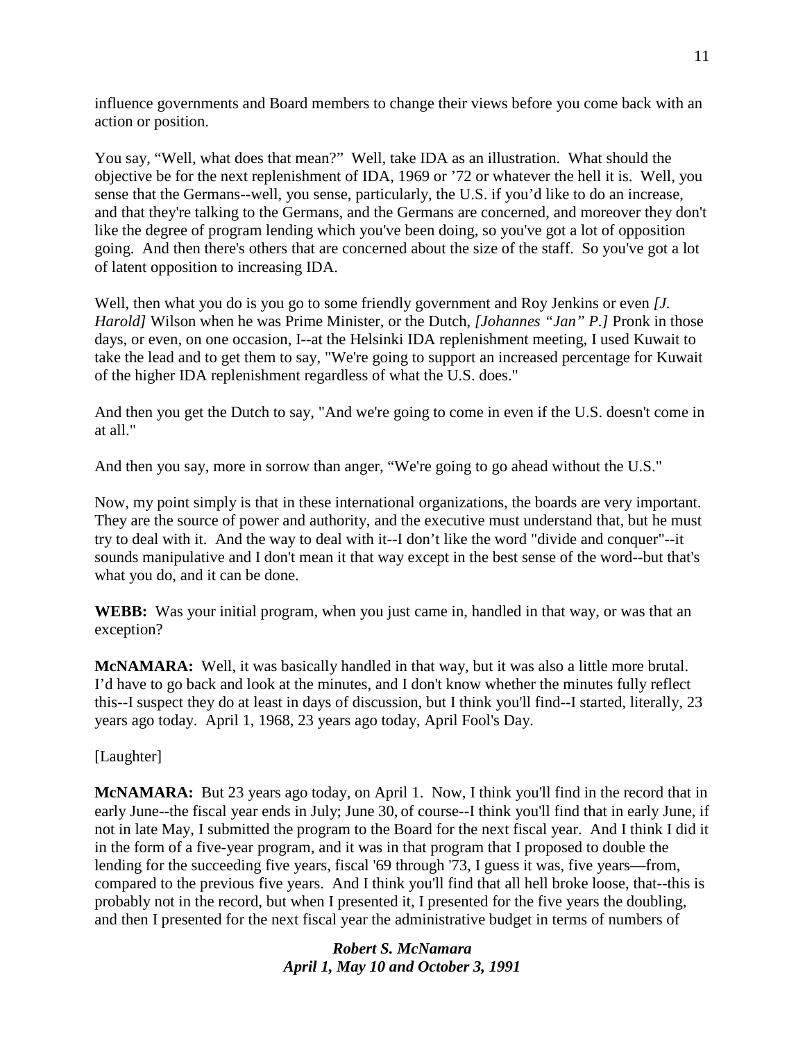influence governments and Board members to change their views before you come back with an action or position.

You say, "Well, what does that mean?" Well, take IDA as an illustration. What should the objective be for the next replenishment of IDA, 1969 or '72 or whatever the hell it is. Well, you sense that the Germans--well, you sense, particularly, the U.S. if you'd like to do an increase, and that they're talking to the Germans, and the Germans are concerned, and moreover they don't like the degree of program lending which you've been doing, so you've got a lot of opposition going. And then there's others that are concerned about the size of the staff. So you've got a lot of latent opposition to increasing IDA.

Well, then what you do is you go to some friendly government and Roy Jenkins or even *[J. Harold]* Wilson when he was Prime Minister, or the Dutch, *[Johannes "Jan" P.]* Pronk in those days, or even, on one occasion, I--at the Helsinki IDA replenishment meeting, I used Kuwait to take the lead and to get them to say, "We're going to support an increased percentage for Kuwait of the higher IDA replenishment regardless of what the U.S. does."

And then you get the Dutch to say, "And we're going to come in even if the U.S. doesn't come in at all."

And then you say, more in sorrow than anger, "We're going to go ahead without the U.S."

Now, my point simply is that in these international organizations, the boards are very important. They are the source of power and authority, and the executive must understand that, but he must try to deal with it. And the way to deal with it--I don't like the word "divide and conquer"--it sounds manipulative and I don't mean it that way except in the best sense of the word--but that's what you do, and it can be done.

**WEBB:** Was your initial program, when you just came in, handled in that way, or was that an exception?

**McNAMARA:** Well, it was basically handled in that way, but it was also a little more brutal. I'd have to go back and look at the minutes, and I don't know whether the minutes fully reflect this--I suspect they do at least in days of discussion, but I think you'll find--I started, literally, 23 years ago today. April 1, 1968, 23 years ago today, April Fool's Day.

[Laughter]

**McNAMARA:** But 23 years ago today, on April 1. Now, I think you'll find in the record that in early June--the fiscal year ends in July; June 30, of course--I think you'll find that in early June, if not in late May, I submitted the program to the Board for the next fiscal year. And I think I did it in the form of a five-year program, and it was in that program that I proposed to double the lending for the succeeding five years, fiscal '69 through '73, I guess it was, five years—from, compared to the previous five years. And I think you'll find that all hell broke loose, that--this is probably not in the record, but when I presented it, I presented for the five years the doubling, and then I presented for the next fiscal year the administrative budget in terms of numbers of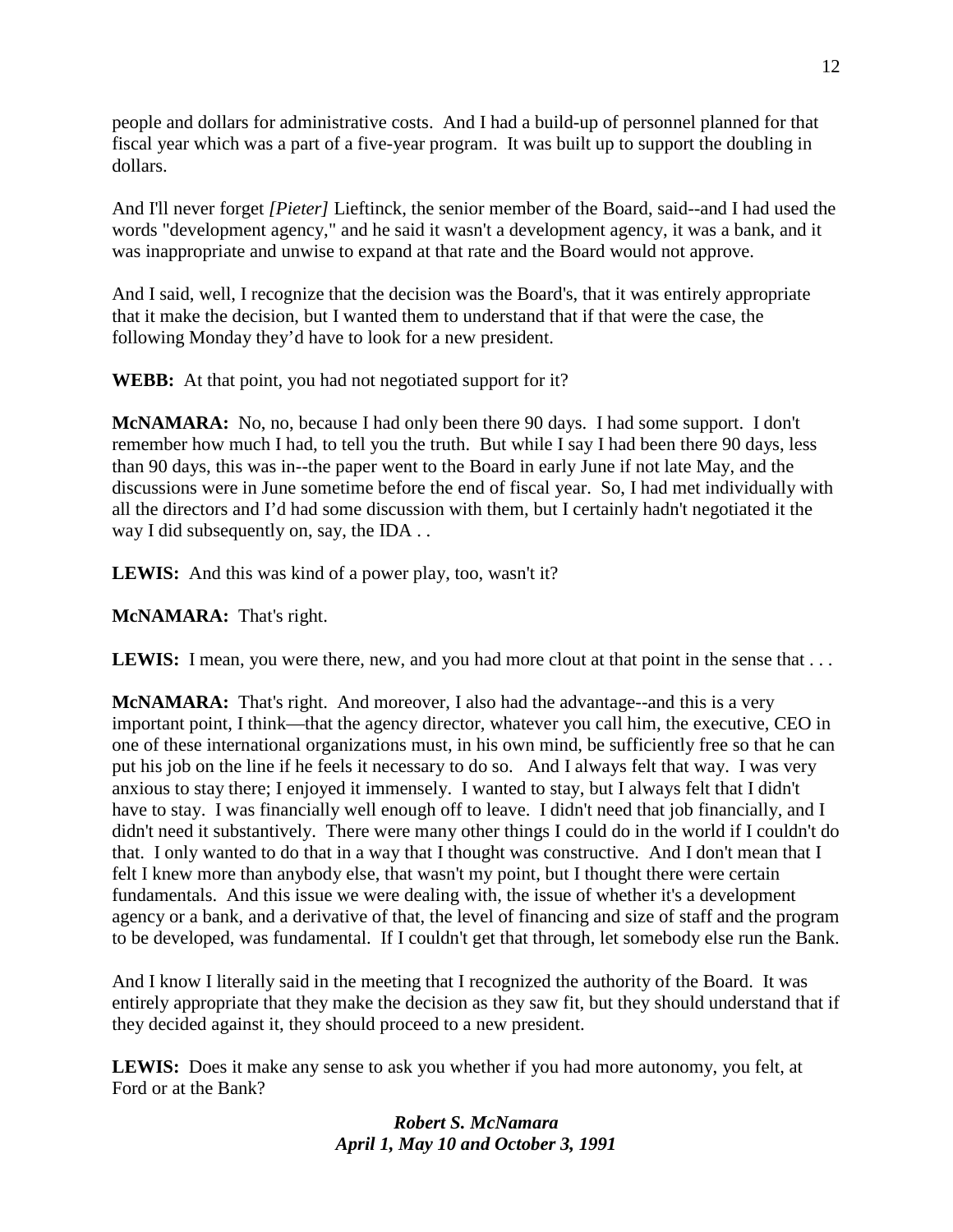people and dollars for administrative costs. And I had a build-up of personnel planned for that fiscal year which was a part of a five-year program. It was built up to support the doubling in dollars.

And I'll never forget *[Pieter]* Lieftinck, the senior member of the Board, said--and I had used the words "development agency," and he said it wasn't a development agency, it was a bank, and it was inappropriate and unwise to expand at that rate and the Board would not approve.

And I said, well, I recognize that the decision was the Board's, that it was entirely appropriate that it make the decision, but I wanted them to understand that if that were the case, the following Monday they'd have to look for a new president.

**WEBB:** At that point, you had not negotiated support for it?

**McNAMARA:** No, no, because I had only been there 90 days. I had some support. I don't remember how much I had, to tell you the truth. But while I say I had been there 90 days, less than 90 days, this was in--the paper went to the Board in early June if not late May, and the discussions were in June sometime before the end of fiscal year. So, I had met individually with all the directors and I'd had some discussion with them, but I certainly hadn't negotiated it the way I did subsequently on, say, the IDA . .

**LEWIS:** And this was kind of a power play, too, wasn't it?

**McNAMARA:** That's right.

**LEWIS:** I mean, you were there, new, and you had more clout at that point in the sense that . . .

**McNAMARA:** That's right. And moreover, I also had the advantage--and this is a very important point, I think—that the agency director, whatever you call him, the executive, CEO in one of these international organizations must, in his own mind, be sufficiently free so that he can put his job on the line if he feels it necessary to do so. And I always felt that way. I was very anxious to stay there; I enjoyed it immensely. I wanted to stay, but I always felt that I didn't have to stay. I was financially well enough off to leave. I didn't need that job financially, and I didn't need it substantively. There were many other things I could do in the world if I couldn't do that. I only wanted to do that in a way that I thought was constructive. And I don't mean that I felt I knew more than anybody else, that wasn't my point, but I thought there were certain fundamentals. And this issue we were dealing with, the issue of whether it's a development agency or a bank, and a derivative of that, the level of financing and size of staff and the program to be developed, was fundamental. If I couldn't get that through, let somebody else run the Bank.

And I know I literally said in the meeting that I recognized the authority of the Board. It was entirely appropriate that they make the decision as they saw fit, but they should understand that if they decided against it, they should proceed to a new president.

**LEWIS:** Does it make any sense to ask you whether if you had more autonomy, you felt, at Ford or at the Bank?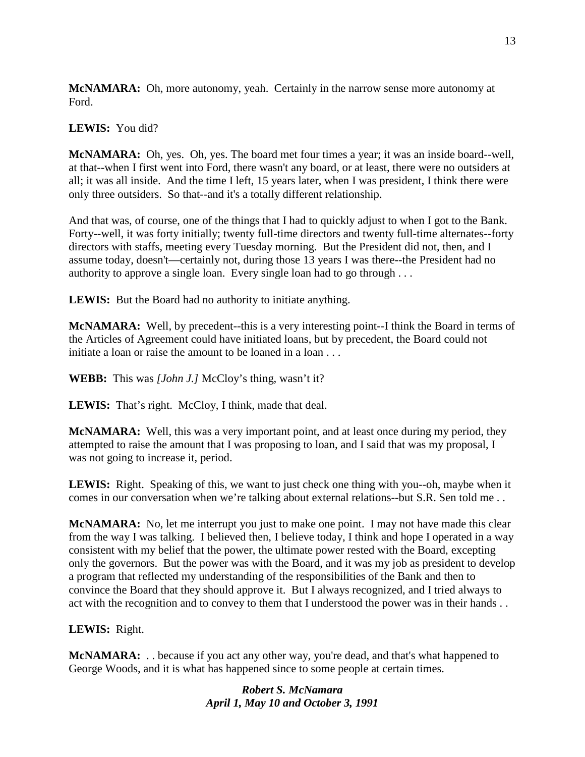**McNAMARA:** Oh, more autonomy, yeah. Certainly in the narrow sense more autonomy at Ford.

**LEWIS:** You did?

**McNAMARA:** Oh, yes. Oh, yes. The board met four times a year; it was an inside board--well, at that--when I first went into Ford, there wasn't any board, or at least, there were no outsiders at all; it was all inside. And the time I left, 15 years later, when I was president, I think there were only three outsiders. So that--and it's a totally different relationship.

And that was, of course, one of the things that I had to quickly adjust to when I got to the Bank. Forty--well, it was forty initially; twenty full-time directors and twenty full-time alternates--forty directors with staffs, meeting every Tuesday morning. But the President did not, then, and I assume today, doesn't—certainly not, during those 13 years I was there--the President had no authority to approve a single loan. Every single loan had to go through . . .

**LEWIS:** But the Board had no authority to initiate anything.

**McNAMARA:** Well, by precedent--this is a very interesting point--I think the Board in terms of the Articles of Agreement could have initiated loans, but by precedent, the Board could not initiate a loan or raise the amount to be loaned in a loan . . .

**WEBB:** This was *[John J.]* McCloy's thing, wasn't it?

**LEWIS:** That's right. McCloy, I think, made that deal.

**McNAMARA:** Well, this was a very important point, and at least once during my period, they attempted to raise the amount that I was proposing to loan, and I said that was my proposal, I was not going to increase it, period.

**LEWIS:** Right. Speaking of this, we want to just check one thing with you--oh, maybe when it comes in our conversation when we're talking about external relations--but S.R. Sen told me . .

**McNAMARA:** No, let me interrupt you just to make one point. I may not have made this clear from the way I was talking. I believed then, I believe today, I think and hope I operated in a way consistent with my belief that the power, the ultimate power rested with the Board, excepting only the governors. But the power was with the Board, and it was my job as president to develop a program that reflected my understanding of the responsibilities of the Bank and then to convince the Board that they should approve it. But I always recognized, and I tried always to act with the recognition and to convey to them that I understood the power was in their hands . .

**LEWIS:** Right.

**McNAMARA:** . . because if you act any other way, you're dead, and that's what happened to George Woods, and it is what has happened since to some people at certain times.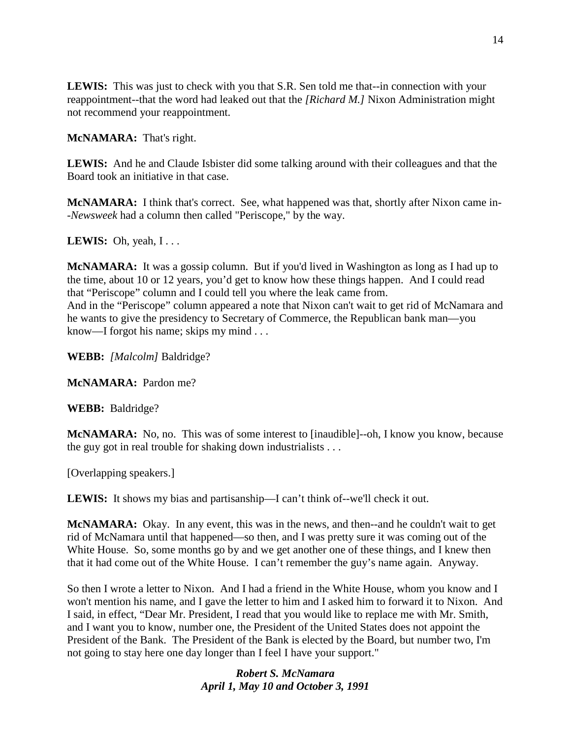**LEWIS:** This was just to check with you that S.R. Sen told me that--in connection with your reappointment--that the word had leaked out that the *[Richard M.]* Nixon Administration might not recommend your reappointment.

**McNAMARA:** That's right.

**LEWIS:** And he and Claude Isbister did some talking around with their colleagues and that the Board took an initiative in that case.

**McNAMARA:** I think that's correct. See, what happened was that, shortly after Nixon came in--*Newsweek* had a column then called "Periscope," by the way.

**LEWIS:** Oh, yeah, I . . .

**McNAMARA:** It was a gossip column. But if you'd lived in Washington as long as I had up to the time, about 10 or 12 years, you'd get to know how these things happen. And I could read that "Periscope" column and I could tell you where the leak came from.
And in the "Periscope" column appeared a note that Nixon can't wait to get rid of McNamara and he wants to give the presidency to Secretary of Commerce, the Republican bank man—you know—I forgot his name; skips my mind . . .

**WEBB:** *[Malcolm]* Baldridge?

**McNAMARA:** Pardon me?

**WEBB:** Baldridge?

**McNAMARA:** No, no. This was of some interest to [inaudible]--oh, I know you know, because the guy got in real trouble for shaking down industrialists . . .

[Overlapping speakers.]

**LEWIS:** It shows my bias and partisanship—I can't think of--we'll check it out.

**McNAMARA:** Okay. In any event, this was in the news, and then--and he couldn't wait to get rid of McNamara until that happened—so then, and I was pretty sure it was coming out of the White House. So, some months go by and we get another one of these things, and I knew then that it had come out of the White House. I can't remember the guy's name again. Anyway.

So then I wrote a letter to Nixon. And I had a friend in the White House, whom you know and I won't mention his name, and I gave the letter to him and I asked him to forward it to Nixon. And I said, in effect, "Dear Mr. President, I read that you would like to replace me with Mr. Smith, and I want you to know, number one, the President of the United States does not appoint the President of the Bank. The President of the Bank is elected by the Board, but number two, I'm not going to stay here one day longer than I feel I have your support."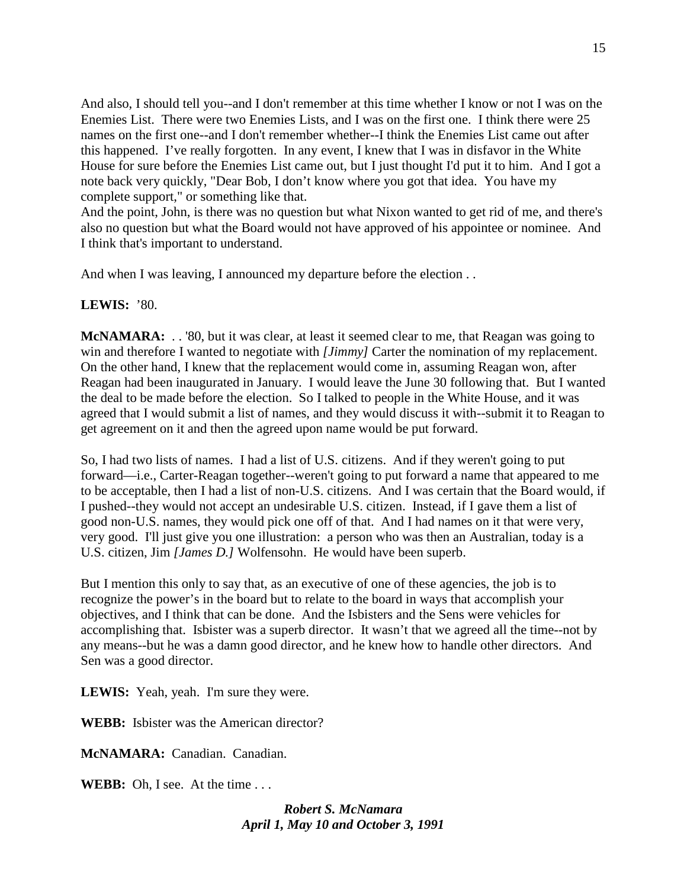And also, I should tell you--and I don't remember at this time whether I know or not I was on the Enemies List. There were two Enemies Lists, and I was on the first one. I think there were 25 names on the first one--and I don't remember whether--I think the Enemies List came out after this happened. I've really forgotten. In any event, I knew that I was in disfavor in the White House for sure before the Enemies List came out, but I just thought I'd put it to him. And I got a note back very quickly, "Dear Bob, I don't know where you got that idea. You have my complete support," or something like that.
And the point, John, is there was no question but what Nixon wanted to get rid of me, and there's also no question but what the Board would not have approved of his appointee or nominee. And I think that's important to understand.

And when I was leaving, I announced my departure before the election . .

**LEWIS:** '80.

**McNAMARA:** . . '80, but it was clear, at least it seemed clear to me, that Reagan was going to win and therefore I wanted to negotiate with *[Jimmy]* Carter the nomination of my replacement. On the other hand, I knew that the replacement would come in, assuming Reagan won, after Reagan had been inaugurated in January. I would leave the June 30 following that. But I wanted the deal to be made before the election. So I talked to people in the White House, and it was agreed that I would submit a list of names, and they would discuss it with--submit it to Reagan to get agreement on it and then the agreed upon name would be put forward.

So, I had two lists of names. I had a list of U.S. citizens. And if they weren't going to put forward—i.e., Carter-Reagan together--weren't going to put forward a name that appeared to me to be acceptable, then I had a list of non-U.S. citizens. And I was certain that the Board would, if I pushed--they would not accept an undesirable U.S. citizen. Instead, if I gave them a list of good non-U.S. names, they would pick one off of that. And I had names on it that were very, very good. I'll just give you one illustration: a person who was then an Australian, today is a U.S. citizen, Jim *[James D.]* Wolfensohn. He would have been superb.

But I mention this only to say that, as an executive of one of these agencies, the job is to recognize the power's in the board but to relate to the board in ways that accomplish your objectives, and I think that can be done. And the Isbisters and the Sens were vehicles for accomplishing that. Isbister was a superb director. It wasn't that we agreed all the time--not by any means--but he was a damn good director, and he knew how to handle other directors. And Sen was a good director.

**LEWIS:** Yeah, yeah. I'm sure they were.

**WEBB:** Isbister was the American director?

**McNAMARA:** Canadian. Canadian.

**WEBB:** Oh, I see. At the time . . .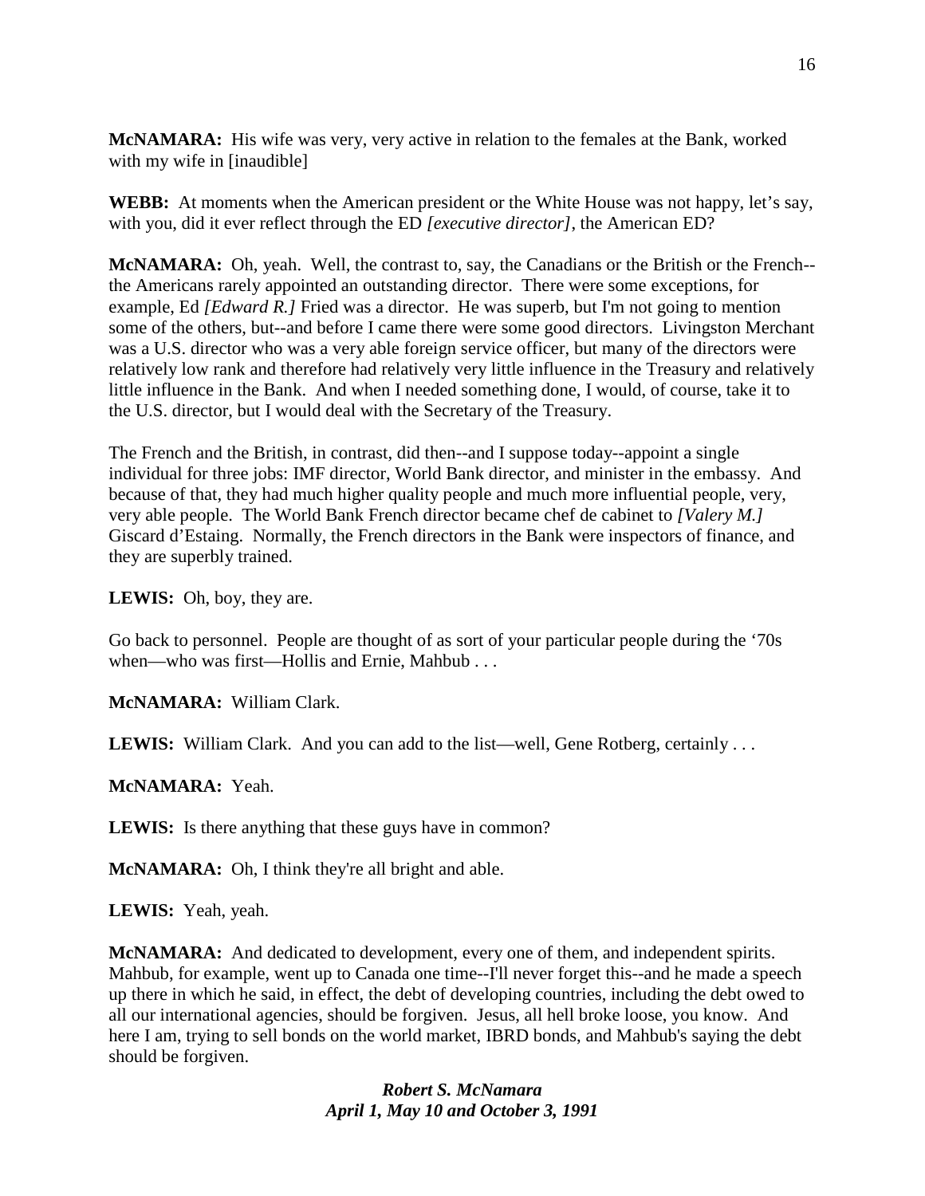**McNAMARA:** His wife was very, very active in relation to the females at the Bank, worked with my wife in [inaudible]

**WEBB:** At moments when the American president or the White House was not happy, let's say, with you, did it ever reflect through the ED *[executive director]*, the American ED?

**McNAMARA:** Oh, yeah. Well, the contrast to, say, the Canadians or the British or the French--the Americans rarely appointed an outstanding director. There were some exceptions, for example, Ed *[Edward R.]* Fried was a director. He was superb, but I'm not going to mention some of the others, but--and before I came there were some good directors. Livingston Merchant was a U.S. director who was a very able foreign service officer, but many of the directors were relatively low rank and therefore had relatively very little influence in the Treasury and relatively little influence in the Bank. And when I needed something done, I would, of course, take it to the U.S. director, but I would deal with the Secretary of the Treasury.

The French and the British, in contrast, did then--and I suppose today--appoint a single individual for three jobs: IMF director, World Bank director, and minister in the embassy. And because of that, they had much higher quality people and much more influential people, very, very able people. The World Bank French director became chef de cabinet to *[Valery M.]* Giscard d'Estaing. Normally, the French directors in the Bank were inspectors of finance, and they are superbly trained.

**LEWIS:** Oh, boy, they are.

Go back to personnel. People are thought of as sort of your particular people during the '70s when—who was first—Hollis and Ernie, Mahbub . . .

**McNAMARA:** William Clark.

**LEWIS:** William Clark. And you can add to the list—well, Gene Rotberg, certainly . . .

**McNAMARA:** Yeah.

**LEWIS:** Is there anything that these guys have in common?

**McNAMARA:** Oh, I think they're all bright and able.

**LEWIS:** Yeah, yeah.

**McNAMARA:** And dedicated to development, every one of them, and independent spirits. Mahbub, for example, went up to Canada one time--I'll never forget this--and he made a speech up there in which he said, in effect, the debt of developing countries, including the debt owed to all our international agencies, should be forgiven. Jesus, all hell broke loose, you know. And here I am, trying to sell bonds on the world market, IBRD bonds, and Mahbub's saying the debt should be forgiven.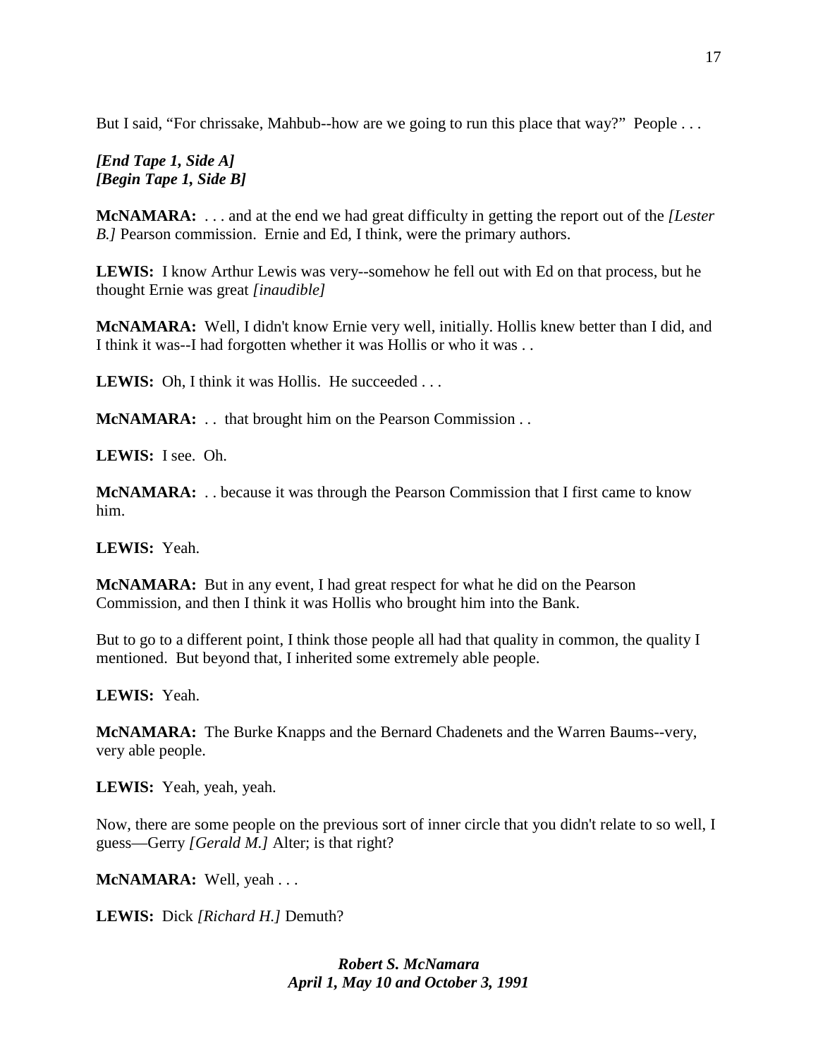But I said, “For chrissake, Mahbub--how are we going to run this place that way?” People . . .

***[End Tape 1, Side A]***
***[Begin Tape 1, Side B]***

**McNAMARA:** . . . and at the end we had great difficulty in getting the report out of the *[Lester B.]* Pearson commission. Ernie and Ed, I think, were the primary authors.

**LEWIS:** I know Arthur Lewis was very--somehow he fell out with Ed on that process, but he thought Ernie was great *[inaudible]*

**McNAMARA:** Well, I didn't know Ernie very well, initially. Hollis knew better than I did, and I think it was--I had forgotten whether it was Hollis or who it was . .

**LEWIS:** Oh, I think it was Hollis. He succeeded . . .

**McNAMARA:** . . that brought him on the Pearson Commission . .

**LEWIS:** I see. Oh.

**McNAMARA:** . . because it was through the Pearson Commission that I first came to know him.

**LEWIS:** Yeah.

**McNAMARA:** But in any event, I had great respect for what he did on the Pearson Commission, and then I think it was Hollis who brought him into the Bank.

But to go to a different point, I think those people all had that quality in common, the quality I mentioned. But beyond that, I inherited some extremely able people.

**LEWIS:** Yeah.

**McNAMARA:** The Burke Knapps and the Bernard Chadenets and the Warren Baums--very, very able people.

**LEWIS:** Yeah, yeah, yeah.

Now, there are some people on the previous sort of inner circle that you didn't relate to so well, I guess—Gerry *[Gerald M.]* Alter; is that right?

**McNAMARA:** Well, yeah . . .

**LEWIS:** Dick *[Richard H.]* Demuth?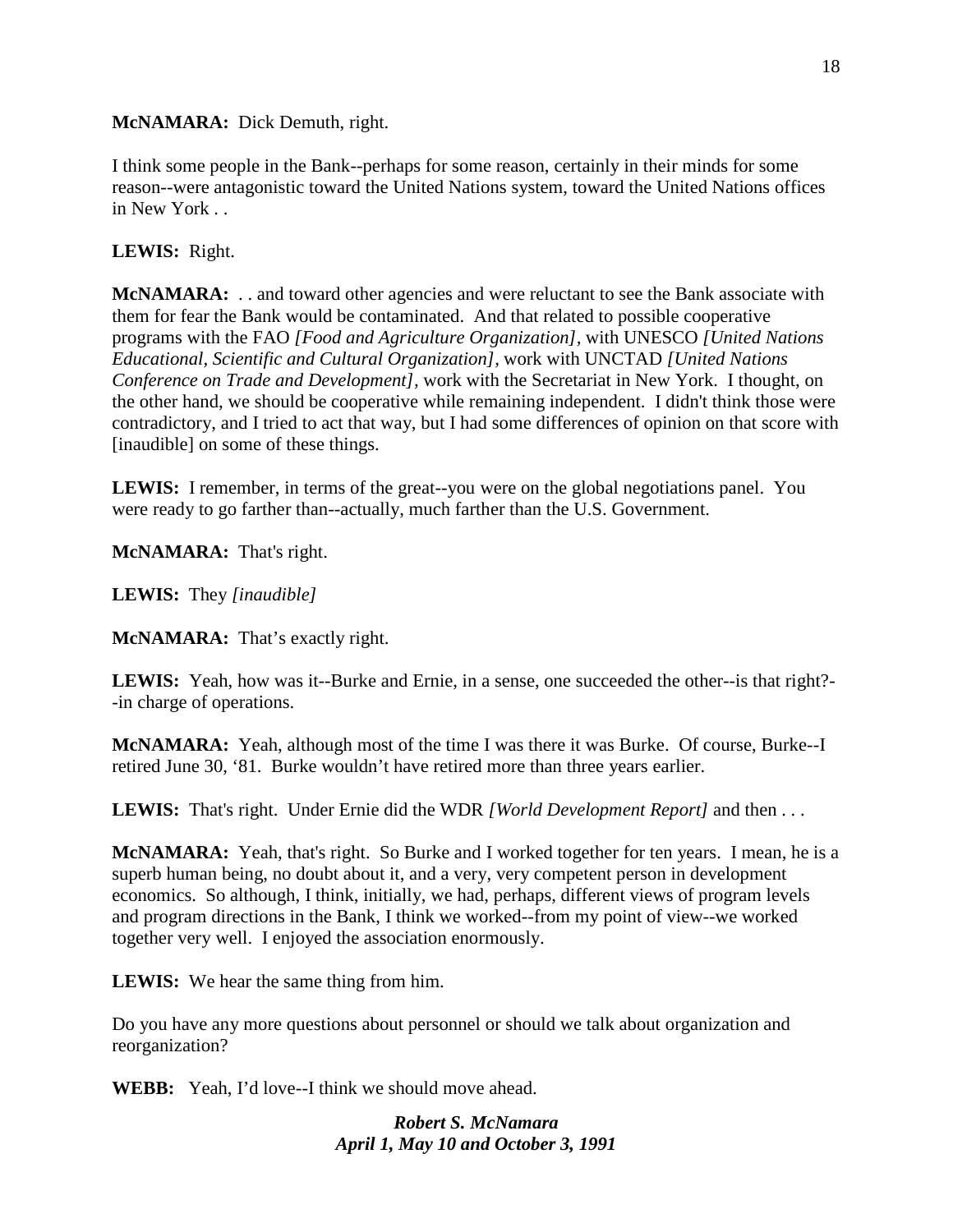**McNAMARA:** Dick Demuth, right.

I think some people in the Bank--perhaps for some reason, certainly in their minds for some reason--were antagonistic toward the United Nations system, toward the United Nations offices in New York . .

**LEWIS:** Right.

**McNAMARA:** . . and toward other agencies and were reluctant to see the Bank associate with them for fear the Bank would be contaminated. And that related to possible cooperative programs with the FAO *[Food and Agriculture Organization]*, with UNESCO *[United Nations Educational, Scientific and Cultural Organization]*, work with UNCTAD *[United Nations Conference on Trade and Development]*, work with the Secretariat in New York. I thought, on the other hand, we should be cooperative while remaining independent. I didn't think those were contradictory, and I tried to act that way, but I had some differences of opinion on that score with [inaudible] on some of these things.

**LEWIS:** I remember, in terms of the great--you were on the global negotiations panel. You were ready to go farther than--actually, much farther than the U.S. Government.

**McNAMARA:** That's right.

**LEWIS:** They *[inaudible]*

**McNAMARA:** That's exactly right.

**LEWIS:** Yeah, how was it--Burke and Ernie, in a sense, one succeeded the other--is that right?--in charge of operations.

**McNAMARA:** Yeah, although most of the time I was there it was Burke. Of course, Burke--I retired June 30, '81. Burke wouldn't have retired more than three years earlier.

**LEWIS:** That's right. Under Ernie did the WDR *[World Development Report]* and then . . .

**McNAMARA:** Yeah, that's right. So Burke and I worked together for ten years. I mean, he is a superb human being, no doubt about it, and a very, very competent person in development economics. So although, I think, initially, we had, perhaps, different views of program levels and program directions in the Bank, I think we worked--from my point of view--we worked together very well. I enjoyed the association enormously.

**LEWIS:** We hear the same thing from him.

Do you have any more questions about personnel or should we talk about organization and reorganization?

**WEBB:** Yeah, I'd love--I think we should move ahead.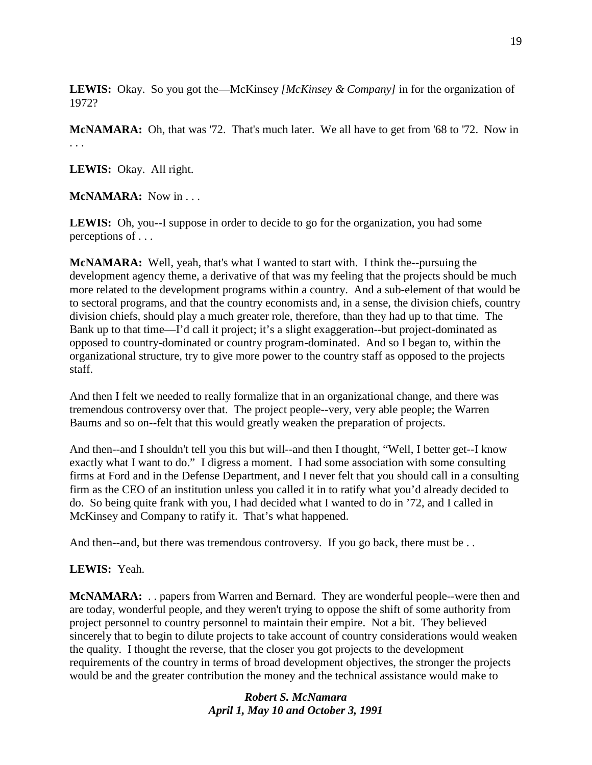**LEWIS:** Okay. So you got the—McKinsey *[McKinsey & Company]* in for the organization of 1972?

**McNAMARA:** Oh, that was '72. That's much later. We all have to get from '68 to '72. Now in . . .

**LEWIS:** Okay. All right.

**McNAMARA:** Now in . . .

**LEWIS:** Oh, you--I suppose in order to decide to go for the organization, you had some perceptions of . . .

**McNAMARA:** Well, yeah, that's what I wanted to start with. I think the--pursuing the development agency theme, a derivative of that was my feeling that the projects should be much more related to the development programs within a country. And a sub-element of that would be to sectoral programs, and that the country economists and, in a sense, the division chiefs, country division chiefs, should play a much greater role, therefore, than they had up to that time. The Bank up to that time—I'd call it project; it's a slight exaggeration--but project-dominated as opposed to country-dominated or country program-dominated. And so I began to, within the organizational structure, try to give more power to the country staff as opposed to the projects staff.

And then I felt we needed to really formalize that in an organizational change, and there was tremendous controversy over that. The project people--very, very able people; the Warren Baums and so on--felt that this would greatly weaken the preparation of projects.

And then--and I shouldn't tell you this but will--and then I thought, "Well, I better get--I know exactly what I want to do." I digress a moment. I had some association with some consulting firms at Ford and in the Defense Department, and I never felt that you should call in a consulting firm as the CEO of an institution unless you called it in to ratify what you'd already decided to do. So being quite frank with you, I had decided what I wanted to do in '72, and I called in McKinsey and Company to ratify it. That's what happened.

And then--and, but there was tremendous controversy. If you go back, there must be . .

**LEWIS:** Yeah.

**McNAMARA:** . . papers from Warren and Bernard. They are wonderful people--were then and are today, wonderful people, and they weren't trying to oppose the shift of some authority from project personnel to country personnel to maintain their empire. Not a bit. They believed sincerely that to begin to dilute projects to take account of country considerations would weaken the quality. I thought the reverse, that the closer you got projects to the development requirements of the country in terms of broad development objectives, the stronger the projects would be and the greater contribution the money and the technical assistance would make to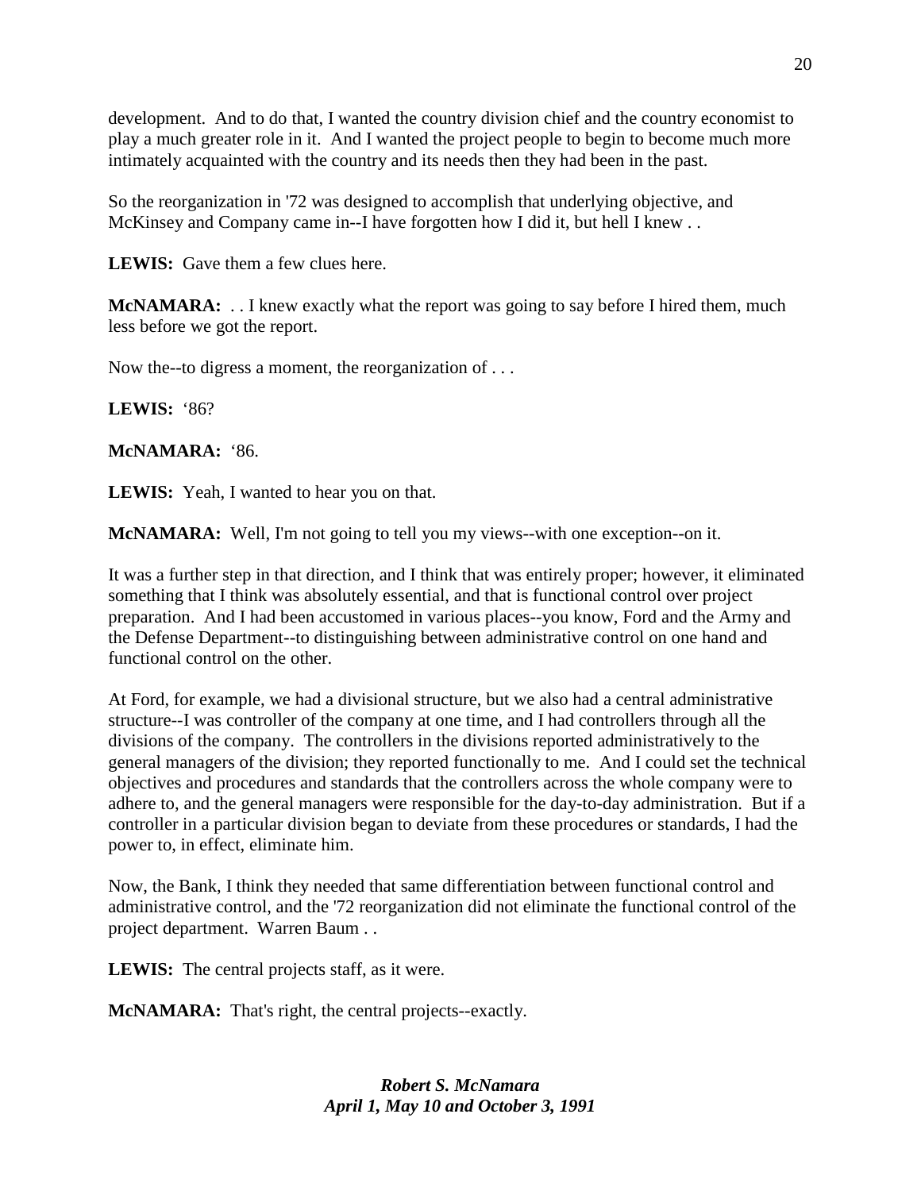development. And to do that, I wanted the country division chief and the country economist to play a much greater role in it. And I wanted the project people to begin to become much more intimately acquainted with the country and its needs then they had been in the past.

So the reorganization in '72 was designed to accomplish that underlying objective, and McKinsey and Company came in--I have forgotten how I did it, but hell I knew . .

**LEWIS:** Gave them a few clues here.

**McNAMARA:** . . I knew exactly what the report was going to say before I hired them, much less before we got the report.

Now the--to digress a moment, the reorganization of . . .

**LEWIS:** '86?

**McNAMARA:** '86.

**LEWIS:** Yeah, I wanted to hear you on that.

**McNAMARA:** Well, I'm not going to tell you my views--with one exception--on it.

It was a further step in that direction, and I think that was entirely proper; however, it eliminated something that I think was absolutely essential, and that is functional control over project preparation. And I had been accustomed in various places--you know, Ford and the Army and the Defense Department--to distinguishing between administrative control on one hand and functional control on the other.

At Ford, for example, we had a divisional structure, but we also had a central administrative structure--I was controller of the company at one time, and I had controllers through all the divisions of the company. The controllers in the divisions reported administratively to the general managers of the division; they reported functionally to me. And I could set the technical objectives and procedures and standards that the controllers across the whole company were to adhere to, and the general managers were responsible for the day-to-day administration. But if a controller in a particular division began to deviate from these procedures or standards, I had the power to, in effect, eliminate him.

Now, the Bank, I think they needed that same differentiation between functional control and administrative control, and the '72 reorganization did not eliminate the functional control of the project department. Warren Baum . .

**LEWIS:** The central projects staff, as it were.

**McNAMARA:** That's right, the central projects--exactly.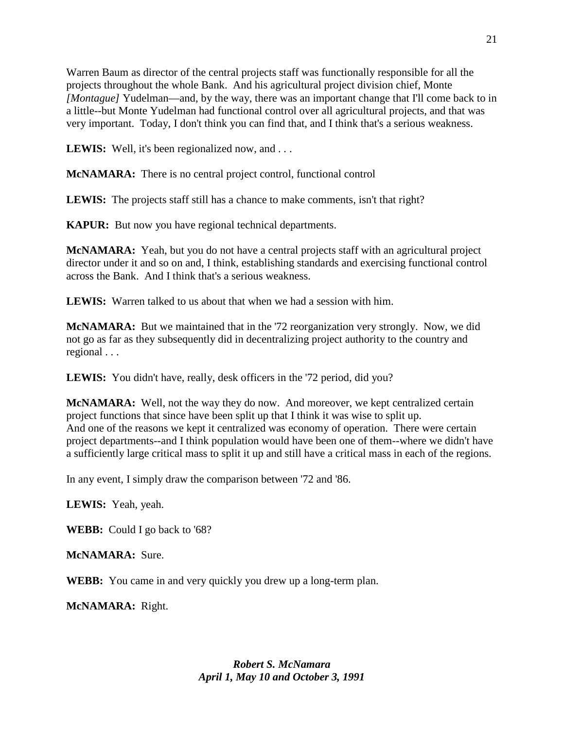Warren Baum as director of the central projects staff was functionally responsible for all the projects throughout the whole Bank. And his agricultural project division chief, Monte *[Montague]* Yudelman—and, by the way, there was an important change that I'll come back to in a little--but Monte Yudelman had functional control over all agricultural projects, and that was very important. Today, I don't think you can find that, and I think that's a serious weakness.

**LEWIS:** Well, it's been regionalized now, and . . .

**McNAMARA:** There is no central project control, functional control

**LEWIS:** The projects staff still has a chance to make comments, isn't that right?

**KAPUR:** But now you have regional technical departments.

**McNAMARA:** Yeah, but you do not have a central projects staff with an agricultural project director under it and so on and, I think, establishing standards and exercising functional control across the Bank. And I think that's a serious weakness.

**LEWIS:** Warren talked to us about that when we had a session with him.

**McNAMARA:** But we maintained that in the '72 reorganization very strongly. Now, we did not go as far as they subsequently did in decentralizing project authority to the country and regional . . .

**LEWIS:** You didn't have, really, desk officers in the '72 period, did you?

**McNAMARA:** Well, not the way they do now. And moreover, we kept centralized certain project functions that since have been split up that I think it was wise to split up. And one of the reasons we kept it centralized was economy of operation. There were certain project departments--and I think population would have been one of them--where we didn't have a sufficiently large critical mass to split it up and still have a critical mass in each of the regions.

In any event, I simply draw the comparison between '72 and '86.

**LEWIS:** Yeah, yeah.

**WEBB:** Could I go back to '68?

**McNAMARA:** Sure.

**WEBB:** You came in and very quickly you drew up a long-term plan.

**McNAMARA:** Right.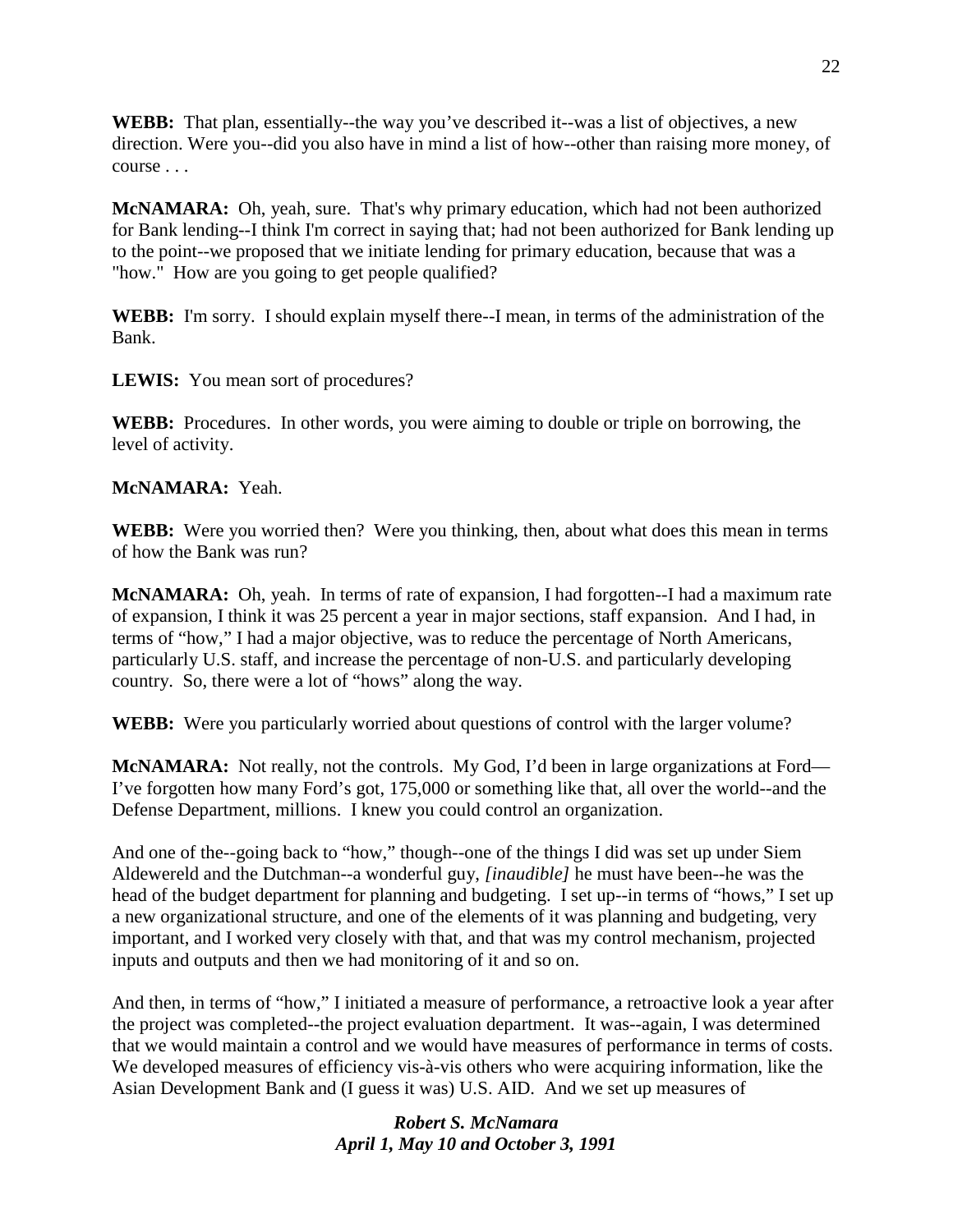**WEBB:** That plan, essentially--the way you've described it--was a list of objectives, a new direction. Were you--did you also have in mind a list of how--other than raising more money, of course . . .

**McNAMARA:** Oh, yeah, sure. That's why primary education, which had not been authorized for Bank lending--I think I'm correct in saying that; had not been authorized for Bank lending up to the point--we proposed that we initiate lending for primary education, because that was a "how." How are you going to get people qualified?

**WEBB:** I'm sorry. I should explain myself there--I mean, in terms of the administration of the Bank.

**LEWIS:** You mean sort of procedures?

**WEBB:** Procedures. In other words, you were aiming to double or triple on borrowing, the level of activity.

**McNAMARA:** Yeah.

**WEBB:** Were you worried then? Were you thinking, then, about what does this mean in terms of how the Bank was run?

**McNAMARA:** Oh, yeah. In terms of rate of expansion, I had forgotten--I had a maximum rate of expansion, I think it was 25 percent a year in major sections, staff expansion. And I had, in terms of "how," I had a major objective, was to reduce the percentage of North Americans, particularly U.S. staff, and increase the percentage of non-U.S. and particularly developing country. So, there were a lot of "hows" along the way.

**WEBB:** Were you particularly worried about questions of control with the larger volume?

**McNAMARA:** Not really, not the controls. My God, I'd been in large organizations at Ford—I've forgotten how many Ford's got, 175,000 or something like that, all over the world--and the Defense Department, millions. I knew you could control an organization.

And one of the--going back to "how," though--one of the things I did was set up under Siem Aldewereld and the Dutchman--a wonderful guy, *[inaudible]* he must have been--he was the head of the budget department for planning and budgeting. I set up--in terms of "hows," I set up a new organizational structure, and one of the elements of it was planning and budgeting, very important, and I worked very closely with that, and that was my control mechanism, projected inputs and outputs and then we had monitoring of it and so on.

And then, in terms of "how," I initiated a measure of performance, a retroactive look a year after the project was completed--the project evaluation department. It was--again, I was determined that we would maintain a control and we would have measures of performance in terms of costs. We developed measures of efficiency vis-à-vis others who were acquiring information, like the Asian Development Bank and (I guess it was) U.S. AID. And we set up measures of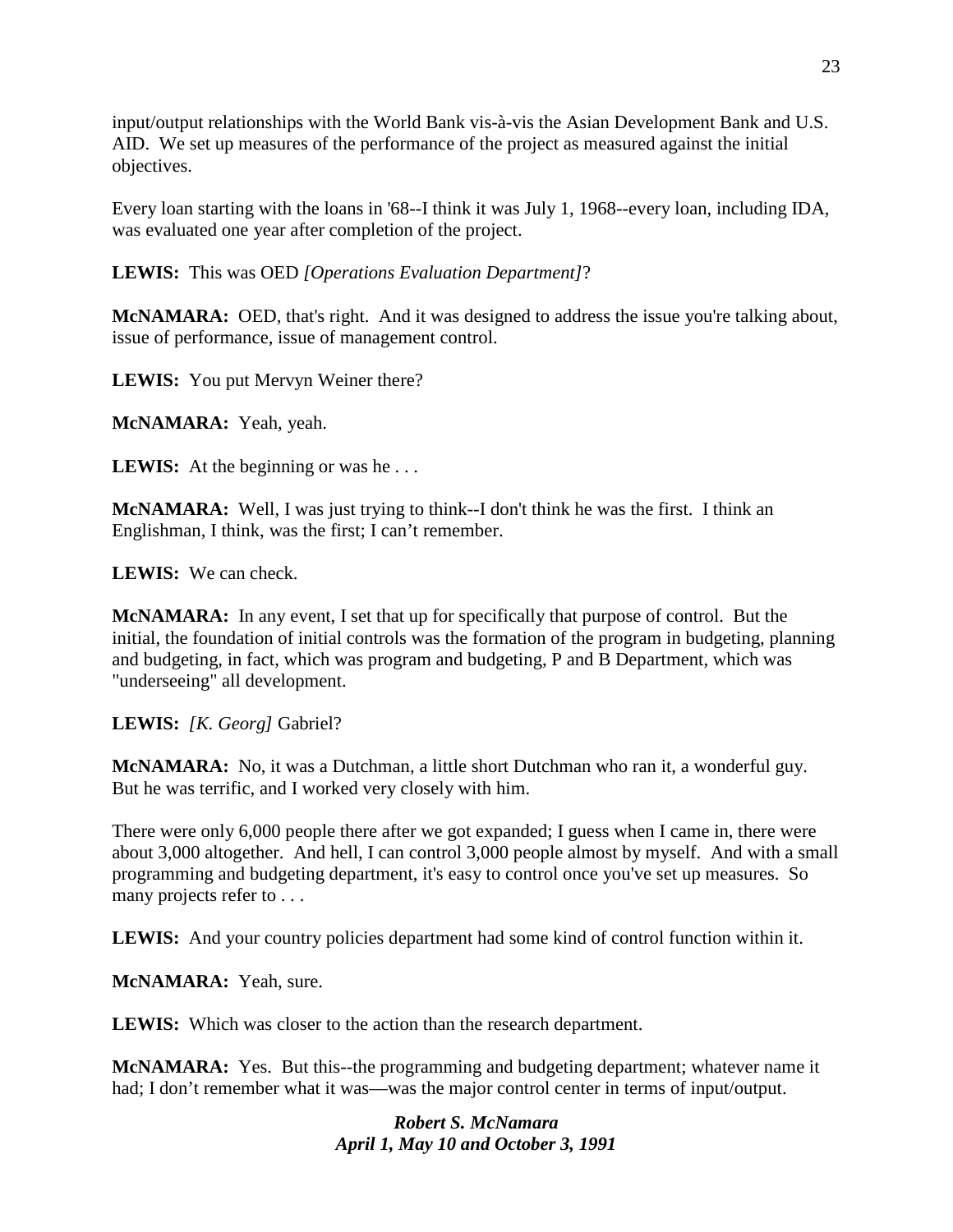input/output relationships with the World Bank vis-à-vis the Asian Development Bank and U.S. AID. We set up measures of the performance of the project as measured against the initial objectives.

Every loan starting with the loans in '68--I think it was July 1, 1968--every loan, including IDA, was evaluated one year after completion of the project.

**LEWIS:** This was OED *[Operations Evaluation Department]*?

**McNAMARA:** OED, that's right. And it was designed to address the issue you're talking about, issue of performance, issue of management control.

**LEWIS:** You put Mervyn Weiner there?

**McNAMARA:** Yeah, yeah.

**LEWIS:** At the beginning or was he . . .

**McNAMARA:** Well, I was just trying to think--I don't think he was the first. I think an Englishman, I think, was the first; I can't remember.

**LEWIS:** We can check.

**McNAMARA:** In any event, I set that up for specifically that purpose of control. But the initial, the foundation of initial controls was the formation of the program in budgeting, planning and budgeting, in fact, which was program and budgeting, P and B Department, which was "underseeing" all development.

**LEWIS:** *[K. Georg]* Gabriel?

**McNAMARA:** No, it was a Dutchman, a little short Dutchman who ran it, a wonderful guy. But he was terrific, and I worked very closely with him.

There were only 6,000 people there after we got expanded; I guess when I came in, there were about 3,000 altogether. And hell, I can control 3,000 people almost by myself. And with a small programming and budgeting department, it's easy to control once you've set up measures. So many projects refer to . . .

**LEWIS:** And your country policies department had some kind of control function within it.

**McNAMARA:** Yeah, sure.

**LEWIS:** Which was closer to the action than the research department.

**McNAMARA:** Yes. But this--the programming and budgeting department; whatever name it had; I don't remember what it was—was the major control center in terms of input/output.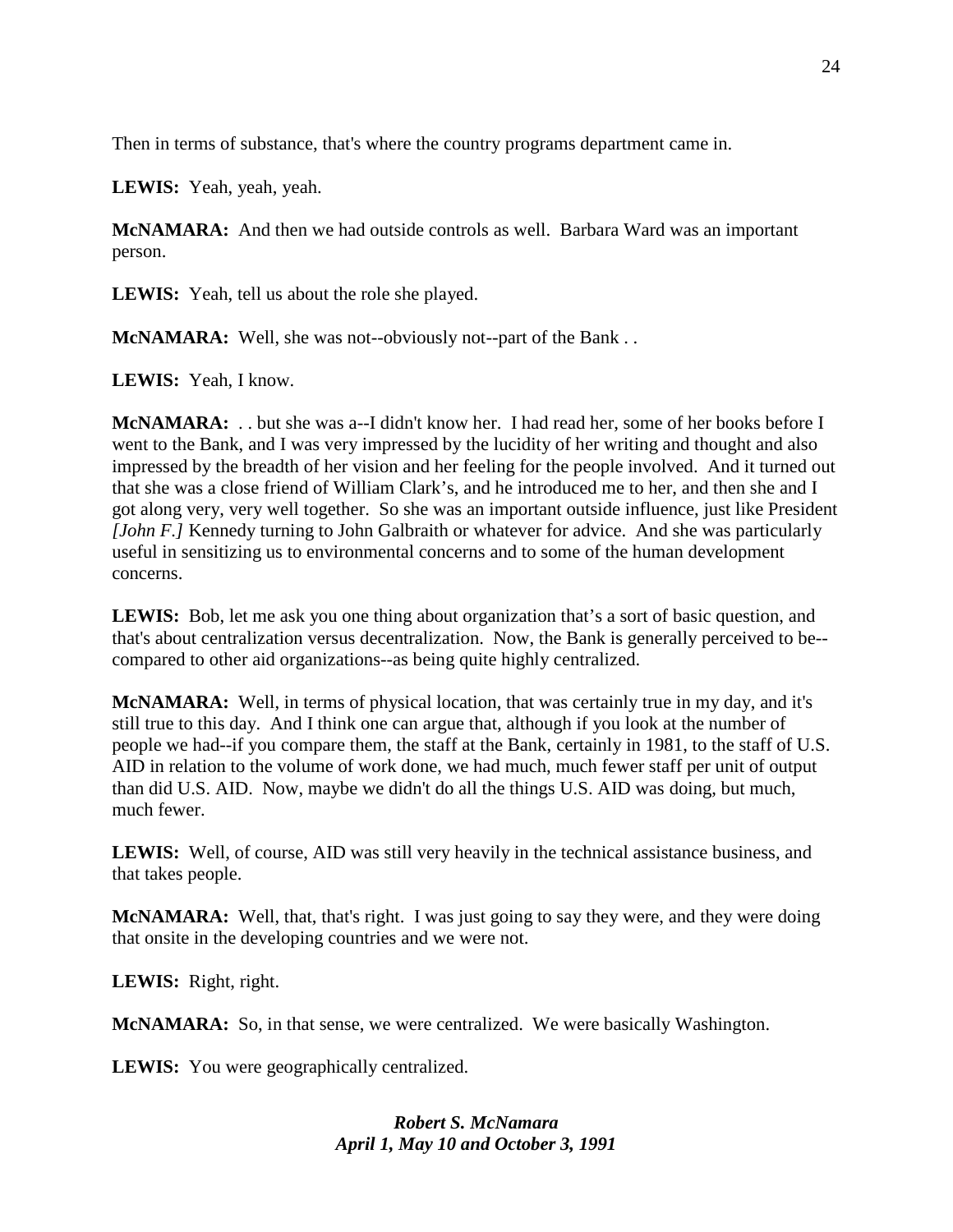Then in terms of substance, that's where the country programs department came in.

**LEWIS:** Yeah, yeah, yeah.

**McNAMARA:** And then we had outside controls as well. Barbara Ward was an important person.

**LEWIS:** Yeah, tell us about the role she played.

**McNAMARA:** Well, she was not--obviously not--part of the Bank . .

**LEWIS:** Yeah, I know.

**McNAMARA:** . . but she was a--I didn't know her. I had read her, some of her books before I went to the Bank, and I was very impressed by the lucidity of her writing and thought and also impressed by the breadth of her vision and her feeling for the people involved. And it turned out that she was a close friend of William Clark's, and he introduced me to her, and then she and I got along very, very well together. So she was an important outside influence, just like President *[John F.]* Kennedy turning to John Galbraith or whatever for advice. And she was particularly useful in sensitizing us to environmental concerns and to some of the human development concerns.

**LEWIS:** Bob, let me ask you one thing about organization that's a sort of basic question, and that's about centralization versus decentralization. Now, the Bank is generally perceived to be--compared to other aid organizations--as being quite highly centralized.

**McNAMARA:** Well, in terms of physical location, that was certainly true in my day, and it's still true to this day. And I think one can argue that, although if you look at the number of people we had--if you compare them, the staff at the Bank, certainly in 1981, to the staff of U.S. AID in relation to the volume of work done, we had much, much fewer staff per unit of output than did U.S. AID. Now, maybe we didn't do all the things U.S. AID was doing, but much, much fewer.

**LEWIS:** Well, of course, AID was still very heavily in the technical assistance business, and that takes people.

**McNAMARA:** Well, that, that's right. I was just going to say they were, and they were doing that onsite in the developing countries and we were not.

**LEWIS:** Right, right.

**McNAMARA:** So, in that sense, we were centralized. We were basically Washington.

**LEWIS:** You were geographically centralized.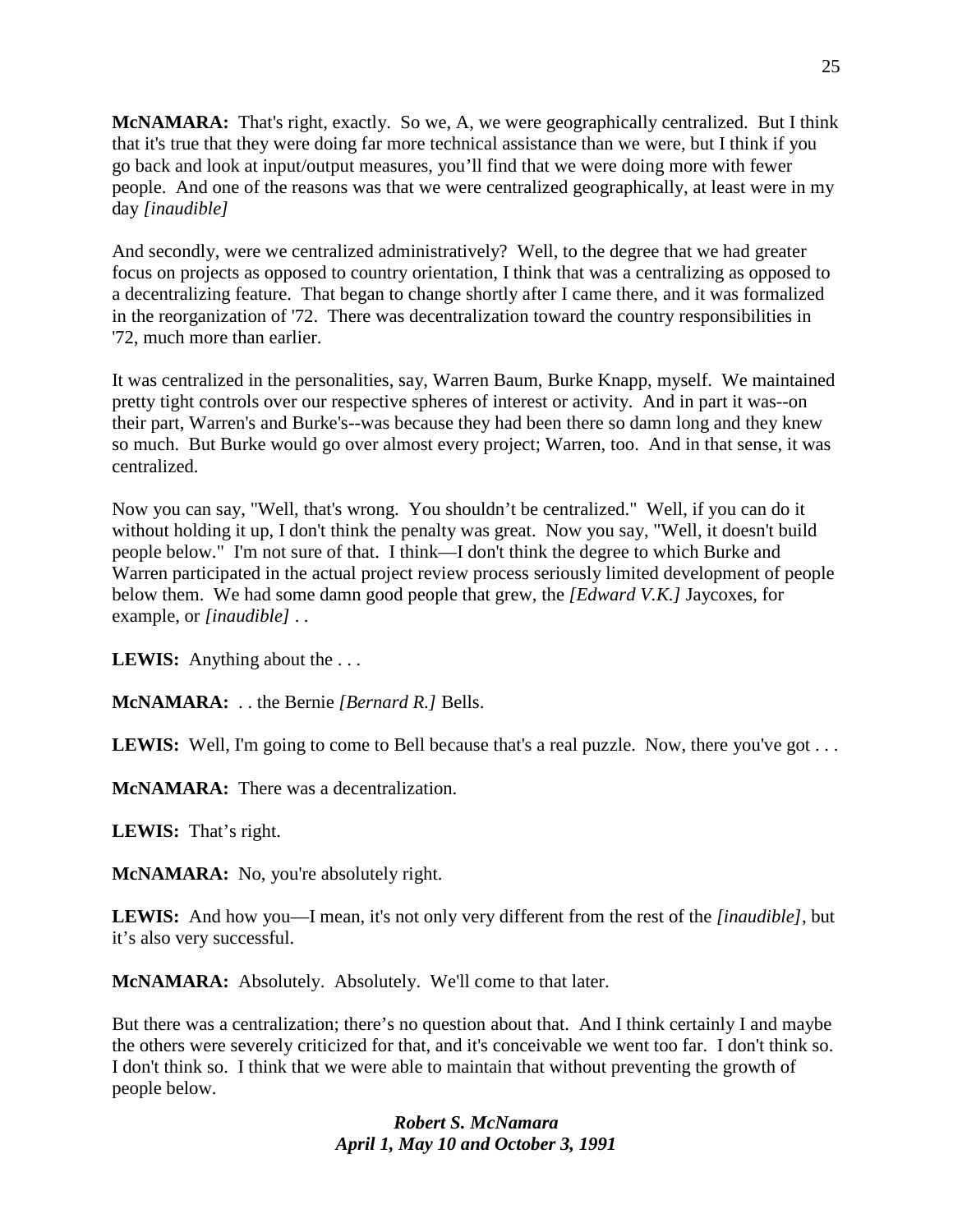**McNAMARA:** That's right, exactly. So we, A, we were geographically centralized. But I think that it's true that they were doing far more technical assistance than we were, but I think if you go back and look at input/output measures, you'll find that we were doing more with fewer people. And one of the reasons was that we were centralized geographically, at least were in my day *[inaudible]*

And secondly, were we centralized administratively? Well, to the degree that we had greater focus on projects as opposed to country orientation, I think that was a centralizing as opposed to a decentralizing feature. That began to change shortly after I came there, and it was formalized in the reorganization of '72. There was decentralization toward the country responsibilities in '72, much more than earlier.

It was centralized in the personalities, say, Warren Baum, Burke Knapp, myself. We maintained pretty tight controls over our respective spheres of interest or activity. And in part it was--on their part, Warren's and Burke's--was because they had been there so damn long and they knew so much. But Burke would go over almost every project; Warren, too. And in that sense, it was centralized.

Now you can say, "Well, that's wrong. You shouldn't be centralized." Well, if you can do it without holding it up, I don't think the penalty was great. Now you say, "Well, it doesn't build people below." I'm not sure of that. I think—I don't think the degree to which Burke and Warren participated in the actual project review process seriously limited development of people below them. We had some damn good people that grew, the *[Edward V.K.]* Jaycoxes, for example, or *[inaudible]* . .

**LEWIS:** Anything about the . . .

**McNAMARA:** . . the Bernie *[Bernard R.]* Bells.

**LEWIS:** Well, I'm going to come to Bell because that's a real puzzle. Now, there you've got . . .

**McNAMARA:** There was a decentralization.

**LEWIS:** That's right.

**McNAMARA:** No, you're absolutely right.

**LEWIS:** And how you—I mean, it's not only very different from the rest of the *[inaudible]*, but it's also very successful.

**McNAMARA:** Absolutely. Absolutely. We'll come to that later.

But there was a centralization; there's no question about that. And I think certainly I and maybe the others were severely criticized for that, and it's conceivable we went too far. I don't think so. I don't think so. I think that we were able to maintain that without preventing the growth of people below.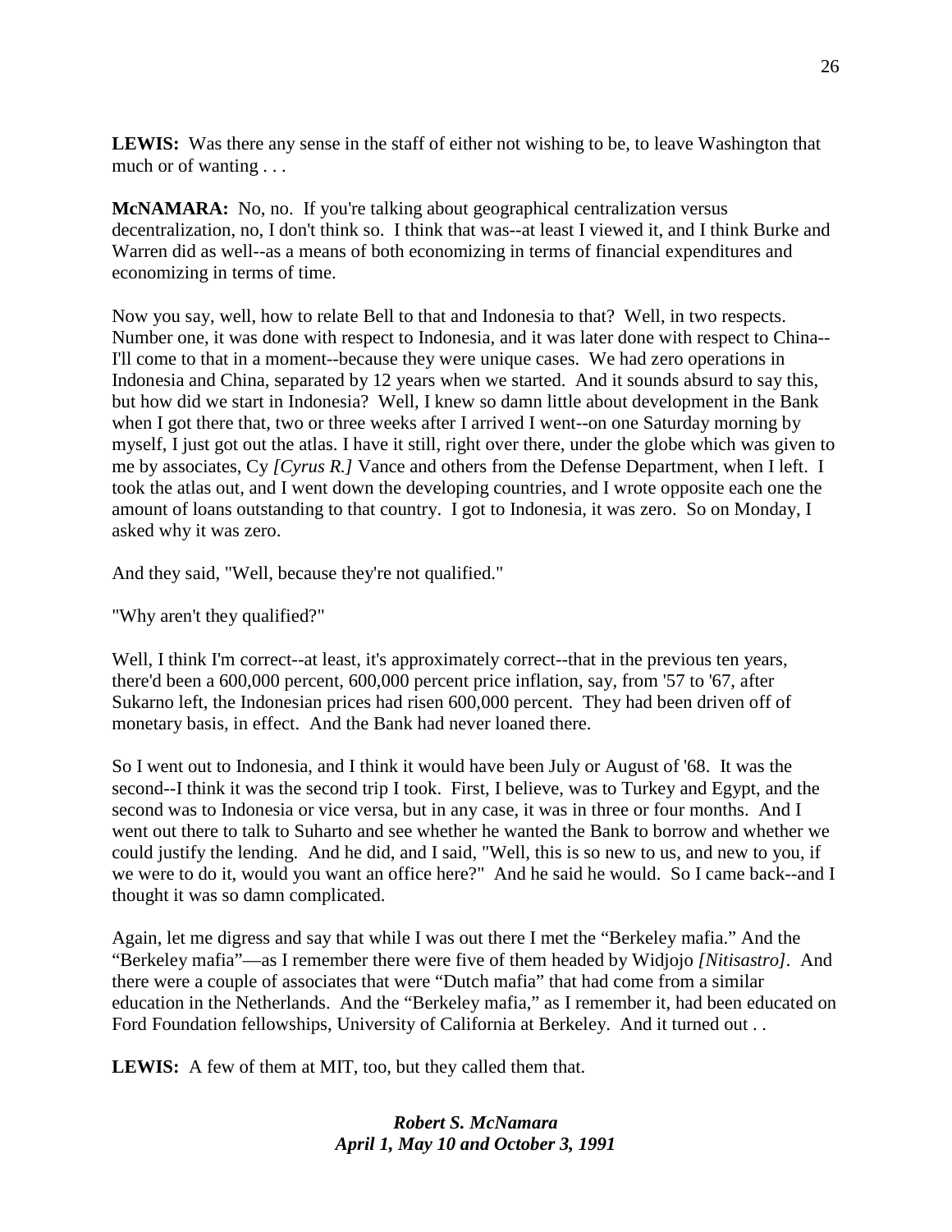**LEWIS:** Was there any sense in the staff of either not wishing to be, to leave Washington that much or of wanting . . .

**McNAMARA:** No, no. If you're talking about geographical centralization versus decentralization, no, I don't think so. I think that was--at least I viewed it, and I think Burke and Warren did as well--as a means of both economizing in terms of financial expenditures and economizing in terms of time.

Now you say, well, how to relate Bell to that and Indonesia to that? Well, in two respects. Number one, it was done with respect to Indonesia, and it was later done with respect to China--I'll come to that in a moment--because they were unique cases. We had zero operations in Indonesia and China, separated by 12 years when we started. And it sounds absurd to say this, but how did we start in Indonesia? Well, I knew so damn little about development in the Bank when I got there that, two or three weeks after I arrived I went--on one Saturday morning by myself, I just got out the atlas. I have it still, right over there, under the globe which was given to me by associates, Cy *[Cyrus R.]* Vance and others from the Defense Department, when I left. I took the atlas out, and I went down the developing countries, and I wrote opposite each one the amount of loans outstanding to that country. I got to Indonesia, it was zero. So on Monday, I asked why it was zero.

And they said, "Well, because they're not qualified."

"Why aren't they qualified?"

Well, I think I'm correct--at least, it's approximately correct--that in the previous ten years, there'd been a 600,000 percent, 600,000 percent price inflation, say, from '57 to '67, after Sukarno left, the Indonesian prices had risen 600,000 percent. They had been driven off of monetary basis, in effect. And the Bank had never loaned there.

So I went out to Indonesia, and I think it would have been July or August of '68. It was the second--I think it was the second trip I took. First, I believe, was to Turkey and Egypt, and the second was to Indonesia or vice versa, but in any case, it was in three or four months. And I went out there to talk to Suharto and see whether he wanted the Bank to borrow and whether we could justify the lending. And he did, and I said, "Well, this is so new to us, and new to you, if we were to do it, would you want an office here?" And he said he would. So I came back--and I thought it was so damn complicated.

Again, let me digress and say that while I was out there I met the "Berkeley mafia." And the "Berkeley mafia"—as I remember there were five of them headed by Widjojo *[Nitisastro]*. And there were a couple of associates that were "Dutch mafia" that had come from a similar education in the Netherlands. And the "Berkeley mafia," as I remember it, had been educated on Ford Foundation fellowships, University of California at Berkeley. And it turned out . .

**LEWIS:** A few of them at MIT, too, but they called them that.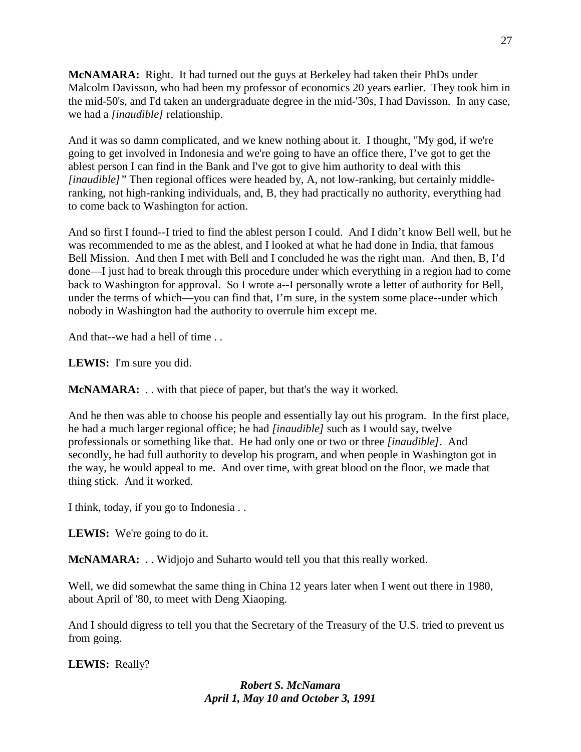**McNAMARA:** Right. It had turned out the guys at Berkeley had taken their PhDs under Malcolm Davisson, who had been my professor of economics 20 years earlier. They took him in the mid-50's, and I'd taken an undergraduate degree in the mid-'30s, I had Davisson. In any case, we had a *[inaudible]* relationship.

And it was so damn complicated, and we knew nothing about it. I thought, "My god, if we're going to get involved in Indonesia and we're going to have an office there, I've got to get the ablest person I can find in the Bank and I've got to give him authority to deal with this *[inaudible]"* Then regional offices were headed by, A, not low-ranking, but certainly middle-ranking, not high-ranking individuals, and, B, they had practically no authority, everything had to come back to Washington for action.

And so first I found--I tried to find the ablest person I could. And I didn't know Bell well, but he was recommended to me as the ablest, and I looked at what he had done in India, that famous Bell Mission. And then I met with Bell and I concluded he was the right man. And then, B, I'd done—I just had to break through this procedure under which everything in a region had to come back to Washington for approval. So I wrote a--I personally wrote a letter of authority for Bell, under the terms of which—you can find that, I'm sure, in the system some place--under which nobody in Washington had the authority to overrule him except me.

And that--we had a hell of time . .

**LEWIS:** I'm sure you did.

**McNAMARA:** . . with that piece of paper, but that's the way it worked.

And he then was able to choose his people and essentially lay out his program. In the first place, he had a much larger regional office; he had *[inaudible]* such as I would say, twelve professionals or something like that. He had only one or two or three *[inaudible]*. And secondly, he had full authority to develop his program, and when people in Washington got in the way, he would appeal to me. And over time, with great blood on the floor, we made that thing stick. And it worked.

I think, today, if you go to Indonesia . .

**LEWIS:** We're going to do it.

**McNAMARA:** . . Widjojo and Suharto would tell you that this really worked.

Well, we did somewhat the same thing in China 12 years later when I went out there in 1980, about April of '80, to meet with Deng Xiaoping.

And I should digress to tell you that the Secretary of the Treasury of the U.S. tried to prevent us from going.

**LEWIS:** Really?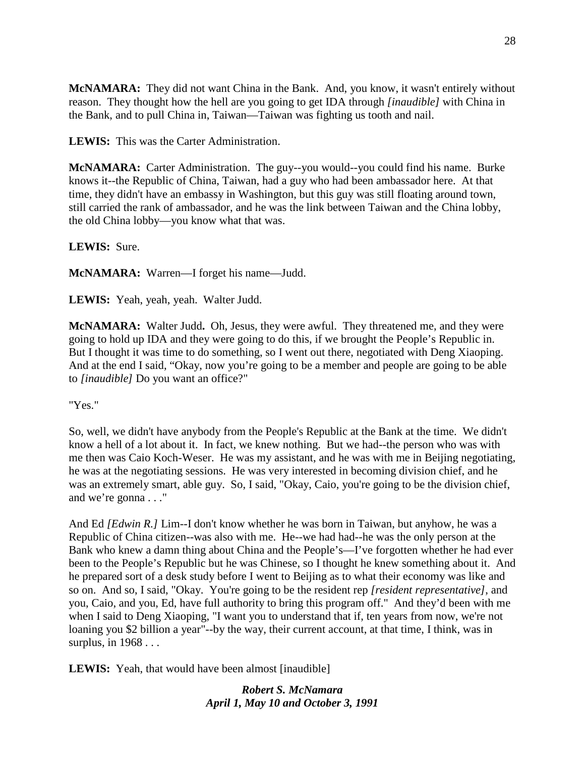**McNAMARA:** They did not want China in the Bank. And, you know, it wasn't entirely without reason. They thought how the hell are you going to get IDA through *[inaudible]* with China in the Bank, and to pull China in, Taiwan—Taiwan was fighting us tooth and nail.

**LEWIS:** This was the Carter Administration.

**McNAMARA:** Carter Administration. The guy--you would--you could find his name. Burke knows it--the Republic of China, Taiwan, had a guy who had been ambassador here. At that time, they didn't have an embassy in Washington, but this guy was still floating around town, still carried the rank of ambassador, and he was the link between Taiwan and the China lobby, the old China lobby—you know what that was.

**LEWIS:** Sure.

**McNAMARA:** Warren—I forget his name—Judd.

**LEWIS:** Yeah, yeah, yeah. Walter Judd.

**McNAMARA:** Walter Judd**.** Oh, Jesus, they were awful. They threatened me, and they were going to hold up IDA and they were going to do this, if we brought the People's Republic in. But I thought it was time to do something, so I went out there, negotiated with Deng Xiaoping. And at the end I said, "Okay, now you're going to be a member and people are going to be able to *[inaudible]* Do you want an office?"

"Yes."

So, well, we didn't have anybody from the People's Republic at the Bank at the time. We didn't know a hell of a lot about it. In fact, we knew nothing. But we had--the person who was with me then was Caio Koch-Weser. He was my assistant, and he was with me in Beijing negotiating, he was at the negotiating sessions. He was very interested in becoming division chief, and he was an extremely smart, able guy. So, I said, "Okay, Caio, you're going to be the division chief, and we're gonna . . ."

And Ed *[Edwin R.]* Lim--I don't know whether he was born in Taiwan, but anyhow, he was a Republic of China citizen--was also with me. He--we had had--he was the only person at the Bank who knew a damn thing about China and the People's—I've forgotten whether he had ever been to the People's Republic but he was Chinese, so I thought he knew something about it. And he prepared sort of a desk study before I went to Beijing as to what their economy was like and so on. And so, I said, "Okay. You're going to be the resident rep *[resident representative]*, and you, Caio, and you, Ed, have full authority to bring this program off." And they'd been with me when I said to Deng Xiaoping, "I want you to understand that if, ten years from now, we're not loaning you $2 billion a year"--by the way, their current account, at that time, I think, was in surplus, in 1968 . . .

**LEWIS:** Yeah, that would have been almost [inaudible]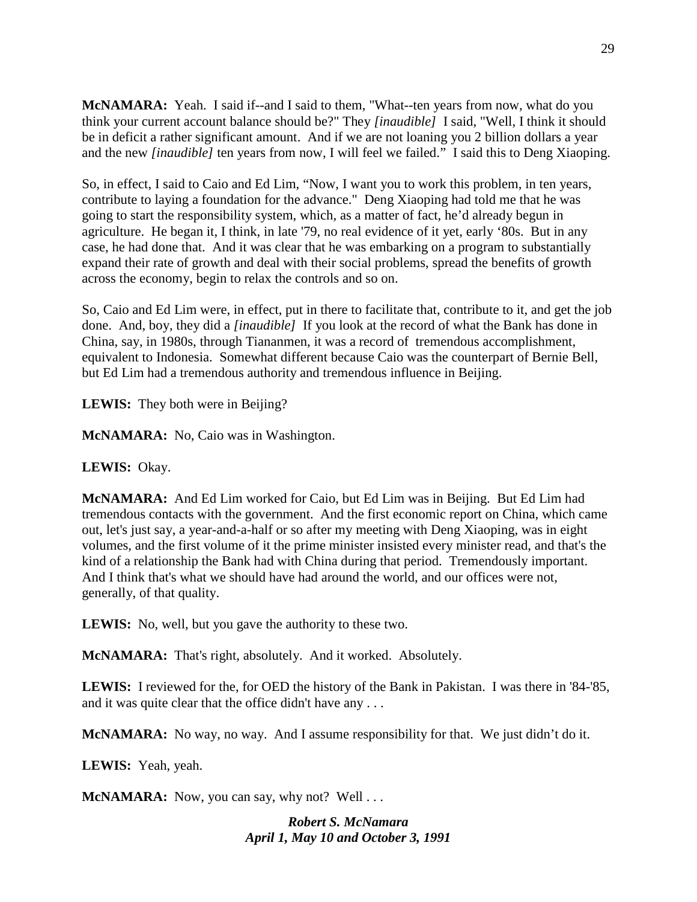**McNAMARA:** Yeah. I said if--and I said to them, "What--ten years from now, what do you think your current account balance should be?" They *[inaudible]* I said, "Well, I think it should be in deficit a rather significant amount. And if we are not loaning you 2 billion dollars a year and the new *[inaudible]* ten years from now, I will feel we failed." I said this to Deng Xiaoping.

So, in effect, I said to Caio and Ed Lim, "Now, I want you to work this problem, in ten years, contribute to laying a foundation for the advance." Deng Xiaoping had told me that he was going to start the responsibility system, which, as a matter of fact, he'd already begun in agriculture. He began it, I think, in late '79, no real evidence of it yet, early '80s. But in any case, he had done that. And it was clear that he was embarking on a program to substantially expand their rate of growth and deal with their social problems, spread the benefits of growth across the economy, begin to relax the controls and so on.

So, Caio and Ed Lim were, in effect, put in there to facilitate that, contribute to it, and get the job done. And, boy, they did a *[inaudible]* If you look at the record of what the Bank has done in China, say, in 1980s, through Tiananmen, it was a record of tremendous accomplishment, equivalent to Indonesia. Somewhat different because Caio was the counterpart of Bernie Bell, but Ed Lim had a tremendous authority and tremendous influence in Beijing.

**LEWIS:** They both were in Beijing?

**McNAMARA:** No, Caio was in Washington.

**LEWIS:** Okay.

**McNAMARA:** And Ed Lim worked for Caio, but Ed Lim was in Beijing. But Ed Lim had tremendous contacts with the government. And the first economic report on China, which came out, let's just say, a year-and-a-half or so after my meeting with Deng Xiaoping, was in eight volumes, and the first volume of it the prime minister insisted every minister read, and that's the kind of a relationship the Bank had with China during that period. Tremendously important. And I think that's what we should have had around the world, and our offices were not, generally, of that quality.

**LEWIS:** No, well, but you gave the authority to these two.

**McNAMARA:** That's right, absolutely. And it worked. Absolutely.

**LEWIS:** I reviewed for the, for OED the history of the Bank in Pakistan. I was there in '84-'85, and it was quite clear that the office didn't have any . . .

**McNAMARA:** No way, no way. And I assume responsibility for that. We just didn't do it.

**LEWIS:** Yeah, yeah.

**McNAMARA:** Now, you can say, why not? Well . . .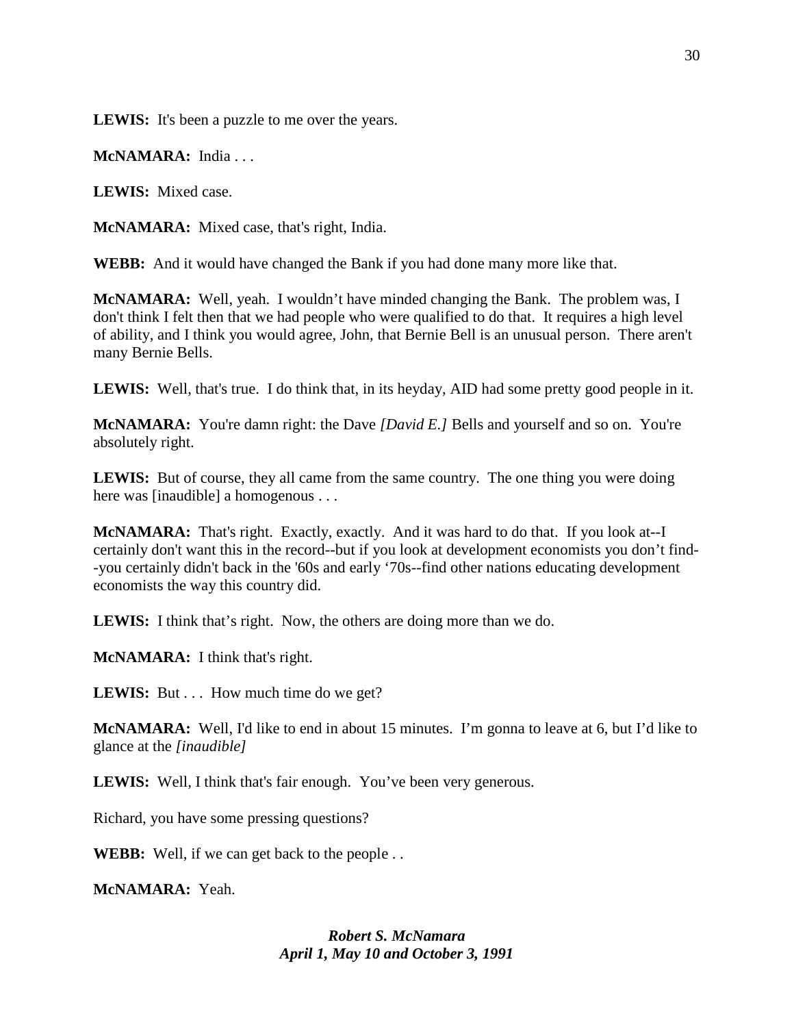**LEWIS:** It's been a puzzle to me over the years.

**McNAMARA:** India . . .

**LEWIS:** Mixed case.

**McNAMARA:** Mixed case, that's right, India.

**WEBB:** And it would have changed the Bank if you had done many more like that.

**McNAMARA:** Well, yeah. I wouldn't have minded changing the Bank. The problem was, I don't think I felt then that we had people who were qualified to do that. It requires a high level of ability, and I think you would agree, John, that Bernie Bell is an unusual person. There aren't many Bernie Bells.

**LEWIS:** Well, that's true. I do think that, in its heyday, AID had some pretty good people in it.

**McNAMARA:** You're damn right: the Dave *[David E.]* Bells and yourself and so on. You're absolutely right.

**LEWIS:** But of course, they all came from the same country. The one thing you were doing here was [inaudible] a homogenous . . .

**McNAMARA:** That's right. Exactly, exactly. And it was hard to do that. If you look at--I certainly don't want this in the record--but if you look at development economists you don't find--you certainly didn't back in the '60s and early '70s--find other nations educating development economists the way this country did.

**LEWIS:** I think that's right. Now, the others are doing more than we do.

**McNAMARA:** I think that's right.

**LEWIS:** But . . . How much time do we get?

**McNAMARA:** Well, I'd like to end in about 15 minutes. I'm gonna to leave at 6, but I'd like to glance at the *[inaudible]*

**LEWIS:** Well, I think that's fair enough. You've been very generous.

Richard, you have some pressing questions?

**WEBB:** Well, if we can get back to the people . .

**McNAMARA:** Yeah.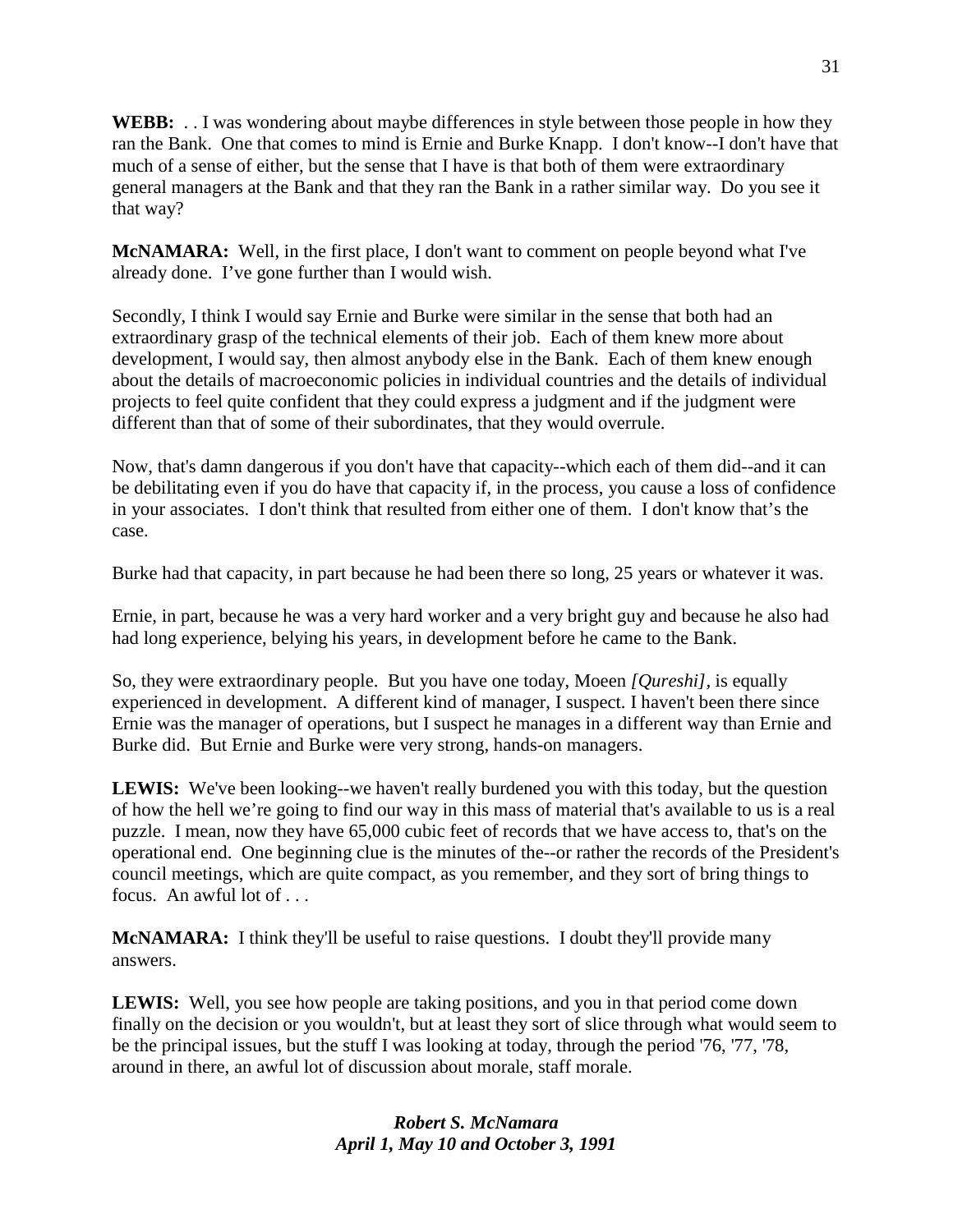**WEBB:** . . I was wondering about maybe differences in style between those people in how they ran the Bank. One that comes to mind is Ernie and Burke Knapp. I don't know--I don't have that much of a sense of either, but the sense that I have is that both of them were extraordinary general managers at the Bank and that they ran the Bank in a rather similar way. Do you see it that way?

**McNAMARA:** Well, in the first place, I don't want to comment on people beyond what I've already done. I've gone further than I would wish.

Secondly, I think I would say Ernie and Burke were similar in the sense that both had an extraordinary grasp of the technical elements of their job. Each of them knew more about development, I would say, then almost anybody else in the Bank. Each of them knew enough about the details of macroeconomic policies in individual countries and the details of individual projects to feel quite confident that they could express a judgment and if the judgment were different than that of some of their subordinates, that they would overrule.

Now, that's damn dangerous if you don't have that capacity--which each of them did--and it can be debilitating even if you do have that capacity if, in the process, you cause a loss of confidence in your associates. I don't think that resulted from either one of them. I don't know that's the case.

Burke had that capacity, in part because he had been there so long, 25 years or whatever it was.

Ernie, in part, because he was a very hard worker and a very bright guy and because he also had had long experience, belying his years, in development before he came to the Bank.

So, they were extraordinary people. But you have one today, Moeen *[Qureshi]*, is equally experienced in development. A different kind of manager, I suspect. I haven't been there since Ernie was the manager of operations, but I suspect he manages in a different way than Ernie and Burke did. But Ernie and Burke were very strong, hands-on managers.

**LEWIS:** We've been looking--we haven't really burdened you with this today, but the question of how the hell we're going to find our way in this mass of material that's available to us is a real puzzle. I mean, now they have 65,000 cubic feet of records that we have access to, that's on the operational end. One beginning clue is the minutes of the--or rather the records of the President's council meetings, which are quite compact, as you remember, and they sort of bring things to focus. An awful lot of . . .

**McNAMARA:** I think they'll be useful to raise questions. I doubt they'll provide many answers.

**LEWIS:** Well, you see how people are taking positions, and you in that period come down finally on the decision or you wouldn't, but at least they sort of slice through what would seem to be the principal issues, but the stuff I was looking at today, through the period '76, '77, '78, around in there, an awful lot of discussion about morale, staff morale.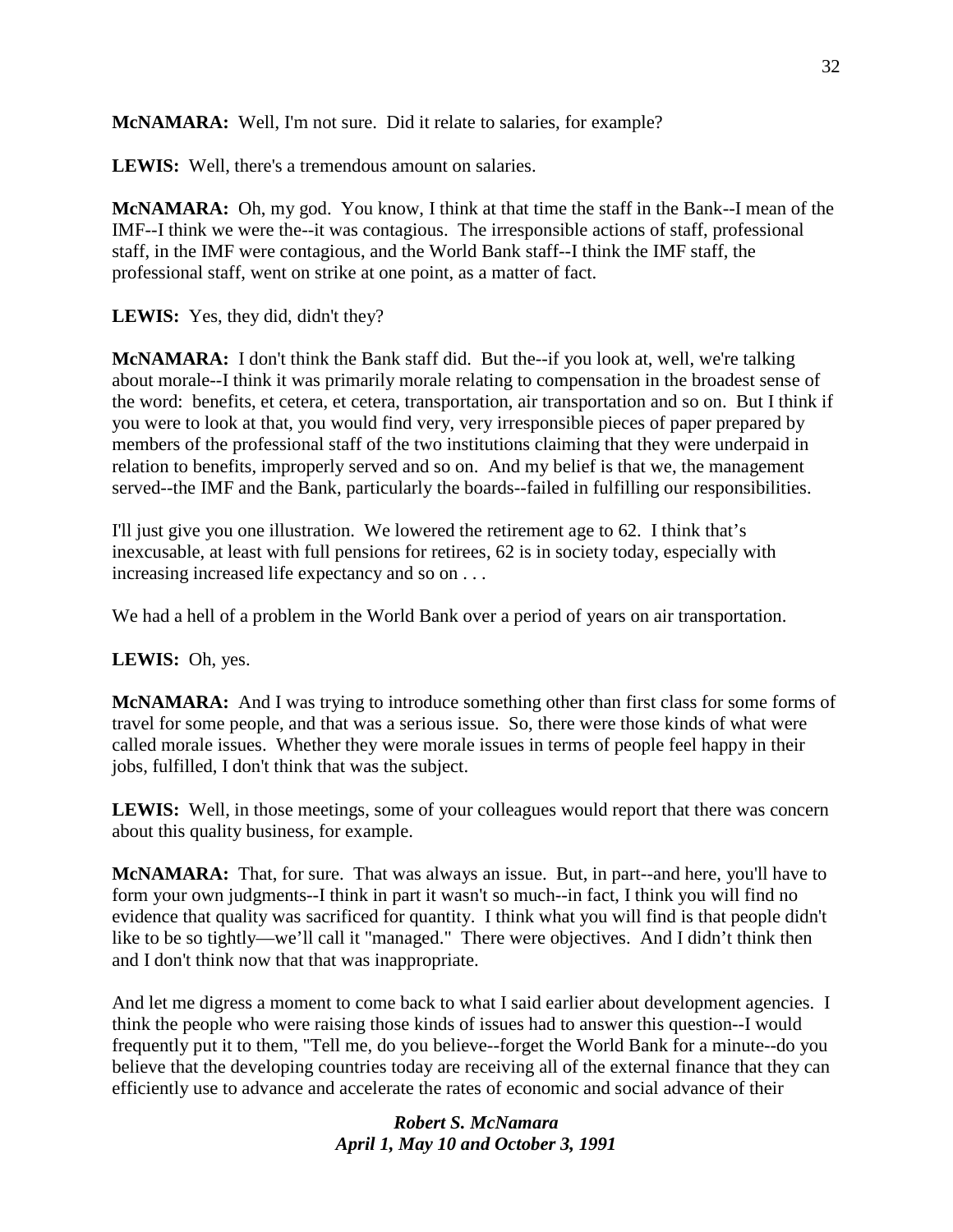**McNAMARA:** Well, I'm not sure. Did it relate to salaries, for example?

**LEWIS:** Well, there's a tremendous amount on salaries.

**McNAMARA:** Oh, my god. You know, I think at that time the staff in the Bank--I mean of the IMF--I think we were the--it was contagious. The irresponsible actions of staff, professional staff, in the IMF were contagious, and the World Bank staff--I think the IMF staff, the professional staff, went on strike at one point, as a matter of fact.

**LEWIS:** Yes, they did, didn't they?

**McNAMARA:** I don't think the Bank staff did. But the--if you look at, well, we're talking about morale--I think it was primarily morale relating to compensation in the broadest sense of the word: benefits, et cetera, et cetera, transportation, air transportation and so on. But I think if you were to look at that, you would find very, very irresponsible pieces of paper prepared by members of the professional staff of the two institutions claiming that they were underpaid in relation to benefits, improperly served and so on. And my belief is that we, the management served--the IMF and the Bank, particularly the boards--failed in fulfilling our responsibilities.

I'll just give you one illustration. We lowered the retirement age to 62. I think that's inexcusable, at least with full pensions for retirees, 62 is in society today, especially with increasing increased life expectancy and so on . . .

We had a hell of a problem in the World Bank over a period of years on air transportation.

**LEWIS:** Oh, yes.

**McNAMARA:** And I was trying to introduce something other than first class for some forms of travel for some people, and that was a serious issue. So, there were those kinds of what were called morale issues. Whether they were morale issues in terms of people feel happy in their jobs, fulfilled, I don't think that was the subject.

**LEWIS:** Well, in those meetings, some of your colleagues would report that there was concern about this quality business, for example.

**McNAMARA:** That, for sure. That was always an issue. But, in part--and here, you'll have to form your own judgments--I think in part it wasn't so much--in fact, I think you will find no evidence that quality was sacrificed for quantity. I think what you will find is that people didn't like to be so tightly—we'll call it "managed." There were objectives. And I didn't think then and I don't think now that that was inappropriate.

And let me digress a moment to come back to what I said earlier about development agencies. I think the people who were raising those kinds of issues had to answer this question--I would frequently put it to them, "Tell me, do you believe--forget the World Bank for a minute--do you believe that the developing countries today are receiving all of the external finance that they can efficiently use to advance and accelerate the rates of economic and social advance of their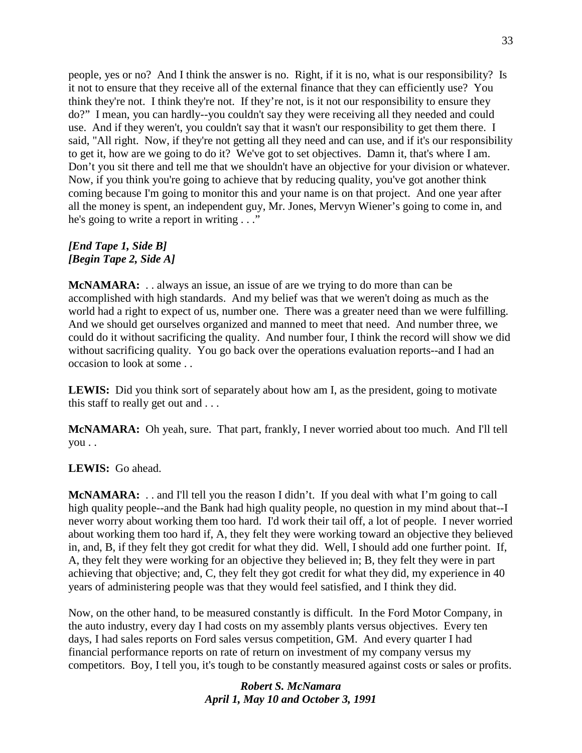people, yes or no? And I think the answer is no. Right, if it is no, what is our responsibility? Is it not to ensure that they receive all of the external finance that they can efficiently use? You think they're not. I think they're not. If they're not, is it not our responsibility to ensure they do?" I mean, you can hardly--you couldn't say they were receiving all they needed and could use. And if they weren't, you couldn't say that it wasn't our responsibility to get them there. I said, "All right. Now, if they're not getting all they need and can use, and if it's our responsibility to get it, how are we going to do it? We've got to set objectives. Damn it, that's where I am. Don't you sit there and tell me that we shouldn't have an objective for your division or whatever. Now, if you think you're going to achieve that by reducing quality, you've got another think coming because I'm going to monitor this and your name is on that project. And one year after all the money is spent, an independent guy, Mr. Jones, Mervyn Wiener's going to come in, and he's going to write a report in writing . . ."

***[End Tape 1, Side B]***
***[Begin Tape 2, Side A]***

**McNAMARA:** . . always an issue, an issue of are we trying to do more than can be accomplished with high standards. And my belief was that we weren't doing as much as the world had a right to expect of us, number one. There was a greater need than we were fulfilling. And we should get ourselves organized and manned to meet that need. And number three, we could do it without sacrificing the quality. And number four, I think the record will show we did without sacrificing quality. You go back over the operations evaluation reports--and I had an occasion to look at some . .

**LEWIS:** Did you think sort of separately about how am I, as the president, going to motivate this staff to really get out and . . .

**McNAMARA:** Oh yeah, sure. That part, frankly, I never worried about too much. And I'll tell you . .

**LEWIS:** Go ahead.

**McNAMARA:** . . and I'll tell you the reason I didn't. If you deal with what I'm going to call high quality people--and the Bank had high quality people, no question in my mind about that--I never worry about working them too hard. I'd work their tail off, a lot of people. I never worried about working them too hard if, A, they felt they were working toward an objective they believed in, and, B, if they felt they got credit for what they did. Well, I should add one further point. If, A, they felt they were working for an objective they believed in; B, they felt they were in part achieving that objective; and, C, they felt they got credit for what they did, my experience in 40 years of administering people was that they would feel satisfied, and I think they did.

Now, on the other hand, to be measured constantly is difficult. In the Ford Motor Company, in the auto industry, every day I had costs on my assembly plants versus objectives. Every ten days, I had sales reports on Ford sales versus competition, GM. And every quarter I had financial performance reports on rate of return on investment of my company versus my competitors. Boy, I tell you, it's tough to be constantly measured against costs or sales or profits.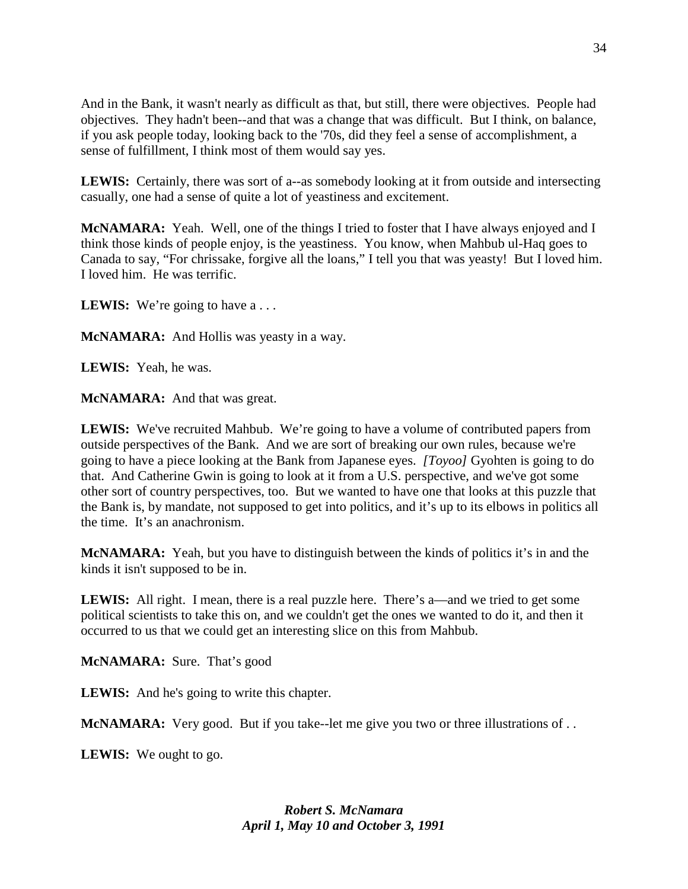And in the Bank, it wasn't nearly as difficult as that, but still, there were objectives. People had objectives. They hadn't been--and that was a change that was difficult. But I think, on balance, if you ask people today, looking back to the '70s, did they feel a sense of accomplishment, a sense of fulfillment, I think most of them would say yes.

**LEWIS:** Certainly, there was sort of a--as somebody looking at it from outside and intersecting casually, one had a sense of quite a lot of yeastiness and excitement.

**McNAMARA:** Yeah. Well, one of the things I tried to foster that I have always enjoyed and I think those kinds of people enjoy, is the yeastiness. You know, when Mahbub ul-Haq goes to Canada to say, "For chrissake, forgive all the loans," I tell you that was yeasty! But I loved him. I loved him. He was terrific.

**LEWIS:** We're going to have a . . .

**McNAMARA:** And Hollis was yeasty in a way.

**LEWIS:** Yeah, he was.

**McNAMARA:** And that was great.

**LEWIS:** We've recruited Mahbub. We're going to have a volume of contributed papers from outside perspectives of the Bank. And we are sort of breaking our own rules, because we're going to have a piece looking at the Bank from Japanese eyes. *[Toyoo]* Gyohten is going to do that. And Catherine Gwin is going to look at it from a U.S. perspective, and we've got some other sort of country perspectives, too. But we wanted to have one that looks at this puzzle that the Bank is, by mandate, not supposed to get into politics, and it's up to its elbows in politics all the time. It's an anachronism.

**McNAMARA:** Yeah, but you have to distinguish between the kinds of politics it's in and the kinds it isn't supposed to be in.

**LEWIS:** All right. I mean, there is a real puzzle here. There's a—and we tried to get some political scientists to take this on, and we couldn't get the ones we wanted to do it, and then it occurred to us that we could get an interesting slice on this from Mahbub.

**McNAMARA:** Sure. That's good

**LEWIS:** And he's going to write this chapter.

**McNAMARA:** Very good. But if you take--let me give you two or three illustrations of . .

**LEWIS:** We ought to go.

***Robert S. McNamara***
***April 1, May 10 and October 3, 1991***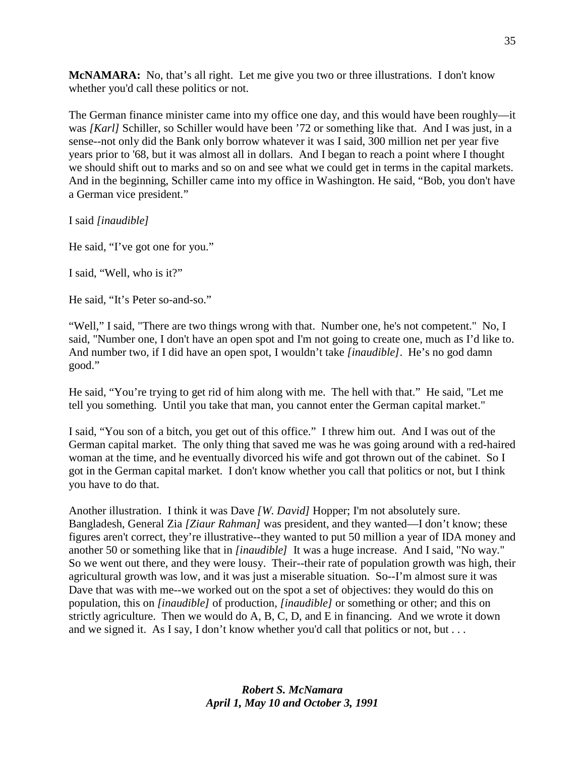**McNAMARA:** No, that's all right. Let me give you two or three illustrations. I don't know whether you'd call these politics or not.

The German finance minister came into my office one day, and this would have been roughly—it was *[Karl]* Schiller, so Schiller would have been '72 or something like that. And I was just, in a sense--not only did the Bank only borrow whatever it was I said, 300 million net per year five years prior to '68, but it was almost all in dollars. And I began to reach a point where I thought we should shift out to marks and so on and see what we could get in terms in the capital markets. And in the beginning, Schiller came into my office in Washington. He said, "Bob, you don't have a German vice president."

I said *[inaudible]*

He said, "I've got one for you."

I said, "Well, who is it?"

He said, "It's Peter so-and-so."

"Well," I said, "There are two things wrong with that. Number one, he's not competent." No, I said, "Number one, I don't have an open spot and I'm not going to create one, much as I'd like to. And number two, if I did have an open spot, I wouldn't take *[inaudible]*. He's no god damn good."

He said, "You're trying to get rid of him along with me. The hell with that." He said, "Let me tell you something. Until you take that man, you cannot enter the German capital market."

I said, "You son of a bitch, you get out of this office." I threw him out. And I was out of the German capital market. The only thing that saved me was he was going around with a red-haired woman at the time, and he eventually divorced his wife and got thrown out of the cabinet. So I got in the German capital market. I don't know whether you call that politics or not, but I think you have to do that.

Another illustration. I think it was Dave *[W. David]* Hopper; I'm not absolutely sure. Bangladesh, General Zia *[Ziaur Rahman]* was president, and they wanted—I don't know; these figures aren't correct, they're illustrative--they wanted to put 50 million a year of IDA money and another 50 or something like that in *[inaudible]* It was a huge increase. And I said, "No way." So we went out there, and they were lousy. Their--their rate of population growth was high, their agricultural growth was low, and it was just a miserable situation. So--I'm almost sure it was Dave that was with me--we worked out on the spot a set of objectives: they would do this on population, this on *[inaudible]* of production, *[inaudible]* or something or other; and this on strictly agriculture. Then we would do A, B, C, D, and E in financing. And we wrote it down and we signed it. As I say, I don't know whether you'd call that politics or not, but . . .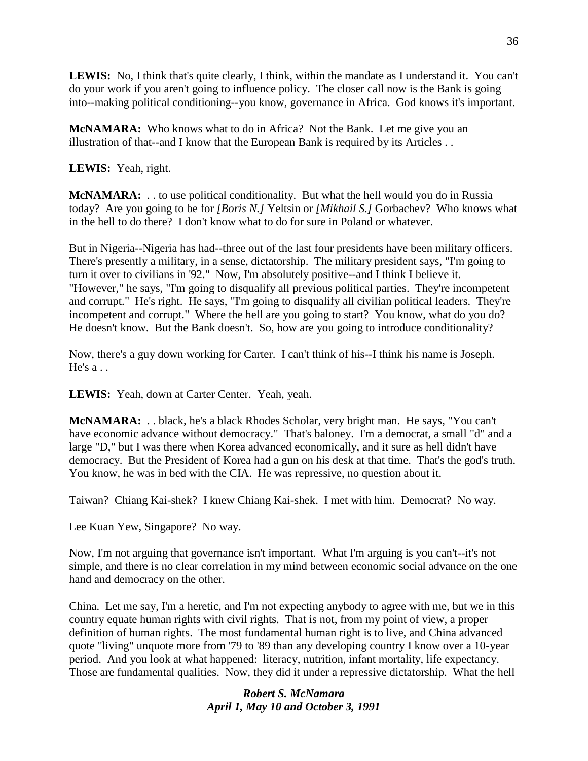**LEWIS:** No, I think that's quite clearly, I think, within the mandate as I understand it. You can't do your work if you aren't going to influence policy. The closer call now is the Bank is going into--making political conditioning--you know, governance in Africa. God knows it's important.

**McNAMARA:** Who knows what to do in Africa? Not the Bank. Let me give you an illustration of that--and I know that the European Bank is required by its Articles . .

**LEWIS:** Yeah, right.

**McNAMARA:** . . to use political conditionality. But what the hell would you do in Russia today? Are you going to be for *[Boris N.]* Yeltsin or *[Mikhail S.]* Gorbachev? Who knows what in the hell to do there? I don't know what to do for sure in Poland or whatever.

But in Nigeria--Nigeria has had--three out of the last four presidents have been military officers. There's presently a military, in a sense, dictatorship. The military president says, "I'm going to turn it over to civilians in '92." Now, I'm absolutely positive--and I think I believe it. "However," he says, "I'm going to disqualify all previous political parties. They're incompetent and corrupt." He's right. He says, "I'm going to disqualify all civilian political leaders. They're incompetent and corrupt." Where the hell are you going to start? You know, what do you do? He doesn't know. But the Bank doesn't. So, how are you going to introduce conditionality?

Now, there's a guy down working for Carter. I can't think of his--I think his name is Joseph. He's a . .

**LEWIS:** Yeah, down at Carter Center. Yeah, yeah.

**McNAMARA:** . . black, he's a black Rhodes Scholar, very bright man. He says, "You can't have economic advance without democracy." That's baloney. I'm a democrat, a small "d" and a large "D," but I was there when Korea advanced economically, and it sure as hell didn't have democracy. But the President of Korea had a gun on his desk at that time. That's the god's truth. You know, he was in bed with the CIA. He was repressive, no question about it.

Taiwan? Chiang Kai-shek? I knew Chiang Kai-shek. I met with him. Democrat? No way.

Lee Kuan Yew, Singapore? No way.

Now, I'm not arguing that governance isn't important. What I'm arguing is you can't--it's not simple, and there is no clear correlation in my mind between economic social advance on the one hand and democracy on the other.

China. Let me say, I'm a heretic, and I'm not expecting anybody to agree with me, but we in this country equate human rights with civil rights. That is not, from my point of view, a proper definition of human rights. The most fundamental human right is to live, and China advanced quote "living" unquote more from '79 to '89 than any developing country I know over a 10-year period. And you look at what happened: literacy, nutrition, infant mortality, life expectancy. Those are fundamental qualities. Now, they did it under a repressive dictatorship. What the hell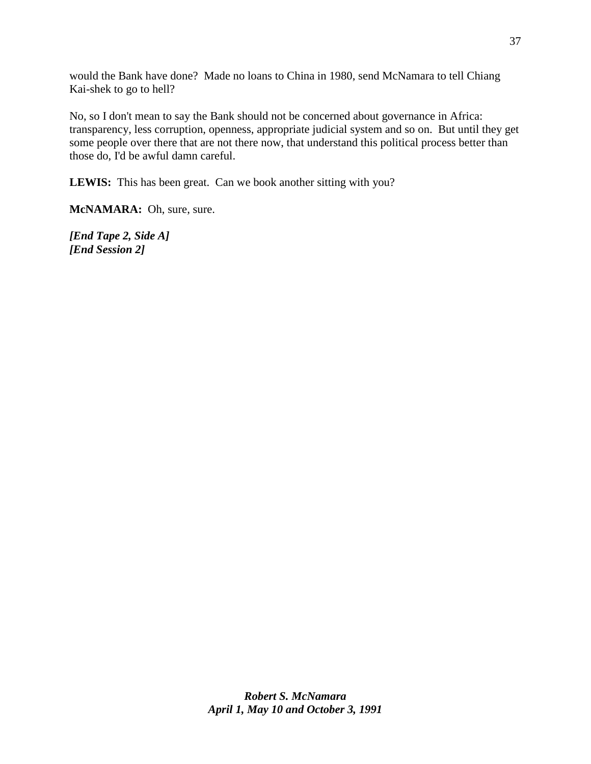would the Bank have done? Made no loans to China in 1980, send McNamara to tell Chiang Kai-shek to go to hell?

No, so I don't mean to say the Bank should not be concerned about governance in Africa: transparency, less corruption, openness, appropriate judicial system and so on. But until they get some people over there that are not there now, that understand this political process better than those do, I'd be awful damn careful.

**LEWIS:** This has been great. Can we book another sitting with you?

**McNAMARA:** Oh, sure, sure.

***[End Tape 2, Side A]***
***[End Session 2]***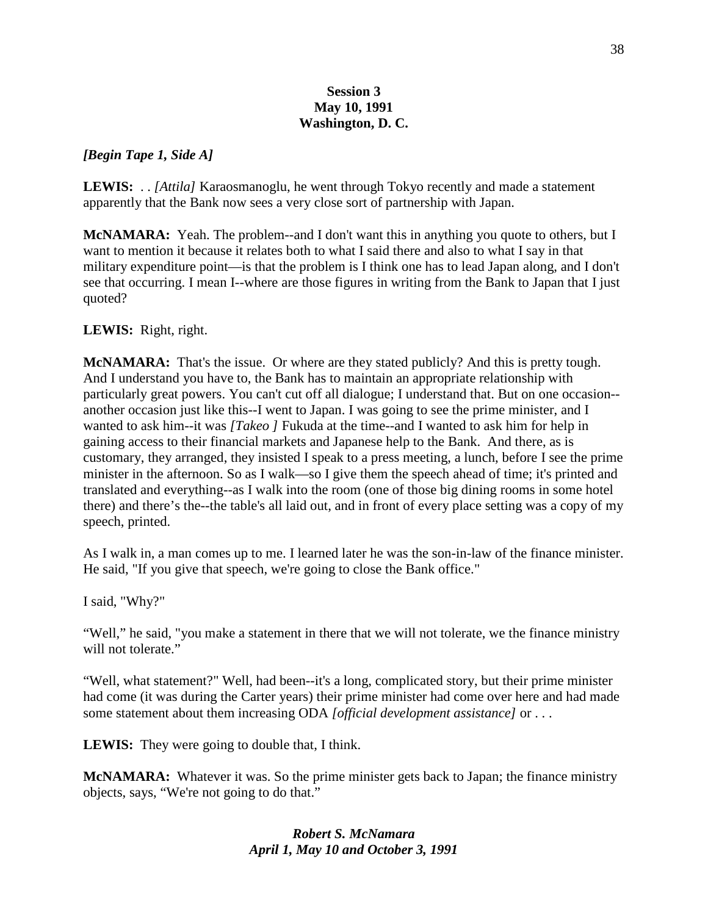**Session 3**
**May 10, 1991**
**Washington, D. C.**

***[Begin Tape 1, Side A]***

**LEWIS:** . . *[Attila]* Karaosmanoglu, he went through Tokyo recently and made a statement apparently that the Bank now sees a very close sort of partnership with Japan.

**McNAMARA:** Yeah. The problem--and I don't want this in anything you quote to others, but I want to mention it because it relates both to what I said there and also to what I say in that military expenditure point—is that the problem is I think one has to lead Japan along, and I don't see that occurring. I mean I--where are those figures in writing from the Bank to Japan that I just quoted?

**LEWIS:** Right, right.

**McNAMARA:** That's the issue. Or where are they stated publicly? And this is pretty tough. And I understand you have to, the Bank has to maintain an appropriate relationship with particularly great powers. You can't cut off all dialogue; I understand that. But on one occasion--another occasion just like this--I went to Japan. I was going to see the prime minister, and I wanted to ask him--it was *[Takeo ]* Fukuda at the time--and I wanted to ask him for help in gaining access to their financial markets and Japanese help to the Bank. And there, as is customary, they arranged, they insisted I speak to a press meeting, a lunch, before I see the prime minister in the afternoon. So as I walk—so I give them the speech ahead of time; it's printed and translated and everything--as I walk into the room (one of those big dining rooms in some hotel there) and there's the--the table's all laid out, and in front of every place setting was a copy of my speech, printed.

As I walk in, a man comes up to me. I learned later he was the son-in-law of the finance minister. He said, "If you give that speech, we're going to close the Bank office."

I said, "Why?"

"Well," he said, "you make a statement in there that we will not tolerate, we the finance ministry will not tolerate."

"Well, what statement?" Well, had been--it's a long, complicated story, but their prime minister had come (it was during the Carter years) their prime minister had come over here and had made some statement about them increasing ODA *[official development assistance]* or . . .

**LEWIS:** They were going to double that, I think.

**McNAMARA:** Whatever it was. So the prime minister gets back to Japan; the finance ministry objects, says, "We're not going to do that."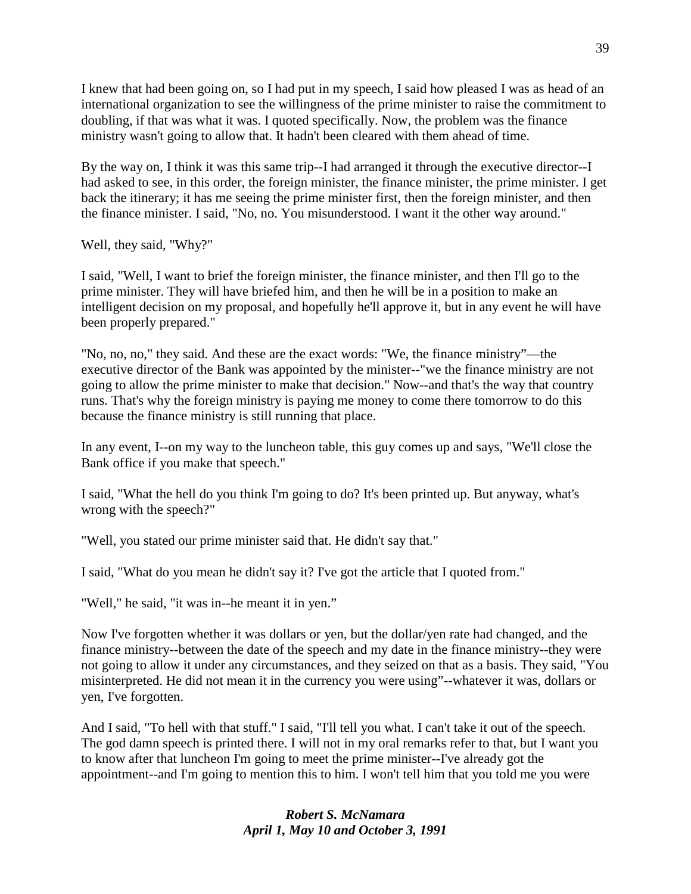I knew that had been going on, so I had put in my speech, I said how pleased I was as head of an international organization to see the willingness of the prime minister to raise the commitment to doubling, if that was what it was. I quoted specifically. Now, the problem was the finance ministry wasn't going to allow that. It hadn't been cleared with them ahead of time.

By the way on, I think it was this same trip--I had arranged it through the executive director--I had asked to see, in this order, the foreign minister, the finance minister, the prime minister. I get back the itinerary; it has me seeing the prime minister first, then the foreign minister, and then the finance minister. I said, "No, no. You misunderstood. I want it the other way around."

Well, they said, "Why?"

I said, "Well, I want to brief the foreign minister, the finance minister, and then I'll go to the prime minister. They will have briefed him, and then he will be in a position to make an intelligent decision on my proposal, and hopefully he'll approve it, but in any event he will have been properly prepared."

"No, no, no," they said. And these are the exact words: "We, the finance ministry"—the executive director of the Bank was appointed by the minister--"we the finance ministry are not going to allow the prime minister to make that decision." Now--and that's the way that country runs. That's why the foreign ministry is paying me money to come there tomorrow to do this because the finance ministry is still running that place.

In any event, I--on my way to the luncheon table, this guy comes up and says, "We'll close the Bank office if you make that speech."

I said, "What the hell do you think I'm going to do? It's been printed up. But anyway, what's wrong with the speech?"

"Well, you stated our prime minister said that. He didn't say that."

I said, "What do you mean he didn't say it? I've got the article that I quoted from."

"Well," he said, "it was in--he meant it in yen."

Now I've forgotten whether it was dollars or yen, but the dollar/yen rate had changed, and the finance ministry--between the date of the speech and my date in the finance ministry--they were not going to allow it under any circumstances, and they seized on that as a basis. They said, "You misinterpreted. He did not mean it in the currency you were using"--whatever it was, dollars or yen, I've forgotten.

And I said, "To hell with that stuff." I said, "I'll tell you what. I can't take it out of the speech. The god damn speech is printed there. I will not in my oral remarks refer to that, but I want you to know after that luncheon I'm going to meet the prime minister--I've already got the appointment--and I'm going to mention this to him. I won't tell him that you told me you were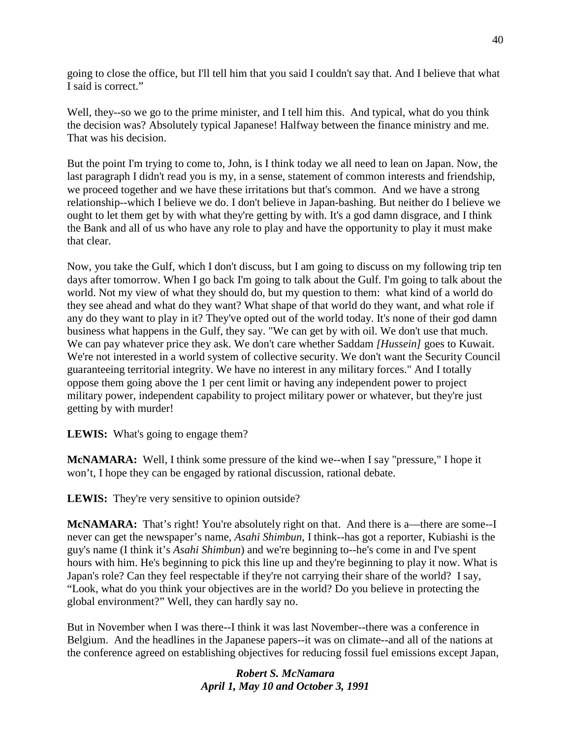going to close the office, but I'll tell him that you said I couldn't say that. And I believe that what I said is correct."

Well, they--so we go to the prime minister, and I tell him this. And typical, what do you think the decision was? Absolutely typical Japanese! Halfway between the finance ministry and me. That was his decision.

But the point I'm trying to come to, John, is I think today we all need to lean on Japan. Now, the last paragraph I didn't read you is my, in a sense, statement of common interests and friendship, we proceed together and we have these irritations but that's common. And we have a strong relationship--which I believe we do. I don't believe in Japan-bashing. But neither do I believe we ought to let them get by with what they're getting by with. It's a god damn disgrace, and I think the Bank and all of us who have any role to play and have the opportunity to play it must make that clear.

Now, you take the Gulf, which I don't discuss, but I am going to discuss on my following trip ten days after tomorrow. When I go back I'm going to talk about the Gulf. I'm going to talk about the world. Not my view of what they should do, but my question to them: what kind of a world do they see ahead and what do they want? What shape of that world do they want, and what role if any do they want to play in it? They've opted out of the world today. It's none of their god damn business what happens in the Gulf, they say. "We can get by with oil. We don't use that much. We can pay whatever price they ask. We don't care whether Saddam *[Hussein]* goes to Kuwait. We're not interested in a world system of collective security. We don't want the Security Council guaranteeing territorial integrity. We have no interest in any military forces." And I totally oppose them going above the 1 per cent limit or having any independent power to project military power, independent capability to project military power or whatever, but they're just getting by with murder!

**LEWIS:** What's going to engage them?

**McNAMARA:** Well, I think some pressure of the kind we--when I say "pressure," I hope it won't, I hope they can be engaged by rational discussion, rational debate.

**LEWIS:** They're very sensitive to opinion outside?

**McNAMARA:** That's right! You're absolutely right on that. And there is a—there are some--I never can get the newspaper's name, *Asahi Shimbun*, I think--has got a reporter, Kubiashi is the guy's name (I think it's *Asahi Shimbun*) and we're beginning to--he's come in and I've spent hours with him. He's beginning to pick this line up and they're beginning to play it now. What is Japan's role? Can they feel respectable if they're not carrying their share of the world? I say, "Look, what do you think your objectives are in the world? Do you believe in protecting the global environment?" Well, they can hardly say no.

But in November when I was there--I think it was last November--there was a conference in Belgium. And the headlines in the Japanese papers--it was on climate--and all of the nations at the conference agreed on establishing objectives for reducing fossil fuel emissions except Japan,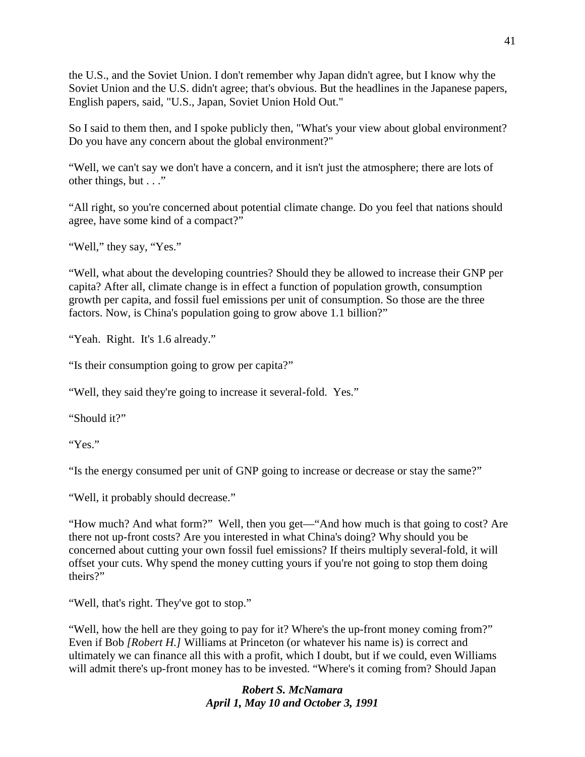the U.S., and the Soviet Union. I don't remember why Japan didn't agree, but I know why the Soviet Union and the U.S. didn't agree; that's obvious. But the headlines in the Japanese papers, English papers, said, "U.S., Japan, Soviet Union Hold Out."

So I said to them then, and I spoke publicly then, "What's your view about global environment? Do you have any concern about the global environment?"

"Well, we can't say we don't have a concern, and it isn't just the atmosphere; there are lots of other things, but . . ."

"All right, so you're concerned about potential climate change. Do you feel that nations should agree, have some kind of a compact?"

"Well," they say, "Yes."

"Well, what about the developing countries? Should they be allowed to increase their GNP per capita? After all, climate change is in effect a function of population growth, consumption growth per capita, and fossil fuel emissions per unit of consumption. So those are the three factors. Now, is China's population going to grow above 1.1 billion?"

"Yeah. Right. It's 1.6 already."

"Is their consumption going to grow per capita?"

"Well, they said they're going to increase it several-fold. Yes."

"Should it?"

"Yes."

"Is the energy consumed per unit of GNP going to increase or decrease or stay the same?"

"Well, it probably should decrease."

"How much? And what form?" Well, then you get—"And how much is that going to cost? Are there not up-front costs? Are you interested in what China's doing? Why should you be concerned about cutting your own fossil fuel emissions? If theirs multiply several-fold, it will offset your cuts. Why spend the money cutting yours if you're not going to stop them doing theirs?"

"Well, that's right. They've got to stop."

"Well, how the hell are they going to pay for it? Where's the up-front money coming from?" Even if Bob *[Robert H.]* Williams at Princeton (or whatever his name is) is correct and ultimately we can finance all this with a profit, which I doubt, but if we could, even Williams will admit there's up-front money has to be invested. "Where's it coming from? Should Japan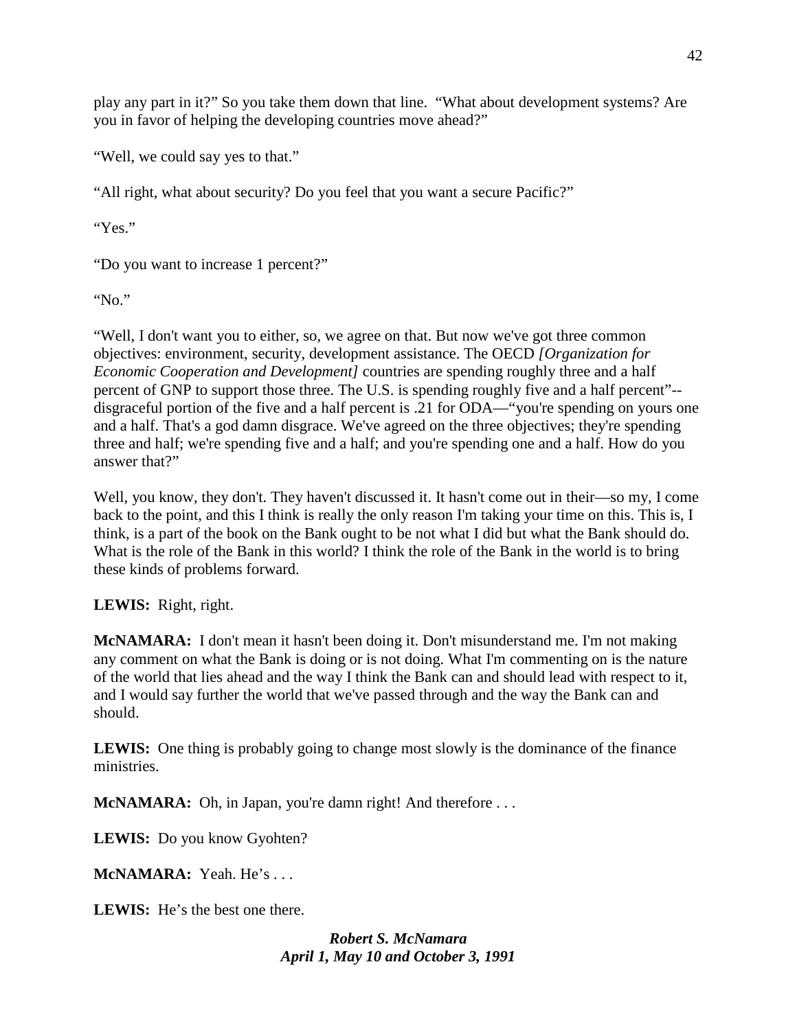play any part in it?" So you take them down that line. "What about development systems? Are you in favor of helping the developing countries move ahead?"

"Well, we could say yes to that."

"All right, what about security? Do you feel that you want a secure Pacific?"

"Yes."

"Do you want to increase 1 percent?"

"No."

"Well, I don't want you to either, so, we agree on that. But now we've got three common objectives: environment, security, development assistance. The OECD *[Organization for Economic Cooperation and Development]* countries are spending roughly three and a half percent of GNP to support those three. The U.S. is spending roughly five and a half percent"--disgraceful portion of the five and a half percent is .21 for ODA—"you're spending on yours one and a half. That's a god damn disgrace. We've agreed on the three objectives; they're spending three and half; we're spending five and a half; and you're spending one and a half. How do you answer that?"

Well, you know, they don't. They haven't discussed it. It hasn't come out in their—so my, I come back to the point, and this I think is really the only reason I'm taking your time on this. This is, I think, is a part of the book on the Bank ought to be not what I did but what the Bank should do. What is the role of the Bank in this world? I think the role of the Bank in the world is to bring these kinds of problems forward.

**LEWIS:** Right, right.

**McNAMARA:** I don't mean it hasn't been doing it. Don't misunderstand me. I'm not making any comment on what the Bank is doing or is not doing. What I'm commenting on is the nature of the world that lies ahead and the way I think the Bank can and should lead with respect to it, and I would say further the world that we've passed through and the way the Bank can and should.

**LEWIS:** One thing is probably going to change most slowly is the dominance of the finance ministries.

**McNAMARA:** Oh, in Japan, you're damn right! And therefore . . .

**LEWIS:** Do you know Gyohten?

**McNAMARA:** Yeah. He's . . .

**LEWIS:** He's the best one there.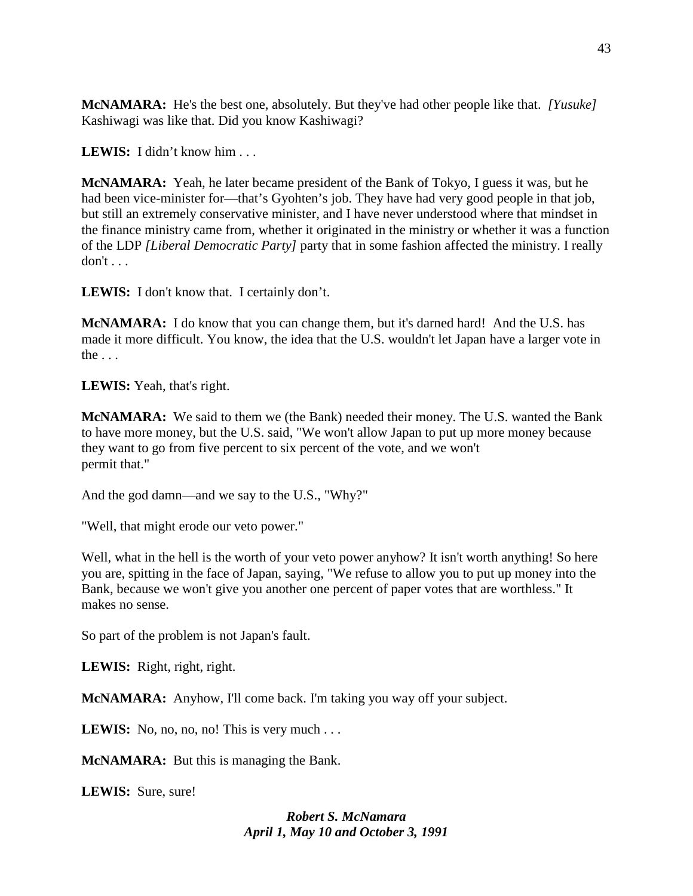**McNAMARA:** He's the best one, absolutely. But they've had other people like that. *[Yusuke]* Kashiwagi was like that. Did you know Kashiwagi?

**LEWIS:** I didn't know him . . .

**McNAMARA:** Yeah, he later became president of the Bank of Tokyo, I guess it was, but he had been vice-minister for—that's Gyohten's job. They have had very good people in that job, but still an extremely conservative minister, and I have never understood where that mindset in the finance ministry came from, whether it originated in the ministry or whether it was a function of the LDP *[Liberal Democratic Party]* party that in some fashion affected the ministry. I really don't . . .

**LEWIS:** I don't know that. I certainly don't.

**McNAMARA:** I do know that you can change them, but it's darned hard! And the U.S. has made it more difficult. You know, the idea that the U.S. wouldn't let Japan have a larger vote in the . . .

**LEWIS:** Yeah, that's right.

**McNAMARA:** We said to them we (the Bank) needed their money. The U.S. wanted the Bank to have more money, but the U.S. said, "We won't allow Japan to put up more money because they want to go from five percent to six percent of the vote, and we won't permit that."

And the god damn—and we say to the U.S., "Why?"

"Well, that might erode our veto power."

Well, what in the hell is the worth of your veto power anyhow? It isn't worth anything! So here you are, spitting in the face of Japan, saying, "We refuse to allow you to put up money into the Bank, because we won't give you another one percent of paper votes that are worthless." It makes no sense.

So part of the problem is not Japan's fault.

**LEWIS:** Right, right, right.

**McNAMARA:** Anyhow, I'll come back. I'm taking you way off your subject.

**LEWIS:** No, no, no, no! This is very much . . .

**McNAMARA:** But this is managing the Bank.

**LEWIS:** Sure, sure!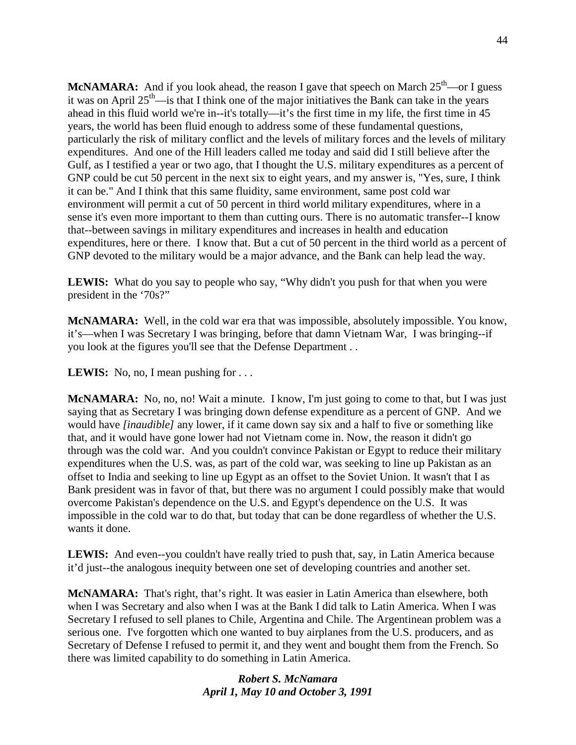**McNAMARA:** And if you look ahead, the reason I gave that speech on March 25th—or I guess it was on April 25th—is that I think one of the major initiatives the Bank can take in the years ahead in this fluid world we're in--it's totally—it's the first time in my life, the first time in 45 years, the world has been fluid enough to address some of these fundamental questions, particularly the risk of military conflict and the levels of military forces and the levels of military expenditures. And one of the Hill leaders called me today and said did I still believe after the Gulf, as I testified a year or two ago, that I thought the U.S. military expenditures as a percent of GNP could be cut 50 percent in the next six to eight years, and my answer is, "Yes, sure, I think it can be." And I think that this same fluidity, same environment, same post cold war environment will permit a cut of 50 percent in third world military expenditures, where in a sense it's even more important to them than cutting ours. There is no automatic transfer--I know that--between savings in military expenditures and increases in health and education expenditures, here or there. I know that. But a cut of 50 percent in the third world as a percent of GNP devoted to the military would be a major advance, and the Bank can help lead the way.

**LEWIS:** What do you say to people who say, "Why didn't you push for that when you were president in the '70s?"

**McNAMARA:** Well, in the cold war era that was impossible, absolutely impossible. You know, it's—when I was Secretary I was bringing, before that damn Vietnam War, I was bringing--if you look at the figures you'll see that the Defense Department . .

**LEWIS:** No, no, I mean pushing for . . .

**McNAMARA:** No, no, no! Wait a minute. I know, I'm just going to come to that, but I was just saying that as Secretary I was bringing down defense expenditure as a percent of GNP. And we would have *[inaudible]* any lower, if it came down say six and a half to five or something like that, and it would have gone lower had not Vietnam come in. Now, the reason it didn't go through was the cold war. And you couldn't convince Pakistan or Egypt to reduce their military expenditures when the U.S. was, as part of the cold war, was seeking to line up Pakistan as an offset to India and seeking to line up Egypt as an offset to the Soviet Union. It wasn't that I as Bank president was in favor of that, but there was no argument I could possibly make that would overcome Pakistan's dependence on the U.S. and Egypt's dependence on the U.S. It was impossible in the cold war to do that, but today that can be done regardless of whether the U.S. wants it done.

**LEWIS:** And even--you couldn't have really tried to push that, say, in Latin America because it'd just--the analogous inequity between one set of developing countries and another set.

**McNAMARA:** That's right, that's right. It was easier in Latin America than elsewhere, both when I was Secretary and also when I was at the Bank I did talk to Latin America. When I was Secretary I refused to sell planes to Chile, Argentina and Chile. The Argentinean problem was a serious one. I've forgotten which one wanted to buy airplanes from the U.S. producers, and as Secretary of Defense I refused to permit it, and they went and bought them from the French. So there was limited capability to do something in Latin America.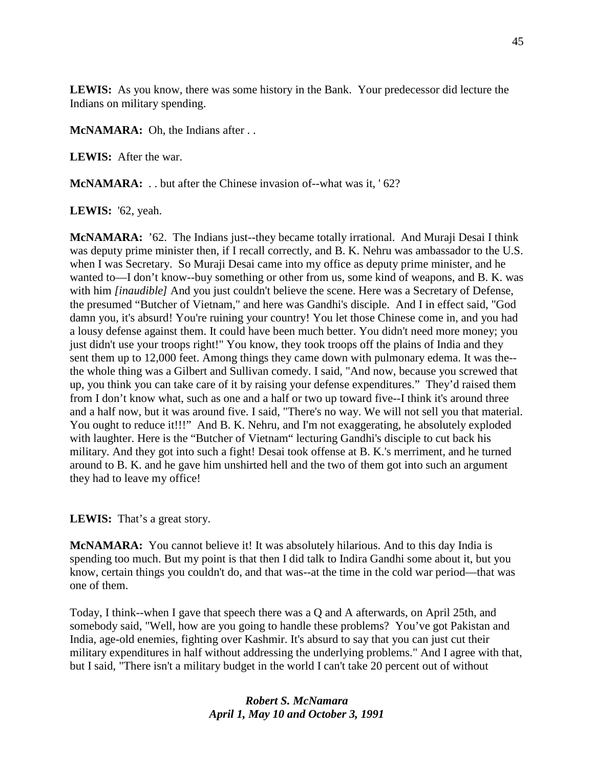**LEWIS:** As you know, there was some history in the Bank. Your predecessor did lecture the Indians on military spending.

**McNAMARA:** Oh, the Indians after . .

**LEWIS:** After the war.

**McNAMARA:** . . but after the Chinese invasion of--what was it, ' 62?

**LEWIS:** '62, yeah.

**McNAMARA:** '62. The Indians just--they became totally irrational. And Muraji Desai I think was deputy prime minister then, if I recall correctly, and B. K. Nehru was ambassador to the U.S. when I was Secretary. So Muraji Desai came into my office as deputy prime minister, and he wanted to—I don't know--buy something or other from us, some kind of weapons, and B. K. was with him *[inaudible]* And you just couldn't believe the scene. Here was a Secretary of Defense, the presumed "Butcher of Vietnam," and here was Gandhi's disciple. And I in effect said, "God damn you, it's absurd! You're ruining your country! You let those Chinese come in, and you had a lousy defense against them. It could have been much better. You didn't need more money; you just didn't use your troops right!" You know, they took troops off the plains of India and they sent them up to 12,000 feet. Among things they came down with pulmonary edema. It was the--the whole thing was a Gilbert and Sullivan comedy. I said, "And now, because you screwed that up, you think you can take care of it by raising your defense expenditures." They'd raised them from I don't know what, such as one and a half or two up toward five--I think it's around three and a half now, but it was around five. I said, "There's no way. We will not sell you that material. You ought to reduce it!!!" And B. K. Nehru, and I'm not exaggerating, he absolutely exploded with laughter. Here is the "Butcher of Vietnam" lecturing Gandhi's disciple to cut back his military. And they got into such a fight! Desai took offense at B. K.'s merriment, and he turned around to B. K. and he gave him unshirted hell and the two of them got into such an argument they had to leave my office!

**LEWIS:** That's a great story.

**McNAMARA:** You cannot believe it! It was absolutely hilarious. And to this day India is spending too much. But my point is that then I did talk to Indira Gandhi some about it, but you know, certain things you couldn't do, and that was--at the time in the cold war period—that was one of them.

Today, I think--when I gave that speech there was a Q and A afterwards, on April 25th, and somebody said, "Well, how are you going to handle these problems? You've got Pakistan and India, age-old enemies, fighting over Kashmir. It's absurd to say that you can just cut their military expenditures in half without addressing the underlying problems." And I agree with that, but I said, "There isn't a military budget in the world I can't take 20 percent out of without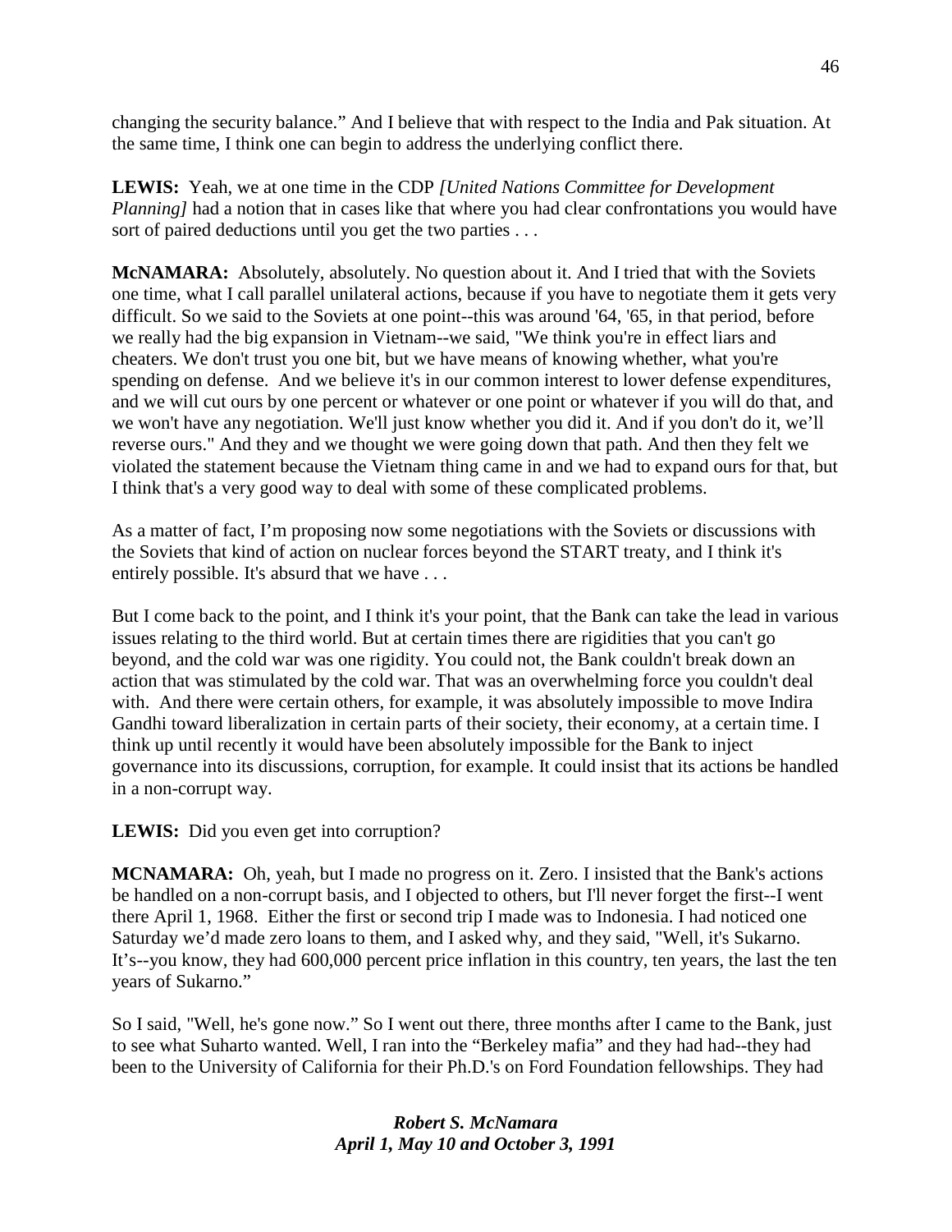changing the security balance." And I believe that with respect to the India and Pak situation. At the same time, I think one can begin to address the underlying conflict there.

**LEWIS:** Yeah, we at one time in the CDP *[United Nations Committee for Development Planning]* had a notion that in cases like that where you had clear confrontations you would have sort of paired deductions until you get the two parties . . .

**McNAMARA:** Absolutely, absolutely. No question about it. And I tried that with the Soviets one time, what I call parallel unilateral actions, because if you have to negotiate them it gets very difficult. So we said to the Soviets at one point--this was around '64, '65, in that period, before we really had the big expansion in Vietnam--we said, "We think you're in effect liars and cheaters. We don't trust you one bit, but we have means of knowing whether, what you're spending on defense. And we believe it's in our common interest to lower defense expenditures, and we will cut ours by one percent or whatever or one point or whatever if you will do that, and we won't have any negotiation. We'll just know whether you did it. And if you don't do it, we'll reverse ours." And they and we thought we were going down that path. And then they felt we violated the statement because the Vietnam thing came in and we had to expand ours for that, but I think that's a very good way to deal with some of these complicated problems.

As a matter of fact, I'm proposing now some negotiations with the Soviets or discussions with the Soviets that kind of action on nuclear forces beyond the START treaty, and I think it's entirely possible. It's absurd that we have . . .

But I come back to the point, and I think it's your point, that the Bank can take the lead in various issues relating to the third world. But at certain times there are rigidities that you can't go beyond, and the cold war was one rigidity. You could not, the Bank couldn't break down an action that was stimulated by the cold war. That was an overwhelming force you couldn't deal with. And there were certain others, for example, it was absolutely impossible to move Indira Gandhi toward liberalization in certain parts of their society, their economy, at a certain time. I think up until recently it would have been absolutely impossible for the Bank to inject governance into its discussions, corruption, for example. It could insist that its actions be handled in a non-corrupt way.

**LEWIS:** Did you even get into corruption?

**MCNAMARA:** Oh, yeah, but I made no progress on it. Zero. I insisted that the Bank's actions be handled on a non-corrupt basis, and I objected to others, but I'll never forget the first--I went there April 1, 1968. Either the first or second trip I made was to Indonesia. I had noticed one Saturday we'd made zero loans to them, and I asked why, and they said, "Well, it's Sukarno. It's--you know, they had 600,000 percent price inflation in this country, ten years, the last the ten years of Sukarno."

So I said, "Well, he's gone now." So I went out there, three months after I came to the Bank, just to see what Suharto wanted. Well, I ran into the "Berkeley mafia" and they had had--they had been to the University of California for their Ph.D.'s on Ford Foundation fellowships. They had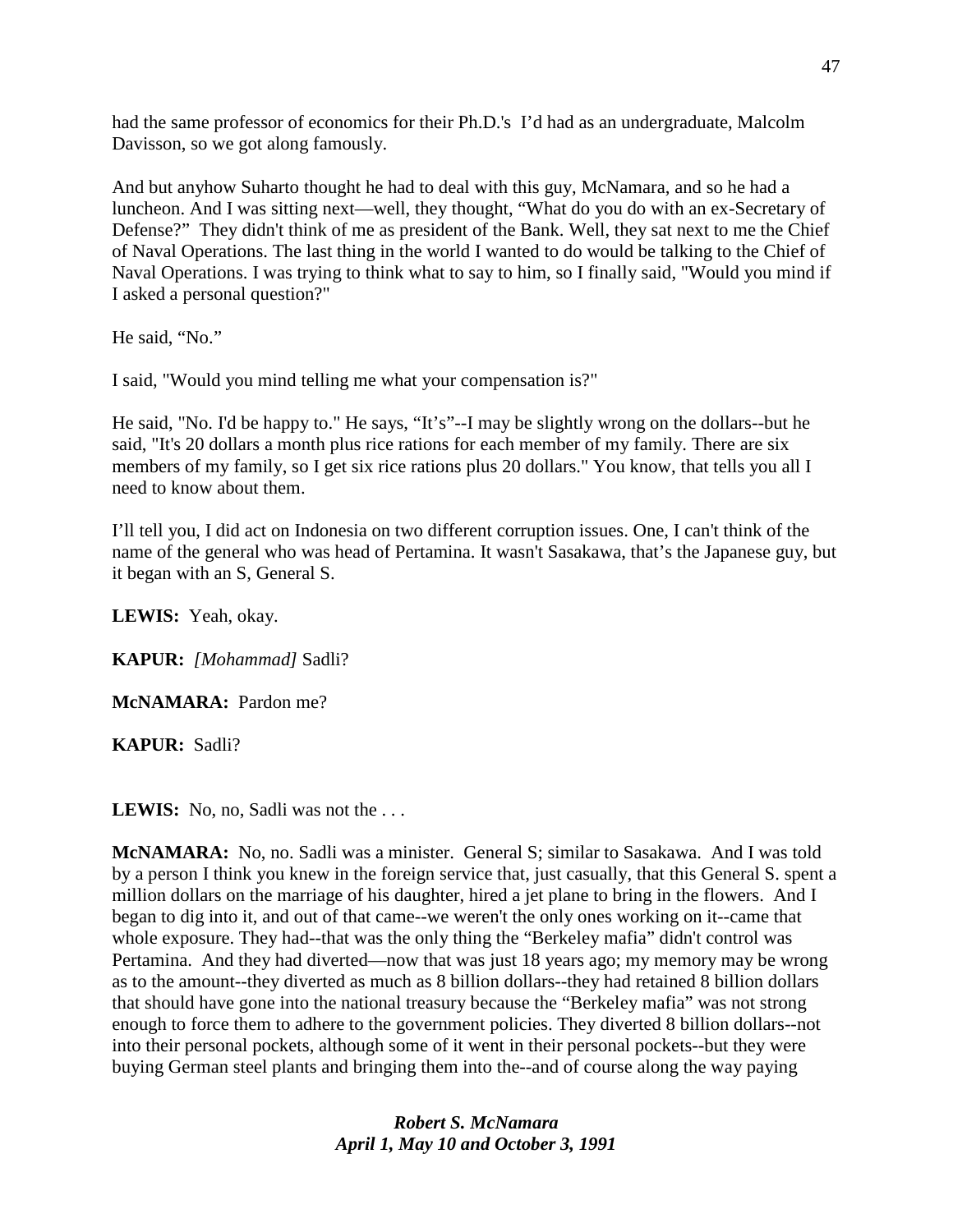had the same professor of economics for their Ph.D.'s I'd had as an undergraduate, Malcolm Davisson, so we got along famously.

And but anyhow Suharto thought he had to deal with this guy, McNamara, and so he had a luncheon. And I was sitting next—well, they thought, "What do you do with an ex-Secretary of Defense?" They didn't think of me as president of the Bank. Well, they sat next to me the Chief of Naval Operations. The last thing in the world I wanted to do would be talking to the Chief of Naval Operations. I was trying to think what to say to him, so I finally said, "Would you mind if I asked a personal question?"

He said, "No."

I said, "Would you mind telling me what your compensation is?"

He said, "No. I'd be happy to." He says, "It's"--I may be slightly wrong on the dollars--but he said, "It's 20 dollars a month plus rice rations for each member of my family. There are six members of my family, so I get six rice rations plus 20 dollars." You know, that tells you all I need to know about them.

I'll tell you, I did act on Indonesia on two different corruption issues. One, I can't think of the name of the general who was head of Pertamina. It wasn't Sasakawa, that's the Japanese guy, but it began with an S, General S.

**LEWIS:** Yeah, okay.

**KAPUR:** *[Mohammad]* Sadli?

**McNAMARA:** Pardon me?

**KAPUR:** Sadli?

**LEWIS:** No, no, Sadli was not the . . .

**McNAMARA:** No, no. Sadli was a minister. General S; similar to Sasakawa. And I was told by a person I think you knew in the foreign service that, just casually, that this General S. spent a million dollars on the marriage of his daughter, hired a jet plane to bring in the flowers. And I began to dig into it, and out of that came--we weren't the only ones working on it--came that whole exposure. They had--that was the only thing the "Berkeley mafia" didn't control was Pertamina. And they had diverted—now that was just 18 years ago; my memory may be wrong as to the amount--they diverted as much as 8 billion dollars--they had retained 8 billion dollars that should have gone into the national treasury because the "Berkeley mafia" was not strong enough to force them to adhere to the government policies. They diverted 8 billion dollars--not into their personal pockets, although some of it went in their personal pockets--but they were buying German steel plants and bringing them into the--and of course along the way paying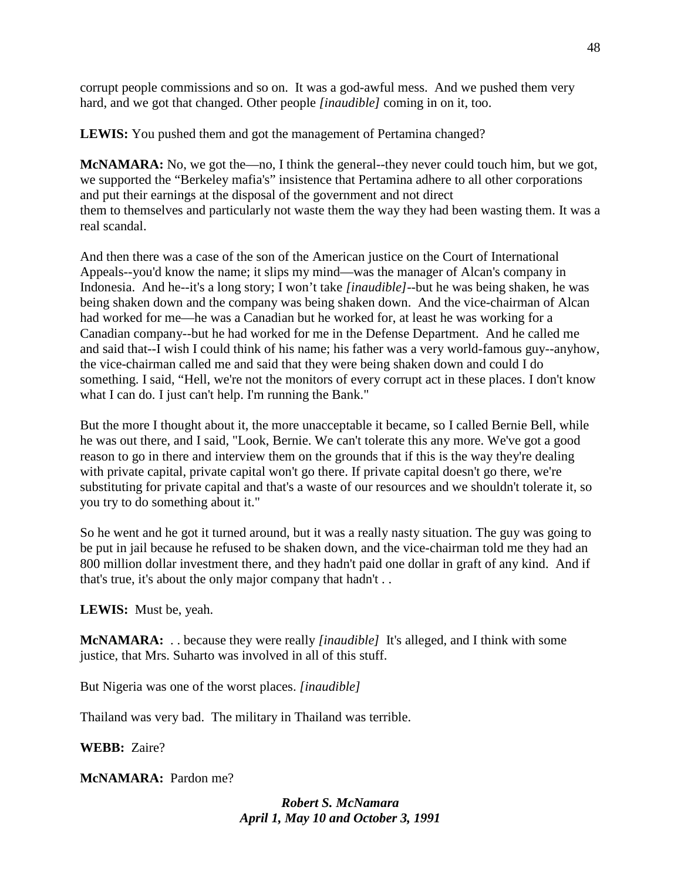corrupt people commissions and so on. It was a god-awful mess. And we pushed them very hard, and we got that changed. Other people *[inaudible]* coming in on it, too.

**LEWIS:** You pushed them and got the management of Pertamina changed?

**McNAMARA:** No, we got the—no, I think the general--they never could touch him, but we got, we supported the "Berkeley mafia's" insistence that Pertamina adhere to all other corporations and put their earnings at the disposal of the government and not direct them to themselves and particularly not waste them the way they had been wasting them. It was a real scandal.

And then there was a case of the son of the American justice on the Court of International Appeals--you'd know the name; it slips my mind—was the manager of Alcan's company in Indonesia. And he--it's a long story; I won't take *[inaudible]*--but he was being shaken, he was being shaken down and the company was being shaken down. And the vice-chairman of Alcan had worked for me—he was a Canadian but he worked for, at least he was working for a Canadian company--but he had worked for me in the Defense Department. And he called me and said that--I wish I could think of his name; his father was a very world-famous guy--anyhow, the vice-chairman called me and said that they were being shaken down and could I do something. I said, "Hell, we're not the monitors of every corrupt act in these places. I don't know what I can do. I just can't help. I'm running the Bank."

But the more I thought about it, the more unacceptable it became, so I called Bernie Bell, while he was out there, and I said, "Look, Bernie. We can't tolerate this any more. We've got a good reason to go in there and interview them on the grounds that if this is the way they're dealing with private capital, private capital won't go there. If private capital doesn't go there, we're substituting for private capital and that's a waste of our resources and we shouldn't tolerate it, so you try to do something about it."

So he went and he got it turned around, but it was a really nasty situation. The guy was going to be put in jail because he refused to be shaken down, and the vice-chairman told me they had an 800 million dollar investment there, and they hadn't paid one dollar in graft of any kind. And if that's true, it's about the only major company that hadn't . .

**LEWIS:** Must be, yeah.

**McNAMARA:** . . because they were really *[inaudible]* It's alleged, and I think with some justice, that Mrs. Suharto was involved in all of this stuff.

But Nigeria was one of the worst places. *[inaudible]*

Thailand was very bad. The military in Thailand was terrible.

**WEBB:** Zaire?

**McNAMARA:** Pardon me?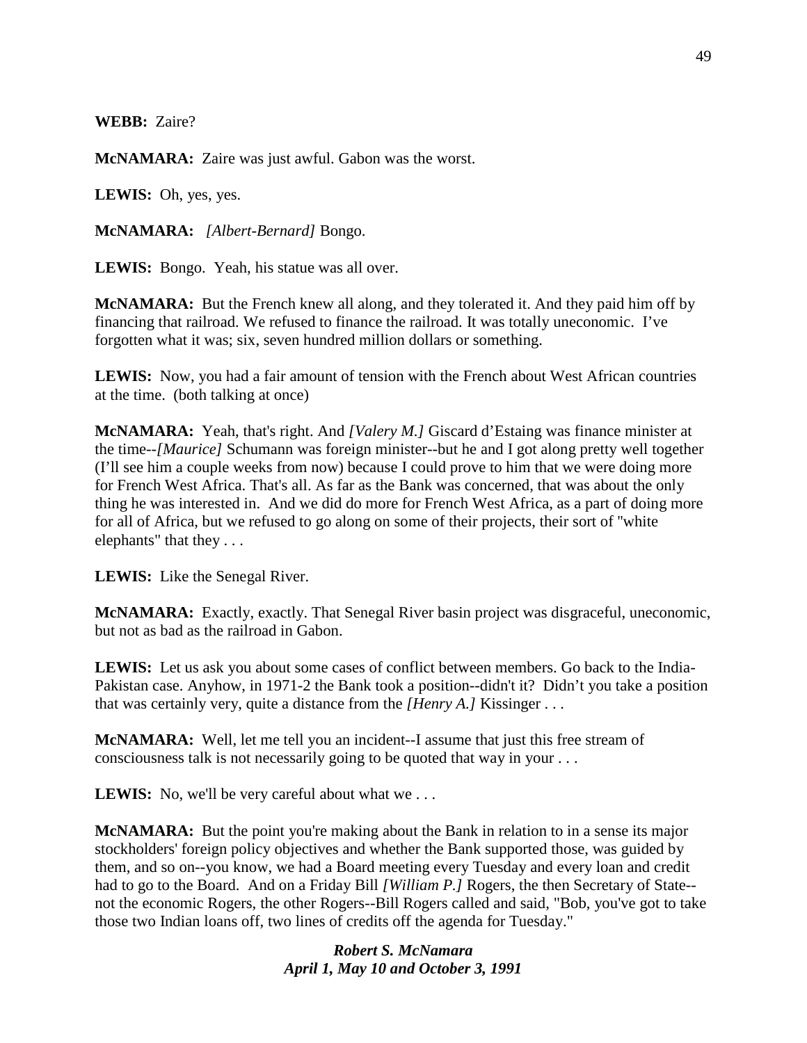**WEBB:** Zaire?

**McNAMARA:** Zaire was just awful. Gabon was the worst.

**LEWIS:** Oh, yes, yes.

**McNAMARA:** *[Albert-Bernard]* Bongo.

**LEWIS:** Bongo. Yeah, his statue was all over.

**McNAMARA:** But the French knew all along, and they tolerated it. And they paid him off by financing that railroad. We refused to finance the railroad. It was totally uneconomic. I've forgotten what it was; six, seven hundred million dollars or something.

**LEWIS:** Now, you had a fair amount of tension with the French about West African countries at the time. (both talking at once)

**McNAMARA:** Yeah, that's right. And *[Valery M.]* Giscard d'Estaing was finance minister at the time--*[Maurice]* Schumann was foreign minister--but he and I got along pretty well together (I'll see him a couple weeks from now) because I could prove to him that we were doing more for French West Africa. That's all. As far as the Bank was concerned, that was about the only thing he was interested in. And we did do more for French West Africa, as a part of doing more for all of Africa, but we refused to go along on some of their projects, their sort of "white elephants" that they . . .

**LEWIS:** Like the Senegal River.

**McNAMARA:** Exactly, exactly. That Senegal River basin project was disgraceful, uneconomic, but not as bad as the railroad in Gabon.

**LEWIS:** Let us ask you about some cases of conflict between members. Go back to the India-Pakistan case. Anyhow, in 1971-2 the Bank took a position--didn't it? Didn't you take a position that was certainly very, quite a distance from the *[Henry A.]* Kissinger . . .

**McNAMARA:** Well, let me tell you an incident--I assume that just this free stream of consciousness talk is not necessarily going to be quoted that way in your . . .

**LEWIS:** No, we'll be very careful about what we . . .

**McNAMARA:** But the point you're making about the Bank in relation to in a sense its major stockholders' foreign policy objectives and whether the Bank supported those, was guided by them, and so on--you know, we had a Board meeting every Tuesday and every loan and credit had to go to the Board. And on a Friday Bill *[William P.]* Rogers, the then Secretary of State--not the economic Rogers, the other Rogers--Bill Rogers called and said, "Bob, you've got to take those two Indian loans off, two lines of credits off the agenda for Tuesday."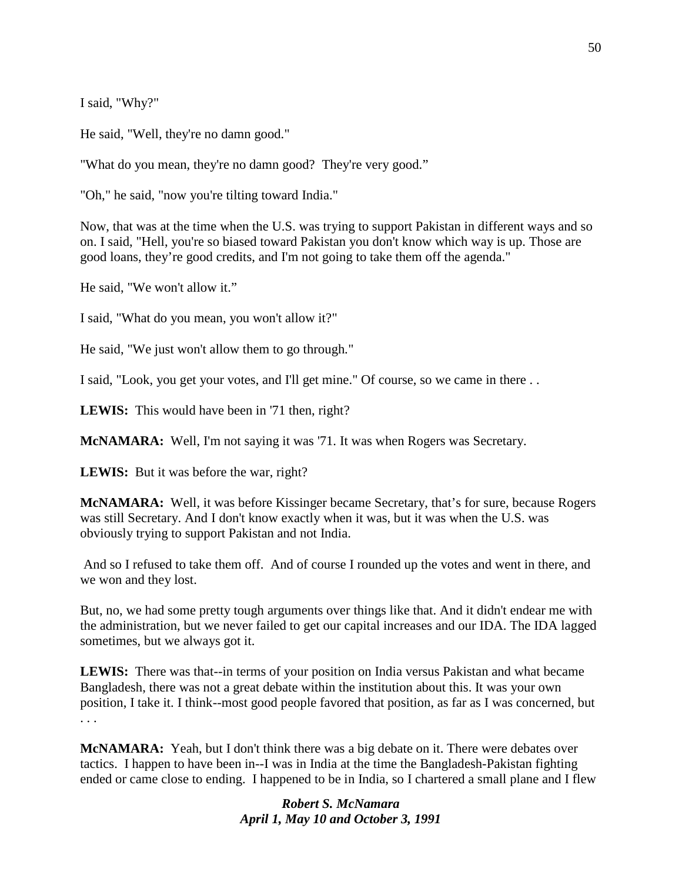I said, "Why?"

He said, "Well, they're no damn good."

"What do you mean, they're no damn good? They're very good."

"Oh," he said, "now you're tilting toward India."

Now, that was at the time when the U.S. was trying to support Pakistan in different ways and so on. I said, "Hell, you're so biased toward Pakistan you don't know which way is up. Those are good loans, they're good credits, and I'm not going to take them off the agenda."

He said, "We won't allow it."

I said, "What do you mean, you won't allow it?"

He said, "We just won't allow them to go through."

I said, "Look, you get your votes, and I'll get mine." Of course, so we came in there . .

**LEWIS:** This would have been in '71 then, right?

**McNAMARA:** Well, I'm not saying it was '71. It was when Rogers was Secretary.

**LEWIS:** But it was before the war, right?

**McNAMARA:** Well, it was before Kissinger became Secretary, that's for sure, because Rogers was still Secretary. And I don't know exactly when it was, but it was when the U.S. was obviously trying to support Pakistan and not India.

And so I refused to take them off. And of course I rounded up the votes and went in there, and we won and they lost.

But, no, we had some pretty tough arguments over things like that. And it didn't endear me with the administration, but we never failed to get our capital increases and our IDA. The IDA lagged sometimes, but we always got it.

**LEWIS:** There was that--in terms of your position on India versus Pakistan and what became Bangladesh, there was not a great debate within the institution about this. It was your own position, I take it. I think--most good people favored that position, as far as I was concerned, but . . .

**McNAMARA:** Yeah, but I don't think there was a big debate on it. There were debates over tactics. I happen to have been in--I was in India at the time the Bangladesh-Pakistan fighting ended or came close to ending. I happened to be in India, so I chartered a small plane and I flew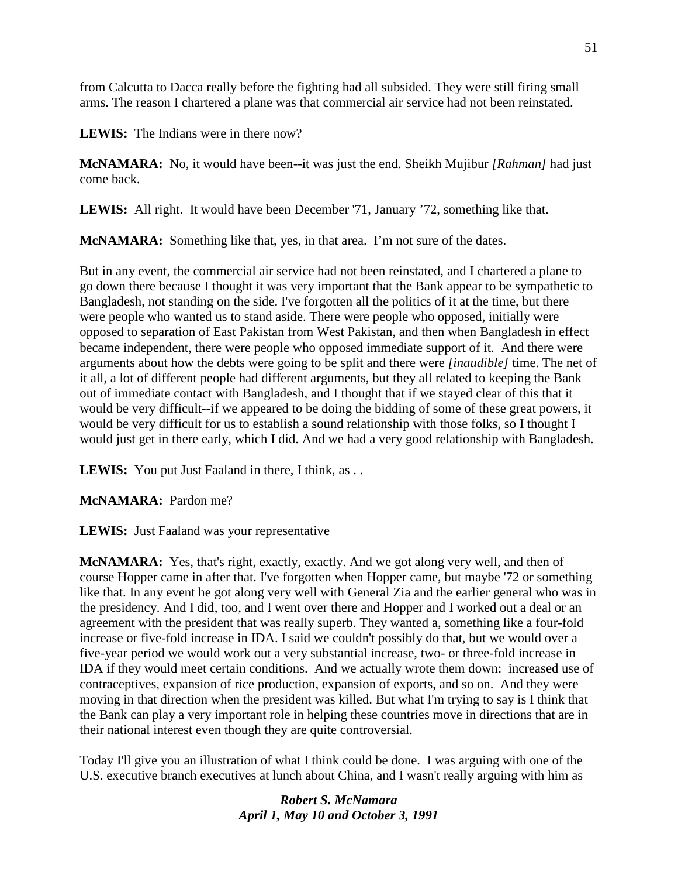from Calcutta to Dacca really before the fighting had all subsided. They were still firing small arms. The reason I chartered a plane was that commercial air service had not been reinstated.

**LEWIS:** The Indians were in there now?

**McNAMARA:** No, it would have been--it was just the end. Sheikh Mujibur *[Rahman]* had just come back.

**LEWIS:** All right. It would have been December '71, January '72, something like that.

**McNAMARA:** Something like that, yes, in that area. I'm not sure of the dates.

But in any event, the commercial air service had not been reinstated, and I chartered a plane to go down there because I thought it was very important that the Bank appear to be sympathetic to Bangladesh, not standing on the side. I've forgotten all the politics of it at the time, but there were people who wanted us to stand aside. There were people who opposed, initially were opposed to separation of East Pakistan from West Pakistan, and then when Bangladesh in effect became independent, there were people who opposed immediate support of it. And there were arguments about how the debts were going to be split and there were *[inaudible]* time. The net of it all, a lot of different people had different arguments, but they all related to keeping the Bank out of immediate contact with Bangladesh, and I thought that if we stayed clear of this that it would be very difficult--if we appeared to be doing the bidding of some of these great powers, it would be very difficult for us to establish a sound relationship with those folks, so I thought I would just get in there early, which I did. And we had a very good relationship with Bangladesh.

**LEWIS:** You put Just Faaland in there, I think, as . .

**McNAMARA:** Pardon me?

**LEWIS:** Just Faaland was your representative

**McNAMARA:** Yes, that's right, exactly, exactly. And we got along very well, and then of course Hopper came in after that. I've forgotten when Hopper came, but maybe '72 or something like that. In any event he got along very well with General Zia and the earlier general who was in the presidency. And I did, too, and I went over there and Hopper and I worked out a deal or an agreement with the president that was really superb. They wanted a, something like a four-fold increase or five-fold increase in IDA. I said we couldn't possibly do that, but we would over a five-year period we would work out a very substantial increase, two- or three-fold increase in IDA if they would meet certain conditions. And we actually wrote them down: increased use of contraceptives, expansion of rice production, expansion of exports, and so on. And they were moving in that direction when the president was killed. But what I'm trying to say is I think that the Bank can play a very important role in helping these countries move in directions that are in their national interest even though they are quite controversial.

Today I'll give you an illustration of what I think could be done. I was arguing with one of the U.S. executive branch executives at lunch about China, and I wasn't really arguing with him as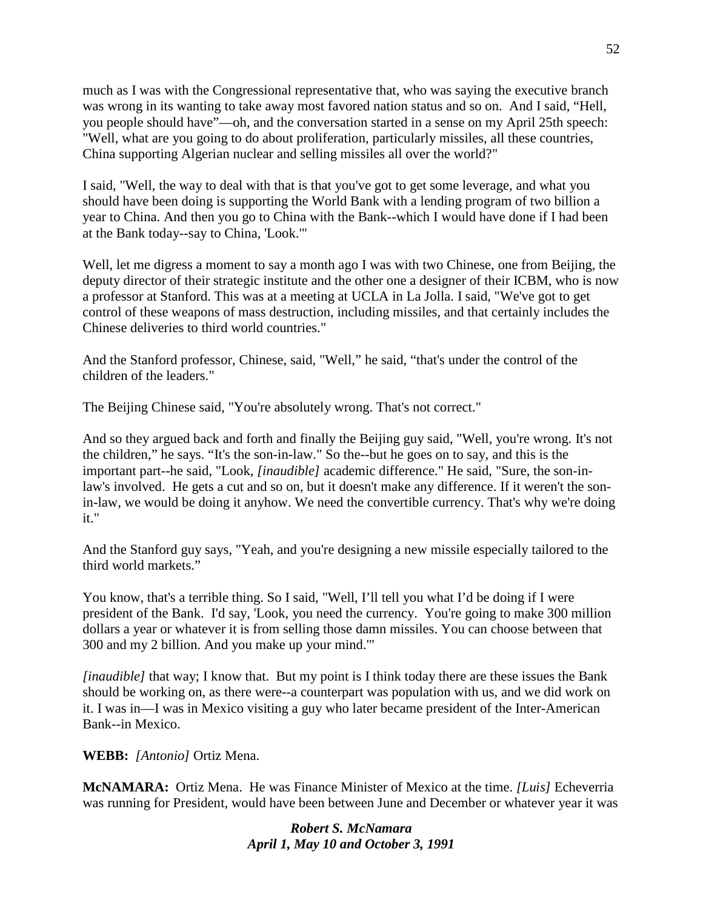much as I was with the Congressional representative that, who was saying the executive branch was wrong in its wanting to take away most favored nation status and so on. And I said, "Hell, you people should have"—oh, and the conversation started in a sense on my April 25th speech: "Well, what are you going to do about proliferation, particularly missiles, all these countries, China supporting Algerian nuclear and selling missiles all over the world?"

I said, "Well, the way to deal with that is that you've got to get some leverage, and what you should have been doing is supporting the World Bank with a lending program of two billion a year to China. And then you go to China with the Bank--which I would have done if I had been at the Bank today--say to China, 'Look.'"

Well, let me digress a moment to say a month ago I was with two Chinese, one from Beijing, the deputy director of their strategic institute and the other one a designer of their ICBM, who is now a professor at Stanford. This was at a meeting at UCLA in La Jolla. I said, "We've got to get control of these weapons of mass destruction, including missiles, and that certainly includes the Chinese deliveries to third world countries."

And the Stanford professor, Chinese, said, "Well," he said, "that's under the control of the children of the leaders."

The Beijing Chinese said, "You're absolutely wrong. That's not correct."

And so they argued back and forth and finally the Beijing guy said, "Well, you're wrong. It's not the children," he says. "It's the son-in-law." So the--but he goes on to say, and this is the important part--he said, "Look, *[inaudible]* academic difference." He said, "Sure, the son-in-law's involved. He gets a cut and so on, but it doesn't make any difference. If it weren't the son-in-law, we would be doing it anyhow. We need the convertible currency. That's why we're doing it."

And the Stanford guy says, "Yeah, and you're designing a new missile especially tailored to the third world markets."

You know, that's a terrible thing. So I said, "Well, I'll tell you what I'd be doing if I were president of the Bank. I'd say, 'Look, you need the currency. You're going to make 300 million dollars a year or whatever it is from selling those damn missiles. You can choose between that 300 and my 2 billion. And you make up your mind.'"

*[inaudible]* that way; I know that. But my point is I think today there are these issues the Bank should be working on, as there were--a counterpart was population with us, and we did work on it. I was in—I was in Mexico visiting a guy who later became president of the Inter-American Bank--in Mexico.

**WEBB:** *[Antonio]* Ortiz Mena.

**McNAMARA:** Ortiz Mena. He was Finance Minister of Mexico at the time. *[Luis]* Echeverria was running for President, would have been between June and December or whatever year it was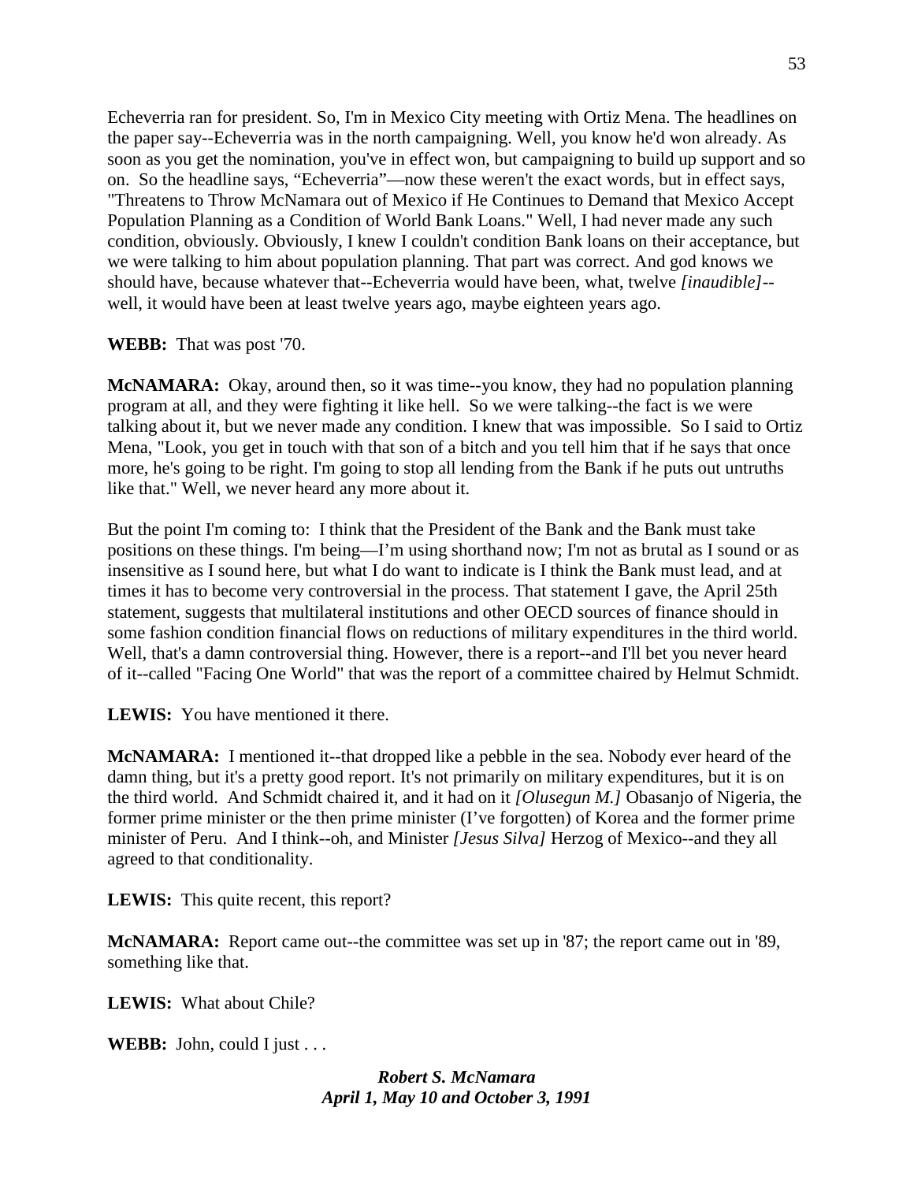Echeverria ran for president. So, I'm in Mexico City meeting with Ortiz Mena. The headlines on the paper say--Echeverria was in the north campaigning. Well, you know he'd won already. As soon as you get the nomination, you've in effect won, but campaigning to build up support and so on. So the headline says, "Echeverria"—now these weren't the exact words, but in effect says, "Threatens to Throw McNamara out of Mexico if He Continues to Demand that Mexico Accept Population Planning as a Condition of World Bank Loans." Well, I had never made any such condition, obviously. Obviously, I knew I couldn't condition Bank loans on their acceptance, but we were talking to him about population planning. That part was correct. And god knows we should have, because whatever that--Echeverria would have been, what, twelve *[inaudible]*--well, it would have been at least twelve years ago, maybe eighteen years ago.

**WEBB:** That was post '70.

**McNAMARA:** Okay, around then, so it was time--you know, they had no population planning program at all, and they were fighting it like hell. So we were talking--the fact is we were talking about it, but we never made any condition. I knew that was impossible. So I said to Ortiz Mena, "Look, you get in touch with that son of a bitch and you tell him that if he says that once more, he's going to be right. I'm going to stop all lending from the Bank if he puts out untruths like that." Well, we never heard any more about it.

But the point I'm coming to: I think that the President of the Bank and the Bank must take positions on these things. I'm being—I'm using shorthand now; I'm not as brutal as I sound or as insensitive as I sound here, but what I do want to indicate is I think the Bank must lead, and at times it has to become very controversial in the process. That statement I gave, the April 25th statement, suggests that multilateral institutions and other OECD sources of finance should in some fashion condition financial flows on reductions of military expenditures in the third world. Well, that's a damn controversial thing. However, there is a report--and I'll bet you never heard of it--called "Facing One World" that was the report of a committee chaired by Helmut Schmidt.

**LEWIS:** You have mentioned it there.

**McNAMARA:** I mentioned it--that dropped like a pebble in the sea. Nobody ever heard of the damn thing, but it's a pretty good report. It's not primarily on military expenditures, but it is on the third world. And Schmidt chaired it, and it had on it *[Olusegun M.]* Obasanjo of Nigeria, the former prime minister or the then prime minister (I've forgotten) of Korea and the former prime minister of Peru. And I think--oh, and Minister *[Jesus Silva]* Herzog of Mexico--and they all agreed to that conditionality.

**LEWIS:** This quite recent, this report?

**McNAMARA:** Report came out--the committee was set up in '87; the report came out in '89, something like that.

**LEWIS:** What about Chile?

**WEBB:** John, could I just . . .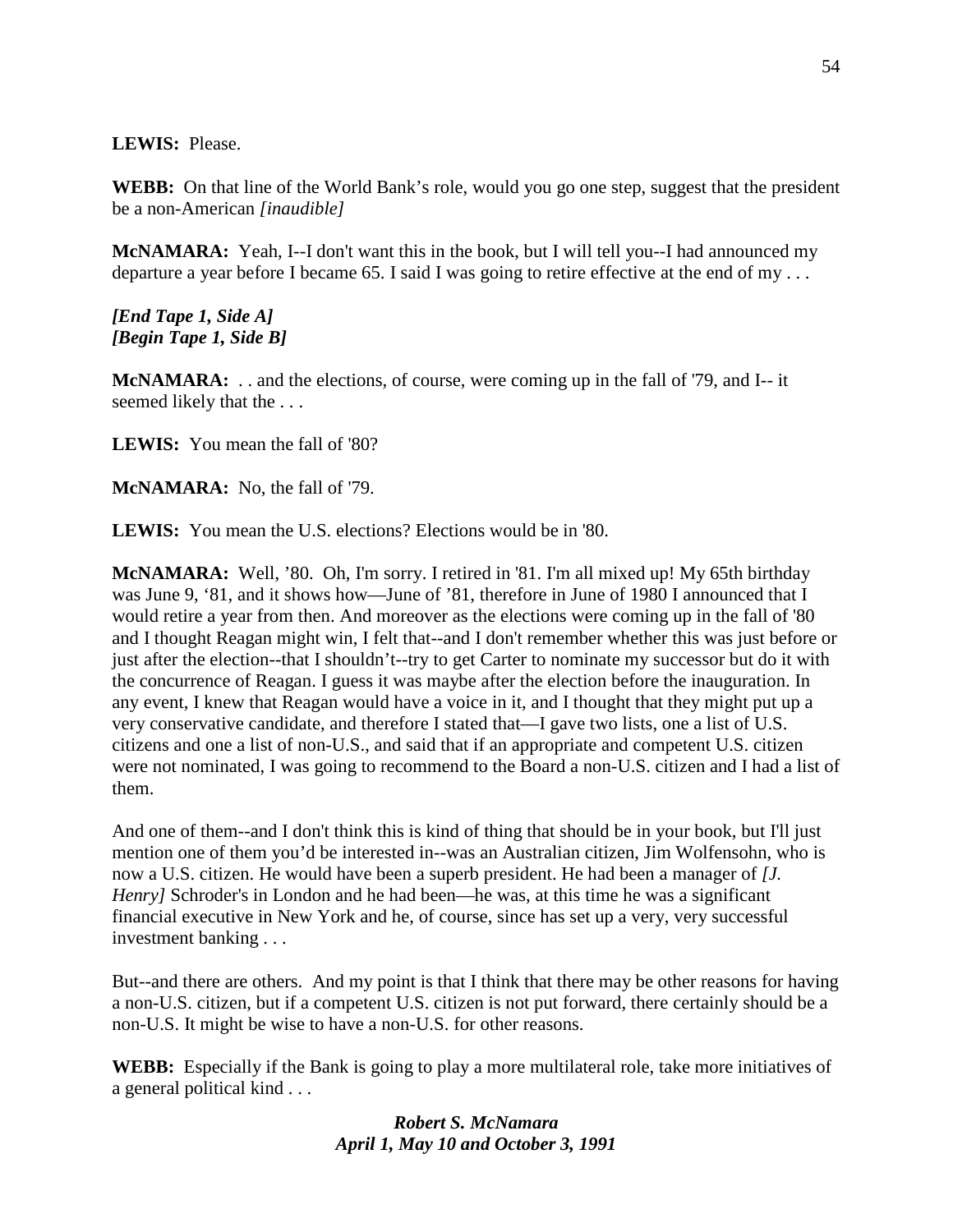**LEWIS:** Please.

**WEBB:** On that line of the World Bank's role, would you go one step, suggest that the president be a non-American *[inaudible]*

**McNAMARA:** Yeah, I--I don't want this in the book, but I will tell you--I had announced my departure a year before I became 65. I said I was going to retire effective at the end of my . . .

***[End Tape 1, Side A]***
***[Begin Tape 1, Side B]***

**McNAMARA:** . . and the elections, of course, were coming up in the fall of '79, and I-- it seemed likely that the . . .

**LEWIS:** You mean the fall of '80?

**McNAMARA:** No, the fall of '79.

**LEWIS:** You mean the U.S. elections? Elections would be in '80.

**McNAMARA:** Well, '80. Oh, I'm sorry. I retired in '81. I'm all mixed up! My 65th birthday was June 9, '81, and it shows how—June of '81, therefore in June of 1980 I announced that I would retire a year from then. And moreover as the elections were coming up in the fall of '80 and I thought Reagan might win, I felt that--and I don't remember whether this was just before or just after the election--that I shouldn't--try to get Carter to nominate my successor but do it with the concurrence of Reagan. I guess it was maybe after the election before the inauguration. In any event, I knew that Reagan would have a voice in it, and I thought that they might put up a very conservative candidate, and therefore I stated that—I gave two lists, one a list of U.S. citizens and one a list of non-U.S., and said that if an appropriate and competent U.S. citizen were not nominated, I was going to recommend to the Board a non-U.S. citizen and I had a list of them.

And one of them--and I don't think this is kind of thing that should be in your book, but I'll just mention one of them you'd be interested in--was an Australian citizen, Jim Wolfensohn, who is now a U.S. citizen. He would have been a superb president. He had been a manager of *[J. Henry]* Schroder's in London and he had been—he was, at this time he was a significant financial executive in New York and he, of course, since has set up a very, very successful investment banking . . .

But--and there are others. And my point is that I think that there may be other reasons for having a non-U.S. citizen, but if a competent U.S. citizen is not put forward, there certainly should be a non-U.S. It might be wise to have a non-U.S. for other reasons.

**WEBB:** Especially if the Bank is going to play a more multilateral role, take more initiatives of a general political kind . . .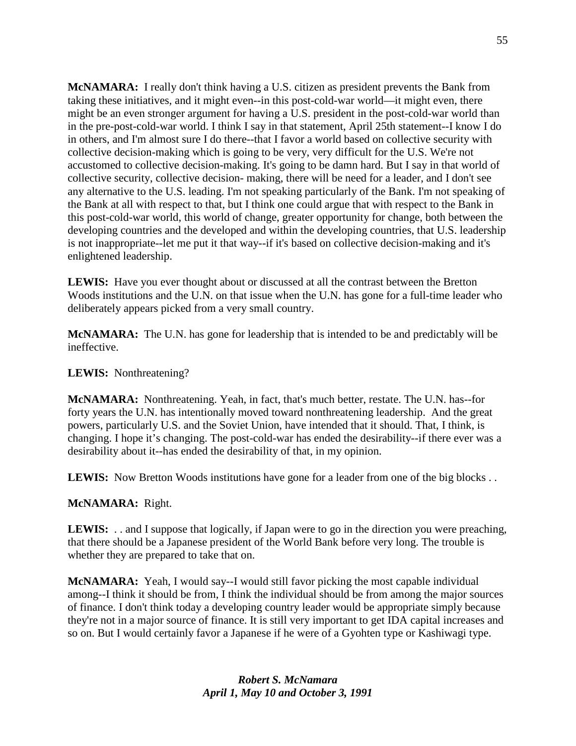**McNAMARA:** I really don't think having a U.S. citizen as president prevents the Bank from taking these initiatives, and it might even--in this post-cold-war world—it might even, there might be an even stronger argument for having a U.S. president in the post-cold-war world than in the pre-post-cold-war world. I think I say in that statement, April 25th statement--I know I do in others, and I'm almost sure I do there--that I favor a world based on collective security with collective decision-making which is going to be very, very difficult for the U.S. We're not accustomed to collective decision-making. It's going to be damn hard. But I say in that world of collective security, collective decision- making, there will be need for a leader, and I don't see any alternative to the U.S. leading. I'm not speaking particularly of the Bank. I'm not speaking of the Bank at all with respect to that, but I think one could argue that with respect to the Bank in this post-cold-war world, this world of change, greater opportunity for change, both between the developing countries and the developed and within the developing countries, that U.S. leadership is not inappropriate--let me put it that way--if it's based on collective decision-making and it's enlightened leadership.

**LEWIS:** Have you ever thought about or discussed at all the contrast between the Bretton Woods institutions and the U.N. on that issue when the U.N. has gone for a full-time leader who deliberately appears picked from a very small country.

**McNAMARA:** The U.N. has gone for leadership that is intended to be and predictably will be ineffective.

**LEWIS:** Nonthreatening?

**McNAMARA:** Nonthreatening. Yeah, in fact, that's much better, restate. The U.N. has--for forty years the U.N. has intentionally moved toward nonthreatening leadership. And the great powers, particularly U.S. and the Soviet Union, have intended that it should. That, I think, is changing. I hope it's changing. The post-cold-war has ended the desirability--if there ever was a desirability about it--has ended the desirability of that, in my opinion.

**LEWIS:** Now Bretton Woods institutions have gone for a leader from one of the big blocks . .

**McNAMARA:** Right.

**LEWIS:** . . and I suppose that logically, if Japan were to go in the direction you were preaching, that there should be a Japanese president of the World Bank before very long. The trouble is whether they are prepared to take that on.

**McNAMARA:** Yeah, I would say--I would still favor picking the most capable individual among--I think it should be from, I think the individual should be from among the major sources of finance. I don't think today a developing country leader would be appropriate simply because they're not in a major source of finance. It is still very important to get IDA capital increases and so on. But I would certainly favor a Japanese if he were of a Gyohten type or Kashiwagi type.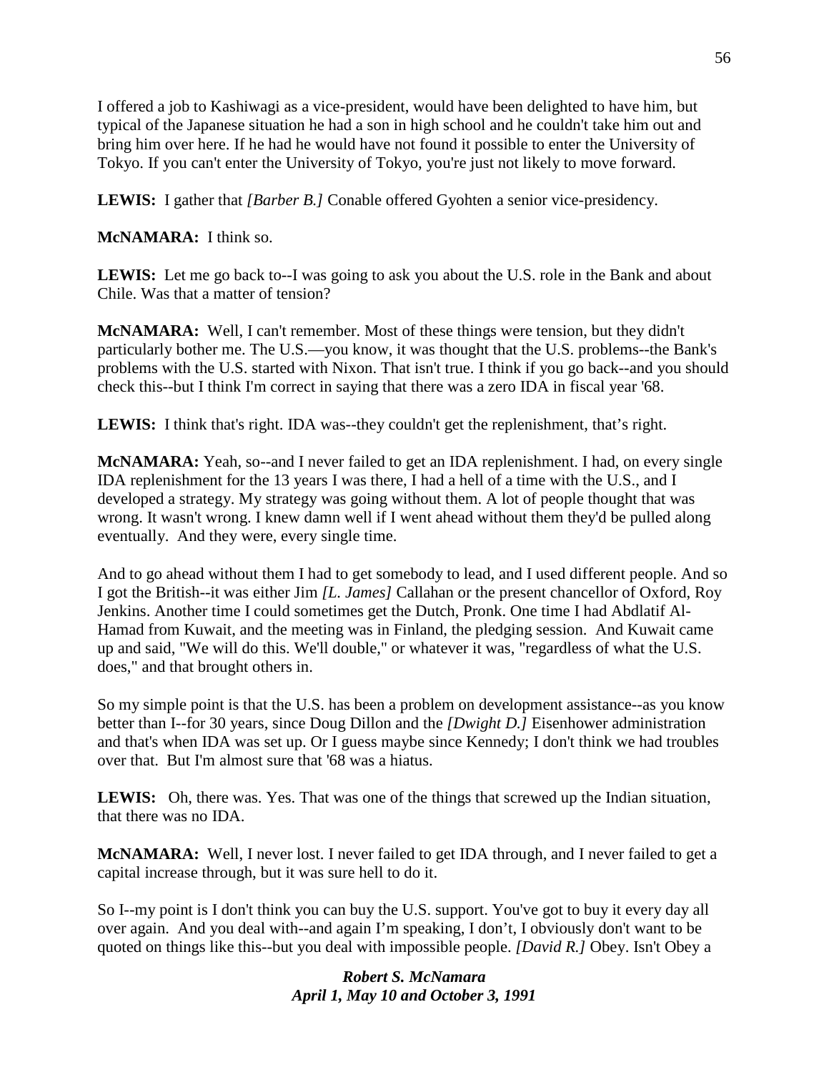I offered a job to Kashiwagi as a vice-president, would have been delighted to have him, but typical of the Japanese situation he had a son in high school and he couldn't take him out and bring him over here. If he had he would have not found it possible to enter the University of Tokyo. If you can't enter the University of Tokyo, you're just not likely to move forward.

**LEWIS:** I gather that *[Barber B.]* Conable offered Gyohten a senior vice-presidency.

**McNAMARA:** I think so.

**LEWIS:** Let me go back to--I was going to ask you about the U.S. role in the Bank and about Chile. Was that a matter of tension?

**McNAMARA:** Well, I can't remember. Most of these things were tension, but they didn't particularly bother me. The U.S.—you know, it was thought that the U.S. problems--the Bank's problems with the U.S. started with Nixon. That isn't true. I think if you go back--and you should check this--but I think I'm correct in saying that there was a zero IDA in fiscal year '68.

**LEWIS:** I think that's right. IDA was--they couldn't get the replenishment, that's right.

**McNAMARA:** Yeah, so--and I never failed to get an IDA replenishment. I had, on every single IDA replenishment for the 13 years I was there, I had a hell of a time with the U.S., and I developed a strategy. My strategy was going without them. A lot of people thought that was wrong. It wasn't wrong. I knew damn well if I went ahead without them they'd be pulled along eventually. And they were, every single time.

And to go ahead without them I had to get somebody to lead, and I used different people. And so I got the British--it was either Jim *[L. James]* Callahan or the present chancellor of Oxford, Roy Jenkins. Another time I could sometimes get the Dutch, Pronk. One time I had Abdlatif Al-Hamad from Kuwait, and the meeting was in Finland, the pledging session. And Kuwait came up and said, "We will do this. We'll double," or whatever it was, "regardless of what the U.S. does," and that brought others in.

So my simple point is that the U.S. has been a problem on development assistance--as you know better than I--for 30 years, since Doug Dillon and the *[Dwight D.]* Eisenhower administration and that's when IDA was set up. Or I guess maybe since Kennedy; I don't think we had troubles over that. But I'm almost sure that '68 was a hiatus.

**LEWIS:** Oh, there was. Yes. That was one of the things that screwed up the Indian situation, that there was no IDA.

**McNAMARA:** Well, I never lost. I never failed to get IDA through, and I never failed to get a capital increase through, but it was sure hell to do it.

So I--my point is I don't think you can buy the U.S. support. You've got to buy it every day all over again. And you deal with--and again I'm speaking, I don't, I obviously don't want to be quoted on things like this--but you deal with impossible people. *[David R.]* Obey. Isn't Obey a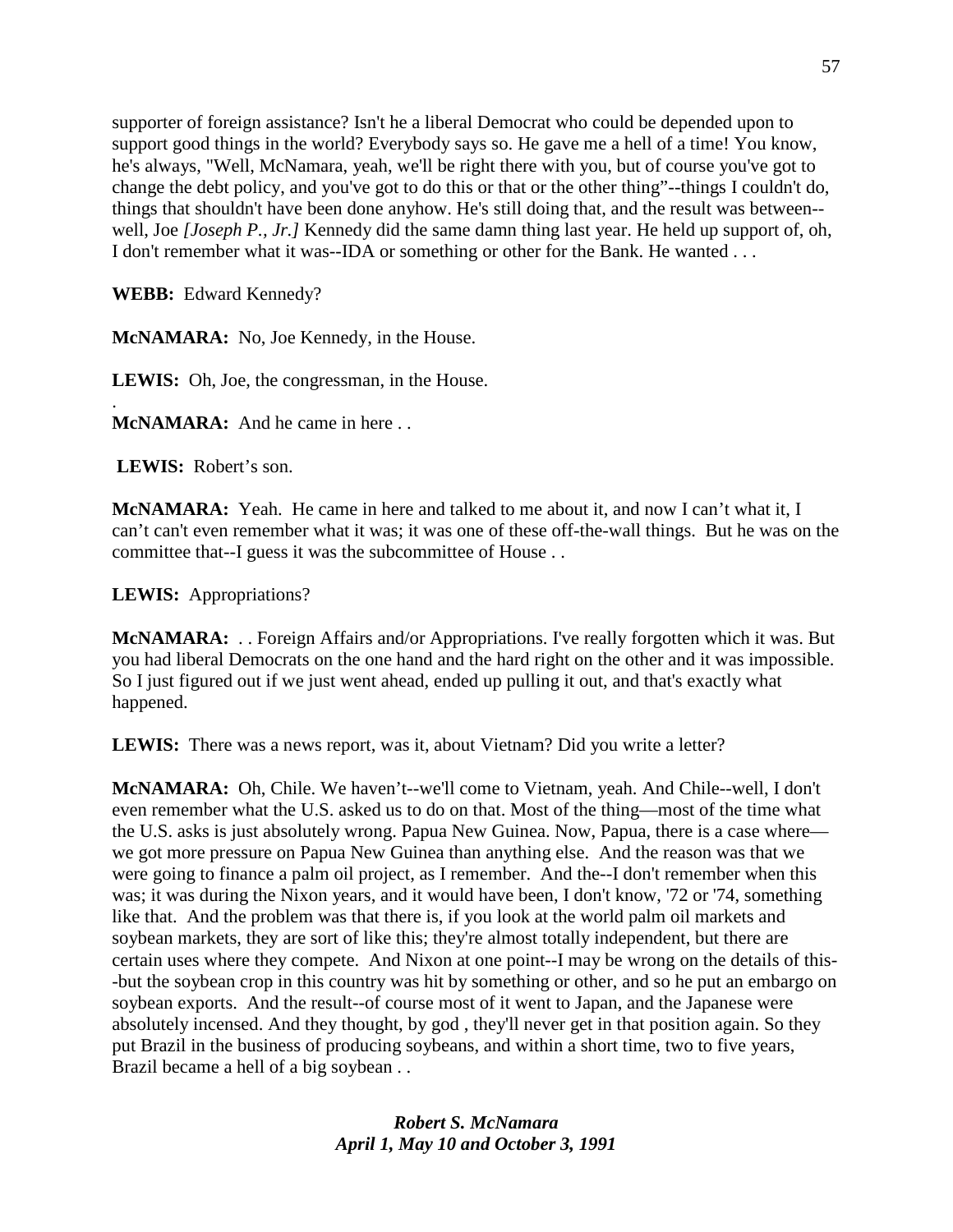supporter of foreign assistance? Isn't he a liberal Democrat who could be depended upon to support good things in the world? Everybody says so. He gave me a hell of a time! You know, he's always, "Well, McNamara, yeah, we'll be right there with you, but of course you've got to change the debt policy, and you've got to do this or that or the other thing"--things I couldn't do, things that shouldn't have been done anyhow. He's still doing that, and the result was between--well, Joe *[Joseph P., Jr.]* Kennedy did the same damn thing last year. He held up support of, oh, I don't remember what it was--IDA or something or other for the Bank. He wanted . . .

**WEBB:** Edward Kennedy?

**McNAMARA:** No, Joe Kennedy, in the House.

**LEWIS:** Oh, Joe, the congressman, in the House.

.
**McNAMARA:** And he came in here . .

**LEWIS:** Robert's son.

**McNAMARA:** Yeah. He came in here and talked to me about it, and now I can't what it, I can't can't even remember what it was; it was one of these off-the-wall things. But he was on the committee that--I guess it was the subcommittee of House . .

**LEWIS:** Appropriations?

**McNAMARA:** . . Foreign Affairs and/or Appropriations. I've really forgotten which it was. But you had liberal Democrats on the one hand and the hard right on the other and it was impossible. So I just figured out if we just went ahead, ended up pulling it out, and that's exactly what happened.

**LEWIS:** There was a news report, was it, about Vietnam? Did you write a letter?

**McNAMARA:** Oh, Chile. We haven't--we'll come to Vietnam, yeah. And Chile--well, I don't even remember what the U.S. asked us to do on that. Most of the thing—most of the time what the U.S. asks is just absolutely wrong. Papua New Guinea. Now, Papua, there is a case where—we got more pressure on Papua New Guinea than anything else. And the reason was that we were going to finance a palm oil project, as I remember. And the--I don't remember when this was; it was during the Nixon years, and it would have been, I don't know, '72 or '74, something like that. And the problem was that there is, if you look at the world palm oil markets and soybean markets, they are sort of like this; they're almost totally independent, but there are certain uses where they compete. And Nixon at one point--I may be wrong on the details of this--but the soybean crop in this country was hit by something or other, and so he put an embargo on soybean exports. And the result--of course most of it went to Japan, and the Japanese were absolutely incensed. And they thought, by god , they'll never get in that position again. So they put Brazil in the business of producing soybeans, and within a short time, two to five years, Brazil became a hell of a big soybean . .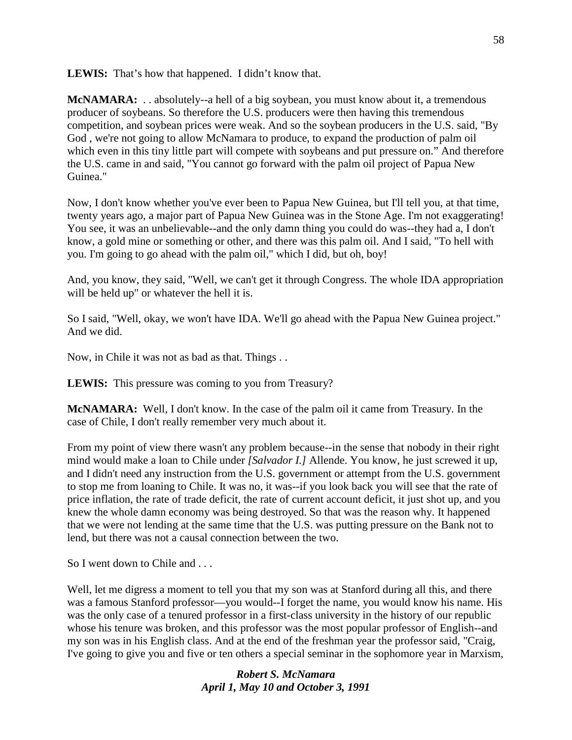**LEWIS:** That's how that happened. I didn't know that.

**McNAMARA:** . . absolutely--a hell of a big soybean, you must know about it, a tremendous producer of soybeans. So therefore the U.S. producers were then having this tremendous competition, and soybean prices were weak. And so the soybean producers in the U.S. said, "By God , we're not going to allow McNamara to produce, to expand the production of palm oil which even in this tiny little part will compete with soybeans and put pressure on." And therefore the U.S. came in and said, "You cannot go forward with the palm oil project of Papua New Guinea."

Now, I don't know whether you've ever been to Papua New Guinea, but I'll tell you, at that time, twenty years ago, a major part of Papua New Guinea was in the Stone Age. I'm not exaggerating! You see, it was an unbelievable--and the only damn thing you could do was--they had a, I don't know, a gold mine or something or other, and there was this palm oil. And I said, "To hell with you. I'm going to go ahead with the palm oil," which I did, but oh, boy!

And, you know, they said, "Well, we can't get it through Congress. The whole IDA appropriation will be held up" or whatever the hell it is.

So I said, "Well, okay, we won't have IDA. We'll go ahead with the Papua New Guinea project." And we did.

Now, in Chile it was not as bad as that. Things . .

**LEWIS:** This pressure was coming to you from Treasury?

**McNAMARA:** Well, I don't know. In the case of the palm oil it came from Treasury. In the case of Chile, I don't really remember very much about it.

From my point of view there wasn't any problem because--in the sense that nobody in their right mind would make a loan to Chile under *[Salvador I.]* Allende. You know, he just screwed it up, and I didn't need any instruction from the U.S. government or attempt from the U.S. government to stop me from loaning to Chile. It was no, it was--if you look back you will see that the rate of price inflation, the rate of trade deficit, the rate of current account deficit, it just shot up, and you knew the whole damn economy was being destroyed. So that was the reason why. It happened that we were not lending at the same time that the U.S. was putting pressure on the Bank not to lend, but there was not a causal connection between the two.

So I went down to Chile and . . .

Well, let me digress a moment to tell you that my son was at Stanford during all this, and there was a famous Stanford professor—you would--I forget the name, you would know his name. His was the only case of a tenured professor in a first-class university in the history of our republic whose his tenure was broken, and this professor was the most popular professor of English--and my son was in his English class. And at the end of the freshman year the professor said, "Craig, I've going to give you and five or ten others a special seminar in the sophomore year in Marxism,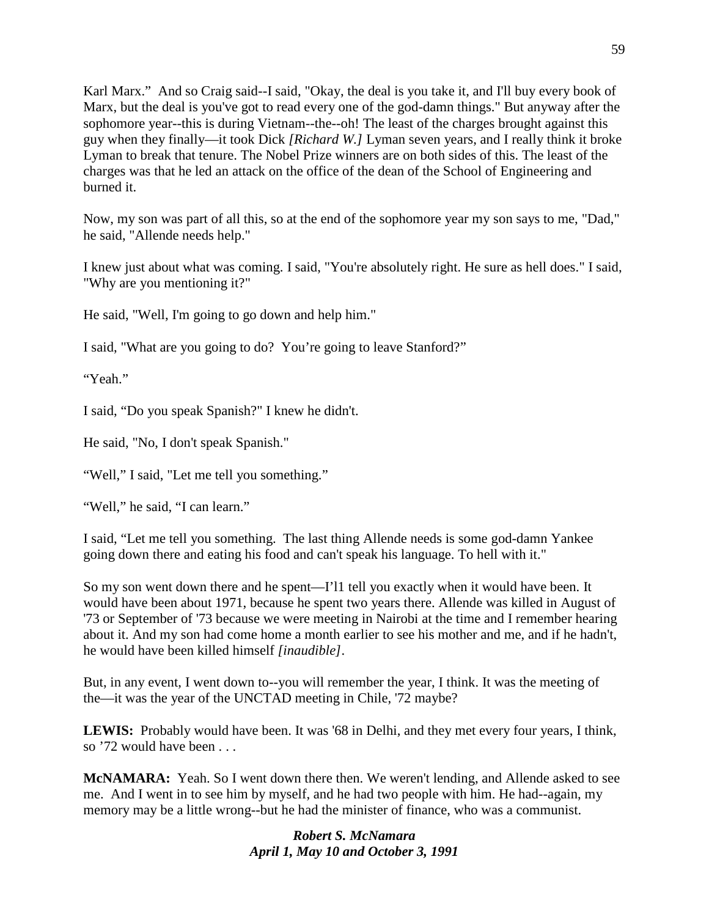Karl Marx." And so Craig said--I said, "Okay, the deal is you take it, and I'll buy every book of Marx, but the deal is you've got to read every one of the god-damn things." But anyway after the sophomore year--this is during Vietnam--the--oh! The least of the charges brought against this guy when they finally—it took Dick *[Richard W.]* Lyman seven years, and I really think it broke Lyman to break that tenure. The Nobel Prize winners are on both sides of this. The least of the charges was that he led an attack on the office of the dean of the School of Engineering and burned it.

Now, my son was part of all this, so at the end of the sophomore year my son says to me, "Dad," he said, "Allende needs help."

I knew just about what was coming. I said, "You're absolutely right. He sure as hell does." I said, "Why are you mentioning it?"

He said, "Well, I'm going to go down and help him."

I said, "What are you going to do? You're going to leave Stanford?"

"Yeah."

I said, "Do you speak Spanish?" I knew he didn't.

He said, "No, I don't speak Spanish."

"Well," I said, "Let me tell you something."

"Well," he said, "I can learn."

I said, "Let me tell you something. The last thing Allende needs is some god-damn Yankee going down there and eating his food and can't speak his language. To hell with it."

So my son went down there and he spent—I'l1 tell you exactly when it would have been. It would have been about 1971, because he spent two years there. Allende was killed in August of '73 or September of '73 because we were meeting in Nairobi at the time and I remember hearing about it. And my son had come home a month earlier to see his mother and me, and if he hadn't, he would have been killed himself *[inaudible]*.

But, in any event, I went down to--you will remember the year, I think. It was the meeting of the—it was the year of the UNCTAD meeting in Chile, '72 maybe?

**LEWIS:** Probably would have been. It was '68 in Delhi, and they met every four years, I think, so '72 would have been . . .

**McNAMARA:** Yeah. So I went down there then. We weren't lending, and Allende asked to see me. And I went in to see him by myself, and he had two people with him. He had--again, my memory may be a little wrong--but he had the minister of finance, who was a communist.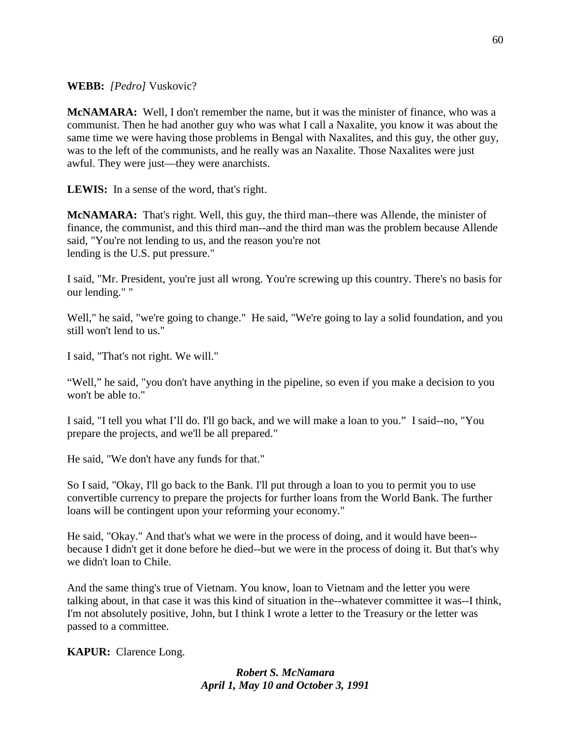**WEBB:** *[Pedro]* Vuskovic?

**McNAMARA:** Well, I don't remember the name, but it was the minister of finance, who was a communist. Then he had another guy who was what I call a Naxalite, you know it was about the same time we were having those problems in Bengal with Naxalites, and this guy, the other guy, was to the left of the communists, and he really was an Naxalite. Those Naxalites were just awful. They were just—they were anarchists.

**LEWIS:** In a sense of the word, that's right.

**McNAMARA:** That's right. Well, this guy, the third man--there was Allende, the minister of finance, the communist, and this third man--and the third man was the problem because Allende said, "You're not lending to us, and the reason you're not lending is the U.S. put pressure."

I said, "Mr. President, you're just all wrong. You're screwing up this country. There's no basis for our lending." "

Well," he said, "we're going to change." He said, "We're going to lay a solid foundation, and you still won't lend to us."

I said, "That's not right. We will."

"Well," he said, "you don't have anything in the pipeline, so even if you make a decision to you won't be able to."

I said, "I tell you what I'll do. I'll go back, and we will make a loan to you." I said--no, "You prepare the projects, and we'll be all prepared."

He said, "We don't have any funds for that."

So I said, "Okay, I'll go back to the Bank. I'll put through a loan to you to permit you to use convertible currency to prepare the projects for further loans from the World Bank. The further loans will be contingent upon your reforming your economy."

He said, "Okay." And that's what we were in the process of doing, and it would have been--because I didn't get it done before he died--but we were in the process of doing it. But that's why we didn't loan to Chile.

And the same thing's true of Vietnam. You know, loan to Vietnam and the letter you were talking about, in that case it was this kind of situation in the--whatever committee it was--I think, I'm not absolutely positive, John, but I think I wrote a letter to the Treasury or the letter was passed to a committee.

**KAPUR:** Clarence Long.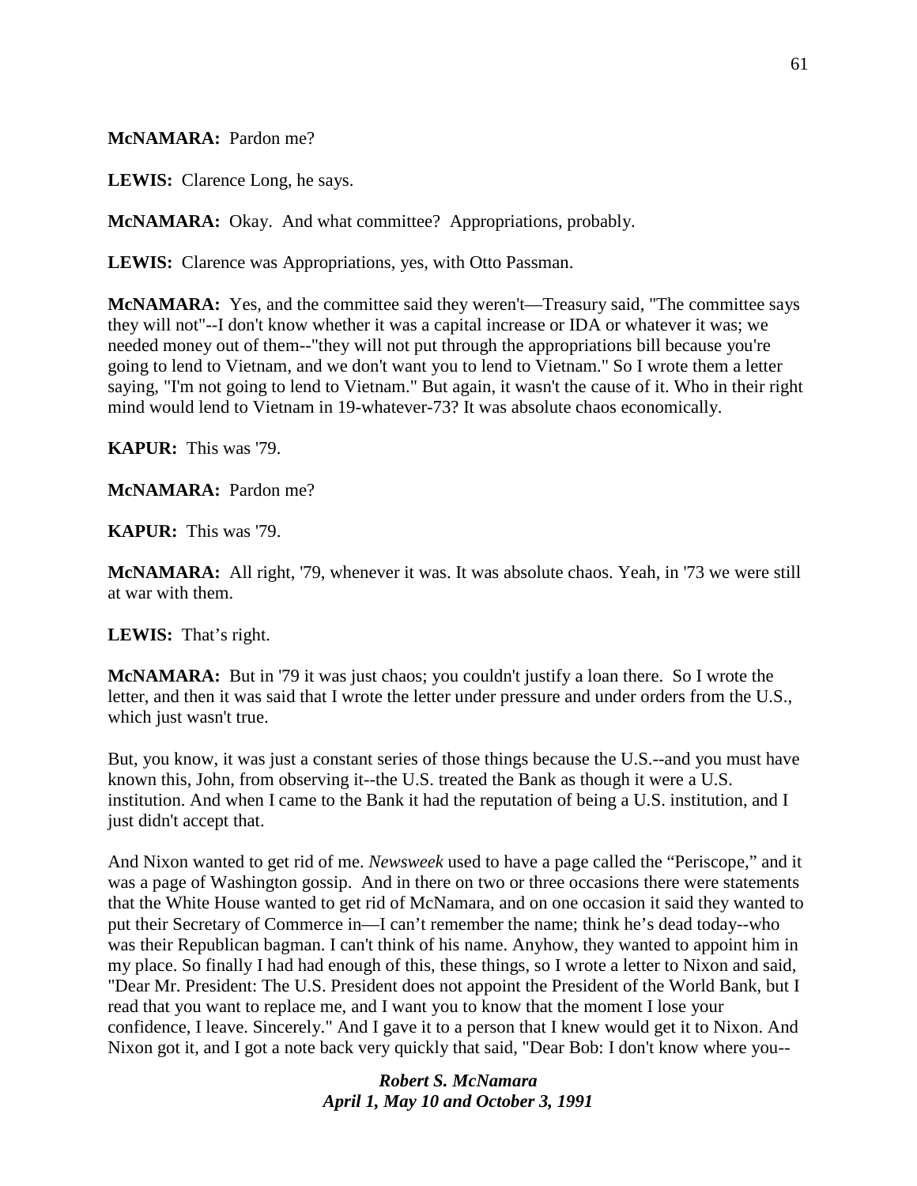**McNAMARA:** Pardon me?

**LEWIS:** Clarence Long, he says.

**McNAMARA:** Okay. And what committee? Appropriations, probably.

**LEWIS:** Clarence was Appropriations, yes, with Otto Passman.

**McNAMARA:** Yes, and the committee said they weren't—Treasury said, "The committee says they will not"--I don't know whether it was a capital increase or IDA or whatever it was; we needed money out of them--"they will not put through the appropriations bill because you're going to lend to Vietnam, and we don't want you to lend to Vietnam." So I wrote them a letter saying, "I'm not going to lend to Vietnam." But again, it wasn't the cause of it. Who in their right mind would lend to Vietnam in 19-whatever-73? It was absolute chaos economically.

**KAPUR:** This was '79.

**McNAMARA:** Pardon me?

**KAPUR:** This was '79.

**McNAMARA:** All right, '79, whenever it was. It was absolute chaos. Yeah, in '73 we were still at war with them.

**LEWIS:** That's right.

**McNAMARA:** But in '79 it was just chaos; you couldn't justify a loan there. So I wrote the letter, and then it was said that I wrote the letter under pressure and under orders from the U.S., which just wasn't true.

But, you know, it was just a constant series of those things because the U.S.--and you must have known this, John, from observing it--the U.S. treated the Bank as though it were a U.S. institution. And when I came to the Bank it had the reputation of being a U.S. institution, and I just didn't accept that.

And Nixon wanted to get rid of me. *Newsweek* used to have a page called the "Periscope," and it was a page of Washington gossip. And in there on two or three occasions there were statements that the White House wanted to get rid of McNamara, and on one occasion it said they wanted to put their Secretary of Commerce in—I can't remember the name; think he's dead today--who was their Republican bagman. I can't think of his name. Anyhow, they wanted to appoint him in my place. So finally I had had enough of this, these things, so I wrote a letter to Nixon and said, "Dear Mr. President: The U.S. President does not appoint the President of the World Bank, but I read that you want to replace me, and I want you to know that the moment I lose your confidence, I leave. Sincerely." And I gave it to a person that I knew would get it to Nixon. And Nixon got it, and I got a note back very quickly that said, "Dear Bob: I don't know where you--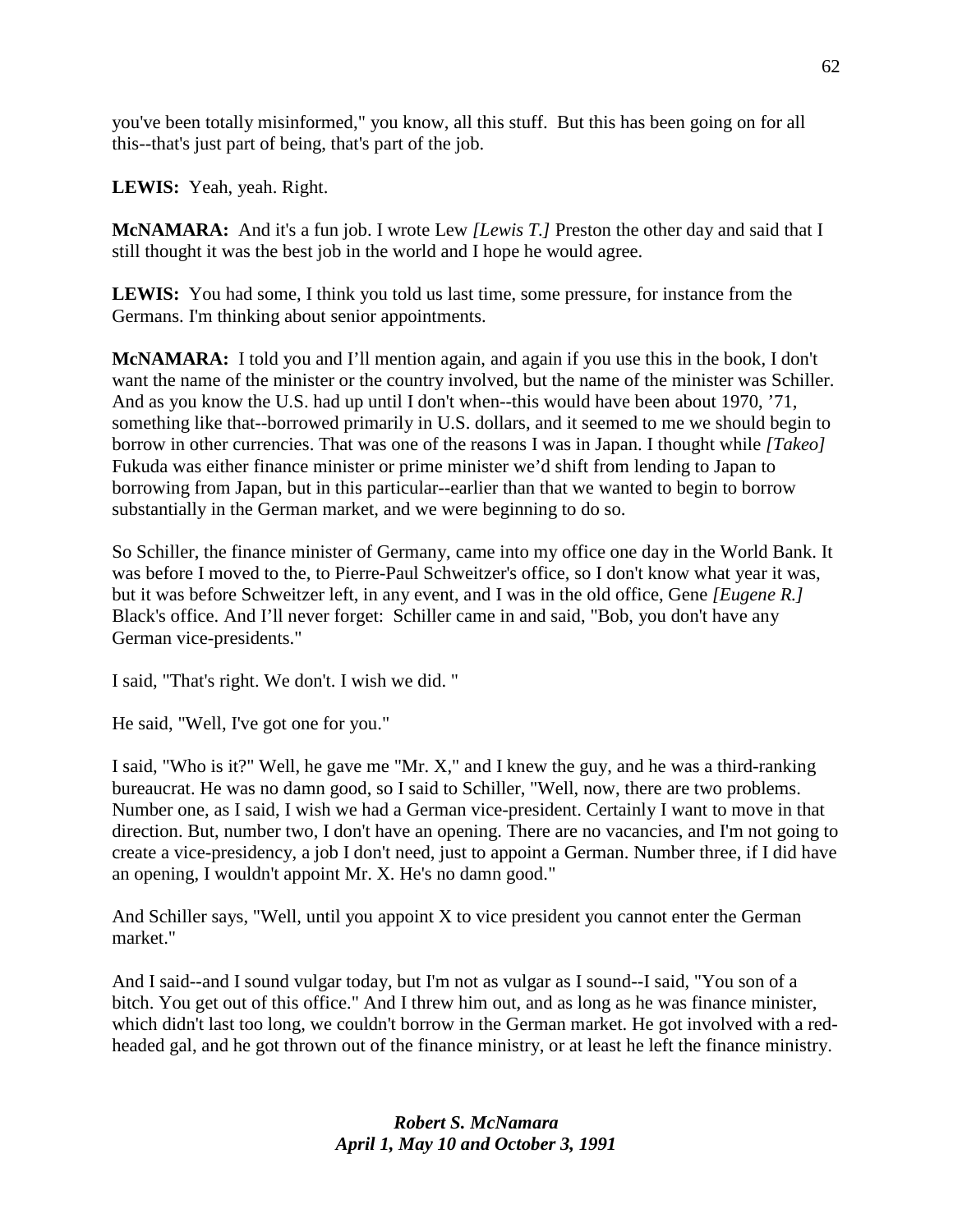you've been totally misinformed," you know, all this stuff. But this has been going on for all this--that's just part of being, that's part of the job.

**LEWIS:** Yeah, yeah. Right.

**McNAMARA:** And it's a fun job. I wrote Lew *[Lewis T.]* Preston the other day and said that I still thought it was the best job in the world and I hope he would agree.

**LEWIS:** You had some, I think you told us last time, some pressure, for instance from the Germans. I'm thinking about senior appointments.

**McNAMARA:** I told you and I'll mention again, and again if you use this in the book, I don't want the name of the minister or the country involved, but the name of the minister was Schiller. And as you know the U.S. had up until I don't when--this would have been about 1970, '71, something like that--borrowed primarily in U.S. dollars, and it seemed to me we should begin to borrow in other currencies. That was one of the reasons I was in Japan. I thought while *[Takeo]* Fukuda was either finance minister or prime minister we'd shift from lending to Japan to borrowing from Japan, but in this particular--earlier than that we wanted to begin to borrow substantially in the German market, and we were beginning to do so.

So Schiller, the finance minister of Germany, came into my office one day in the World Bank. It was before I moved to the, to Pierre-Paul Schweitzer's office, so I don't know what year it was, but it was before Schweitzer left, in any event, and I was in the old office, Gene *[Eugene R.]* Black's office. And I'll never forget: Schiller came in and said, "Bob, you don't have any German vice-presidents."

I said, "That's right. We don't. I wish we did. "

He said, "Well, I've got one for you."

I said, "Who is it?" Well, he gave me "Mr. X," and I knew the guy, and he was a third-ranking bureaucrat. He was no damn good, so I said to Schiller, "Well, now, there are two problems. Number one, as I said, I wish we had a German vice-president. Certainly I want to move in that direction. But, number two, I don't have an opening. There are no vacancies, and I'm not going to create a vice-presidency, a job I don't need, just to appoint a German. Number three, if I did have an opening, I wouldn't appoint Mr. X. He's no damn good."

And Schiller says, "Well, until you appoint X to vice president you cannot enter the German market."

And I said--and I sound vulgar today, but I'm not as vulgar as I sound--I said, "You son of a bitch. You get out of this office." And I threw him out, and as long as he was finance minister, which didn't last too long, we couldn't borrow in the German market. He got involved with a red-headed gal, and he got thrown out of the finance ministry, or at least he left the finance ministry.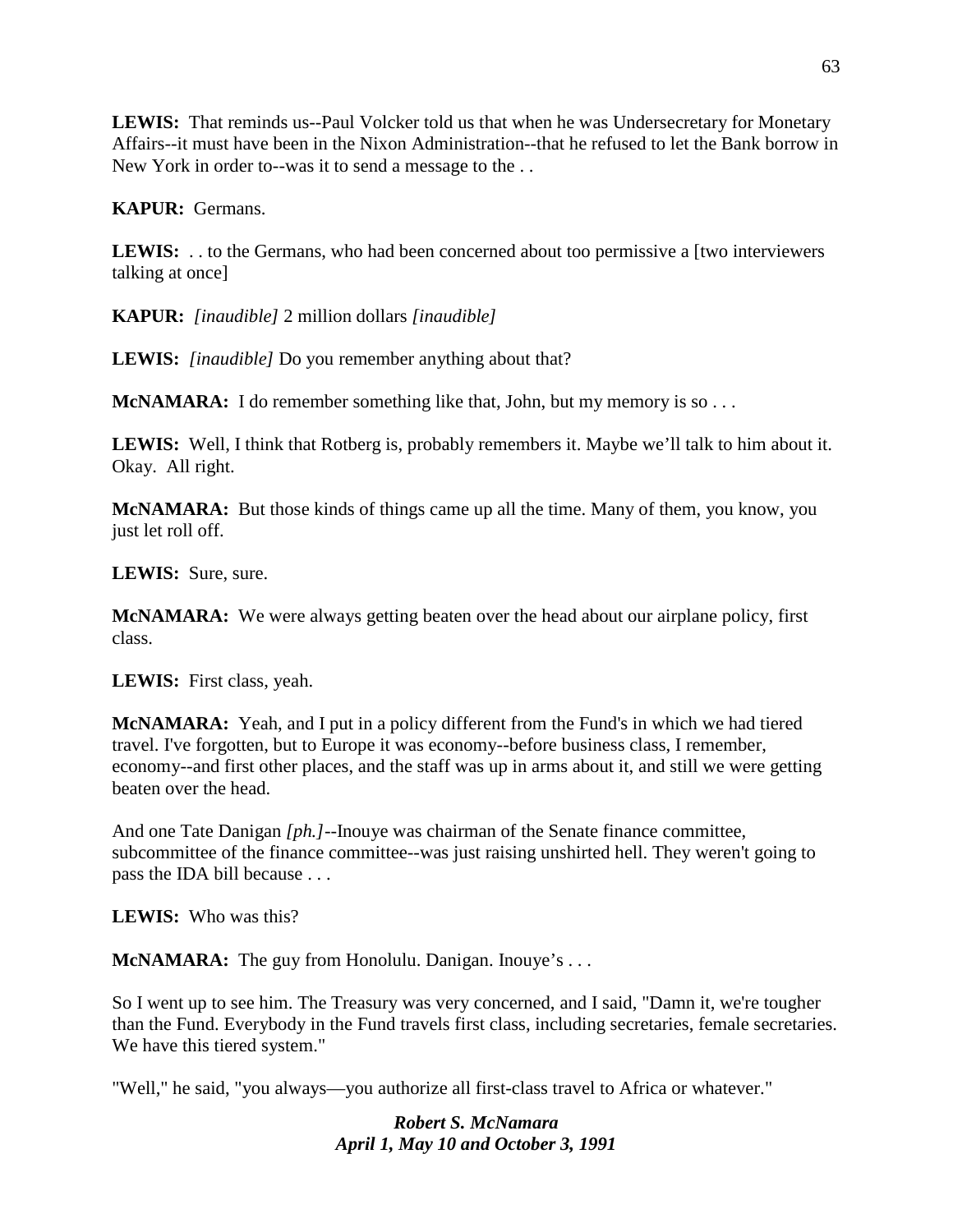**LEWIS:** That reminds us--Paul Volcker told us that when he was Undersecretary for Monetary Affairs--it must have been in the Nixon Administration--that he refused to let the Bank borrow in New York in order to--was it to send a message to the . .

**KAPUR:** Germans.

**LEWIS:** . . to the Germans, who had been concerned about too permissive a [two interviewers talking at once]

**KAPUR:** *[inaudible]* 2 million dollars *[inaudible]*

**LEWIS:** *[inaudible]* Do you remember anything about that?

**McNAMARA:** I do remember something like that, John, but my memory is so . . .

**LEWIS:** Well, I think that Rotberg is, probably remembers it. Maybe we'll talk to him about it. Okay. All right.

**McNAMARA:** But those kinds of things came up all the time. Many of them, you know, you just let roll off.

**LEWIS:** Sure, sure.

**McNAMARA:** We were always getting beaten over the head about our airplane policy, first class.

**LEWIS:** First class, yeah.

**McNAMARA:** Yeah, and I put in a policy different from the Fund's in which we had tiered travel. I've forgotten, but to Europe it was economy--before business class, I remember, economy--and first other places, and the staff was up in arms about it, and still we were getting beaten over the head.

And one Tate Danigan *[ph.]*--Inouye was chairman of the Senate finance committee, subcommittee of the finance committee--was just raising unshirted hell. They weren't going to pass the IDA bill because . . .

**LEWIS:** Who was this?

**McNAMARA:** The guy from Honolulu. Danigan. Inouye's . . .

So I went up to see him. The Treasury was very concerned, and I said, "Damn it, we're tougher than the Fund. Everybody in the Fund travels first class, including secretaries, female secretaries. We have this tiered system."

"Well," he said, "you always—you authorize all first-class travel to Africa or whatever."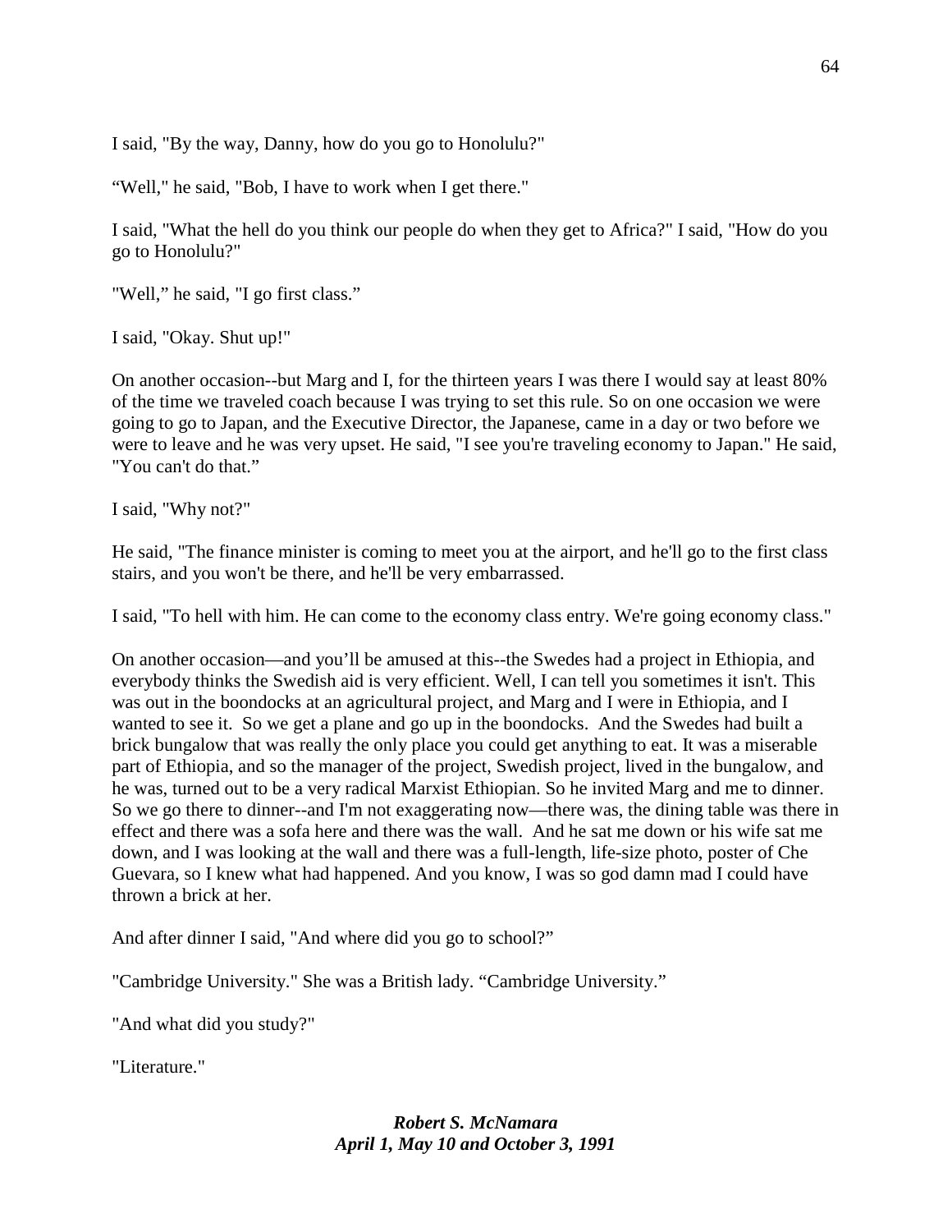I said, "By the way, Danny, how do you go to Honolulu?"

“Well," he said, "Bob, I have to work when I get there."

I said, "What the hell do you think our people do when they get to Africa?" I said, "How do you go to Honolulu?"

"Well,” he said, "I go first class.”

I said, "Okay. Shut up!"

On another occasion--but Marg and I, for the thirteen years I was there I would say at least 80% of the time we traveled coach because I was trying to set this rule. So on one occasion we were going to go to Japan, and the Executive Director, the Japanese, came in a day or two before we were to leave and he was very upset. He said, "I see you're traveling economy to Japan." He said, "You can't do that.”

I said, "Why not?"

He said, "The finance minister is coming to meet you at the airport, and he'll go to the first class stairs, and you won't be there, and he'll be very embarrassed.

I said, "To hell with him. He can come to the economy class entry. We're going economy class."

On another occasion—and you’ll be amused at this--the Swedes had a project in Ethiopia, and everybody thinks the Swedish aid is very efficient. Well, I can tell you sometimes it isn't. This was out in the boondocks at an agricultural project, and Marg and I were in Ethiopia, and I wanted to see it. So we get a plane and go up in the boondocks. And the Swedes had built a brick bungalow that was really the only place you could get anything to eat. It was a miserable part of Ethiopia, and so the manager of the project, Swedish project, lived in the bungalow, and he was, turned out to be a very radical Marxist Ethiopian. So he invited Marg and me to dinner. So we go there to dinner--and I'm not exaggerating now—there was, the dining table was there in effect and there was a sofa here and there was the wall. And he sat me down or his wife sat me down, and I was looking at the wall and there was a full-length, life-size photo, poster of Che Guevara, so I knew what had happened. And you know, I was so god damn mad I could have thrown a brick at her.

And after dinner I said, "And where did you go to school?”

"Cambridge University." She was a British lady. “Cambridge University.”

"And what did you study?"

"Literature."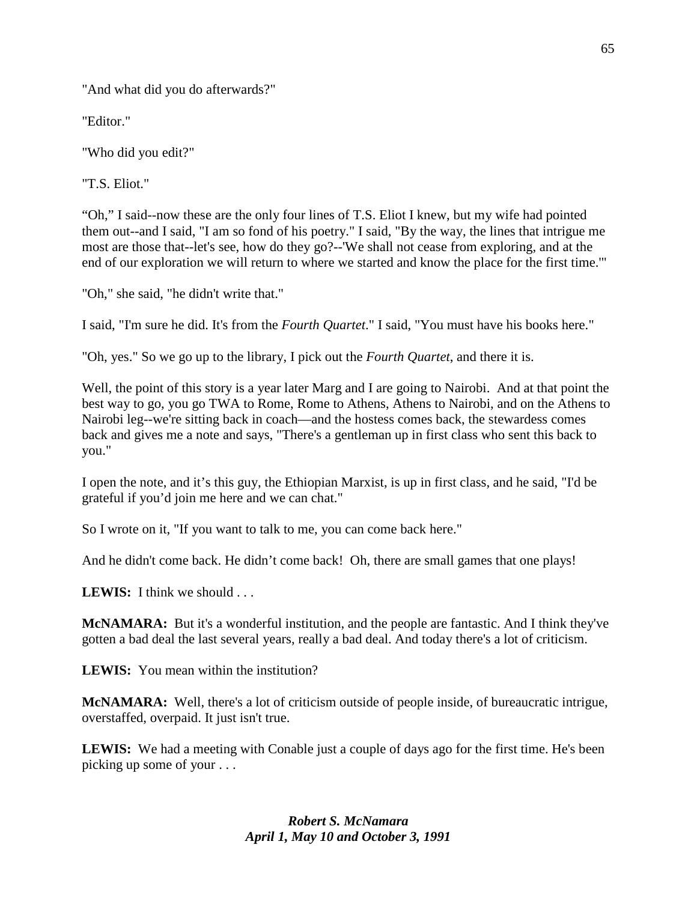"And what did you do afterwards?"

"Editor."

"Who did you edit?"

"T.S. Eliot."

"Oh," I said--now these are the only four lines of T.S. Eliot I knew, but my wife had pointed them out--and I said, "I am so fond of his poetry." I said, "By the way, the lines that intrigue me most are those that--let's see, how do they go?--'We shall not cease from exploring, and at the end of our exploration we will return to where we started and know the place for the first time.'"

"Oh," she said, "he didn't write that."

I said, "I'm sure he did. It's from the *Fourth Quartet*." I said, "You must have his books here."

"Oh, yes." So we go up to the library, I pick out the *Fourth Quartet*, and there it is.

Well, the point of this story is a year later Marg and I are going to Nairobi. And at that point the best way to go, you go TWA to Rome, Rome to Athens, Athens to Nairobi, and on the Athens to Nairobi leg--we're sitting back in coach—and the hostess comes back, the stewardess comes back and gives me a note and says, "There's a gentleman up in first class who sent this back to you."

I open the note, and it's this guy, the Ethiopian Marxist, is up in first class, and he said, "I'd be grateful if you'd join me here and we can chat."

So I wrote on it, "If you want to talk to me, you can come back here."

And he didn't come back. He didn't come back! Oh, there are small games that one plays!

**LEWIS:** I think we should . . .

**McNAMARA:** But it's a wonderful institution, and the people are fantastic. And I think they've gotten a bad deal the last several years, really a bad deal. And today there's a lot of criticism.

**LEWIS:** You mean within the institution?

**McNAMARA:** Well, there's a lot of criticism outside of people inside, of bureaucratic intrigue, overstaffed, overpaid. It just isn't true.

**LEWIS:** We had a meeting with Conable just a couple of days ago for the first time. He's been picking up some of your . . .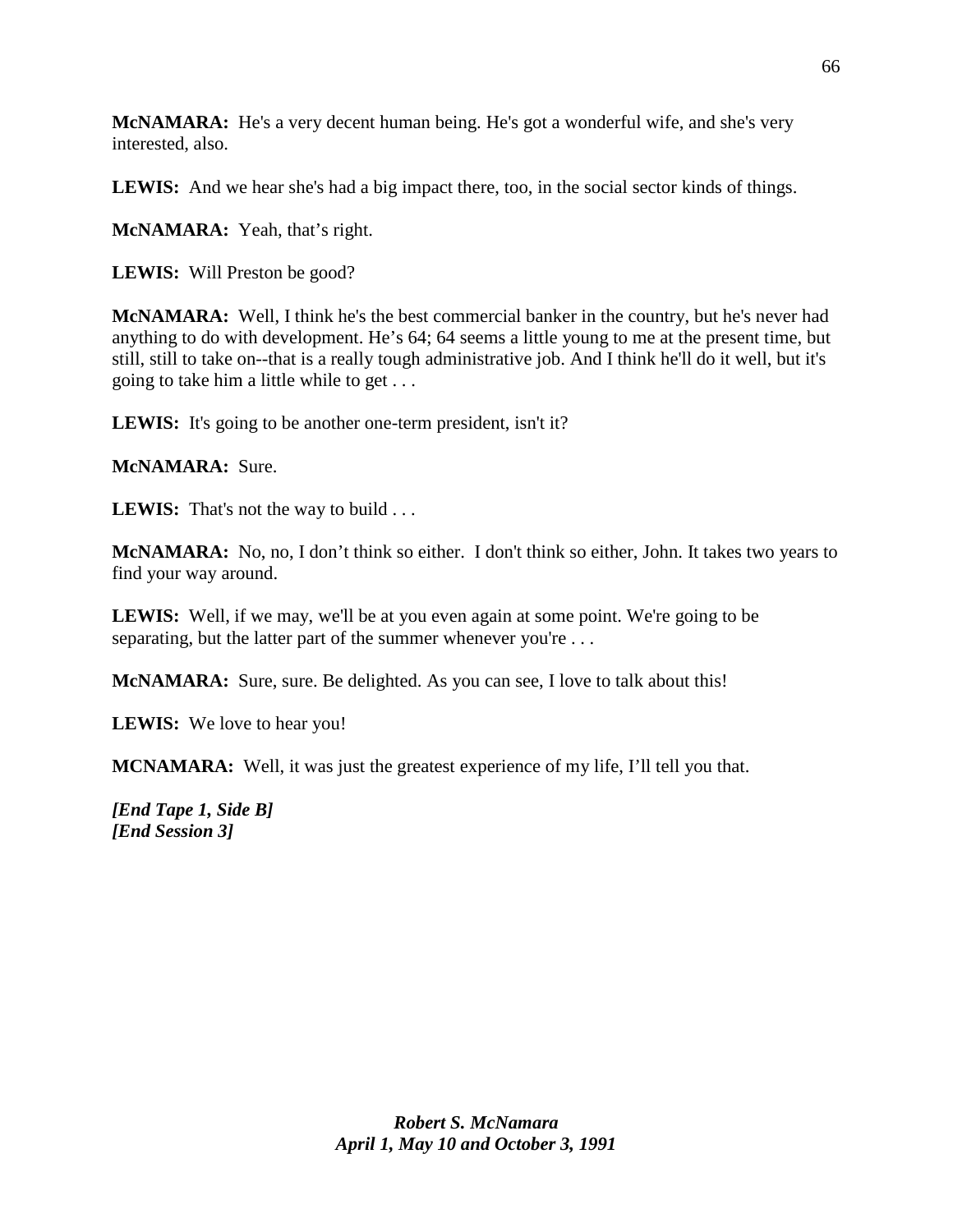**McNAMARA:** He's a very decent human being. He's got a wonderful wife, and she's very interested, also.

**LEWIS:** And we hear she's had a big impact there, too, in the social sector kinds of things.

**McNAMARA:** Yeah, that's right.

**LEWIS:** Will Preston be good?

**McNAMARA:** Well, I think he's the best commercial banker in the country, but he's never had anything to do with development. He's 64; 64 seems a little young to me at the present time, but still, still to take on--that is a really tough administrative job. And I think he'll do it well, but it's going to take him a little while to get . . .

**LEWIS:** It's going to be another one-term president, isn't it?

**McNAMARA:** Sure.

**LEWIS:** That's not the way to build . . .

**McNAMARA:** No, no, I don't think so either. I don't think so either, John. It takes two years to find your way around.

**LEWIS:** Well, if we may, we'll be at you even again at some point. We're going to be separating, but the latter part of the summer whenever you're . . .

**McNAMARA:** Sure, sure. Be delighted. As you can see, I love to talk about this!

**LEWIS:** We love to hear you!

**MCNAMARA:** Well, it was just the greatest experience of my life, I'll tell you that.

***[End Tape 1, Side B]***
***[End Session 3]***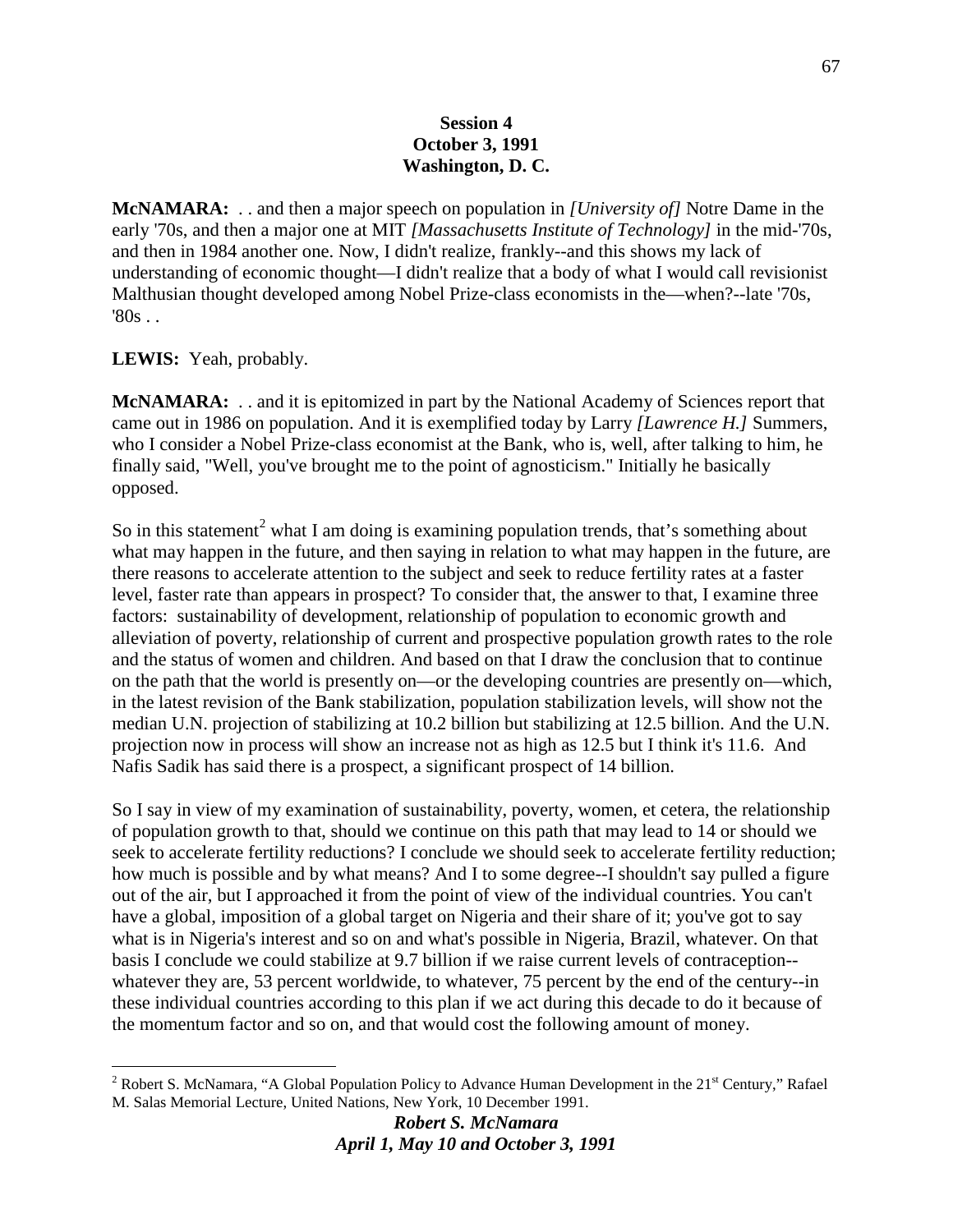**Session 4**
**October 3, 1991**
**Washington, D. C.**

**McNAMARA:** . . and then a major speech on population in *[University of]* Notre Dame in the early '70s, and then a major one at MIT *[Massachusetts Institute of Technology]* in the mid-'70s, and then in 1984 another one. Now, I didn't realize, frankly--and this shows my lack of understanding of economic thought—I didn't realize that a body of what I would call revisionist Malthusian thought developed among Nobel Prize-class economists in the—when?--late '70s, '80s . .

**LEWIS:** Yeah, probably.

**McNAMARA:** . . and it is epitomized in part by the National Academy of Sciences report that came out in 1986 on population. And it is exemplified today by Larry *[Lawrence H.]* Summers, who I consider a Nobel Prize-class economist at the Bank, who is, well, after talking to him, he finally said, "Well, you've brought me to the point of agnosticism." Initially he basically opposed.

So in this statement[2] what I am doing is examining population trends, that's something about what may happen in the future, and then saying in relation to what may happen in the future, are there reasons to accelerate attention to the subject and seek to reduce fertility rates at a faster level, faster rate than appears in prospect? To consider that, the answer to that, I examine three factors: sustainability of development, relationship of population to economic growth and alleviation of poverty, relationship of current and prospective population growth rates to the role and the status of women and children. And based on that I draw the conclusion that to continue on the path that the world is presently on—or the developing countries are presently on—which, in the latest revision of the Bank stabilization, population stabilization levels, will show not the median U.N. projection of stabilizing at 10.2 billion but stabilizing at 12.5 billion. And the U.N. projection now in process will show an increase not as high as 12.5 but I think it's 11.6. And Nafis Sadik has said there is a prospect, a significant prospect of 14 billion.

So I say in view of my examination of sustainability, poverty, women, et cetera, the relationship of population growth to that, should we continue on this path that may lead to 14 or should we seek to accelerate fertility reductions? I conclude we should seek to accelerate fertility reduction; how much is possible and by what means? And I to some degree--I shouldn't say pulled a figure out of the air, but I approached it from the point of view of the individual countries. You can't have a global, imposition of a global target on Nigeria and their share of it; you've got to say what is in Nigeria's interest and so on and what's possible in Nigeria, Brazil, whatever. On that basis I conclude we could stabilize at 9.7 billion if we raise current levels of contraception--whatever they are, 53 percent worldwide, to whatever, 75 percent by the end of the century--in these individual countries according to this plan if we act during this decade to do it because of the momentum factor and so on, and that would cost the following amount of money.

[2] Robert S. McNamara, "A Global Population Policy to Advance Human Development in the 21st Century," Rafael M. Salas Memorial Lecture, United Nations, New York, 10 December 1991.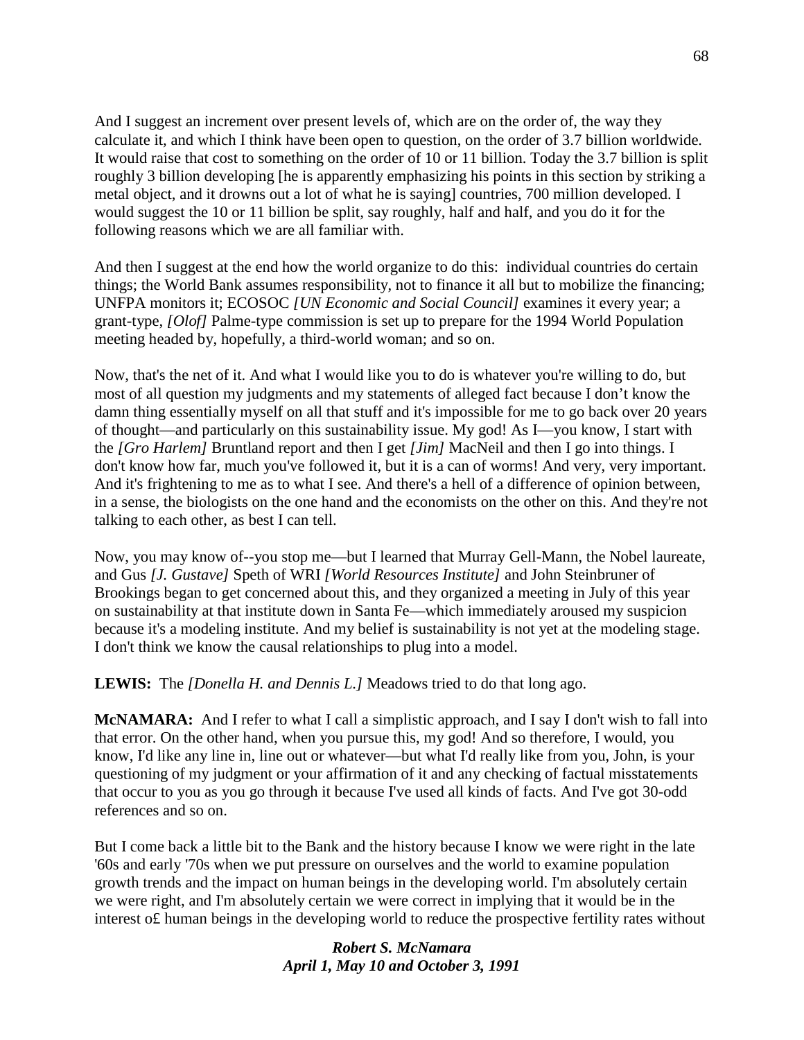And I suggest an increment over present levels of, which are on the order of, the way they calculate it, and which I think have been open to question, on the order of 3.7 billion worldwide. It would raise that cost to something on the order of 10 or 11 billion. Today the 3.7 billion is split roughly 3 billion developing [he is apparently emphasizing his points in this section by striking a metal object, and it drowns out a lot of what he is saying] countries, 700 million developed. I would suggest the 10 or 11 billion be split, say roughly, half and half, and you do it for the following reasons which we are all familiar with.

And then I suggest at the end how the world organize to do this: individual countries do certain things; the World Bank assumes responsibility, not to finance it all but to mobilize the financing; UNFPA monitors it; ECOSOC *[UN Economic and Social Council]* examines it every year; a grant-type, *[Olof]* Palme-type commission is set up to prepare for the 1994 World Population meeting headed by, hopefully, a third-world woman; and so on.

Now, that's the net of it. And what I would like you to do is whatever you're willing to do, but most of all question my judgments and my statements of alleged fact because I don't know the damn thing essentially myself on all that stuff and it's impossible for me to go back over 20 years of thought—and particularly on this sustainability issue. My god! As I—you know, I start with the *[Gro Harlem]* Bruntland report and then I get *[Jim]* MacNeil and then I go into things. I don't know how far, much you've followed it, but it is a can of worms! And very, very important. And it's frightening to me as to what I see. And there's a hell of a difference of opinion between, in a sense, the biologists on the one hand and the economists on the other on this. And they're not talking to each other, as best I can tell.

Now, you may know of--you stop me—but I learned that Murray Gell-Mann, the Nobel laureate, and Gus *[J. Gustave]* Speth of WRI *[World Resources Institute]* and John Steinbruner of Brookings began to get concerned about this, and they organized a meeting in July of this year on sustainability at that institute down in Santa Fe—which immediately aroused my suspicion because it's a modeling institute. And my belief is sustainability is not yet at the modeling stage. I don't think we know the causal relationships to plug into a model.

**LEWIS:** The *[Donella H. and Dennis L.]* Meadows tried to do that long ago.

**McNAMARA:** And I refer to what I call a simplistic approach, and I say I don't wish to fall into that error. On the other hand, when you pursue this, my god! And so therefore, I would, you know, I'd like any line in, line out or whatever—but what I'd really like from you, John, is your questioning of my judgment or your affirmation of it and any checking of factual misstatements that occur to you as you go through it because I've used all kinds of facts. And I've got 30-odd references and so on.

But I come back a little bit to the Bank and the history because I know we were right in the late '60s and early '70s when we put pressure on ourselves and the world to examine population growth trends and the impact on human beings in the developing world. I'm absolutely certain we were right, and I'm absolutely certain we were correct in implying that it would be in the interest o£ human beings in the developing world to reduce the prospective fertility rates without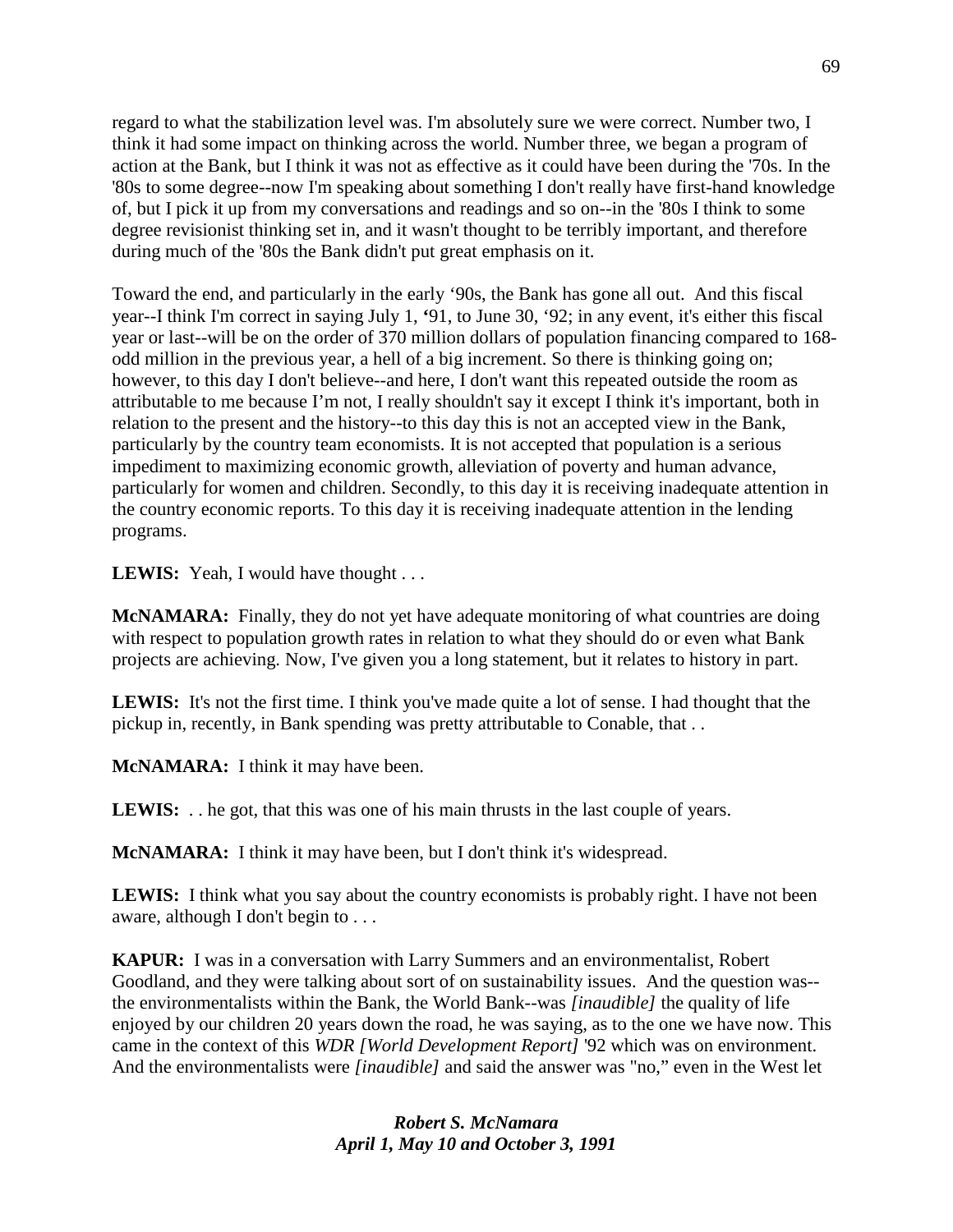regard to what the stabilization level was. I'm absolutely sure we were correct. Number two, I think it had some impact on thinking across the world. Number three, we began a program of action at the Bank, but I think it was not as effective as it could have been during the '70s. In the '80s to some degree--now I'm speaking about something I don't really have first-hand knowledge of, but I pick it up from my conversations and readings and so on--in the '80s I think to some degree revisionist thinking set in, and it wasn't thought to be terribly important, and therefore during much of the '80s the Bank didn't put great emphasis on it.

Toward the end, and particularly in the early '90s, the Bank has gone all out. And this fiscal year--I think I'm correct in saying July 1, '91, to June 30, '92; in any event, it's either this fiscal year or last--will be on the order of 370 million dollars of population financing compared to 168-odd million in the previous year, a hell of a big increment. So there is thinking going on; however, to this day I don't believe--and here, I don't want this repeated outside the room as attributable to me because I'm not, I really shouldn't say it except I think it's important, both in relation to the present and the history--to this day this is not an accepted view in the Bank, particularly by the country team economists. It is not accepted that population is a serious impediment to maximizing economic growth, alleviation of poverty and human advance, particularly for women and children. Secondly, to this day it is receiving inadequate attention in the country economic reports. To this day it is receiving inadequate attention in the lending programs.

**LEWIS:** Yeah, I would have thought . . .

**McNAMARA:** Finally, they do not yet have adequate monitoring of what countries are doing with respect to population growth rates in relation to what they should do or even what Bank projects are achieving. Now, I've given you a long statement, but it relates to history in part.

**LEWIS:** It's not the first time. I think you've made quite a lot of sense. I had thought that the pickup in, recently, in Bank spending was pretty attributable to Conable, that . .

**McNAMARA:** I think it may have been.

**LEWIS:** . . he got, that this was one of his main thrusts in the last couple of years.

**McNAMARA:** I think it may have been, but I don't think it's widespread.

**LEWIS:** I think what you say about the country economists is probably right. I have not been aware, although I don't begin to . . .

**KAPUR:** I was in a conversation with Larry Summers and an environmentalist, Robert Goodland, and they were talking about sort of on sustainability issues. And the question was--the environmentalists within the Bank, the World Bank--was *[inaudible]* the quality of life enjoyed by our children 20 years down the road, he was saying, as to the one we have now. This came in the context of this *WDR [World Development Report]* '92 which was on environment. And the environmentalists were *[inaudible]* and said the answer was "no," even in the West let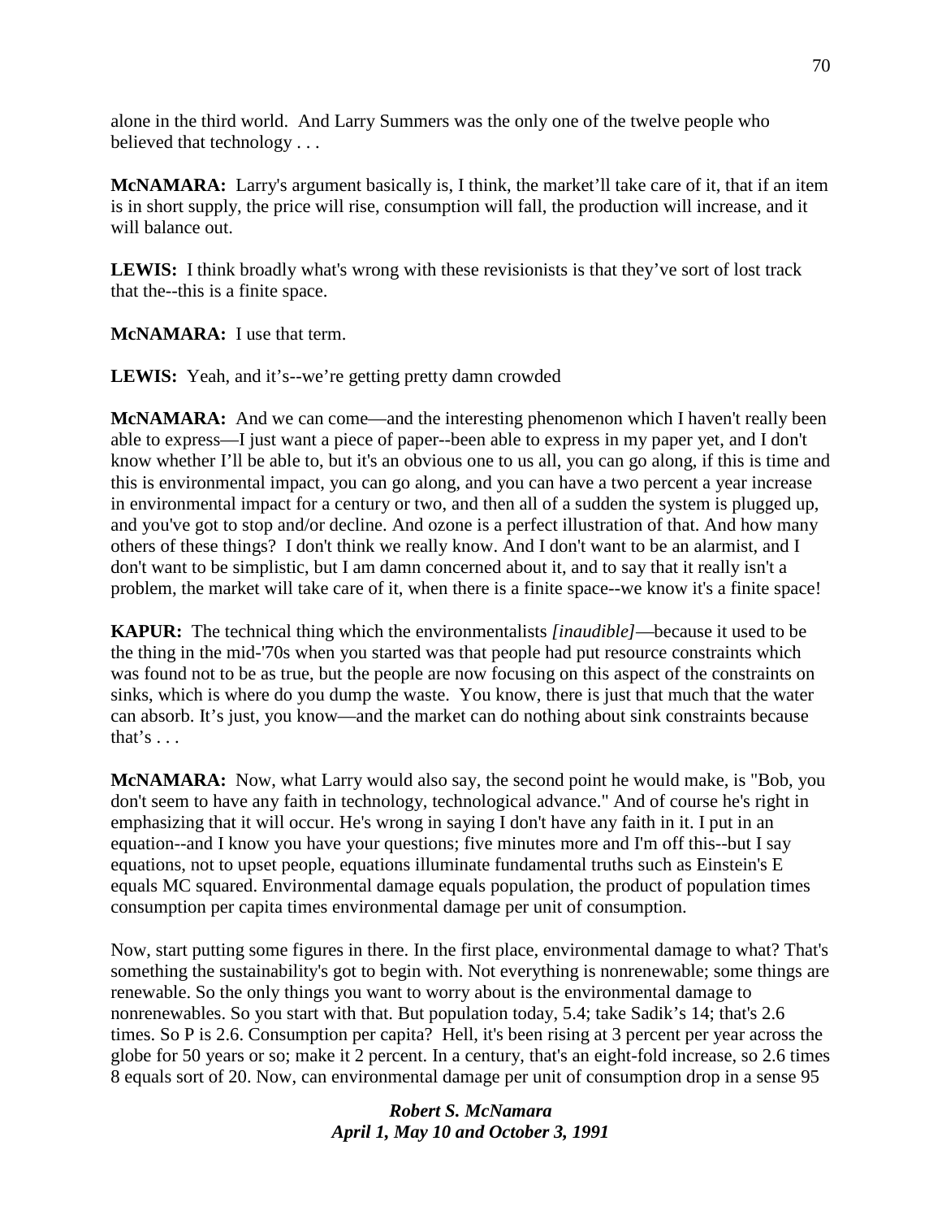alone in the third world. And Larry Summers was the only one of the twelve people who believed that technology . . .

**McNAMARA:** Larry's argument basically is, I think, the market'll take care of it, that if an item is in short supply, the price will rise, consumption will fall, the production will increase, and it will balance out.

**LEWIS:** I think broadly what's wrong with these revisionists is that they've sort of lost track that the--this is a finite space.

**McNAMARA:** I use that term.

**LEWIS:** Yeah, and it's--we're getting pretty damn crowded

**McNAMARA:** And we can come—and the interesting phenomenon which I haven't really been able to express—I just want a piece of paper--been able to express in my paper yet, and I don't know whether I'll be able to, but it's an obvious one to us all, you can go along, if this is time and this is environmental impact, you can go along, and you can have a two percent a year increase in environmental impact for a century or two, and then all of a sudden the system is plugged up, and you've got to stop and/or decline. And ozone is a perfect illustration of that. And how many others of these things? I don't think we really know. And I don't want to be an alarmist, and I don't want to be simplistic, but I am damn concerned about it, and to say that it really isn't a problem, the market will take care of it, when there is a finite space--we know it's a finite space!

**KAPUR:** The technical thing which the environmentalists *[inaudible]*—because it used to be the thing in the mid-'70s when you started was that people had put resource constraints which was found not to be as true, but the people are now focusing on this aspect of the constraints on sinks, which is where do you dump the waste. You know, there is just that much that the water can absorb. It's just, you know—and the market can do nothing about sink constraints because that's . . .

**McNAMARA:** Now, what Larry would also say, the second point he would make, is "Bob, you don't seem to have any faith in technology, technological advance." And of course he's right in emphasizing that it will occur. He's wrong in saying I don't have any faith in it. I put in an equation--and I know you have your questions; five minutes more and I'm off this--but I say equations, not to upset people, equations illuminate fundamental truths such as Einstein's E equals MC squared. Environmental damage equals population, the product of population times consumption per capita times environmental damage per unit of consumption.

Now, start putting some figures in there. In the first place, environmental damage to what? That's something the sustainability's got to begin with. Not everything is nonrenewable; some things are renewable. So the only things you want to worry about is the environmental damage to nonrenewables. So you start with that. But population today, 5.4; take Sadik's 14; that's 2.6 times. So P is 2.6. Consumption per capita? Hell, it's been rising at 3 percent per year across the globe for 50 years or so; make it 2 percent. In a century, that's an eight-fold increase, so 2.6 times 8 equals sort of 20. Now, can environmental damage per unit of consumption drop in a sense 95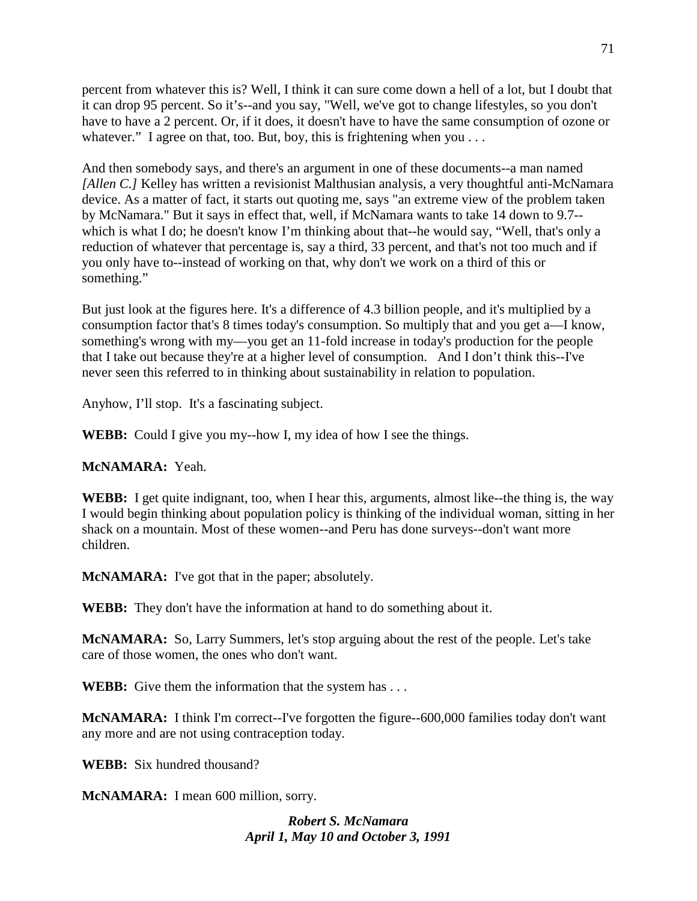percent from whatever this is? Well, I think it can sure come down a hell of a lot, but I doubt that it can drop 95 percent. So it's--and you say, "Well, we've got to change lifestyles, so you don't have to have a 2 percent. Or, if it does, it doesn't have to have the same consumption of ozone or whatever." I agree on that, too. But, boy, this is frightening when you . . .

And then somebody says, and there's an argument in one of these documents--a man named *[Allen C.]* Kelley has written a revisionist Malthusian analysis, a very thoughtful anti-McNamara device. As a matter of fact, it starts out quoting me, says "an extreme view of the problem taken by McNamara." But it says in effect that, well, if McNamara wants to take 14 down to 9.7--which is what I do; he doesn't know I'm thinking about that--he would say, "Well, that's only a reduction of whatever that percentage is, say a third, 33 percent, and that's not too much and if you only have to--instead of working on that, why don't we work on a third of this or something."

But just look at the figures here. It's a difference of 4.3 billion people, and it's multiplied by a consumption factor that's 8 times today's consumption. So multiply that and you get a—I know, something's wrong with my—you get an 11-fold increase in today's production for the people that I take out because they're at a higher level of consumption. And I don't think this--I've never seen this referred to in thinking about sustainability in relation to population.

Anyhow, I'll stop. It's a fascinating subject.

**WEBB:** Could I give you my--how I, my idea of how I see the things.

**McNAMARA:** Yeah.

**WEBB:** I get quite indignant, too, when I hear this, arguments, almost like--the thing is, the way I would begin thinking about population policy is thinking of the individual woman, sitting in her shack on a mountain. Most of these women--and Peru has done surveys--don't want more children.

**McNAMARA:** I've got that in the paper; absolutely.

**WEBB:** They don't have the information at hand to do something about it.

**McNAMARA:** So, Larry Summers, let's stop arguing about the rest of the people. Let's take care of those women, the ones who don't want.

**WEBB:** Give them the information that the system has . . .

**McNAMARA:** I think I'm correct--I've forgotten the figure--600,000 families today don't want any more and are not using contraception today.

**WEBB:** Six hundred thousand?

**McNAMARA:** I mean 600 million, sorry.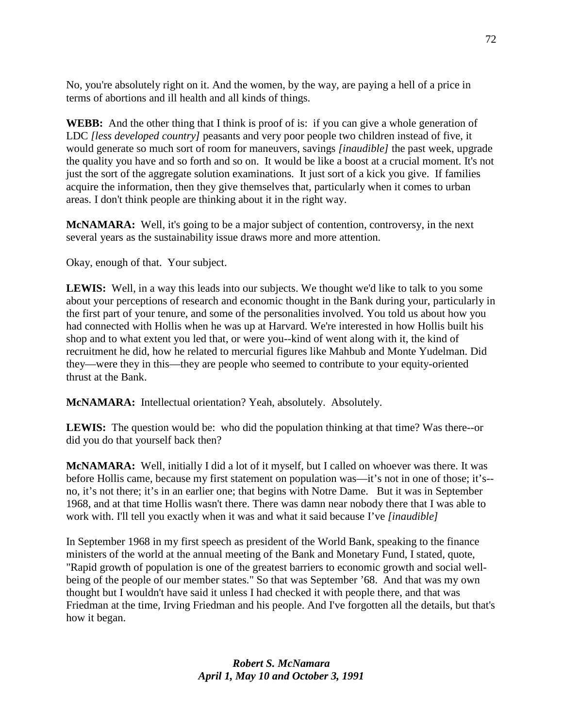No, you're absolutely right on it. And the women, by the way, are paying a hell of a price in terms of abortions and ill health and all kinds of things.

**WEBB:** And the other thing that I think is proof of is: if you can give a whole generation of LDC *[less developed country]* peasants and very poor people two children instead of five, it would generate so much sort of room for maneuvers, savings *[inaudible]* the past week, upgrade the quality you have and so forth and so on. It would be like a boost at a crucial moment. It's not just the sort of the aggregate solution examinations. It just sort of a kick you give. If families acquire the information, then they give themselves that, particularly when it comes to urban areas. I don't think people are thinking about it in the right way.

**McNAMARA:** Well, it's going to be a major subject of contention, controversy, in the next several years as the sustainability issue draws more and more attention.

Okay, enough of that. Your subject.

**LEWIS:** Well, in a way this leads into our subjects. We thought we'd like to talk to you some about your perceptions of research and economic thought in the Bank during your, particularly in the first part of your tenure, and some of the personalities involved. You told us about how you had connected with Hollis when he was up at Harvard. We're interested in how Hollis built his shop and to what extent you led that, or were you--kind of went along with it, the kind of recruitment he did, how he related to mercurial figures like Mahbub and Monte Yudelman. Did they—were they in this—they are people who seemed to contribute to your equity-oriented thrust at the Bank.

**McNAMARA:** Intellectual orientation? Yeah, absolutely. Absolutely.

**LEWIS:** The question would be: who did the population thinking at that time? Was there--or did you do that yourself back then?

**McNAMARA:** Well, initially I did a lot of it myself, but I called on whoever was there. It was before Hollis came, because my first statement on population was—it's not in one of those; it's--no, it's not there; it's in an earlier one; that begins with Notre Dame. But it was in September 1968, and at that time Hollis wasn't there. There was damn near nobody there that I was able to work with. I'll tell you exactly when it was and what it said because I've *[inaudible]*

In September 1968 in my first speech as president of the World Bank, speaking to the finance ministers of the world at the annual meeting of the Bank and Monetary Fund, I stated, quote, "Rapid growth of population is one of the greatest barriers to economic growth and social well-being of the people of our member states." So that was September '68. And that was my own thought but I wouldn't have said it unless I had checked it with people there, and that was Friedman at the time, Irving Friedman and his people. And I've forgotten all the details, but that's how it began.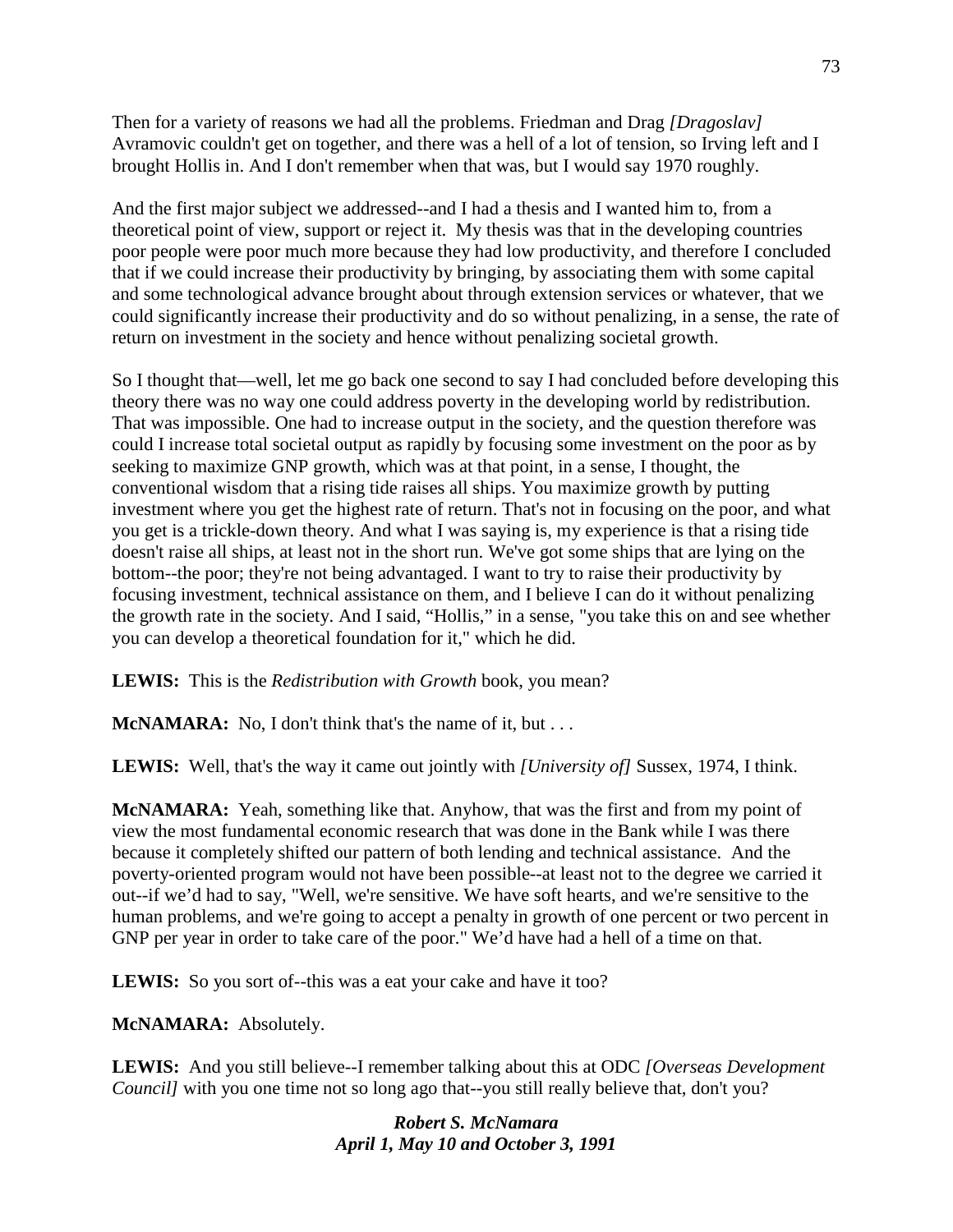Then for a variety of reasons we had all the problems. Friedman and Drag *[Dragoslav]* Avramovic couldn't get on together, and there was a hell of a lot of tension, so Irving left and I brought Hollis in. And I don't remember when that was, but I would say 1970 roughly.

And the first major subject we addressed--and I had a thesis and I wanted him to, from a theoretical point of view, support or reject it. My thesis was that in the developing countries poor people were poor much more because they had low productivity, and therefore I concluded that if we could increase their productivity by bringing, by associating them with some capital and some technological advance brought about through extension services or whatever, that we could significantly increase their productivity and do so without penalizing, in a sense, the rate of return on investment in the society and hence without penalizing societal growth.

So I thought that—well, let me go back one second to say I had concluded before developing this theory there was no way one could address poverty in the developing world by redistribution. That was impossible. One had to increase output in the society, and the question therefore was could I increase total societal output as rapidly by focusing some investment on the poor as by seeking to maximize GNP growth, which was at that point, in a sense, I thought, the conventional wisdom that a rising tide raises all ships. You maximize growth by putting investment where you get the highest rate of return. That's not in focusing on the poor, and what you get is a trickle-down theory. And what I was saying is, my experience is that a rising tide doesn't raise all ships, at least not in the short run. We've got some ships that are lying on the bottom--the poor; they're not being advantaged. I want to try to raise their productivity by focusing investment, technical assistance on them, and I believe I can do it without penalizing the growth rate in the society. And I said, "Hollis," in a sense, "you take this on and see whether you can develop a theoretical foundation for it," which he did.

**LEWIS:** This is the *Redistribution with Growth* book, you mean?

**McNAMARA:** No, I don't think that's the name of it, but . . .

**LEWIS:** Well, that's the way it came out jointly with *[University of]* Sussex, 1974, I think.

**McNAMARA:** Yeah, something like that. Anyhow, that was the first and from my point of view the most fundamental economic research that was done in the Bank while I was there because it completely shifted our pattern of both lending and technical assistance. And the poverty-oriented program would not have been possible--at least not to the degree we carried it out--if we'd had to say, "Well, we're sensitive. We have soft hearts, and we're sensitive to the human problems, and we're going to accept a penalty in growth of one percent or two percent in GNP per year in order to take care of the poor." We'd have had a hell of a time on that.

**LEWIS:** So you sort of--this was a eat your cake and have it too?

**McNAMARA:** Absolutely.

**LEWIS:** And you still believe--I remember talking about this at ODC *[Overseas Development Council]* with you one time not so long ago that--you still really believe that, don't you?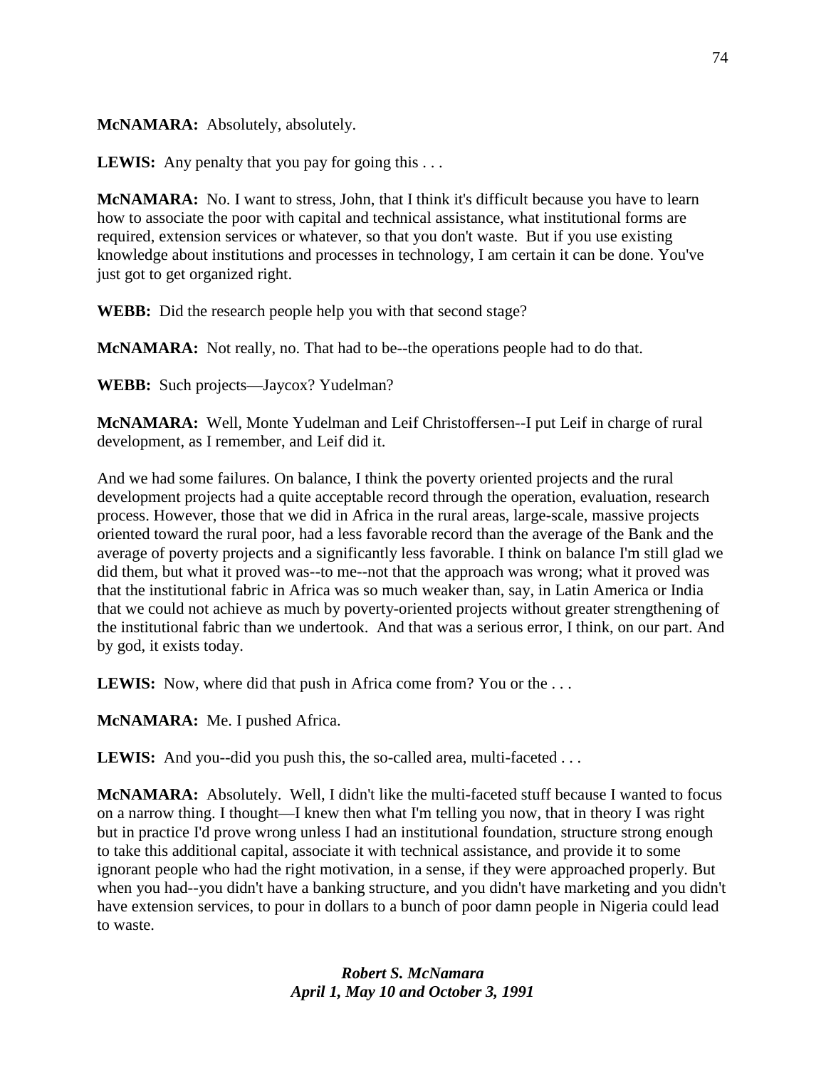**McNAMARA:** Absolutely, absolutely.

**LEWIS:** Any penalty that you pay for going this . . .

**McNAMARA:** No. I want to stress, John, that I think it's difficult because you have to learn how to associate the poor with capital and technical assistance, what institutional forms are required, extension services or whatever, so that you don't waste. But if you use existing knowledge about institutions and processes in technology, I am certain it can be done. You've just got to get organized right.

**WEBB:** Did the research people help you with that second stage?

**McNAMARA:** Not really, no. That had to be--the operations people had to do that.

**WEBB:** Such projects—Jaycox? Yudelman?

**McNAMARA:** Well, Monte Yudelman and Leif Christoffersen--I put Leif in charge of rural development, as I remember, and Leif did it.

And we had some failures. On balance, I think the poverty oriented projects and the rural development projects had a quite acceptable record through the operation, evaluation, research process. However, those that we did in Africa in the rural areas, large-scale, massive projects oriented toward the rural poor, had a less favorable record than the average of the Bank and the average of poverty projects and a significantly less favorable. I think on balance I'm still glad we did them, but what it proved was--to me--not that the approach was wrong; what it proved was that the institutional fabric in Africa was so much weaker than, say, in Latin America or India that we could not achieve as much by poverty-oriented projects without greater strengthening of the institutional fabric than we undertook. And that was a serious error, I think, on our part. And by god, it exists today.

**LEWIS:** Now, where did that push in Africa come from? You or the . . .

**McNAMARA:** Me. I pushed Africa.

**LEWIS:** And you--did you push this, the so-called area, multi-faceted . . .

**McNAMARA:** Absolutely. Well, I didn't like the multi-faceted stuff because I wanted to focus on a narrow thing. I thought—I knew then what I'm telling you now, that in theory I was right but in practice I'd prove wrong unless I had an institutional foundation, structure strong enough to take this additional capital, associate it with technical assistance, and provide it to some ignorant people who had the right motivation, in a sense, if they were approached properly. But when you had--you didn't have a banking structure, and you didn't have marketing and you didn't have extension services, to pour in dollars to a bunch of poor damn people in Nigeria could lead to waste.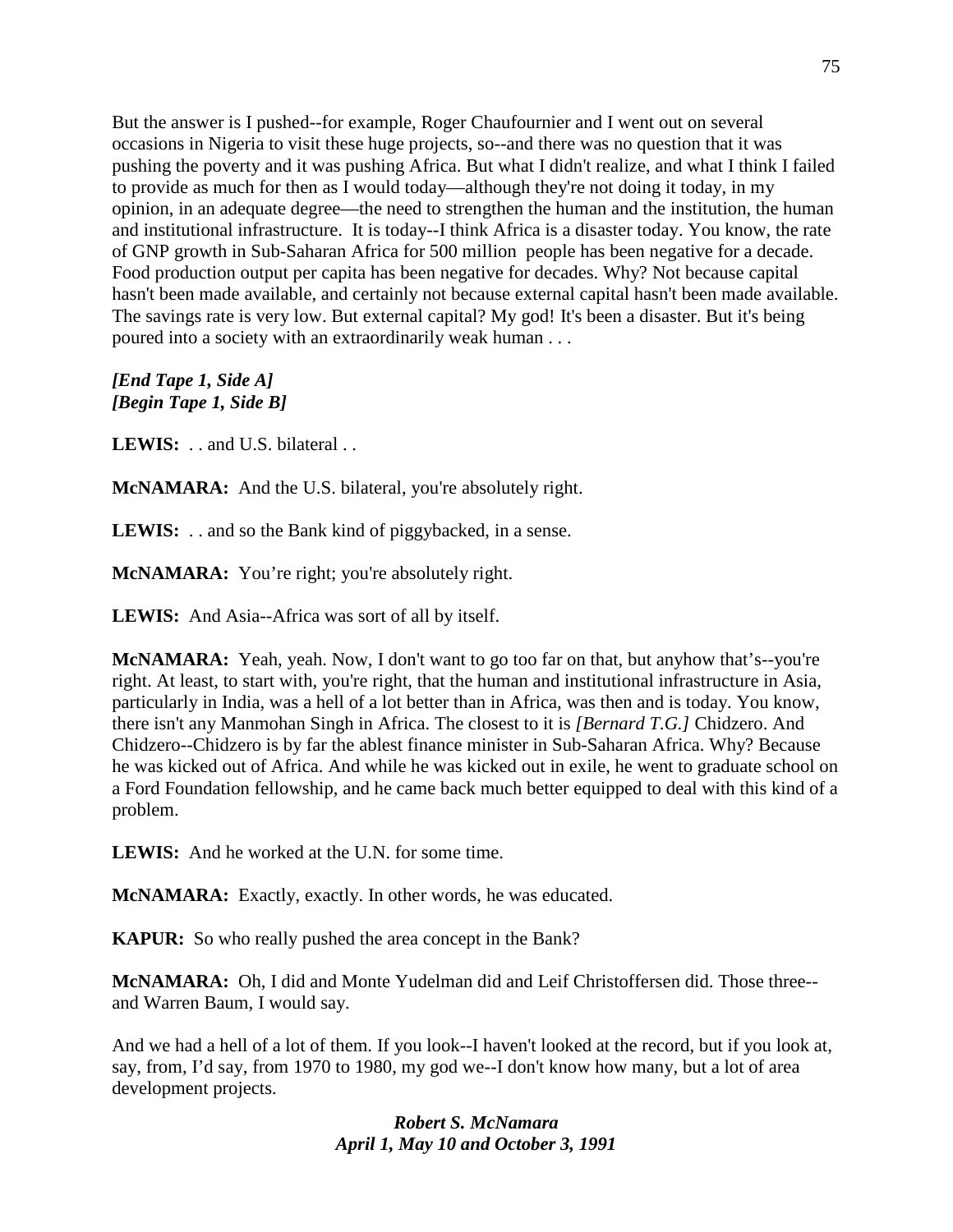But the answer is I pushed--for example, Roger Chaufournier and I went out on several occasions in Nigeria to visit these huge projects, so--and there was no question that it was pushing the poverty and it was pushing Africa. But what I didn't realize, and what I think I failed to provide as much for then as I would today—although they're not doing it today, in my opinion, in an adequate degree—the need to strengthen the human and the institution, the human and institutional infrastructure. It is today--I think Africa is a disaster today. You know, the rate of GNP growth in Sub-Saharan Africa for 500 million people has been negative for a decade. Food production output per capita has been negative for decades. Why? Not because capital hasn't been made available, and certainly not because external capital hasn't been made available. The savings rate is very low. But external capital? My god! It's been a disaster. But it's being poured into a society with an extraordinarily weak human . . .

***[End Tape 1, Side A]***
***[Begin Tape 1, Side B]***

**LEWIS:** . . and U.S. bilateral . .

**McNAMARA:** And the U.S. bilateral, you're absolutely right.

**LEWIS:** . . and so the Bank kind of piggybacked, in a sense.

**McNAMARA:** You're right; you're absolutely right.

**LEWIS:** And Asia--Africa was sort of all by itself.

**McNAMARA:** Yeah, yeah. Now, I don't want to go too far on that, but anyhow that's--you're right. At least, to start with, you're right, that the human and institutional infrastructure in Asia, particularly in India, was a hell of a lot better than in Africa, was then and is today. You know, there isn't any Manmohan Singh in Africa. The closest to it is *[Bernard T.G.]* Chidzero. And Chidzero--Chidzero is by far the ablest finance minister in Sub-Saharan Africa. Why? Because he was kicked out of Africa. And while he was kicked out in exile, he went to graduate school on a Ford Foundation fellowship, and he came back much better equipped to deal with this kind of a problem.

**LEWIS:** And he worked at the U.N. for some time.

**McNAMARA:** Exactly, exactly. In other words, he was educated.

**KAPUR:** So who really pushed the area concept in the Bank?

**McNAMARA:** Oh, I did and Monte Yudelman did and Leif Christoffersen did. Those three--and Warren Baum, I would say.

And we had a hell of a lot of them. If you look--I haven't looked at the record, but if you look at, say, from, I'd say, from 1970 to 1980, my god we--I don't know how many, but a lot of area development projects.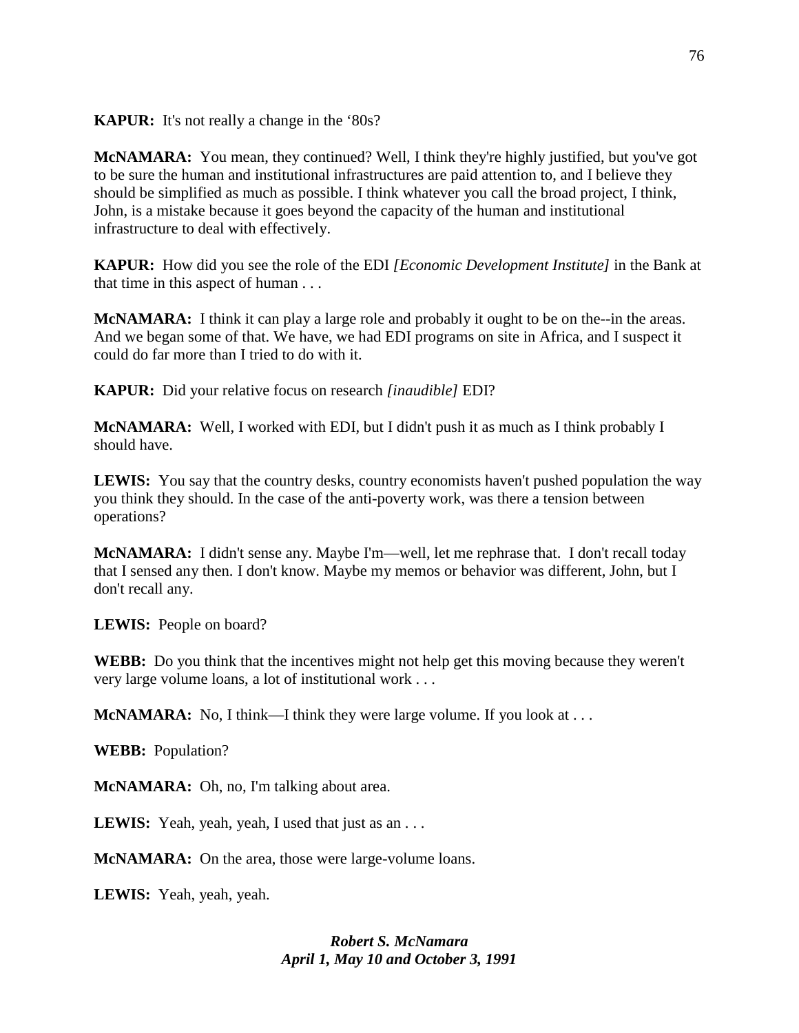**KAPUR:** It's not really a change in the '80s?

**McNAMARA:** You mean, they continued? Well, I think they're highly justified, but you've got to be sure the human and institutional infrastructures are paid attention to, and I believe they should be simplified as much as possible. I think whatever you call the broad project, I think, John, is a mistake because it goes beyond the capacity of the human and institutional infrastructure to deal with effectively.

**KAPUR:** How did you see the role of the EDI *[Economic Development Institute]* in the Bank at that time in this aspect of human . . .

**McNAMARA:** I think it can play a large role and probably it ought to be on the--in the areas. And we began some of that. We have, we had EDI programs on site in Africa, and I suspect it could do far more than I tried to do with it.

**KAPUR:** Did your relative focus on research *[inaudible]* EDI?

**McNAMARA:** Well, I worked with EDI, but I didn't push it as much as I think probably I should have.

**LEWIS:** You say that the country desks, country economists haven't pushed population the way you think they should. In the case of the anti-poverty work, was there a tension between operations?

**McNAMARA:** I didn't sense any. Maybe I'm—well, let me rephrase that. I don't recall today that I sensed any then. I don't know. Maybe my memos or behavior was different, John, but I don't recall any.

**LEWIS:** People on board?

**WEBB:** Do you think that the incentives might not help get this moving because they weren't very large volume loans, a lot of institutional work . . .

**McNAMARA:** No, I think—I think they were large volume. If you look at . . .

**WEBB:** Population?

**McNAMARA:** Oh, no, I'm talking about area.

**LEWIS:** Yeah, yeah, yeah, I used that just as an . . .

**McNAMARA:** On the area, those were large-volume loans.

**LEWIS:** Yeah, yeah, yeah.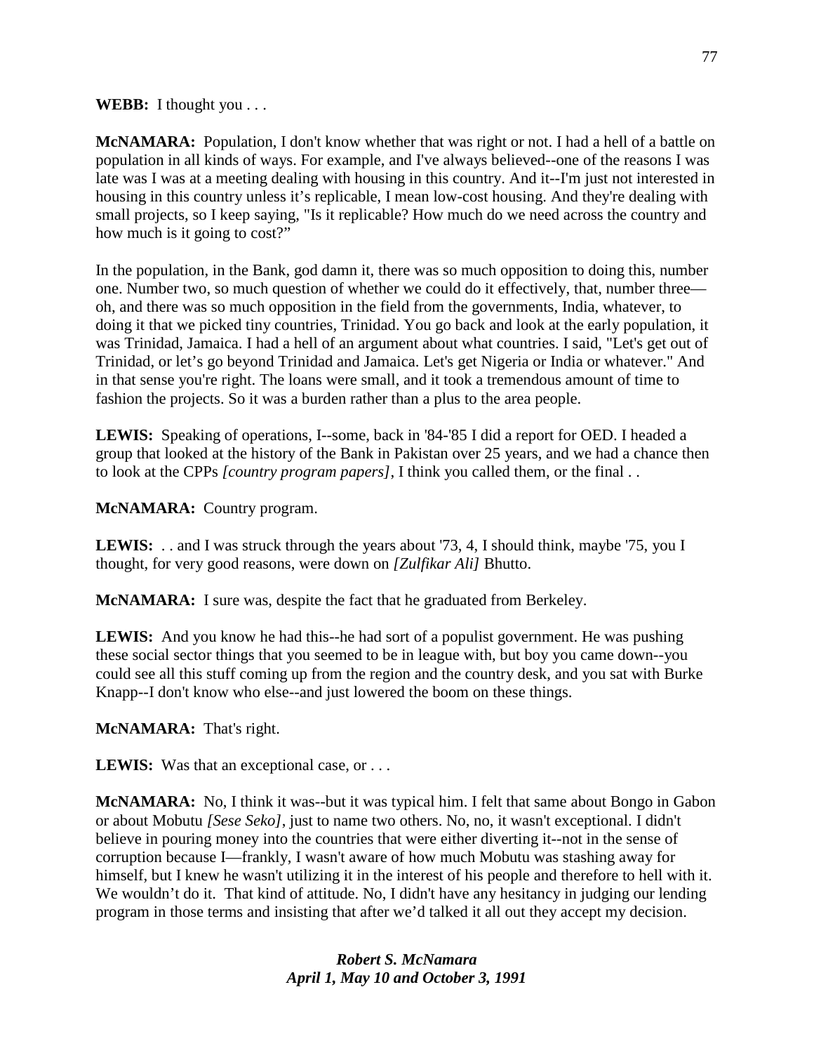**WEBB:** I thought you . . .

**McNAMARA:** Population, I don't know whether that was right or not. I had a hell of a battle on population in all kinds of ways. For example, and I've always believed--one of the reasons I was late was I was at a meeting dealing with housing in this country. And it--I'm just not interested in housing in this country unless it's replicable, I mean low-cost housing. And they're dealing with small projects, so I keep saying, "Is it replicable? How much do we need across the country and how much is it going to cost?"

In the population, in the Bank, god damn it, there was so much opposition to doing this, number one. Number two, so much question of whether we could do it effectively, that, number three—oh, and there was so much opposition in the field from the governments, India, whatever, to doing it that we picked tiny countries, Trinidad. You go back and look at the early population, it was Trinidad, Jamaica. I had a hell of an argument about what countries. I said, "Let's get out of Trinidad, or let's go beyond Trinidad and Jamaica. Let's get Nigeria or India or whatever." And in that sense you're right. The loans were small, and it took a tremendous amount of time to fashion the projects. So it was a burden rather than a plus to the area people.

**LEWIS:** Speaking of operations, I--some, back in '84-'85 I did a report for OED. I headed a group that looked at the history of the Bank in Pakistan over 25 years, and we had a chance then to look at the CPPs *[country program papers]*, I think you called them, or the final . .

**McNAMARA:** Country program.

**LEWIS:** . . and I was struck through the years about '73, 4, I should think, maybe '75, you I thought, for very good reasons, were down on *[Zulfikar Ali]* Bhutto.

**McNAMARA:** I sure was, despite the fact that he graduated from Berkeley.

**LEWIS:** And you know he had this--he had sort of a populist government. He was pushing these social sector things that you seemed to be in league with, but boy you came down--you could see all this stuff coming up from the region and the country desk, and you sat with Burke Knapp--I don't know who else--and just lowered the boom on these things.

**McNAMARA:** That's right.

**LEWIS:** Was that an exceptional case, or . . .

**McNAMARA:** No, I think it was--but it was typical him. I felt that same about Bongo in Gabon or about Mobutu *[Sese Seko]*, just to name two others. No, no, it wasn't exceptional. I didn't believe in pouring money into the countries that were either diverting it--not in the sense of corruption because I—frankly, I wasn't aware of how much Mobutu was stashing away for himself, but I knew he wasn't utilizing it in the interest of his people and therefore to hell with it. We wouldn't do it. That kind of attitude. No, I didn't have any hesitancy in judging our lending program in those terms and insisting that after we'd talked it all out they accept my decision.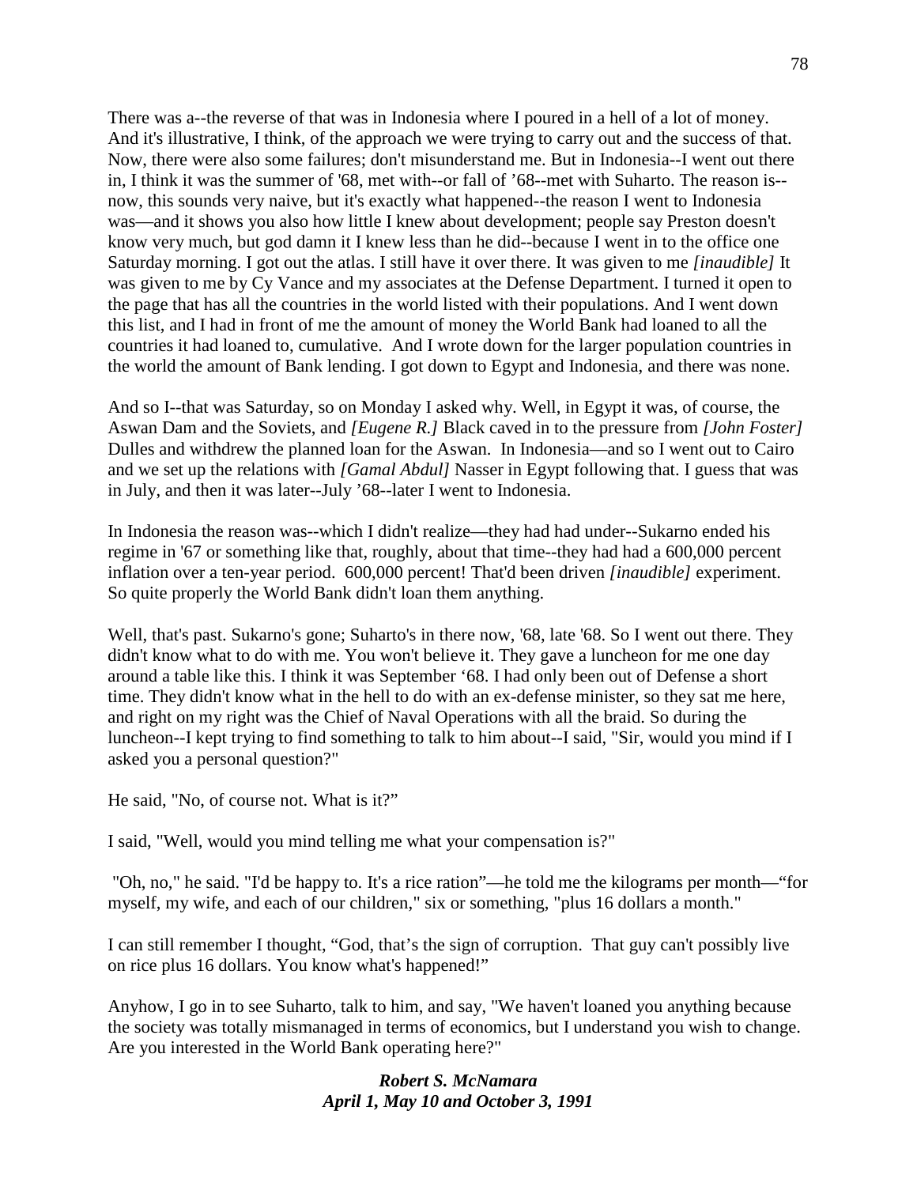There was a--the reverse of that was in Indonesia where I poured in a hell of a lot of money. And it's illustrative, I think, of the approach we were trying to carry out and the success of that. Now, there were also some failures; don't misunderstand me. But in Indonesia--I went out there in, I think it was the summer of '68, met with--or fall of '68--met with Suharto. The reason is--now, this sounds very naive, but it's exactly what happened--the reason I went to Indonesia was—and it shows you also how little I knew about development; people say Preston doesn't know very much, but god damn it I knew less than he did--because I went in to the office one Saturday morning. I got out the atlas. I still have it over there. It was given to me *[inaudible]* It was given to me by Cy Vance and my associates at the Defense Department. I turned it open to the page that has all the countries in the world listed with their populations. And I went down this list, and I had in front of me the amount of money the World Bank had loaned to all the countries it had loaned to, cumulative. And I wrote down for the larger population countries in the world the amount of Bank lending. I got down to Egypt and Indonesia, and there was none.

And so I--that was Saturday, so on Monday I asked why. Well, in Egypt it was, of course, the Aswan Dam and the Soviets, and *[Eugene R.]* Black caved in to the pressure from *[John Foster]* Dulles and withdrew the planned loan for the Aswan. In Indonesia—and so I went out to Cairo and we set up the relations with *[Gamal Abdul]* Nasser in Egypt following that. I guess that was in July, and then it was later--July '68--later I went to Indonesia.

In Indonesia the reason was--which I didn't realize—they had had under--Sukarno ended his regime in '67 or something like that, roughly, about that time--they had had a 600,000 percent inflation over a ten-year period. 600,000 percent! That'd been driven *[inaudible]* experiment. So quite properly the World Bank didn't loan them anything.

Well, that's past. Sukarno's gone; Suharto's in there now, '68, late '68. So I went out there. They didn't know what to do with me. You won't believe it. They gave a luncheon for me one day around a table like this. I think it was September '68. I had only been out of Defense a short time. They didn't know what in the hell to do with an ex-defense minister, so they sat me here, and right on my right was the Chief of Naval Operations with all the braid. So during the luncheon--I kept trying to find something to talk to him about--I said, "Sir, would you mind if I asked you a personal question?"

He said, "No, of course not. What is it?"

I said, "Well, would you mind telling me what your compensation is?"

"Oh, no," he said. "I'd be happy to. It's a rice ration"—he told me the kilograms per month—"for myself, my wife, and each of our children," six or something, "plus 16 dollars a month."

I can still remember I thought, "God, that's the sign of corruption. That guy can't possibly live on rice plus 16 dollars. You know what's happened!"

Anyhow, I go in to see Suharto, talk to him, and say, "We haven't loaned you anything because the society was totally mismanaged in terms of economics, but I understand you wish to change. Are you interested in the World Bank operating here?"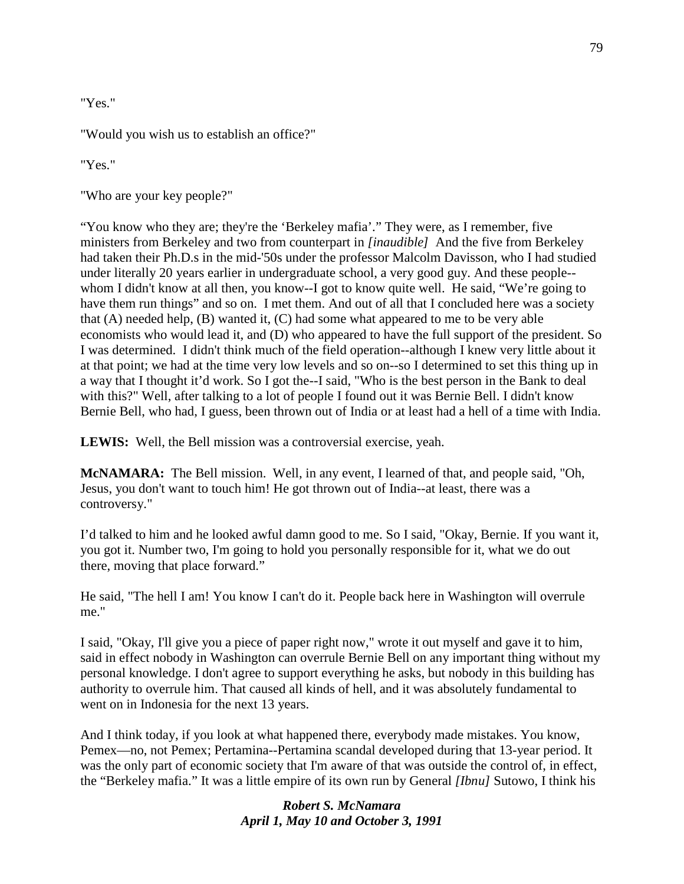"Yes."

"Would you wish us to establish an office?"

"Yes."

"Who are your key people?"

"You know who they are; they're the 'Berkeley mafia'." They were, as I remember, five ministers from Berkeley and two from counterpart in *[inaudible]* And the five from Berkeley had taken their Ph.D.s in the mid-'50s under the professor Malcolm Davisson, who I had studied under literally 20 years earlier in undergraduate school, a very good guy. And these people--whom I didn't know at all then, you know--I got to know quite well. He said, "We're going to have them run things" and so on. I met them. And out of all that I concluded here was a society that (A) needed help, (B) wanted it, (C) had some what appeared to me to be very able economists who would lead it, and (D) who appeared to have the full support of the president. So I was determined. I didn't think much of the field operation--although I knew very little about it at that point; we had at the time very low levels and so on--so I determined to set this thing up in a way that I thought it'd work. So I got the--I said, "Who is the best person in the Bank to deal with this?" Well, after talking to a lot of people I found out it was Bernie Bell. I didn't know Bernie Bell, who had, I guess, been thrown out of India or at least had a hell of a time with India.

**LEWIS:** Well, the Bell mission was a controversial exercise, yeah.

**McNAMARA:** The Bell mission. Well, in any event, I learned of that, and people said, "Oh, Jesus, you don't want to touch him! He got thrown out of India--at least, there was a controversy."

I'd talked to him and he looked awful damn good to me. So I said, "Okay, Bernie. If you want it, you got it. Number two, I'm going to hold you personally responsible for it, what we do out there, moving that place forward."

He said, "The hell I am! You know I can't do it. People back here in Washington will overrule me."

I said, "Okay, I'll give you a piece of paper right now," wrote it out myself and gave it to him, said in effect nobody in Washington can overrule Bernie Bell on any important thing without my personal knowledge. I don't agree to support everything he asks, but nobody in this building has authority to overrule him. That caused all kinds of hell, and it was absolutely fundamental to went on in Indonesia for the next 13 years.

And I think today, if you look at what happened there, everybody made mistakes. You know, Pemex—no, not Pemex; Pertamina--Pertamina scandal developed during that 13-year period. It was the only part of economic society that I'm aware of that was outside the control of, in effect, the "Berkeley mafia." It was a little empire of its own run by General *[Ibnu]* Sutowo, I think his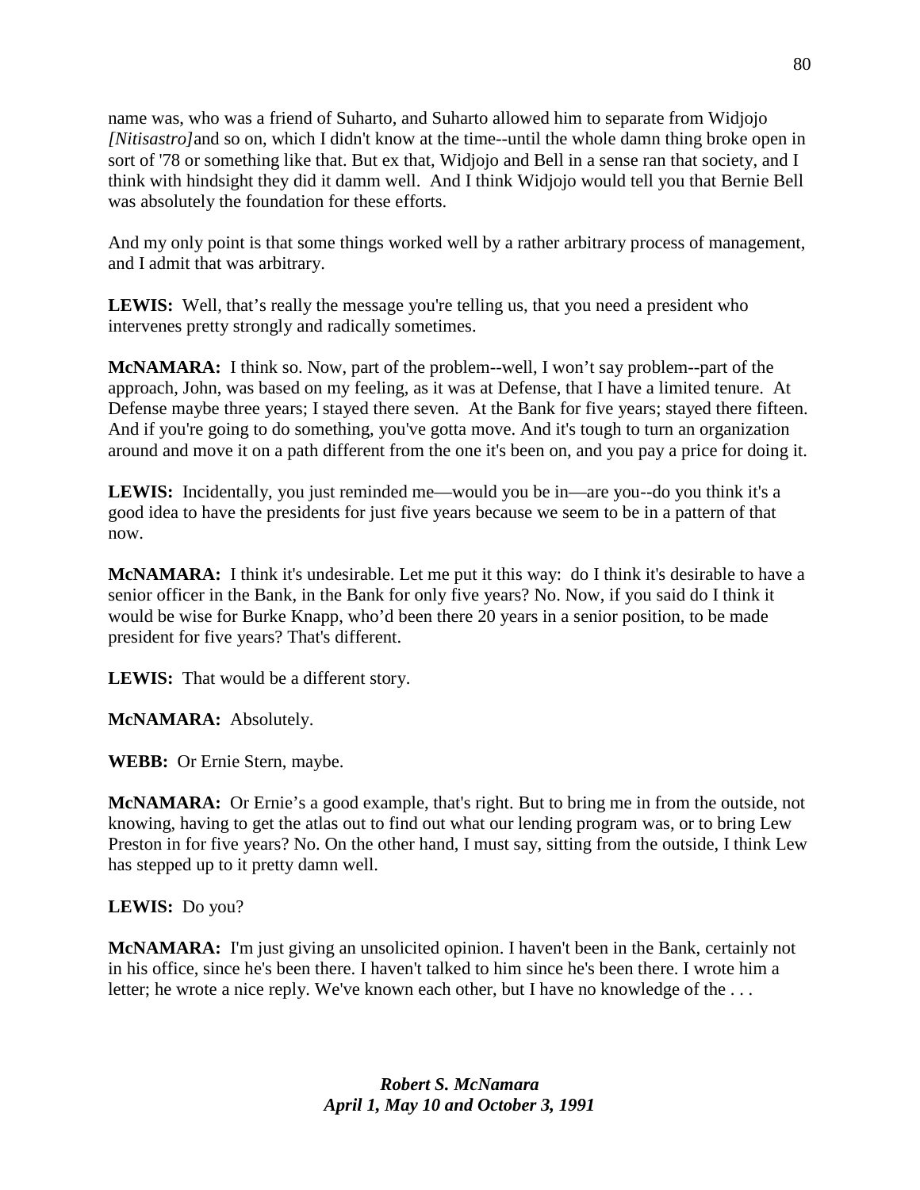name was, who was a friend of Suharto, and Suharto allowed him to separate from Widjojo *[Nitisastro]* and so on, which I didn't know at the time--until the whole damn thing broke open in sort of '78 or something like that. But ex that, Widjojo and Bell in a sense ran that society, and I think with hindsight they did it damm well. And I think Widjojo would tell you that Bernie Bell was absolutely the foundation for these efforts.

And my only point is that some things worked well by a rather arbitrary process of management, and I admit that was arbitrary.

**LEWIS:** Well, that's really the message you're telling us, that you need a president who intervenes pretty strongly and radically sometimes.

**McNAMARA:** I think so. Now, part of the problem--well, I won't say problem--part of the approach, John, was based on my feeling, as it was at Defense, that I have a limited tenure. At Defense maybe three years; I stayed there seven. At the Bank for five years; stayed there fifteen. And if you're going to do something, you've gotta move. And it's tough to turn an organization around and move it on a path different from the one it's been on, and you pay a price for doing it.

**LEWIS:** Incidentally, you just reminded me—would you be in—are you--do you think it's a good idea to have the presidents for just five years because we seem to be in a pattern of that now.

**McNAMARA:** I think it's undesirable. Let me put it this way: do I think it's desirable to have a senior officer in the Bank, in the Bank for only five years? No. Now, if you said do I think it would be wise for Burke Knapp, who'd been there 20 years in a senior position, to be made president for five years? That's different.

**LEWIS:** That would be a different story.

**McNAMARA:** Absolutely.

**WEBB:** Or Ernie Stern, maybe.

**McNAMARA:** Or Ernie's a good example, that's right. But to bring me in from the outside, not knowing, having to get the atlas out to find out what our lending program was, or to bring Lew Preston in for five years? No. On the other hand, I must say, sitting from the outside, I think Lew has stepped up to it pretty damn well.

**LEWIS:** Do you?

**McNAMARA:** I'm just giving an unsolicited opinion. I haven't been in the Bank, certainly not in his office, since he's been there. I haven't talked to him since he's been there. I wrote him a letter; he wrote a nice reply. We've known each other, but I have no knowledge of the . . .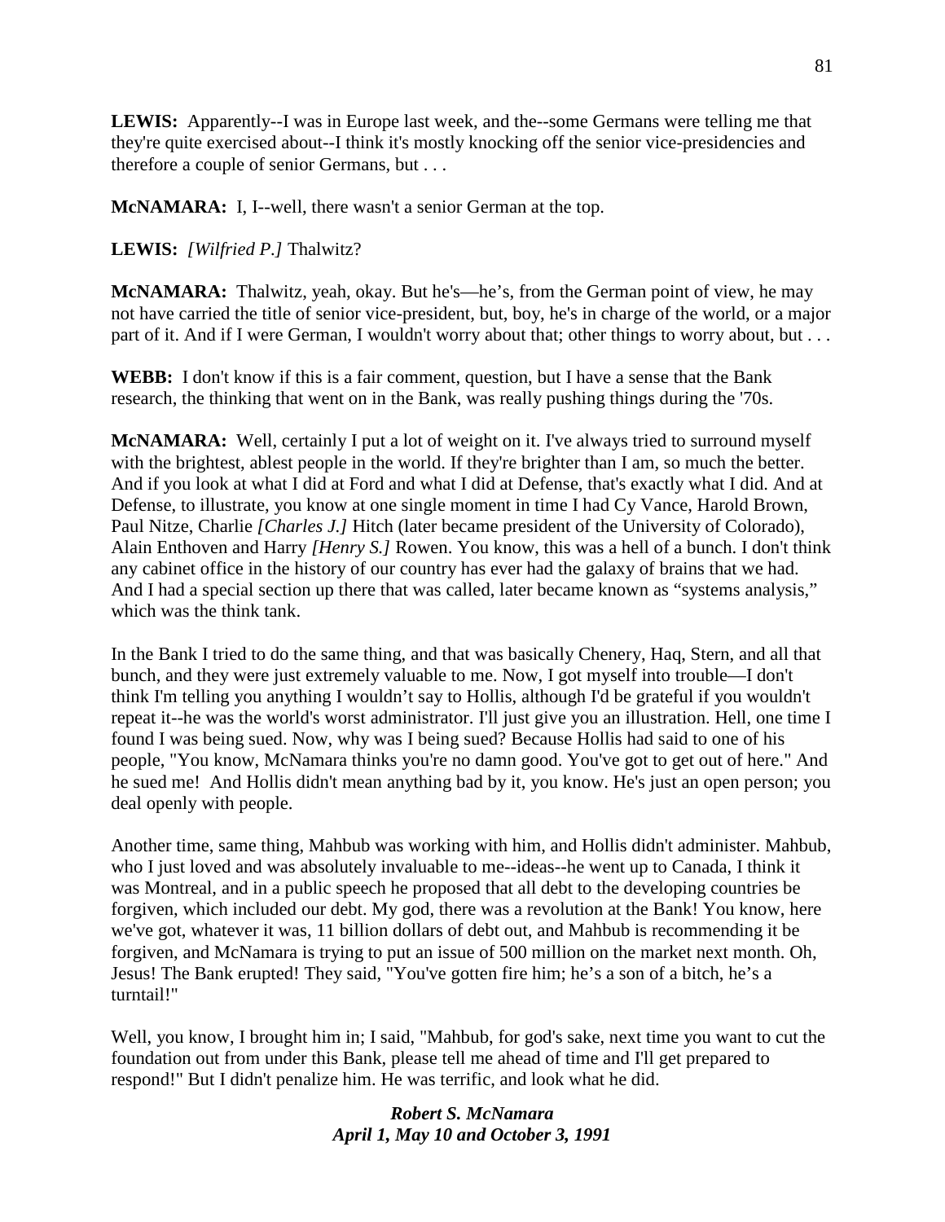**LEWIS:** Apparently--I was in Europe last week, and the--some Germans were telling me that they're quite exercised about--I think it's mostly knocking off the senior vice-presidencies and therefore a couple of senior Germans, but . . .

**McNAMARA:** I, I--well, there wasn't a senior German at the top.

**LEWIS:** *[Wilfried P.]* Thalwitz?

**McNAMARA:** Thalwitz, yeah, okay. But he's—he's, from the German point of view, he may not have carried the title of senior vice-president, but, boy, he's in charge of the world, or a major part of it. And if I were German, I wouldn't worry about that; other things to worry about, but . . .

**WEBB:** I don't know if this is a fair comment, question, but I have a sense that the Bank research, the thinking that went on in the Bank, was really pushing things during the '70s.

**McNAMARA:** Well, certainly I put a lot of weight on it. I've always tried to surround myself with the brightest, ablest people in the world. If they're brighter than I am, so much the better. And if you look at what I did at Ford and what I did at Defense, that's exactly what I did. And at Defense, to illustrate, you know at one single moment in time I had Cy Vance, Harold Brown, Paul Nitze, Charlie *[Charles J.]* Hitch (later became president of the University of Colorado), Alain Enthoven and Harry *[Henry S.]* Rowen. You know, this was a hell of a bunch. I don't think any cabinet office in the history of our country has ever had the galaxy of brains that we had. And I had a special section up there that was called, later became known as "systems analysis," which was the think tank.

In the Bank I tried to do the same thing, and that was basically Chenery, Haq, Stern, and all that bunch, and they were just extremely valuable to me. Now, I got myself into trouble—I don't think I'm telling you anything I wouldn't say to Hollis, although I'd be grateful if you wouldn't repeat it--he was the world's worst administrator. I'll just give you an illustration. Hell, one time I found I was being sued. Now, why was I being sued? Because Hollis had said to one of his people, "You know, McNamara thinks you're no damn good. You've got to get out of here." And he sued me! And Hollis didn't mean anything bad by it, you know. He's just an open person; you deal openly with people.

Another time, same thing, Mahbub was working with him, and Hollis didn't administer. Mahbub, who I just loved and was absolutely invaluable to me--ideas--he went up to Canada, I think it was Montreal, and in a public speech he proposed that all debt to the developing countries be forgiven, which included our debt. My god, there was a revolution at the Bank! You know, here we've got, whatever it was, 11 billion dollars of debt out, and Mahbub is recommending it be forgiven, and McNamara is trying to put an issue of 500 million on the market next month. Oh, Jesus! The Bank erupted! They said, "You've gotten fire him; he's a son of a bitch, he's a turntail!"

Well, you know, I brought him in; I said, "Mahbub, for god's sake, next time you want to cut the foundation out from under this Bank, please tell me ahead of time and I'll get prepared to respond!" But I didn't penalize him. He was terrific, and look what he did.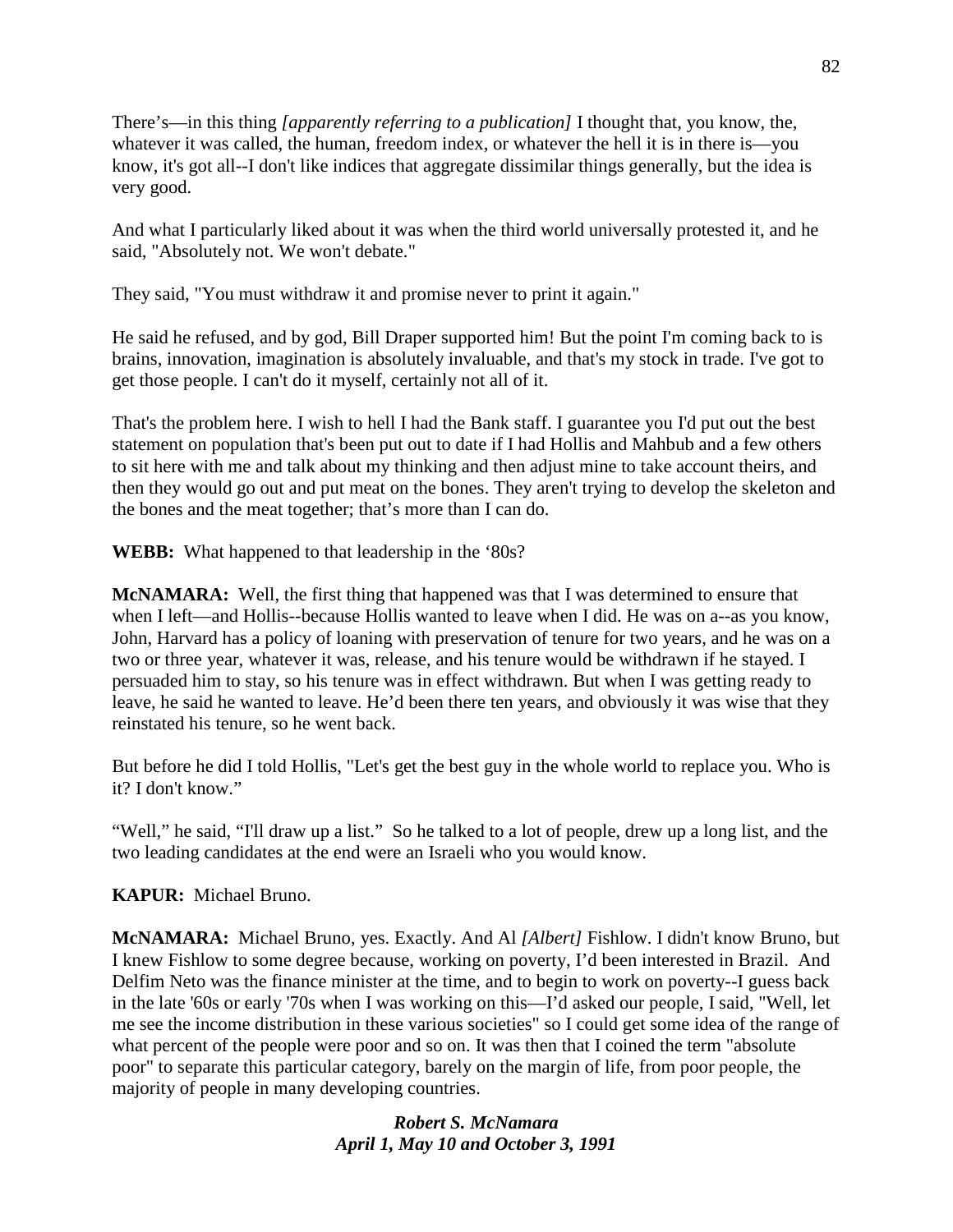There's—in this thing *[apparently referring to a publication]* I thought that, you know, the, whatever it was called, the human, freedom index, or whatever the hell it is in there is—you know, it's got all--I don't like indices that aggregate dissimilar things generally, but the idea is very good.

And what I particularly liked about it was when the third world universally protested it, and he said, "Absolutely not. We won't debate."

They said, "You must withdraw it and promise never to print it again."

He said he refused, and by god, Bill Draper supported him! But the point I'm coming back to is brains, innovation, imagination is absolutely invaluable, and that's my stock in trade. I've got to get those people. I can't do it myself, certainly not all of it.

That's the problem here. I wish to hell I had the Bank staff. I guarantee you I'd put out the best statement on population that's been put out to date if I had Hollis and Mahbub and a few others to sit here with me and talk about my thinking and then adjust mine to take account theirs, and then they would go out and put meat on the bones. They aren't trying to develop the skeleton and the bones and the meat together; that's more than I can do.

**WEBB:** What happened to that leadership in the '80s?

**McNAMARA:** Well, the first thing that happened was that I was determined to ensure that when I left—and Hollis--because Hollis wanted to leave when I did. He was on a--as you know, John, Harvard has a policy of loaning with preservation of tenure for two years, and he was on a two or three year, whatever it was, release, and his tenure would be withdrawn if he stayed. I persuaded him to stay, so his tenure was in effect withdrawn. But when I was getting ready to leave, he said he wanted to leave. He'd been there ten years, and obviously it was wise that they reinstated his tenure, so he went back.

But before he did I told Hollis, "Let's get the best guy in the whole world to replace you. Who is it? I don't know."

"Well," he said, "I'll draw up a list." So he talked to a lot of people, drew up a long list, and the two leading candidates at the end were an Israeli who you would know.

**KAPUR:** Michael Bruno.

**McNAMARA:** Michael Bruno, yes. Exactly. And Al *[Albert]* Fishlow. I didn't know Bruno, but I knew Fishlow to some degree because, working on poverty, I'd been interested in Brazil. And Delfim Neto was the finance minister at the time, and to begin to work on poverty--I guess back in the late '60s or early '70s when I was working on this—I'd asked our people, I said, "Well, let me see the income distribution in these various societies" so I could get some idea of the range of what percent of the people were poor and so on. It was then that I coined the term "absolute poor" to separate this particular category, barely on the margin of life, from poor people, the majority of people in many developing countries.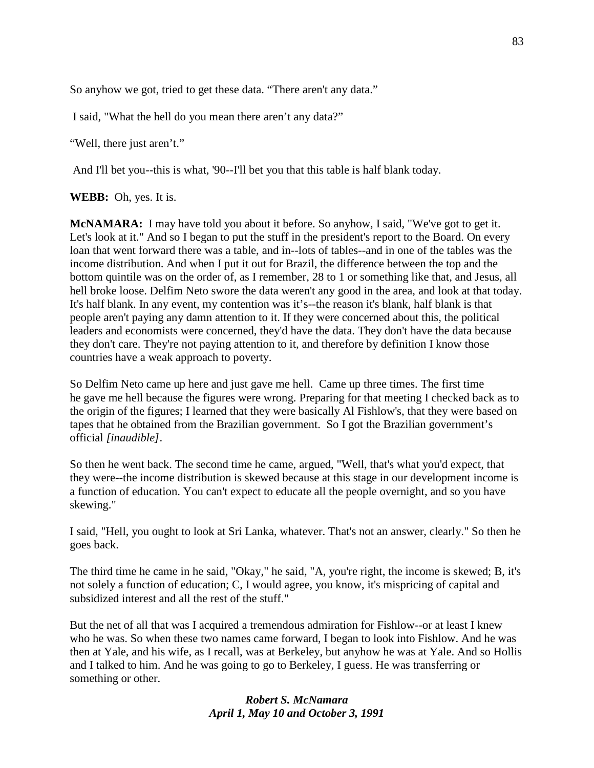So anyhow we got, tried to get these data. “There aren't any data.”

I said, "What the hell do you mean there aren’t any data?”

“Well, there just aren’t.”

And I'll bet you--this is what, '90--I'll bet you that this table is half blank today.

**WEBB:** Oh, yes. It is.

**McNAMARA:** I may have told you about it before. So anyhow, I said, "We've got to get it. Let's look at it." And so I began to put the stuff in the president's report to the Board. On every loan that went forward there was a table, and in--lots of tables--and in one of the tables was the income distribution. And when I put it out for Brazil, the difference between the top and the bottom quintile was on the order of, as I remember, 28 to 1 or something like that, and Jesus, all hell broke loose. Delfim Neto swore the data weren't any good in the area, and look at that today. It's half blank. In any event, my contention was it’s--the reason it's blank, half blank is that people aren't paying any damn attention to it. If they were concerned about this, the political leaders and economists were concerned, they'd have the data. They don't have the data because they don't care. They're not paying attention to it, and therefore by definition I know those countries have a weak approach to poverty.

So Delfim Neto came up here and just gave me hell. Came up three times. The first time he gave me hell because the figures were wrong. Preparing for that meeting I checked back as to the origin of the figures; I learned that they were basically Al Fishlow's, that they were based on tapes that he obtained from the Brazilian government. So I got the Brazilian government’s official *[inaudible]*.

So then he went back. The second time he came, argued, "Well, that's what you'd expect, that they were--the income distribution is skewed because at this stage in our development income is a function of education. You can't expect to educate all the people overnight, and so you have skewing."

I said, "Hell, you ought to look at Sri Lanka, whatever. That's not an answer, clearly." So then he goes back.

The third time he came in he said, "Okay," he said, "A, you're right, the income is skewed; B, it's not solely a function of education; C, I would agree, you know, it's mispricing of capital and subsidized interest and all the rest of the stuff."

But the net of all that was I acquired a tremendous admiration for Fishlow--or at least I knew who he was. So when these two names came forward, I began to look into Fishlow. And he was then at Yale, and his wife, as I recall, was at Berkeley, but anyhow he was at Yale. And so Hollis and I talked to him. And he was going to go to Berkeley, I guess. He was transferring or something or other.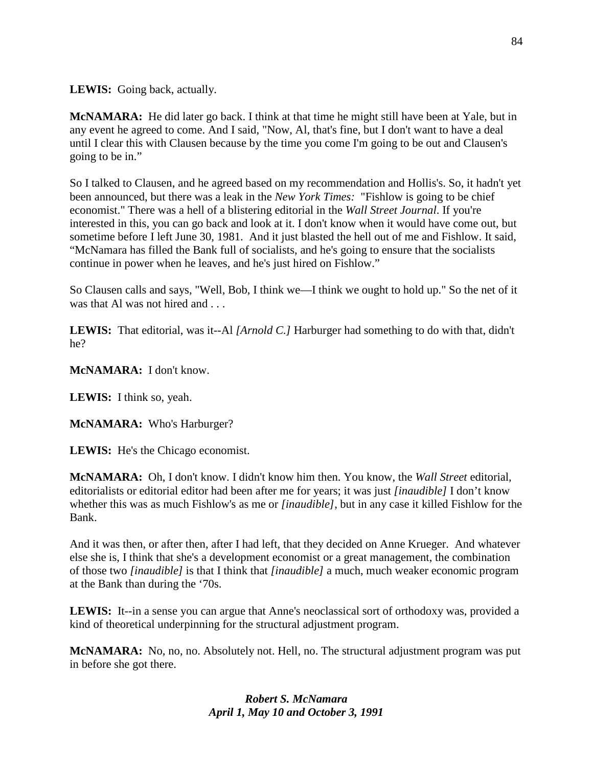**LEWIS:** Going back, actually.

**McNAMARA:** He did later go back. I think at that time he might still have been at Yale, but in any event he agreed to come. And I said, "Now, Al, that's fine, but I don't want to have a deal until I clear this with Clausen because by the time you come I'm going to be out and Clausen's going to be in."

So I talked to Clausen, and he agreed based on my recommendation and Hollis's. So, it hadn't yet been announced, but there was a leak in the *New York Times:* "Fishlow is going to be chief economist." There was a hell of a blistering editorial in the *Wall Street Journal*. If you're interested in this, you can go back and look at it. I don't know when it would have come out, but sometime before I left June 30, 1981. And it just blasted the hell out of me and Fishlow. It said, "McNamara has filled the Bank full of socialists, and he's going to ensure that the socialists continue in power when he leaves, and he's just hired on Fishlow."

So Clausen calls and says, "Well, Bob, I think we—I think we ought to hold up." So the net of it was that Al was not hired and . . .

**LEWIS:** That editorial, was it--Al *[Arnold C.]* Harburger had something to do with that, didn't he?

**McNAMARA:** I don't know.

**LEWIS:** I think so, yeah.

**McNAMARA:** Who's Harburger?

**LEWIS:** He's the Chicago economist.

**McNAMARA:** Oh, I don't know. I didn't know him then. You know, the *Wall Street* editorial, editorialists or editorial editor had been after me for years; it was just *[inaudible]* I don't know whether this was as much Fishlow's as me or *[inaudible]*, but in any case it killed Fishlow for the Bank.

And it was then, or after then, after I had left, that they decided on Anne Krueger. And whatever else she is, I think that she's a development economist or a great management, the combination of those two *[inaudible]* is that I think that *[inaudible]* a much, much weaker economic program at the Bank than during the '70s.

**LEWIS:** It--in a sense you can argue that Anne's neoclassical sort of orthodoxy was, provided a kind of theoretical underpinning for the structural adjustment program.

**McNAMARA:** No, no, no. Absolutely not. Hell, no. The structural adjustment program was put in before she got there.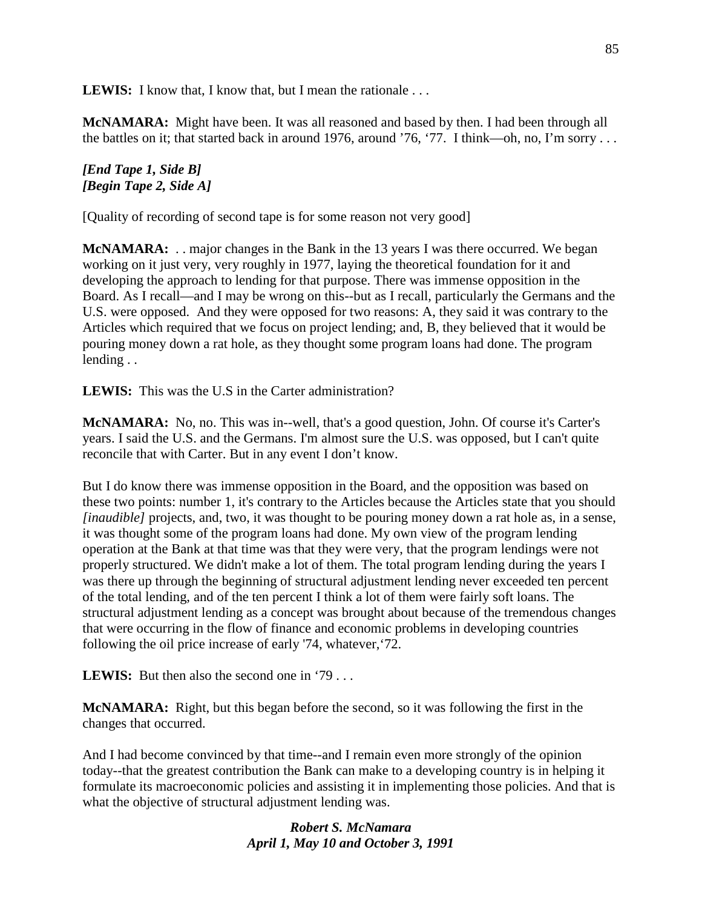**LEWIS:** I know that, I know that, but I mean the rationale . . .

**McNAMARA:** Might have been. It was all reasoned and based by then. I had been through all the battles on it; that started back in around 1976, around '76, '77. I think—oh, no, I'm sorry . . .

***[End Tape 1, Side B]***
***[Begin Tape 2, Side A]***

[Quality of recording of second tape is for some reason not very good]

**McNAMARA:** . . major changes in the Bank in the 13 years I was there occurred. We began working on it just very, very roughly in 1977, laying the theoretical foundation for it and developing the approach to lending for that purpose. There was immense opposition in the Board. As I recall—and I may be wrong on this--but as I recall, particularly the Germans and the U.S. were opposed. And they were opposed for two reasons: A, they said it was contrary to the Articles which required that we focus on project lending; and, B, they believed that it would be pouring money down a rat hole, as they thought some program loans had done. The program lending . .

**LEWIS:** This was the U.S in the Carter administration?

**McNAMARA:** No, no. This was in--well, that's a good question, John. Of course it's Carter's years. I said the U.S. and the Germans. I'm almost sure the U.S. was opposed, but I can't quite reconcile that with Carter. But in any event I don't know.

But I do know there was immense opposition in the Board, and the opposition was based on these two points: number 1, it's contrary to the Articles because the Articles state that you should *[inaudible]* projects, and, two, it was thought to be pouring money down a rat hole as, in a sense, it was thought some of the program loans had done. My own view of the program lending operation at the Bank at that time was that they were very, that the program lendings were not properly structured. We didn't make a lot of them. The total program lending during the years I was there up through the beginning of structural adjustment lending never exceeded ten percent of the total lending, and of the ten percent I think a lot of them were fairly soft loans. The structural adjustment lending as a concept was brought about because of the tremendous changes that were occurring in the flow of finance and economic problems in developing countries following the oil price increase of early '74, whatever,'72.

**LEWIS:** But then also the second one in '79 . . .

**McNAMARA:** Right, but this began before the second, so it was following the first in the changes that occurred.

And I had become convinced by that time--and I remain even more strongly of the opinion today--that the greatest contribution the Bank can make to a developing country is in helping it formulate its macroeconomic policies and assisting it in implementing those policies. And that is what the objective of structural adjustment lending was.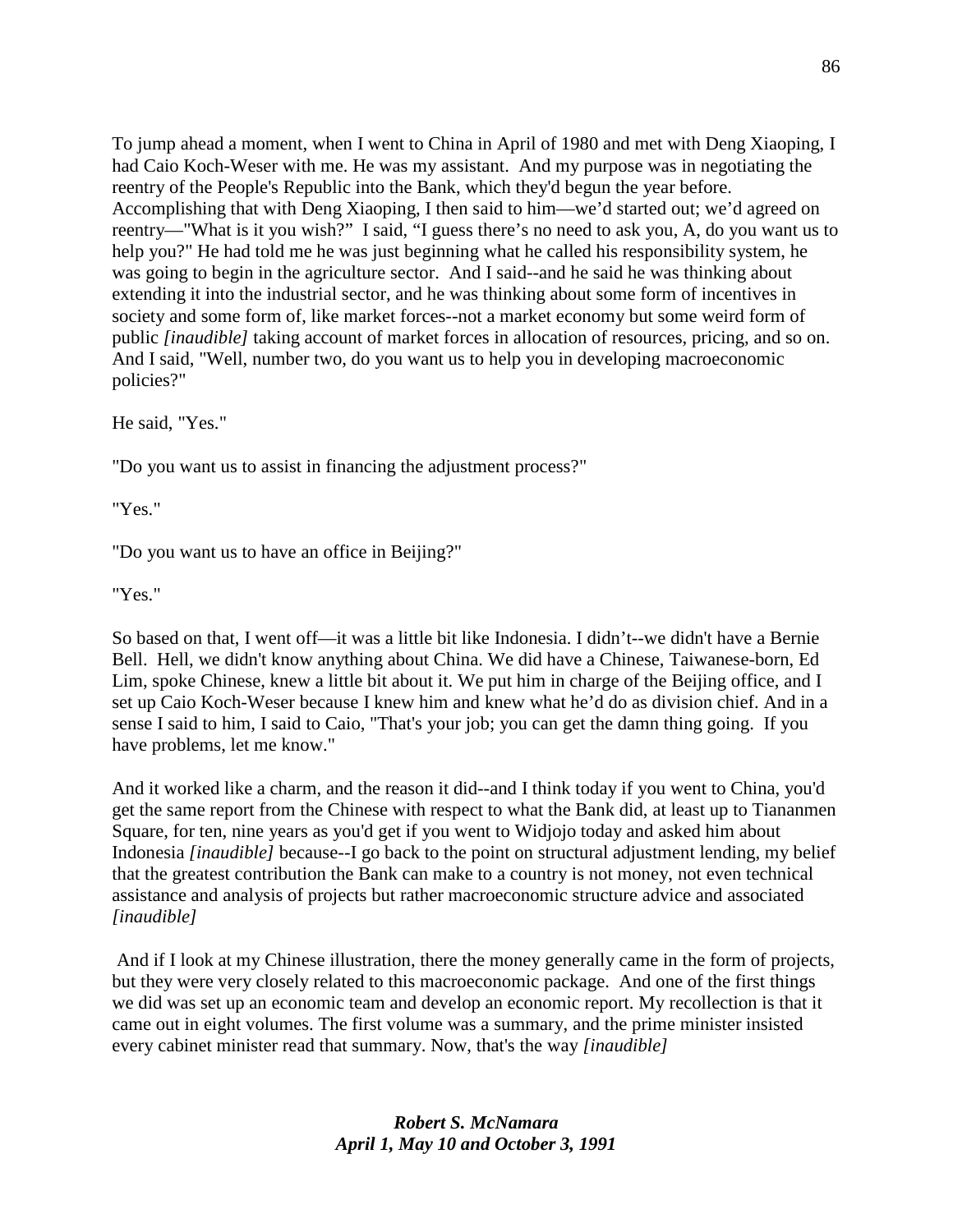To jump ahead a moment, when I went to China in April of 1980 and met with Deng Xiaoping, I had Caio Koch-Weser with me. He was my assistant. And my purpose was in negotiating the reentry of the People's Republic into the Bank, which they'd begun the year before. Accomplishing that with Deng Xiaoping, I then said to him—we'd started out; we'd agreed on reentry—"What is it you wish?" I said, "I guess there's no need to ask you, A, do you want us to help you?" He had told me he was just beginning what he called his responsibility system, he was going to begin in the agriculture sector. And I said--and he said he was thinking about extending it into the industrial sector, and he was thinking about some form of incentives in society and some form of, like market forces--not a market economy but some weird form of public *[inaudible]* taking account of market forces in allocation of resources, pricing, and so on. And I said, "Well, number two, do you want us to help you in developing macroeconomic policies?"

He said, "Yes."

"Do you want us to assist in financing the adjustment process?"

"Yes."

"Do you want us to have an office in Beijing?"

"Yes."

So based on that, I went off—it was a little bit like Indonesia. I didn't--we didn't have a Bernie Bell. Hell, we didn't know anything about China. We did have a Chinese, Taiwanese-born, Ed Lim, spoke Chinese, knew a little bit about it. We put him in charge of the Beijing office, and I set up Caio Koch-Weser because I knew him and knew what he'd do as division chief. And in a sense I said to him, I said to Caio, "That's your job; you can get the damn thing going. If you have problems, let me know."

And it worked like a charm, and the reason it did--and I think today if you went to China, you'd get the same report from the Chinese with respect to what the Bank did, at least up to Tiananmen Square, for ten, nine years as you'd get if you went to Widjojo today and asked him about Indonesia *[inaudible]* because--I go back to the point on structural adjustment lending, my belief that the greatest contribution the Bank can make to a country is not money, not even technical assistance and analysis of projects but rather macroeconomic structure advice and associated *[inaudible]*

And if I look at my Chinese illustration, there the money generally came in the form of projects, but they were very closely related to this macroeconomic package. And one of the first things we did was set up an economic team and develop an economic report. My recollection is that it came out in eight volumes. The first volume was a summary, and the prime minister insisted every cabinet minister read that summary. Now, that's the way *[inaudible]*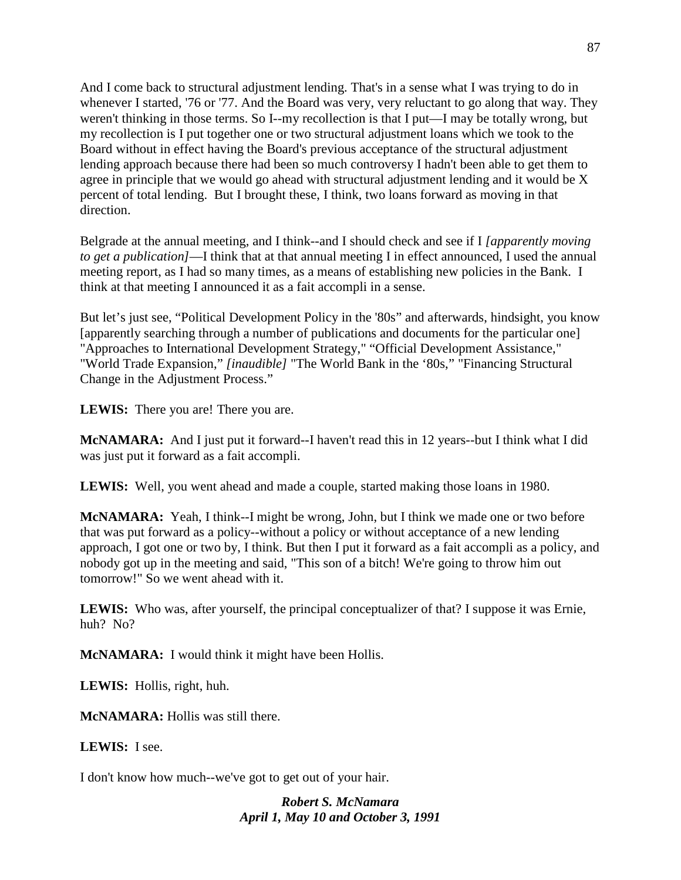And I come back to structural adjustment lending. That's in a sense what I was trying to do in whenever I started, '76 or '77. And the Board was very, very reluctant to go along that way. They weren't thinking in those terms. So I--my recollection is that I put—I may be totally wrong, but my recollection is I put together one or two structural adjustment loans which we took to the Board without in effect having the Board's previous acceptance of the structural adjustment lending approach because there had been so much controversy I hadn't been able to get them to agree in principle that we would go ahead with structural adjustment lending and it would be X percent of total lending. But I brought these, I think, two loans forward as moving in that direction.

Belgrade at the annual meeting, and I think--and I should check and see if I *[apparently moving to get a publication]*—I think that at that annual meeting I in effect announced, I used the annual meeting report, as I had so many times, as a means of establishing new policies in the Bank. I think at that meeting I announced it as a fait accompli in a sense.

But let's just see, "Political Development Policy in the '80s" and afterwards, hindsight, you know [apparently searching through a number of publications and documents for the particular one] "Approaches to International Development Strategy," "Official Development Assistance," "World Trade Expansion," *[inaudible]* "The World Bank in the '80s," "Financing Structural Change in the Adjustment Process."

**LEWIS:** There you are! There you are.

**McNAMARA:** And I just put it forward--I haven't read this in 12 years--but I think what I did was just put it forward as a fait accompli.

**LEWIS:** Well, you went ahead and made a couple, started making those loans in 1980.

**McNAMARA:** Yeah, I think--I might be wrong, John, but I think we made one or two before that was put forward as a policy--without a policy or without acceptance of a new lending approach, I got one or two by, I think. But then I put it forward as a fait accompli as a policy, and nobody got up in the meeting and said, "This son of a bitch! We're going to throw him out tomorrow!" So we went ahead with it.

**LEWIS:** Who was, after yourself, the principal conceptualizer of that? I suppose it was Ernie, huh? No?

**McNAMARA:** I would think it might have been Hollis.

**LEWIS:** Hollis, right, huh.

**McNAMARA:** Hollis was still there.

**LEWIS:** I see.

I don't know how much--we've got to get out of your hair.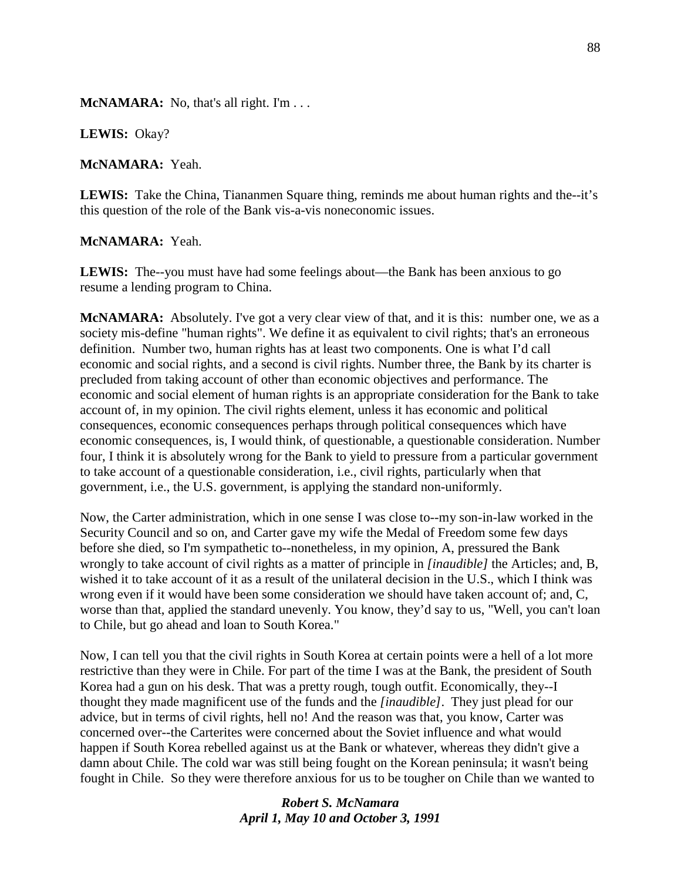**McNAMARA:** No, that's all right. I'm . . .

**LEWIS:** Okay?

**McNAMARA:** Yeah.

**LEWIS:** Take the China, Tiananmen Square thing, reminds me about human rights and the--it's this question of the role of the Bank vis-a-vis noneconomic issues.

**McNAMARA:** Yeah.

**LEWIS:** The--you must have had some feelings about—the Bank has been anxious to go resume a lending program to China.

**McNAMARA:** Absolutely. I've got a very clear view of that, and it is this: number one, we as a society mis-define "human rights". We define it as equivalent to civil rights; that's an erroneous definition. Number two, human rights has at least two components. One is what I'd call economic and social rights, and a second is civil rights. Number three, the Bank by its charter is precluded from taking account of other than economic objectives and performance. The economic and social element of human rights is an appropriate consideration for the Bank to take account of, in my opinion. The civil rights element, unless it has economic and political consequences, economic consequences perhaps through political consequences which have economic consequences, is, I would think, of questionable, a questionable consideration. Number four, I think it is absolutely wrong for the Bank to yield to pressure from a particular government to take account of a questionable consideration, i.e., civil rights, particularly when that government, i.e., the U.S. government, is applying the standard non-uniformly.

Now, the Carter administration, which in one sense I was close to--my son-in-law worked in the Security Council and so on, and Carter gave my wife the Medal of Freedom some few days before she died, so I'm sympathetic to--nonetheless, in my opinion, A, pressured the Bank wrongly to take account of civil rights as a matter of principle in *[inaudible]* the Articles; and, B, wished it to take account of it as a result of the unilateral decision in the U.S., which I think was wrong even if it would have been some consideration we should have taken account of; and, C, worse than that, applied the standard unevenly. You know, they'd say to us, "Well, you can't loan to Chile, but go ahead and loan to South Korea."

Now, I can tell you that the civil rights in South Korea at certain points were a hell of a lot more restrictive than they were in Chile. For part of the time I was at the Bank, the president of South Korea had a gun on his desk. That was a pretty rough, tough outfit. Economically, they--I thought they made magnificent use of the funds and the *[inaudible]*. They just plead for our advice, but in terms of civil rights, hell no! And the reason was that, you know, Carter was concerned over--the Carterites were concerned about the Soviet influence and what would happen if South Korea rebelled against us at the Bank or whatever, whereas they didn't give a damn about Chile. The cold war was still being fought on the Korean peninsula; it wasn't being fought in Chile. So they were therefore anxious for us to be tougher on Chile than we wanted to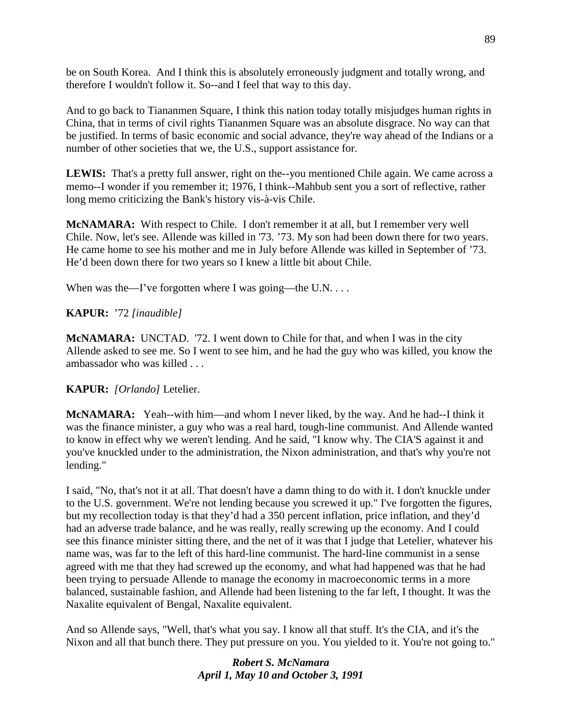be on South Korea. And I think this is absolutely erroneously judgment and totally wrong, and therefore I wouldn't follow it. So--and I feel that way to this day.

And to go back to Tiananmen Square, I think this nation today totally misjudges human rights in China, that in terms of civil rights Tiananmen Square was an absolute disgrace. No way can that be justified. In terms of basic economic and social advance, they're way ahead of the Indians or a number of other societies that we, the U.S., support assistance for.

**LEWIS:** That's a pretty full answer, right on the--you mentioned Chile again. We came across a memo--I wonder if you remember it; 1976, I think--Mahbub sent you a sort of reflective, rather long memo criticizing the Bank's history vis-à-vis Chile.

**McNAMARA:** With respect to Chile. I don't remember it at all, but I remember very well Chile. Now, let's see. Allende was killed in '73. ’73. My son had been down there for two years. He came home to see his mother and me in July before Allende was killed in September of ’73. He’d been down there for two years so I knew a little bit about Chile.

When was the—I’ve forgotten where I was going—the U.N. . . .

**KAPUR:** ’72 *[inaudible]*

**McNAMARA:** UNCTAD. '72. I went down to Chile for that, and when I was in the city Allende asked to see me. So I went to see him, and he had the guy who was killed, you know the ambassador who was killed . . .

**KAPUR:** *[Orlando]* Letelier.

**McNAMARA:** Yeah--with him—and whom I never liked, by the way. And he had--I think it was the finance minister, a guy who was a real hard, tough-line communist. And Allende wanted to know in effect why we weren't lending. And he said, "I know why. The CIA'S against it and you've knuckled under to the administration, the Nixon administration, and that's why you're not lending."

I said, "No, that's not it at all. That doesn't have a damn thing to do with it. I don't knuckle under to the U.S. government. We're not lending because you screwed it up." I've forgotten the figures, but my recollection today is that they’d had a 350 percent inflation, price inflation, and they’d had an adverse trade balance, and he was really, really screwing up the economy. And I could see this finance minister sitting there, and the net of it was that I judge that Letelier, whatever his name was, was far to the left of this hard-line communist. The hard-line communist in a sense agreed with me that they had screwed up the economy, and what had happened was that he had been trying to persuade Allende to manage the economy in macroeconomic terms in a more balanced, sustainable fashion, and Allende had been listening to the far left, I thought. It was the Naxalite equivalent of Bengal, Naxalite equivalent.

And so Allende says, "Well, that's what you say. I know all that stuff. It's the CIA, and it's the Nixon and all that bunch there. They put pressure on you. You yielded to it. You're not going to."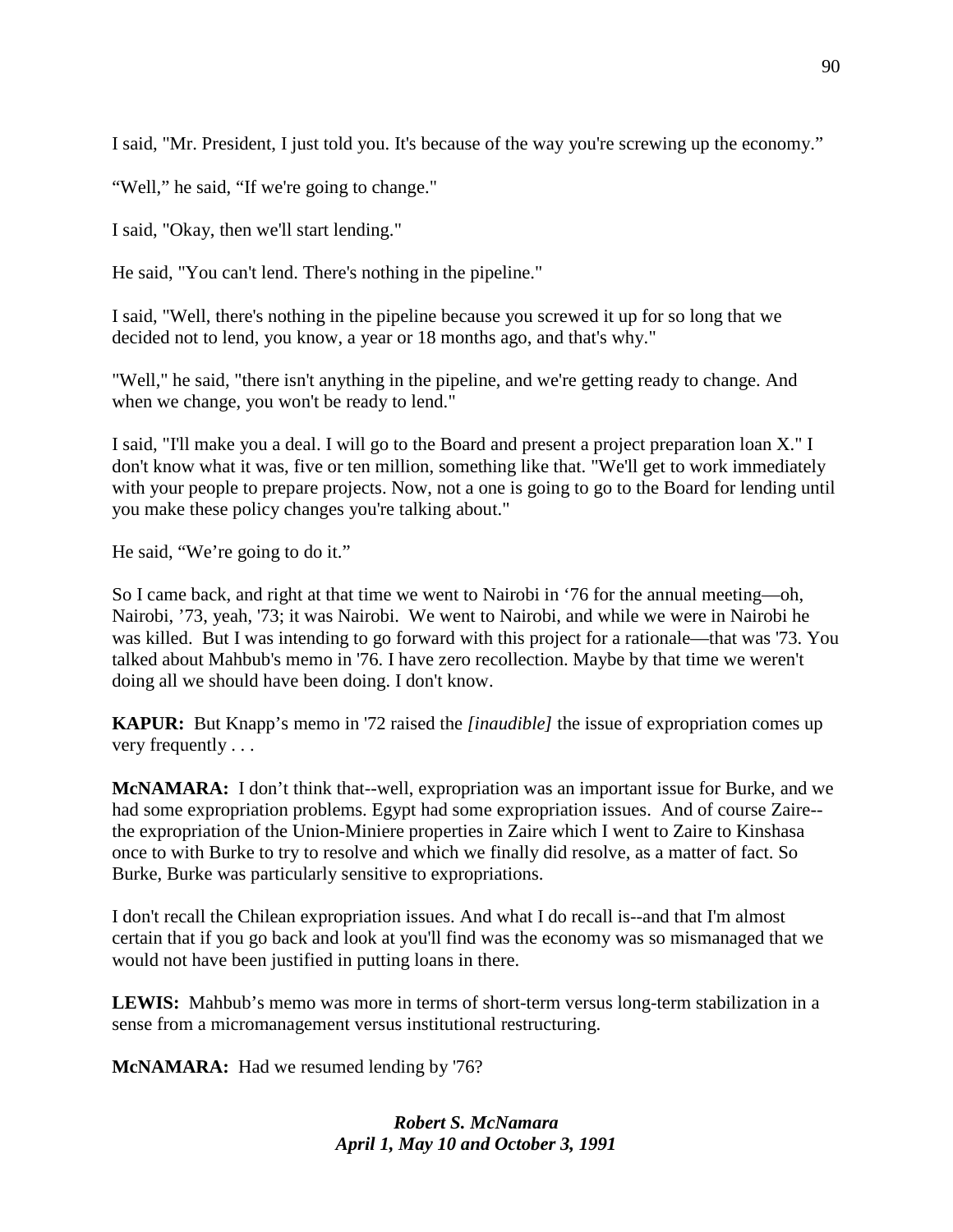I said, "Mr. President, I just told you. It's because of the way you're screwing up the economy."

"Well," he said, "If we're going to change."

I said, "Okay, then we'll start lending."

He said, "You can't lend. There's nothing in the pipeline."

I said, "Well, there's nothing in the pipeline because you screwed it up for so long that we decided not to lend, you know, a year or 18 months ago, and that's why."

"Well," he said, "there isn't anything in the pipeline, and we're getting ready to change. And when we change, you won't be ready to lend."

I said, "I'll make you a deal. I will go to the Board and present a project preparation loan X." I don't know what it was, five or ten million, something like that. "We'll get to work immediately with your people to prepare projects. Now, not a one is going to go to the Board for lending until you make these policy changes you're talking about."

He said, "We're going to do it."

So I came back, and right at that time we went to Nairobi in '76 for the annual meeting—oh, Nairobi, '73, yeah, '73; it was Nairobi. We went to Nairobi, and while we were in Nairobi he was killed. But I was intending to go forward with this project for a rationale—that was '73. You talked about Mahbub's memo in '76. I have zero recollection. Maybe by that time we weren't doing all we should have been doing. I don't know.

**KAPUR:** But Knapp's memo in '72 raised the *[inaudible]* the issue of expropriation comes up very frequently . . .

**McNAMARA:** I don't think that--well, expropriation was an important issue for Burke, and we had some expropriation problems. Egypt had some expropriation issues. And of course Zaire--the expropriation of the Union-Miniere properties in Zaire which I went to Zaire to Kinshasa once to with Burke to try to resolve and which we finally did resolve, as a matter of fact. So Burke, Burke was particularly sensitive to expropriations.

I don't recall the Chilean expropriation issues. And what I do recall is--and that I'm almost certain that if you go back and look at you'll find was the economy was so mismanaged that we would not have been justified in putting loans in there.

**LEWIS:** Mahbub's memo was more in terms of short-term versus long-term stabilization in a sense from a micromanagement versus institutional restructuring.

**McNAMARA:** Had we resumed lending by '76?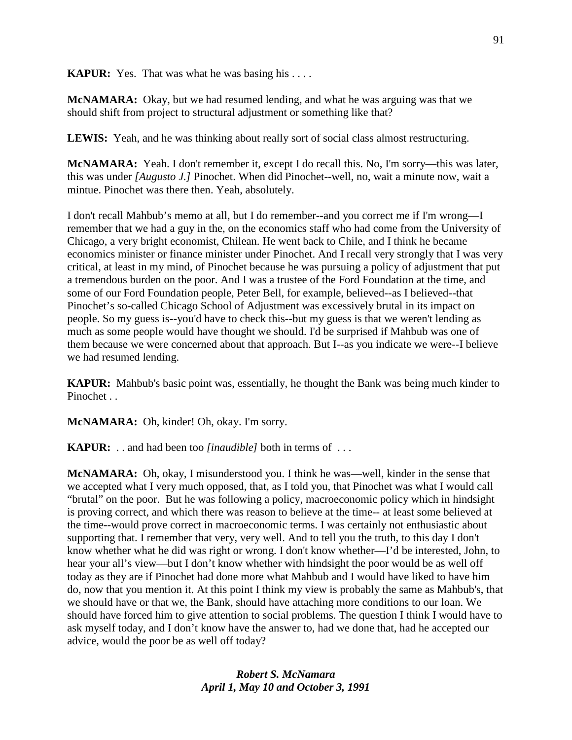**KAPUR:** Yes. That was what he was basing his . . . .

**McNAMARA:** Okay, but we had resumed lending, and what he was arguing was that we should shift from project to structural adjustment or something like that?

**LEWIS:** Yeah, and he was thinking about really sort of social class almost restructuring.

**McNAMARA:** Yeah. I don't remember it, except I do recall this. No, I'm sorry—this was later, this was under *[Augusto J.]* Pinochet. When did Pinochet--well, no, wait a minute now, wait a mintue. Pinochet was there then. Yeah, absolutely.

I don't recall Mahbub's memo at all, but I do remember--and you correct me if I'm wrong—I remember that we had a guy in the, on the economics staff who had come from the University of Chicago, a very bright economist, Chilean. He went back to Chile, and I think he became economics minister or finance minister under Pinochet. And I recall very strongly that I was very critical, at least in my mind, of Pinochet because he was pursuing a policy of adjustment that put a tremendous burden on the poor. And I was a trustee of the Ford Foundation at the time, and some of our Ford Foundation people, Peter Bell, for example, believed--as I believed--that Pinochet's so-called Chicago School of Adjustment was excessively brutal in its impact on people. So my guess is--you'd have to check this--but my guess is that we weren't lending as much as some people would have thought we should. I'd be surprised if Mahbub was one of them because we were concerned about that approach. But I--as you indicate we were--I believe we had resumed lending.

**KAPUR:** Mahbub's basic point was, essentially, he thought the Bank was being much kinder to Pinochet . .

**McNAMARA:** Oh, kinder! Oh, okay. I'm sorry.

**KAPUR:** . . and had been too *[inaudible]* both in terms of . . .

**McNAMARA:** Oh, okay, I misunderstood you. I think he was—well, kinder in the sense that we accepted what I very much opposed, that, as I told you, that Pinochet was what I would call "brutal" on the poor. But he was following a policy, macroeconomic policy which in hindsight is proving correct, and which there was reason to believe at the time-- at least some believed at the time--would prove correct in macroeconomic terms. I was certainly not enthusiastic about supporting that. I remember that very, very well. And to tell you the truth, to this day I don't know whether what he did was right or wrong. I don't know whether—I'd be interested, John, to hear your all's view—but I don't know whether with hindsight the poor would be as well off today as they are if Pinochet had done more what Mahbub and I would have liked to have him do, now that you mention it. At this point I think my view is probably the same as Mahbub's, that we should have or that we, the Bank, should have attaching more conditions to our loan. We should have forced him to give attention to social problems. The question I think I would have to ask myself today, and I don't know have the answer to, had we done that, had he accepted our advice, would the poor be as well off today?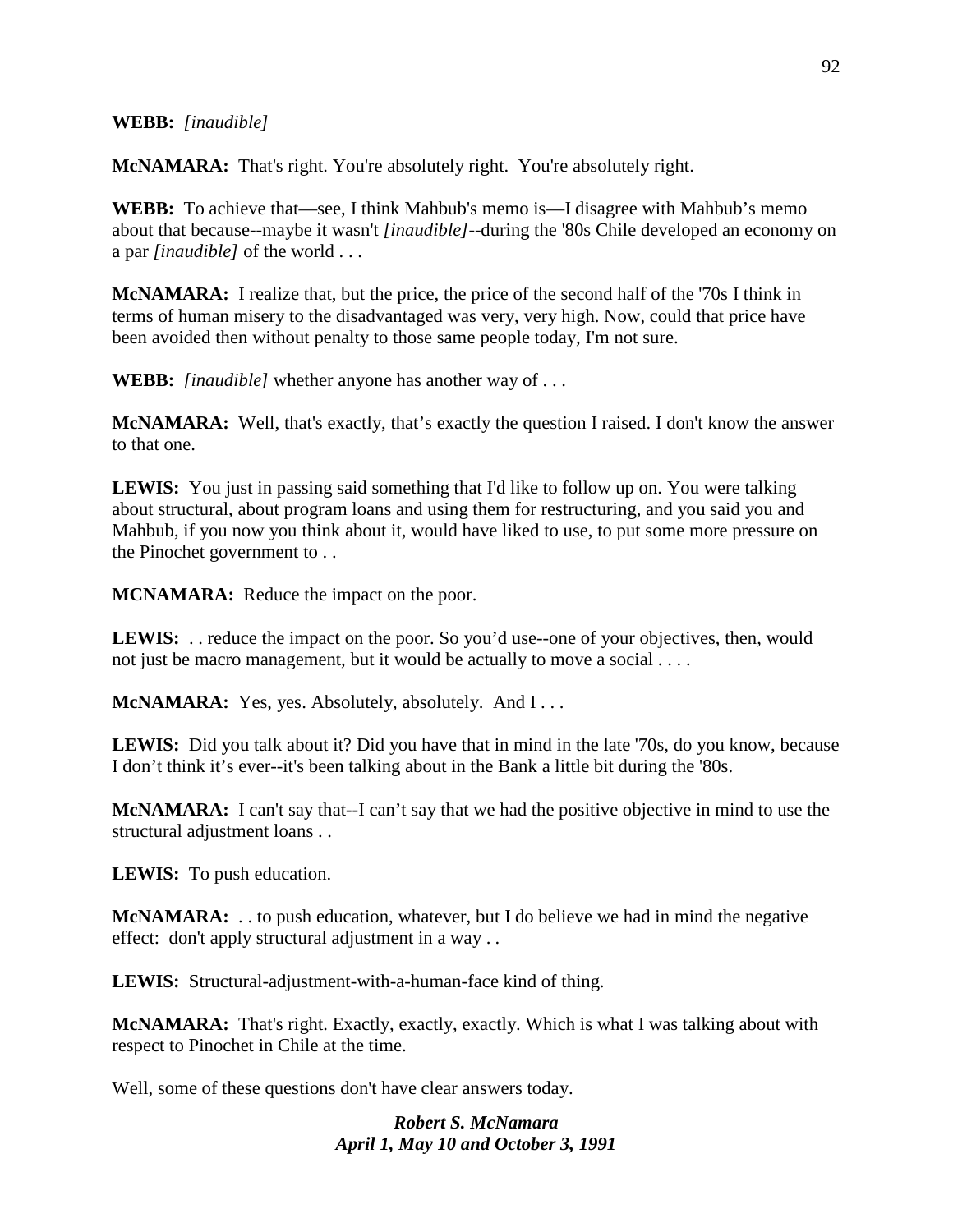**WEBB:** *[inaudible]*

**McNAMARA:** That's right. You're absolutely right. You're absolutely right.

**WEBB:** To achieve that—see, I think Mahbub's memo is—I disagree with Mahbub's memo about that because--maybe it wasn't *[inaudible]*--during the '80s Chile developed an economy on a par *[inaudible]* of the world . . .

**McNAMARA:** I realize that, but the price, the price of the second half of the '70s I think in terms of human misery to the disadvantaged was very, very high. Now, could that price have been avoided then without penalty to those same people today, I'm not sure.

**WEBB:** *[inaudible]* whether anyone has another way of . . .

**McNAMARA:** Well, that's exactly, that's exactly the question I raised. I don't know the answer to that one.

**LEWIS:** You just in passing said something that I'd like to follow up on. You were talking about structural, about program loans and using them for restructuring, and you said you and Mahbub, if you now you think about it, would have liked to use, to put some more pressure on the Pinochet government to . .

**MCNAMARA:** Reduce the impact on the poor.

**LEWIS:** . . reduce the impact on the poor. So you'd use--one of your objectives, then, would not just be macro management, but it would be actually to move a social . . . .

**McNAMARA:** Yes, yes. Absolutely, absolutely. And I . . .

**LEWIS:** Did you talk about it? Did you have that in mind in the late '70s, do you know, because I don't think it's ever--it's been talking about in the Bank a little bit during the '80s.

**McNAMARA:** I can't say that--I can't say that we had the positive objective in mind to use the structural adjustment loans . .

**LEWIS:** To push education.

**McNAMARA:** . . to push education, whatever, but I do believe we had in mind the negative effect: don't apply structural adjustment in a way . .

**LEWIS:** Structural-adjustment-with-a-human-face kind of thing.

**McNAMARA:** That's right. Exactly, exactly, exactly. Which is what I was talking about with respect to Pinochet in Chile at the time.

Well, some of these questions don't have clear answers today.

***Robert S. McNamara***
***April 1, May 10 and October 3, 1991***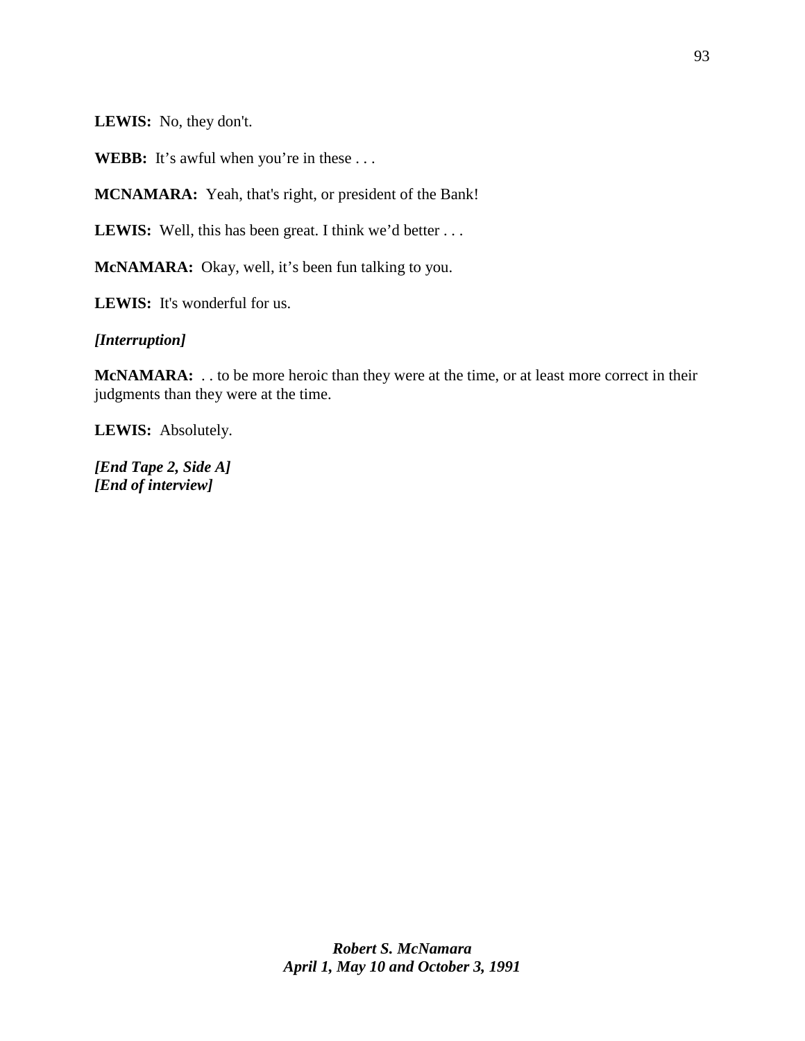**LEWIS:** No, they don't.

**WEBB:** It's awful when you're in these . . .

**MCNAMARA:** Yeah, that's right, or president of the Bank!

**LEWIS:** Well, this has been great. I think we'd better . . .

**McNAMARA:** Okay, well, it's been fun talking to you.

**LEWIS:** It's wonderful for us.

***[Interruption]***

**McNAMARA:** . . to be more heroic than they were at the time, or at least more correct in their judgments than they were at the time.

**LEWIS:** Absolutely.

***[End Tape 2, Side A]***
***[End of interview]***